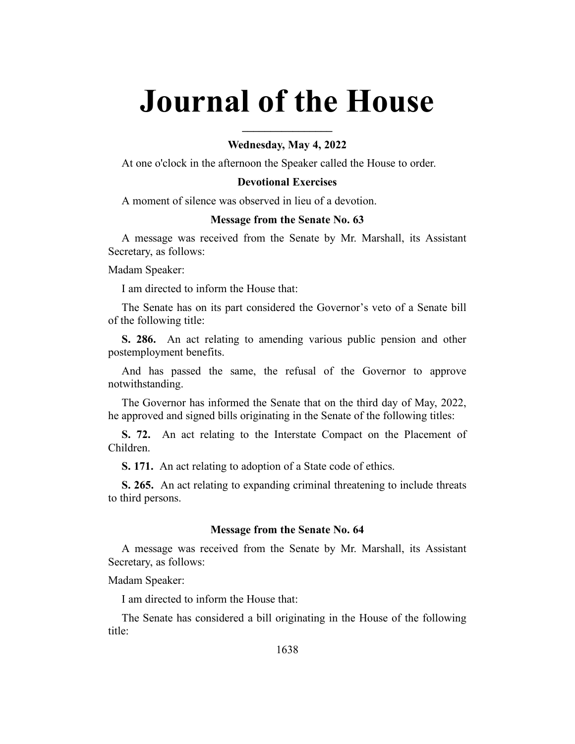# Journal of the House

### Wednesday, May 4, 2022

At one o'clock in the afternoon the Speaker called the House to order.

### Devotional Exercises

A moment of silence was observed in lieu of a devotion.

### Message from the Senate No. 63

A message was received from the Senate by Mr. Marshall, its Assistant Secretary, as follows:

Madam Speaker:

I am directed to inform the House that:

The Senate has on its part considered the Governor's veto of a Senate bill of the following title:

**S. 286.** An act relating to amending various public pension and other postemployment benefits.

And has passed the same, the refusal of the Governor to approve notwithstanding.

The Governor has informed the Senate that on the third day of May, 2022, he approved and signed bills originating in the Senate of the following titles:

**S. 72.** An act relating to the Interstate Compact on the Placement of Children.

**S. 171.** An act relating to adoption of a State code of ethics.

**S. 265.** An act relating to expanding criminal threatening to include threats to third persons.

### Message from the Senate No. 64

A message was received from the Senate by Mr. Marshall, its Assistant Secretary, as follows:

Madam Speaker:

I am directed to inform the House that:

The Senate has considered a bill originating in the House of the following title: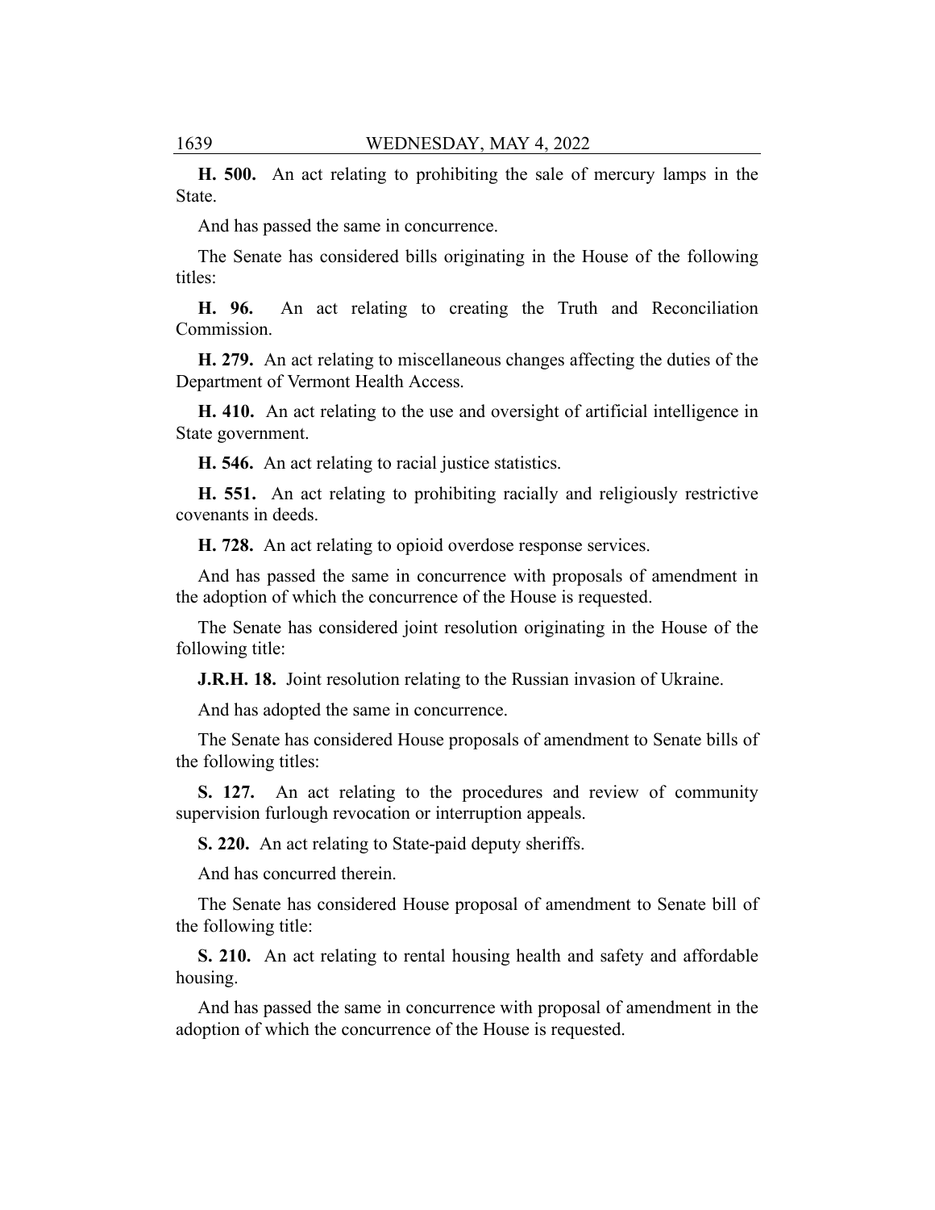**H. 500.** An act relating to prohibiting the sale of mercury lamps in the State.

And has passed the same in concurrence.

The Senate has considered bills originating in the House of the following titles:

**H. 96.** An act relating to creating the Truth and Reconciliation Commission.

**H. 279.** An act relating to miscellaneous changes affecting the duties of the Department of Vermont Health Access.

**H. 410.** An act relating to the use and oversight of artificial intelligence in State government.

**H. 546.** An act relating to racial justice statistics.

**H. 551.** An act relating to prohibiting racially and religiously restrictive covenants in deeds.

**H. 728.** An act relating to opioid overdose response services.

And has passed the same in concurrence with proposals of amendment in the adoption of which the concurrence of the House is requested.

The Senate has considered joint resolution originating in the House of the following title:

**J.R.H. 18.** Joint resolution relating to the Russian invasion of Ukraine.

And has adopted the same in concurrence.

The Senate has considered House proposals of amendment to Senate bills of the following titles:

**S. 127.** An act relating to the procedures and review of community supervision furlough revocation or interruption appeals.

**S. 220.** An act relating to State-paid deputy sheriffs.

And has concurred therein.

The Senate has considered House proposal of amendment to Senate bill of the following title:

**S. 210.** An act relating to rental housing health and safety and affordable housing.

And has passed the same in concurrence with proposal of amendment in the adoption of which the concurrence of the House is requested.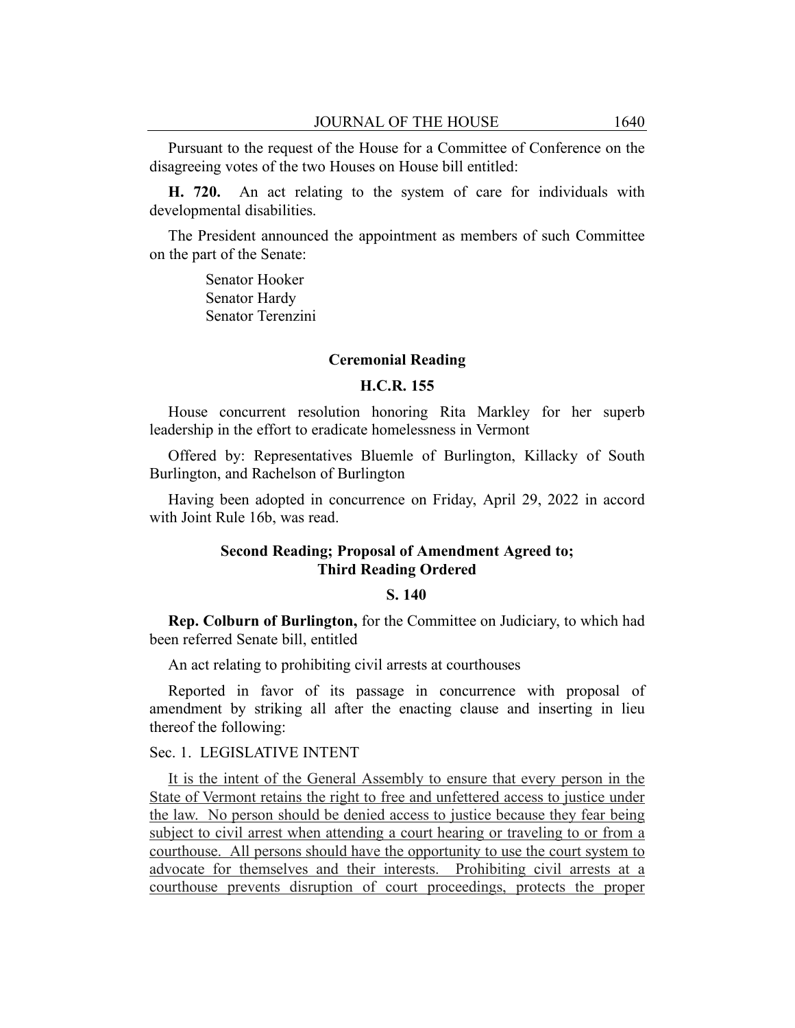Pursuant to the request of the House for a Committee of Conference on the disagreeing votes of the two Houses on House bill entitled:

**H. 720.** An act relating to the system of care for individuals with developmental disabilities.

The President announced the appointment as members of such Committee on the part of the Senate:

Senator Hooker
Senator Hardy
Senator Terenzini

### Ceremonial Reading

### H.C.R. 155

House concurrent resolution honoring Rita Markley for her superb leadership in the effort to eradicate homelessness in Vermont

Offered by: Representatives Bluemle of Burlington, Killacky of South Burlington, and Rachelson of Burlington

Having been adopted in concurrence on Friday, April 29, 2022 in accord with Joint Rule 16b, was read.

### Second Reading; Proposal of Amendment Agreed to; Third Reading Ordered

### S. 140

**Rep. Colburn of Burlington,** for the Committee on Judiciary, to which had been referred Senate bill, entitled

An act relating to prohibiting civil arrests at courthouses

Reported in favor of its passage in concurrence with proposal of amendment by striking all after the enacting clause and inserting in lieu thereof the following:

Sec. 1. LEGISLATIVE INTENT

It is the intent of the General Assembly to ensure that every person in the State of Vermont retains the right to free and unfettered access to justice under the law. No person should be denied access to justice because they fear being subject to civil arrest when attending a court hearing or traveling to or from a courthouse. All persons should have the opportunity to use the court system to advocate for themselves and their interests. Prohibiting civil arrests at a courthouse prevents disruption of court proceedings, protects the proper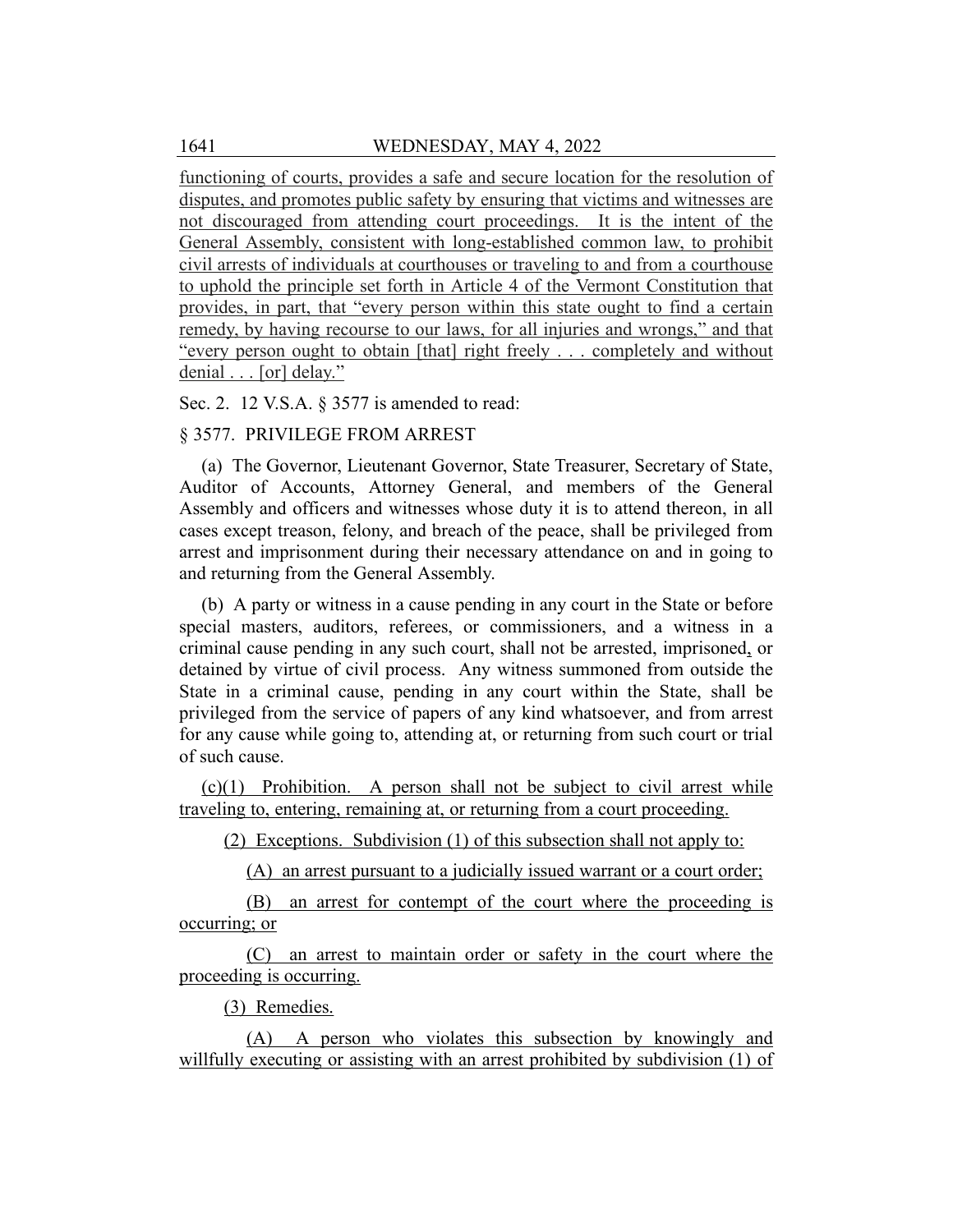functioning of courts, provides a safe and secure location for the resolution of disputes, and promotes public safety by ensuring that victims and witnesses are not discouraged from attending court proceedings. It is the intent of the General Assembly, consistent with long-established common law, to prohibit civil arrests of individuals at courthouses or traveling to and from a courthouse to uphold the principle set forth in Article 4 of the Vermont Constitution that provides, in part, that "every person within this state ought to find a certain remedy, by having recourse to our laws, for all injuries and wrongs," and that "every person ought to obtain [that] right freely . . . completely and without denial . . . [or] delay."

Sec. 2. 12 V.S.A. § 3577 is amended to read:

§ 3577. PRIVILEGE FROM ARREST

(a) The Governor, Lieutenant Governor, State Treasurer, Secretary of State, Auditor of Accounts, Attorney General, and members of the General Assembly and officers and witnesses whose duty it is to attend thereon, in all cases except treason, felony, and breach of the peace, shall be privileged from arrest and imprisonment during their necessary attendance on and in going to and returning from the General Assembly.

(b) A party or witness in a cause pending in any court in the State or before special masters, auditors, referees, or commissioners, and a witness in a criminal cause pending in any such court, shall not be arrested, imprisoned, or detained by virtue of civil process. Any witness summoned from outside the State in a criminal cause, pending in any court within the State, shall be privileged from the service of papers of any kind whatsoever, and from arrest for any cause while going to, attending at, or returning from such court or trial of such cause.

(c)(1) Prohibition. A person shall not be subject to civil arrest while traveling to, entering, remaining at, or returning from a court proceeding.

(2) Exceptions. Subdivision (1) of this subsection shall not apply to:

(A) an arrest pursuant to a judicially issued warrant or a court order;

(B) an arrest for contempt of the court where the proceeding is occurring; or

(C) an arrest to maintain order or safety in the court where the proceeding is occurring.

(3) Remedies.

(A) A person who violates this subsection by knowingly and willfully executing or assisting with an arrest prohibited by subdivision (1) of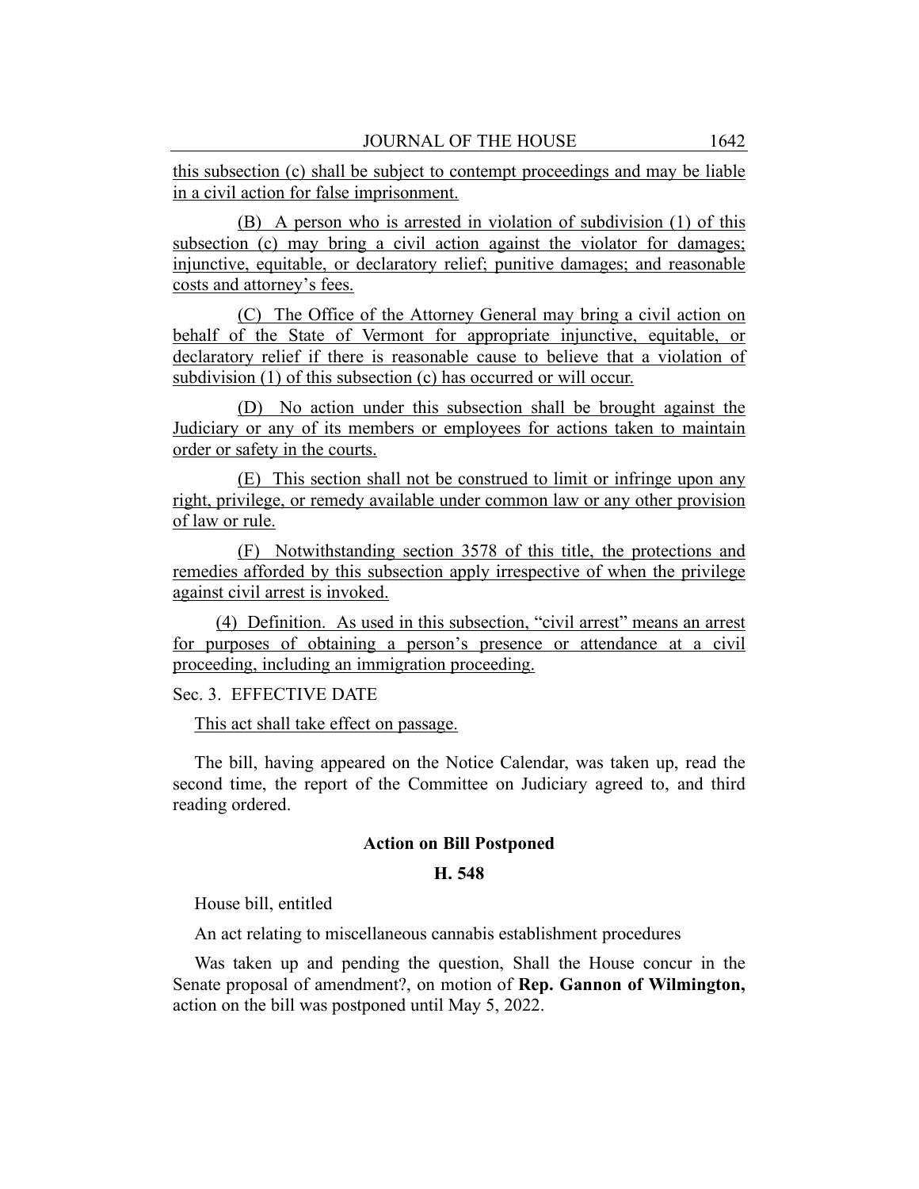this subsection (c) shall be subject to contempt proceedings and may be liable in a civil action for false imprisonment.

(B) A person who is arrested in violation of subdivision (1) of this subsection (c) may bring a civil action against the violator for damages; injunctive, equitable, or declaratory relief; punitive damages; and reasonable costs and attorney's fees.

(C) The Office of the Attorney General may bring a civil action on behalf of the State of Vermont for appropriate injunctive, equitable, or declaratory relief if there is reasonable cause to believe that a violation of subdivision (1) of this subsection (c) has occurred or will occur.

(D) No action under this subsection shall be brought against the Judiciary or any of its members or employees for actions taken to maintain order or safety in the courts.

(E) This section shall not be construed to limit or infringe upon any right, privilege, or remedy available under common law or any other provision of law or rule.

(F) Notwithstanding section 3578 of this title, the protections and remedies afforded by this subsection apply irrespective of when the privilege against civil arrest is invoked.

(4) Definition. As used in this subsection, "civil arrest" means an arrest for purposes of obtaining a person's presence or attendance at a civil proceeding, including an immigration proceeding.

Sec. 3. EFFECTIVE DATE

This act shall take effect on passage.

The bill, having appeared on the Notice Calendar, was taken up, read the second time, the report of the Committee on Judiciary agreed to, and third reading ordered.

### Action on Bill Postponed

### H. 548

House bill, entitled

An act relating to miscellaneous cannabis establishment procedures

Was taken up and pending the question, Shall the House concur in the Senate proposal of amendment?, on motion of **Rep. Gannon of Wilmington,** action on the bill was postponed until May 5, 2022.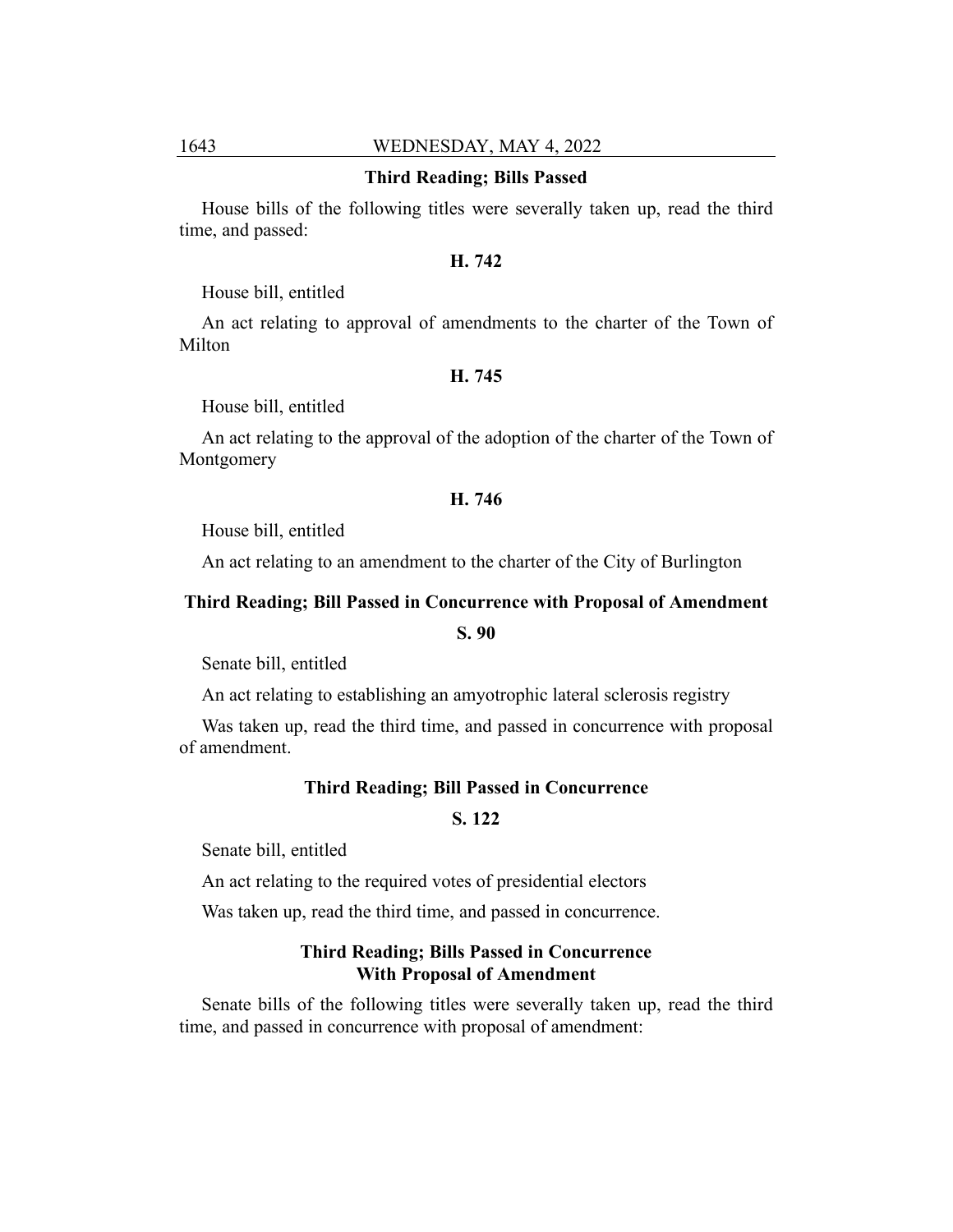### Third Reading; Bills Passed

House bills of the following titles were severally taken up, read the third time, and passed:

**H. 742**

House bill, entitled

An act relating to approval of amendments to the charter of the Town of Milton

**H. 745**

House bill, entitled

An act relating to the approval of the adoption of the charter of the Town of Montgomery

**H. 746**

House bill, entitled

An act relating to an amendment to the charter of the City of Burlington

### Third Reading; Bill Passed in Concurrence with Proposal of Amendment

**S. 90**

Senate bill, entitled

An act relating to establishing an amyotrophic lateral sclerosis registry

Was taken up, read the third time, and passed in concurrence with proposal of amendment.

### Third Reading; Bill Passed in Concurrence

**S. 122**

Senate bill, entitled

An act relating to the required votes of presidential electors

Was taken up, read the third time, and passed in concurrence.

### Third Reading; Bills Passed in Concurrence With Proposal of Amendment

Senate bills of the following titles were severally taken up, read the third time, and passed in concurrence with proposal of amendment: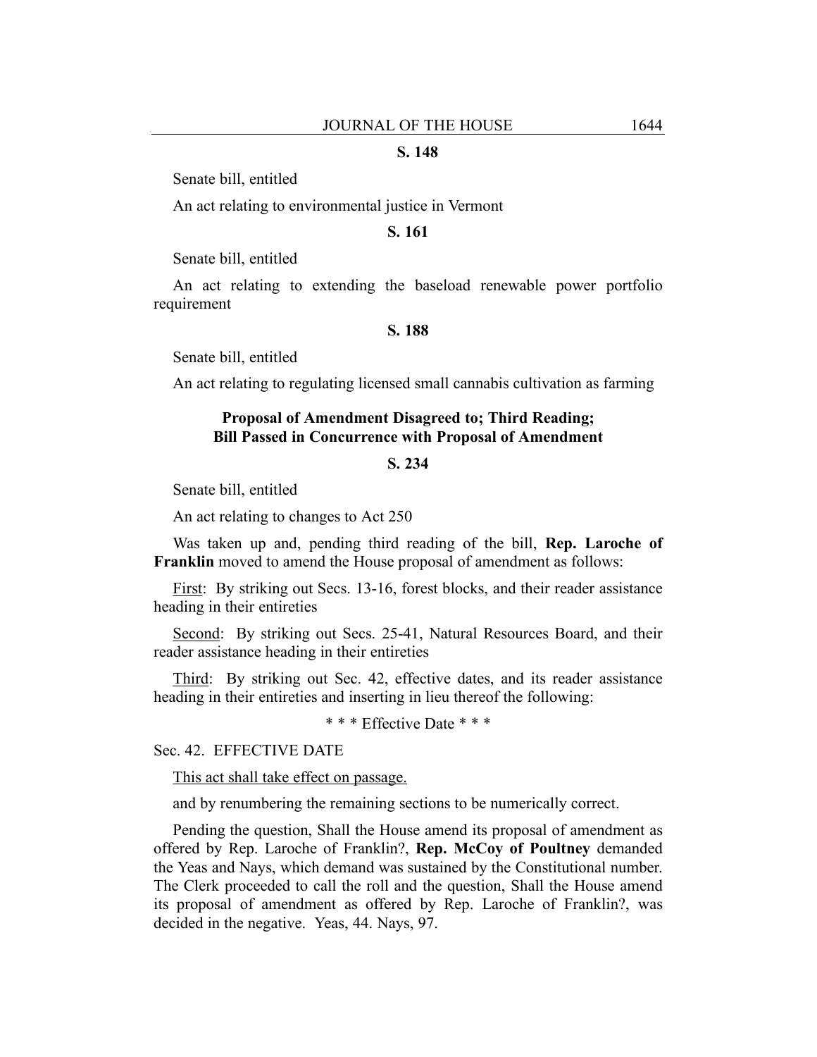**S. 148**

Senate bill, entitled

An act relating to environmental justice in Vermont

**S. 161**

Senate bill, entitled

An act relating to extending the baseload renewable power portfolio requirement

**S. 188**

Senate bill, entitled

An act relating to regulating licensed small cannabis cultivation as farming

## Proposal of Amendment Disagreed to; Third Reading; Bill Passed in Concurrence with Proposal of Amendment

**S. 234**

Senate bill, entitled

An act relating to changes to Act 250

Was taken up and, pending third reading of the bill, **Rep. Laroche of Franklin** moved to amend the House proposal of amendment as follows:

First: By striking out Secs. 13-16, forest blocks, and their reader assistance heading in their entireties

Second: By striking out Secs. 25-41, Natural Resources Board, and their reader assistance heading in their entireties

Third: By striking out Sec. 42, effective dates, and its reader assistance heading in their entireties and inserting in lieu thereof the following:

\* \* \* Effective Date \* \* \*

Sec. 42. EFFECTIVE DATE

This act shall take effect on passage.

and by renumbering the remaining sections to be numerically correct.

Pending the question, Shall the House amend its proposal of amendment as offered by Rep. Laroche of Franklin?, **Rep. McCoy of Poultney** demanded the Yeas and Nays, which demand was sustained by the Constitutional number. The Clerk proceeded to call the roll and the question, Shall the House amend its proposal of amendment as offered by Rep. Laroche of Franklin?, was decided in the negative. Yeas, 44. Nays, 97.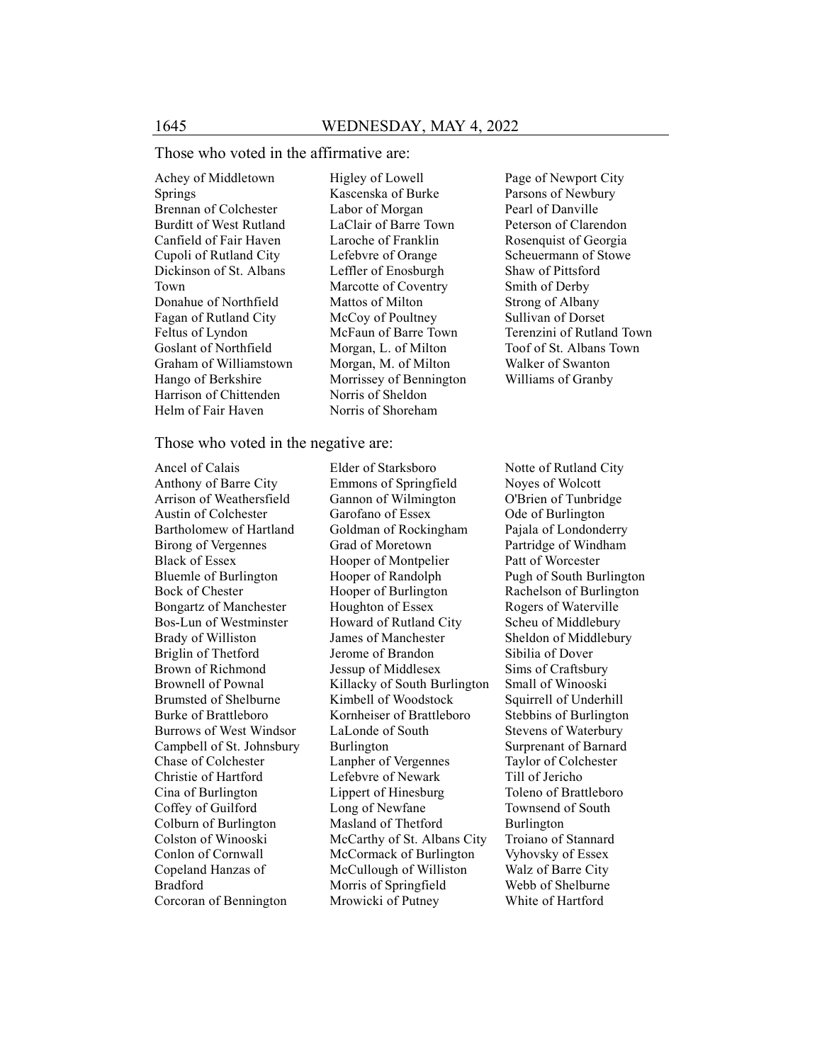Those who voted in the affirmative are:

Achey of Middletown Springs
Brennan of Colchester
Burditt of West Rutland
Canfield of Fair Haven
Cupoli of Rutland City
Dickinson of St. Albans Town
Donahue of Northfield
Fagan of Rutland City
Feltus of Lyndon
Goslant of Northfield
Graham of Williamstown
Hango of Berkshire
Harrison of Chittenden
Helm of Fair Haven
Higley of Lowell
Kascenska of Burke
Labor of Morgan
LaClair of Barre Town
Laroche of Franklin
Lefebvre of Orange
Leffler of Enosburgh
Marcotte of Coventry
Mattos of Milton
McCoy of Poultney
McFaun of Barre Town
Morgan, L. of Milton
Morgan, M. of Milton
Morrissey of Bennington
Norris of Sheldon
Norris of Shoreham
Page of Newport City
Parsons of Newbury
Pearl of Danville
Peterson of Clarendon
Rosenquist of Georgia
Scheuermann of Stowe
Shaw of Pittsford
Smith of Derby
Strong of Albany
Sullivan of Dorset
Terenzini of Rutland Town
Toof of St. Albans Town
Walker of Swanton
Williams of Granby

Those who voted in the negative are:

Ancel of Calais
Anthony of Barre City
Arrison of Weathersfield
Austin of Colchester
Bartholomew of Hartland
Birong of Vergennes
Black of Essex
Bluemle of Burlington
Bock of Chester
Bongartz of Manchester
Bos-Lun of Westminster
Brady of Williston
Briglin of Thetford
Brown of Richmond
Brownell of Pownal
Brumsted of Shelburne
Burke of Brattleboro
Burrows of West Windsor
Campbell of St. Johnsbury
Chase of Colchester
Christie of Hartford
Cina of Burlington
Coffey of Guilford
Colburn of Burlington
Colston of Winooski
Conlon of Cornwall
Copeland Hanzas of Bradford
Corcoran of Bennington
Elder of Starksboro
Emmons of Springfield
Gannon of Wilmington
Garofano of Essex
Goldman of Rockingham
Grad of Moretown
Hooper of Montpelier
Hooper of Randolph
Hooper of Burlington
Houghton of Essex
Howard of Rutland City
James of Manchester
Jerome of Brandon
Jessup of Middlesex
Killacky of South Burlington
Kimbell of Woodstock
Kornheiser of Brattleboro
LaLonde of South Burlington
Lanpher of Vergennes
Lefebvre of Newark
Lippert of Hinesburg
Long of Newfane
Masland of Thetford
McCarthy of St. Albans City
McCormack of Burlington
McCullough of Williston
Morris of Springfield
Mrowicki of Putney
Notte of Rutland City
Noyes of Wolcott
O'Brien of Tunbridge
Ode of Burlington
Pajala of Londonderry
Partridge of Windham
Patt of Worcester
Pugh of South Burlington
Rachelson of Burlington
Rogers of Waterville
Scheu of Middlebury
Sheldon of Middlebury
Sibilia of Dover
Sims of Craftsbury
Small of Winooski
Squirrell of Underhill
Stebbins of Burlington
Stevens of Waterbury
Surprenant of Barnard
Taylor of Colchester
Till of Jericho
Toleno of Brattleboro
Townsend of South Burlington
Troiano of Stannard
Vyhovsky of Essex
Walz of Barre City
Webb of Shelburne
White of Hartford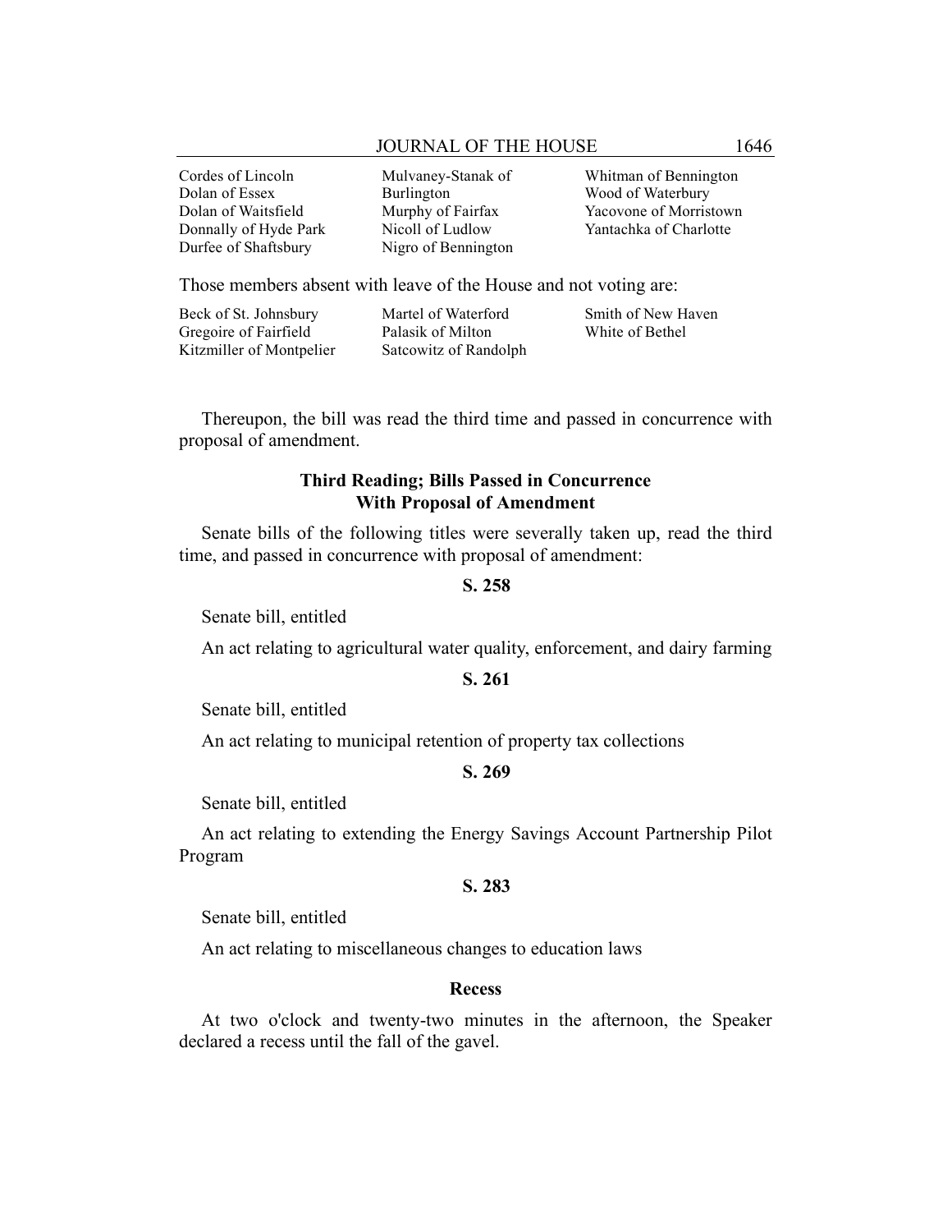Cordes of Lincoln
Dolan of Essex
Dolan of Waitsfield
Donnally of Hyde Park
Durfee of Shaftsbury
Mulvaney-Stanak of Burlington
Murphy of Fairfax
Nicoll of Ludlow
Nigro of Bennington
Whitman of Bennington
Wood of Waterbury
Yacovone of Morristown
Yantachka of Charlotte

Those members absent with leave of the House and not voting are:

Beck of St. Johnsbury
Gregoire of Fairfield
Kitzmiller of Montpelier
Martel of Waterford
Palasik of Milton
Satcowitz of Randolph
Smith of New Haven
White of Bethel

Thereupon, the bill was read the third time and passed in concurrence with proposal of amendment.

### Third Reading; Bills Passed in Concurrence With Proposal of Amendment

Senate bills of the following titles were severally taken up, read the third time, and passed in concurrence with proposal of amendment:

**S. 258**

Senate bill, entitled

An act relating to agricultural water quality, enforcement, and dairy farming

**S. 261**

Senate bill, entitled

An act relating to municipal retention of property tax collections

**S. 269**

Senate bill, entitled

An act relating to extending the Energy Savings Account Partnership Pilot Program

**S. 283**

Senate bill, entitled

An act relating to miscellaneous changes to education laws

### Recess

At two o'clock and twenty-two minutes in the afternoon, the Speaker declared a recess until the fall of the gavel.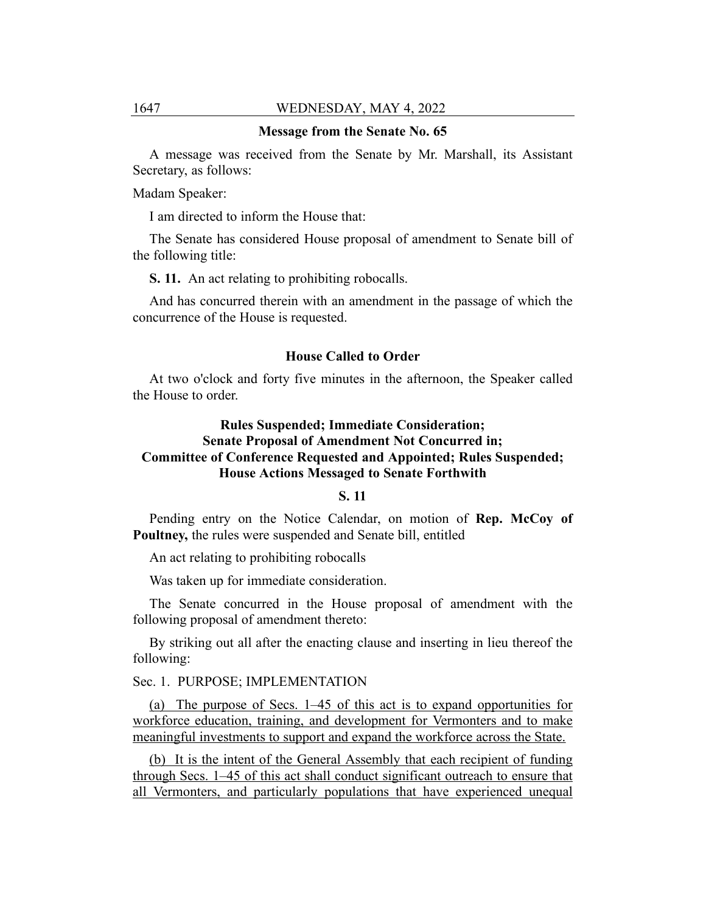**Message from the Senate No. 65**

A message was received from the Senate by Mr. Marshall, its Assistant Secretary, as follows:

Madam Speaker:

I am directed to inform the House that:

The Senate has considered House proposal of amendment to Senate bill of the following title:

**S. 11.** An act relating to prohibiting robocalls.

And has concurred therein with an amendment in the passage of which the concurrence of the House is requested.

**House Called to Order**

At two o'clock and forty five minutes in the afternoon, the Speaker called the House to order.

**Rules Suspended; Immediate Consideration; Senate Proposal of Amendment Not Concurred in; Committee of Conference Requested and Appointed; Rules Suspended; House Actions Messaged to Senate Forthwith**

**S. 11**

Pending entry on the Notice Calendar, on motion of **Rep. McCoy of Poultney,** the rules were suspended and Senate bill, entitled

An act relating to prohibiting robocalls

Was taken up for immediate consideration.

The Senate concurred in the House proposal of amendment with the following proposal of amendment thereto:

By striking out all after the enacting clause and inserting in lieu thereof the following:

Sec. 1. PURPOSE; IMPLEMENTATION

(a) The purpose of Secs. 1–45 of this act is to expand opportunities for workforce education, training, and development for Vermonters and to make meaningful investments to support and expand the workforce across the State.

(b) It is the intent of the General Assembly that each recipient of funding through Secs. 1–45 of this act shall conduct significant outreach to ensure that all Vermonters, and particularly populations that have experienced unequal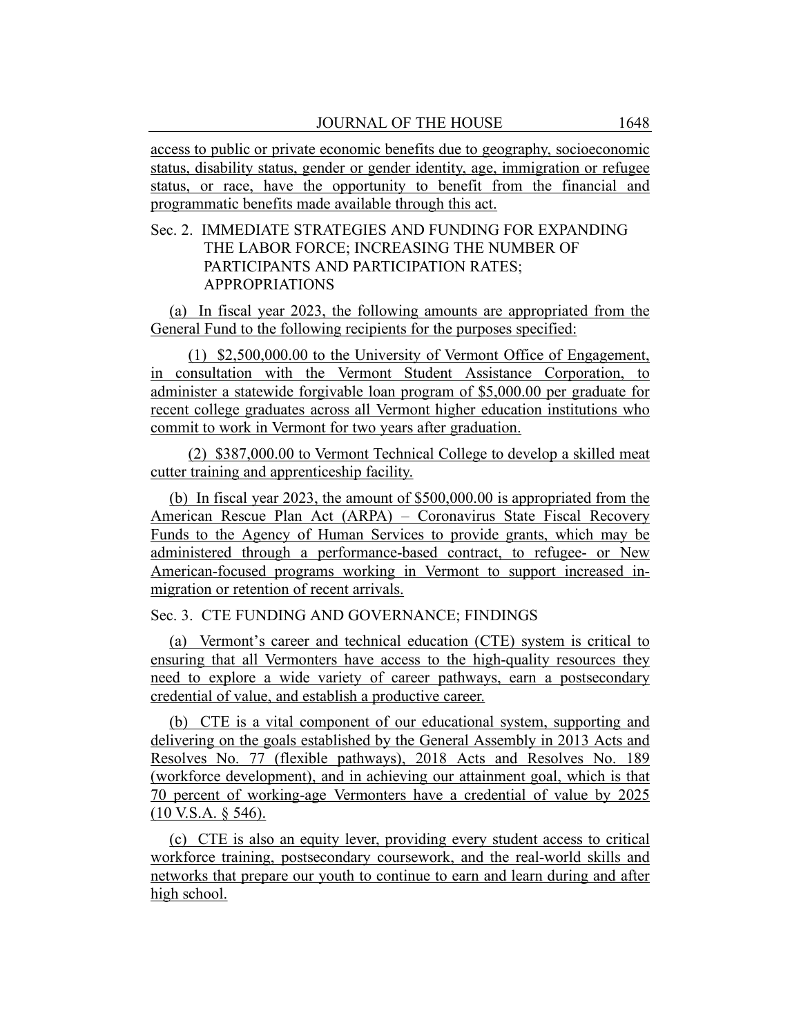access to public or private economic benefits due to geography, socioeconomic status, disability status, gender or gender identity, age, immigration or refugee status, or race, have the opportunity to benefit from the financial and programmatic benefits made available through this act.

Sec. 2. IMMEDIATE STRATEGIES AND FUNDING FOR EXPANDING THE LABOR FORCE; INCREASING THE NUMBER OF PARTICIPANTS AND PARTICIPATION RATES; APPROPRIATIONS

(a) In fiscal year 2023, the following amounts are appropriated from the General Fund to the following recipients for the purposes specified:

(1) $2,500,000.00 to the University of Vermont Office of Engagement, in consultation with the Vermont Student Assistance Corporation, to administer a statewide forgivable loan program of $5,000.00 per graduate for recent college graduates across all Vermont higher education institutions who commit to work in Vermont for two years after graduation.

(2) $387,000.00 to Vermont Technical College to develop a skilled meat cutter training and apprenticeship facility.

(b) In fiscal year 2023, the amount of $500,000.00 is appropriated from the American Rescue Plan Act (ARPA) – Coronavirus State Fiscal Recovery Funds to the Agency of Human Services to provide grants, which may be administered through a performance-based contract, to refugee- or New American-focused programs working in Vermont to support increased in-migration or retention of recent arrivals.

Sec. 3. CTE FUNDING AND GOVERNANCE; FINDINGS

(a) Vermont's career and technical education (CTE) system is critical to ensuring that all Vermonters have access to the high-quality resources they need to explore a wide variety of career pathways, earn a postsecondary credential of value, and establish a productive career.

(b) CTE is a vital component of our educational system, supporting and delivering on the goals established by the General Assembly in 2013 Acts and Resolves No. 77 (flexible pathways), 2018 Acts and Resolves No. 189 (workforce development), and in achieving our attainment goal, which is that 70 percent of working-age Vermonters have a credential of value by 2025 (10 V.S.A. § 546).

(c) CTE is also an equity lever, providing every student access to critical workforce training, postsecondary coursework, and the real-world skills and networks that prepare our youth to continue to earn and learn during and after high school.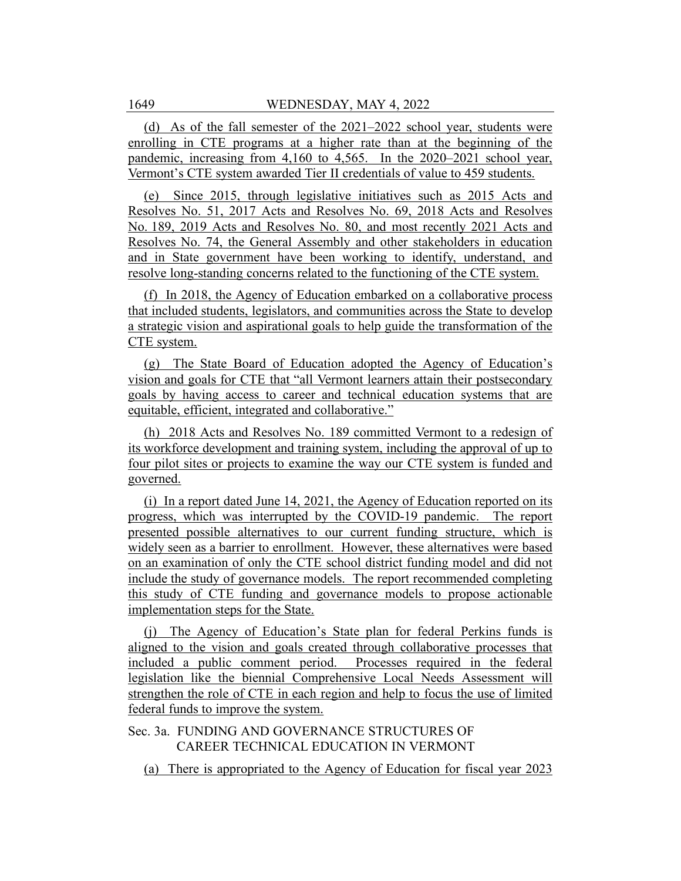(d) As of the fall semester of the 2021–2022 school year, students were enrolling in CTE programs at a higher rate than at the beginning of the pandemic, increasing from 4,160 to 4,565. In the 2020–2021 school year, Vermont's CTE system awarded Tier II credentials of value to 459 students.

(e) Since 2015, through legislative initiatives such as 2015 Acts and Resolves No. 51, 2017 Acts and Resolves No. 69, 2018 Acts and Resolves No. 189, 2019 Acts and Resolves No. 80, and most recently 2021 Acts and Resolves No. 74, the General Assembly and other stakeholders in education and in State government have been working to identify, understand, and resolve long-standing concerns related to the functioning of the CTE system.

(f) In 2018, the Agency of Education embarked on a collaborative process that included students, legislators, and communities across the State to develop a strategic vision and aspirational goals to help guide the transformation of the CTE system.

(g) The State Board of Education adopted the Agency of Education's vision and goals for CTE that "all Vermont learners attain their postsecondary goals by having access to career and technical education systems that are equitable, efficient, integrated and collaborative."

(h) 2018 Acts and Resolves No. 189 committed Vermont to a redesign of its workforce development and training system, including the approval of up to four pilot sites or projects to examine the way our CTE system is funded and governed.

(i) In a report dated June 14, 2021, the Agency of Education reported on its progress, which was interrupted by the COVID-19 pandemic. The report presented possible alternatives to our current funding structure, which is widely seen as a barrier to enrollment. However, these alternatives were based on an examination of only the CTE school district funding model and did not include the study of governance models. The report recommended completing this study of CTE funding and governance models to propose actionable implementation steps for the State.

(j) The Agency of Education's State plan for federal Perkins funds is aligned to the vision and goals created through collaborative processes that included a public comment period. Processes required in the federal legislation like the biennial Comprehensive Local Needs Assessment will strengthen the role of CTE in each region and help to focus the use of limited federal funds to improve the system.

Sec. 3a. FUNDING AND GOVERNANCE STRUCTURES OF CAREER TECHNICAL EDUCATION IN VERMONT

(a) There is appropriated to the Agency of Education for fiscal year 2023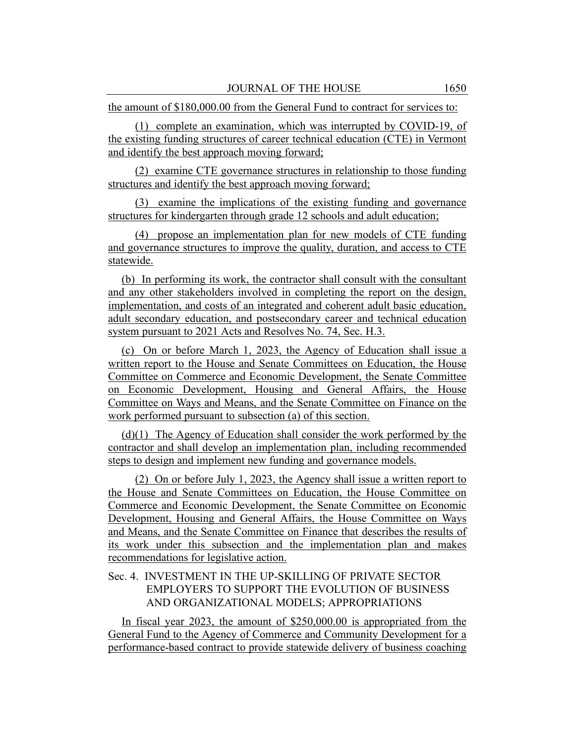the amount of $180,000.00 from the General Fund to contract for services to:

(1) complete an examination, which was interrupted by COVID-19, of the existing funding structures of career technical education (CTE) in Vermont and identify the best approach moving forward;

(2) examine CTE governance structures in relationship to those funding structures and identify the best approach moving forward;

(3) examine the implications of the existing funding and governance structures for kindergarten through grade 12 schools and adult education;

(4) propose an implementation plan for new models of CTE funding and governance structures to improve the quality, duration, and access to CTE statewide.

(b) In performing its work, the contractor shall consult with the consultant and any other stakeholders involved in completing the report on the design, implementation, and costs of an integrated and coherent adult basic education, adult secondary education, and postsecondary career and technical education system pursuant to 2021 Acts and Resolves No. 74, Sec. H.3.

(c) On or before March 1, 2023, the Agency of Education shall issue a written report to the House and Senate Committees on Education, the House Committee on Commerce and Economic Development, the Senate Committee on Economic Development, Housing and General Affairs, the House Committee on Ways and Means, and the Senate Committee on Finance on the work performed pursuant to subsection (a) of this section.

(d)(1) The Agency of Education shall consider the work performed by the contractor and shall develop an implementation plan, including recommended steps to design and implement new funding and governance models.

(2) On or before July 1, 2023, the Agency shall issue a written report to the House and Senate Committees on Education, the House Committee on Commerce and Economic Development, the Senate Committee on Economic Development, Housing and General Affairs, the House Committee on Ways and Means, and the Senate Committee on Finance that describes the results of its work under this subsection and the implementation plan and makes recommendations for legislative action.

Sec. 4. INVESTMENT IN THE UP-SKILLING OF PRIVATE SECTOR EMPLOYERS TO SUPPORT THE EVOLUTION OF BUSINESS AND ORGANIZATIONAL MODELS; APPROPRIATIONS

In fiscal year 2023, the amount of $250,000.00 is appropriated from the General Fund to the Agency of Commerce and Community Development for a performance-based contract to provide statewide delivery of business coaching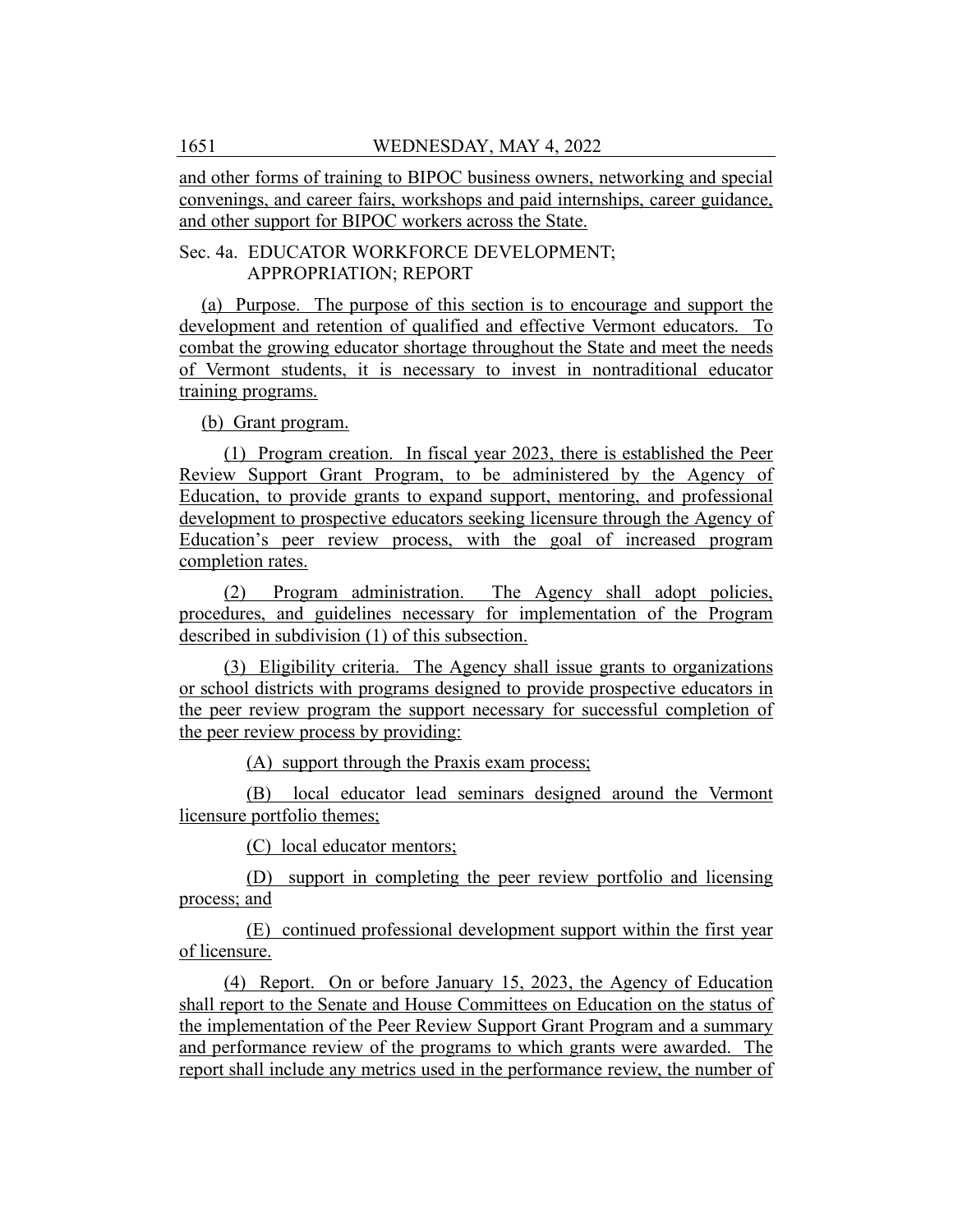and other forms of training to BIPOC business owners, networking and special convenings, and career fairs, workshops and paid internships, career guidance, and other support for BIPOC workers across the State.

Sec. 4a. EDUCATOR WORKFORCE DEVELOPMENT; APPROPRIATION; REPORT

(a) Purpose. The purpose of this section is to encourage and support the development and retention of qualified and effective Vermont educators. To combat the growing educator shortage throughout the State and meet the needs of Vermont students, it is necessary to invest in nontraditional educator training programs.

(b) Grant program.

(1) Program creation. In fiscal year 2023, there is established the Peer Review Support Grant Program, to be administered by the Agency of Education, to provide grants to expand support, mentoring, and professional development to prospective educators seeking licensure through the Agency of Education's peer review process, with the goal of increased program completion rates.

(2) Program administration. The Agency shall adopt policies, procedures, and guidelines necessary for implementation of the Program described in subdivision (1) of this subsection.

(3) Eligibility criteria. The Agency shall issue grants to organizations or school districts with programs designed to provide prospective educators in the peer review program the support necessary for successful completion of the peer review process by providing:

(A) support through the Praxis exam process;

(B) local educator lead seminars designed around the Vermont licensure portfolio themes;

(C) local educator mentors;

(D) support in completing the peer review portfolio and licensing process; and

(E) continued professional development support within the first year of licensure.

(4) Report. On or before January 15, 2023, the Agency of Education shall report to the Senate and House Committees on Education on the status of the implementation of the Peer Review Support Grant Program and a summary and performance review of the programs to which grants were awarded. The report shall include any metrics used in the performance review, the number of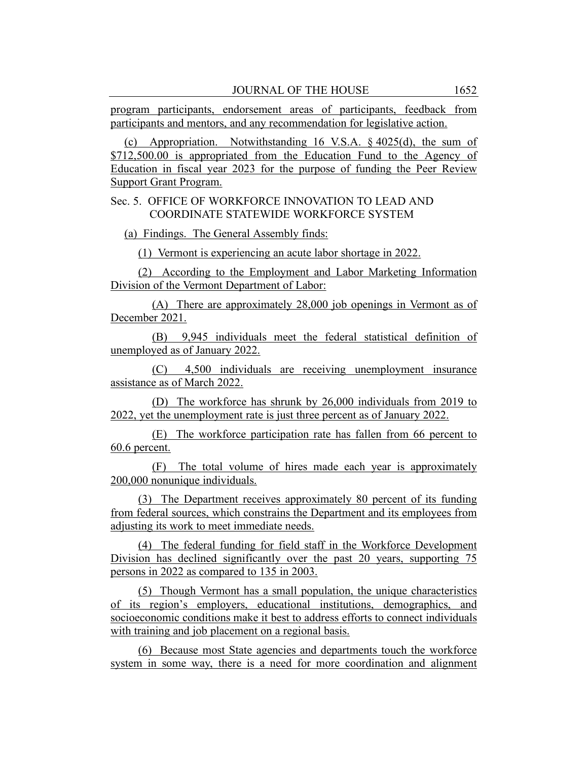program participants, endorsement areas of participants, feedback from participants and mentors, and any recommendation for legislative action.

(c) Appropriation. Notwithstanding 16 V.S.A. § 4025(d), the sum of $712,500.00 is appropriated from the Education Fund to the Agency of Education in fiscal year 2023 for the purpose of funding the Peer Review Support Grant Program.

Sec. 5. OFFICE OF WORKFORCE INNOVATION TO LEAD AND COORDINATE STATEWIDE WORKFORCE SYSTEM

(a) Findings. The General Assembly finds:

(1) Vermont is experiencing an acute labor shortage in 2022.

(2) According to the Employment and Labor Marketing Information Division of the Vermont Department of Labor:

(A) There are approximately 28,000 job openings in Vermont as of December 2021.

(B) 9,945 individuals meet the federal statistical definition of unemployed as of January 2022.

(C) 4,500 individuals are receiving unemployment insurance assistance as of March 2022.

(D) The workforce has shrunk by 26,000 individuals from 2019 to 2022, yet the unemployment rate is just three percent as of January 2022.

(E) The workforce participation rate has fallen from 66 percent to 60.6 percent.

(F) The total volume of hires made each year is approximately 200,000 nonunique individuals.

(3) The Department receives approximately 80 percent of its funding from federal sources, which constrains the Department and its employees from adjusting its work to meet immediate needs.

(4) The federal funding for field staff in the Workforce Development Division has declined significantly over the past 20 years, supporting 75 persons in 2022 as compared to 135 in 2003.

(5) Though Vermont has a small population, the unique characteristics of its region's employers, educational institutions, demographics, and socioeconomic conditions make it best to address efforts to connect individuals with training and job placement on a regional basis.

(6) Because most State agencies and departments touch the workforce system in some way, there is a need for more coordination and alignment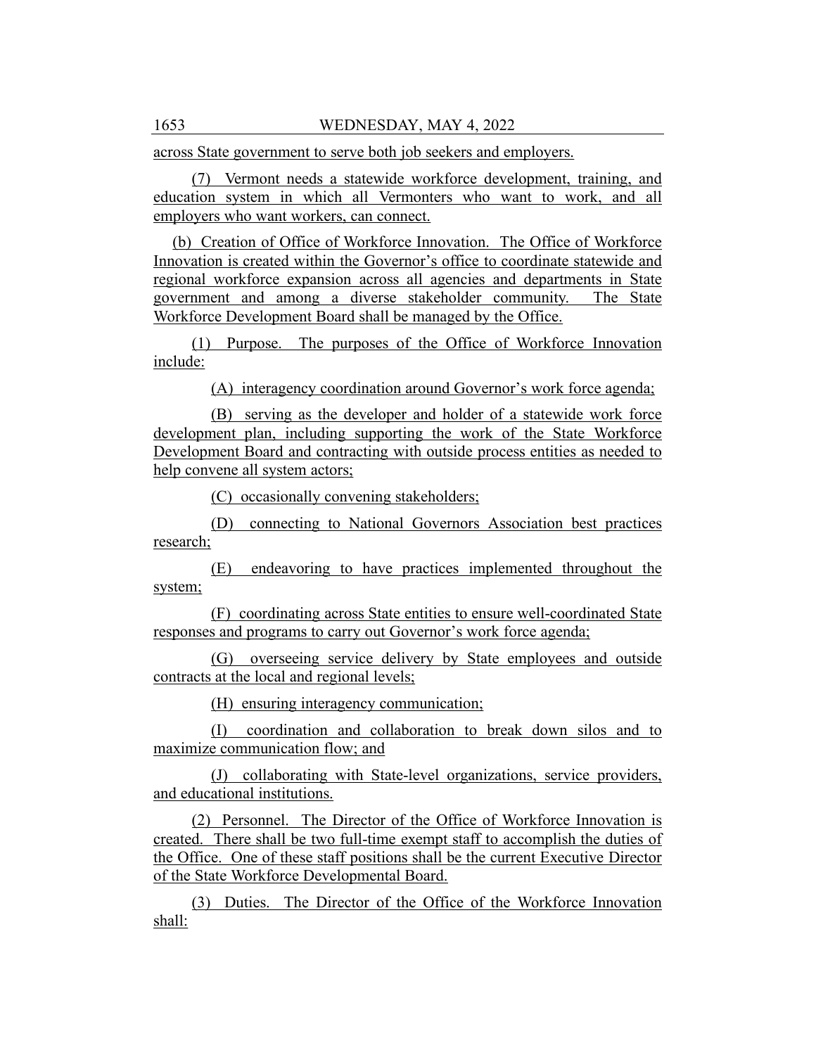across State government to serve both job seekers and employers.

(7) Vermont needs a statewide workforce development, training, and education system in which all Vermonters who want to work, and all employers who want workers, can connect.

(b) Creation of Office of Workforce Innovation. The Office of Workforce Innovation is created within the Governor's office to coordinate statewide and regional workforce expansion across all agencies and departments in State government and among a diverse stakeholder community. The State Workforce Development Board shall be managed by the Office.

(1) Purpose. The purposes of the Office of Workforce Innovation include:

(A) interagency coordination around Governor's work force agenda;

(B) serving as the developer and holder of a statewide work force development plan, including supporting the work of the State Workforce Development Board and contracting with outside process entities as needed to help convene all system actors;

(C) occasionally convening stakeholders;

(D) connecting to National Governors Association best practices research;

(E) endeavoring to have practices implemented throughout the system;

(F) coordinating across State entities to ensure well-coordinated State responses and programs to carry out Governor's work force agenda;

(G) overseeing service delivery by State employees and outside contracts at the local and regional levels;

(H) ensuring interagency communication;

(I) coordination and collaboration to break down silos and to maximize communication flow; and

(J) collaborating with State-level organizations, service providers, and educational institutions.

(2) Personnel. The Director of the Office of Workforce Innovation is created. There shall be two full-time exempt staff to accomplish the duties of the Office. One of these staff positions shall be the current Executive Director of the State Workforce Developmental Board.

(3) Duties. The Director of the Office of the Workforce Innovation shall: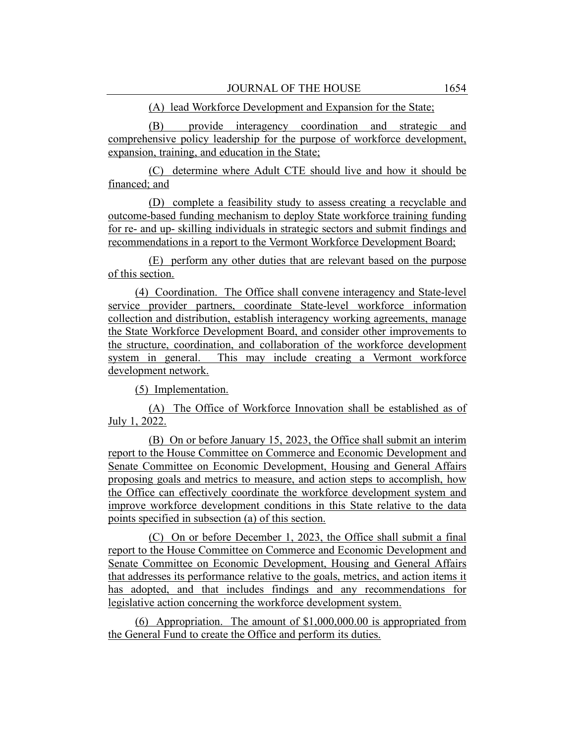(A) lead Workforce Development and Expansion for the State;

(B) provide interagency coordination and strategic and comprehensive policy leadership for the purpose of workforce development, expansion, training, and education in the State;

(C) determine where Adult CTE should live and how it should be financed; and

(D) complete a feasibility study to assess creating a recyclable and outcome-based funding mechanism to deploy State workforce training funding for re- and up- skilling individuals in strategic sectors and submit findings and recommendations in a report to the Vermont Workforce Development Board;

(E) perform any other duties that are relevant based on the purpose of this section.

(4) Coordination. The Office shall convene interagency and State-level service provider partners, coordinate State-level workforce information collection and distribution, establish interagency working agreements, manage the State Workforce Development Board, and consider other improvements to the structure, coordination, and collaboration of the workforce development system in general. This may include creating a Vermont workforce development network.

(5) Implementation.

(A) The Office of Workforce Innovation shall be established as of July 1, 2022.

(B) On or before January 15, 2023, the Office shall submit an interim report to the House Committee on Commerce and Economic Development and Senate Committee on Economic Development, Housing and General Affairs proposing goals and metrics to measure, and action steps to accomplish, how the Office can effectively coordinate the workforce development system and improve workforce development conditions in this State relative to the data points specified in subsection (a) of this section.

(C) On or before December 1, 2023, the Office shall submit a final report to the House Committee on Commerce and Economic Development and Senate Committee on Economic Development, Housing and General Affairs that addresses its performance relative to the goals, metrics, and action items it has adopted, and that includes findings and any recommendations for legislative action concerning the workforce development system.

(6) Appropriation. The amount of $1,000,000.00 is appropriated from the General Fund to create the Office and perform its duties.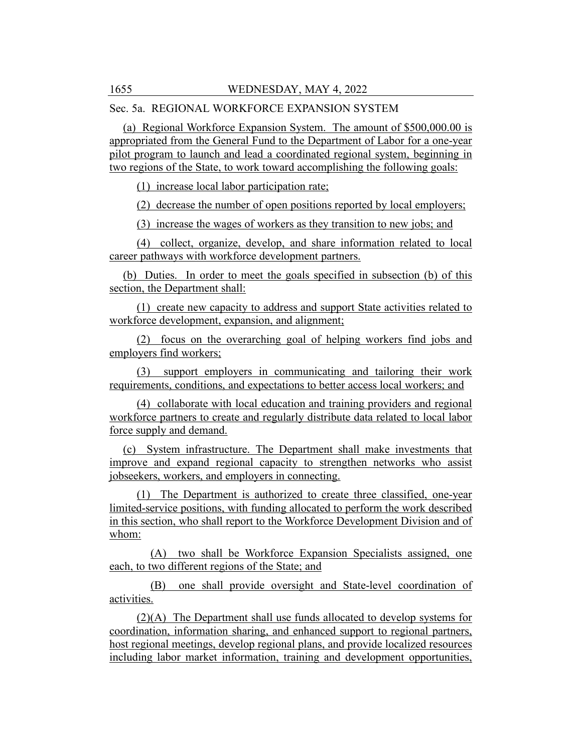Sec. 5a. REGIONAL WORKFORCE EXPANSION SYSTEM

(a) Regional Workforce Expansion System. The amount of $500,000.00 is appropriated from the General Fund to the Department of Labor for a one-year pilot program to launch and lead a coordinated regional system, beginning in two regions of the State, to work toward accomplishing the following goals:

(1) increase local labor participation rate;

(2) decrease the number of open positions reported by local employers;

(3) increase the wages of workers as they transition to new jobs; and

(4) collect, organize, develop, and share information related to local career pathways with workforce development partners.

(b) Duties. In order to meet the goals specified in subsection (b) of this section, the Department shall:

(1) create new capacity to address and support State activities related to workforce development, expansion, and alignment;

(2) focus on the overarching goal of helping workers find jobs and employers find workers;

(3) support employers in communicating and tailoring their work requirements, conditions, and expectations to better access local workers; and

(4) collaborate with local education and training providers and regional workforce partners to create and regularly distribute data related to local labor force supply and demand.

(c) System infrastructure. The Department shall make investments that improve and expand regional capacity to strengthen networks who assist jobseekers, workers, and employers in connecting.

(1) The Department is authorized to create three classified, one-year limited-service positions, with funding allocated to perform the work described in this section, who shall report to the Workforce Development Division and of whom:

(A) two shall be Workforce Expansion Specialists assigned, one each, to two different regions of the State; and

(B) one shall provide oversight and State-level coordination of activities.

(2)(A) The Department shall use funds allocated to develop systems for coordination, information sharing, and enhanced support to regional partners, host regional meetings, develop regional plans, and provide localized resources including labor market information, training and development opportunities,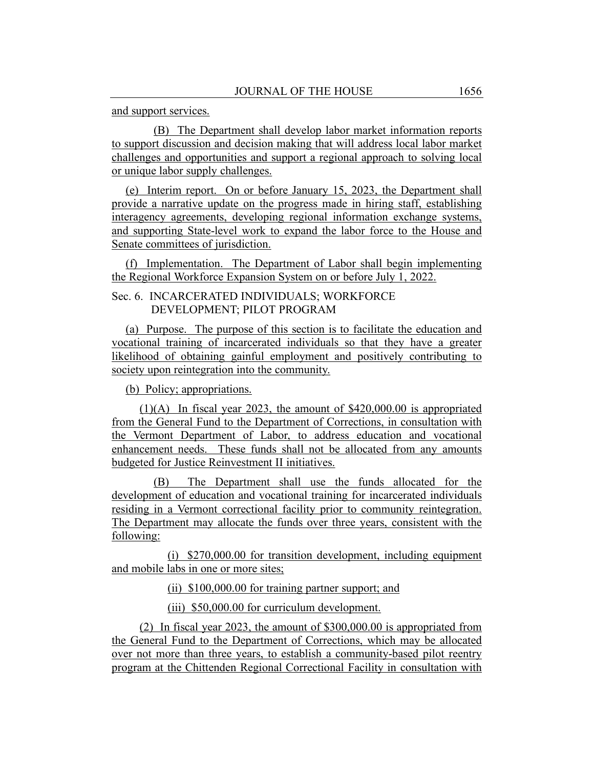and support services.

(B) The Department shall develop labor market information reports to support discussion and decision making that will address local labor market challenges and opportunities and support a regional approach to solving local or unique labor supply challenges.

(e) Interim report. On or before January 15, 2023, the Department shall provide a narrative update on the progress made in hiring staff, establishing interagency agreements, developing regional information exchange systems, and supporting State-level work to expand the labor force to the House and Senate committees of jurisdiction.

(f) Implementation. The Department of Labor shall begin implementing the Regional Workforce Expansion System on or before July 1, 2022.

Sec. 6. INCARCERATED INDIVIDUALS; WORKFORCE DEVELOPMENT; PILOT PROGRAM

(a) Purpose. The purpose of this section is to facilitate the education and vocational training of incarcerated individuals so that they have a greater likelihood of obtaining gainful employment and positively contributing to society upon reintegration into the community.

(b) Policy; appropriations.

(1)(A) In fiscal year 2023, the amount of $420,000.00 is appropriated from the General Fund to the Department of Corrections, in consultation with the Vermont Department of Labor, to address education and vocational enhancement needs. These funds shall not be allocated from any amounts budgeted for Justice Reinvestment II initiatives.

(B) The Department shall use the funds allocated for the development of education and vocational training for incarcerated individuals residing in a Vermont correctional facility prior to community reintegration. The Department may allocate the funds over three years, consistent with the following:

(i) $270,000.00 for transition development, including equipment and mobile labs in one or more sites;

(ii) $100,000.00 for training partner support; and

(iii) $50,000.00 for curriculum development.

(2) In fiscal year 2023, the amount of $300,000.00 is appropriated from the General Fund to the Department of Corrections, which may be allocated over not more than three years, to establish a community-based pilot reentry program at the Chittenden Regional Correctional Facility in consultation with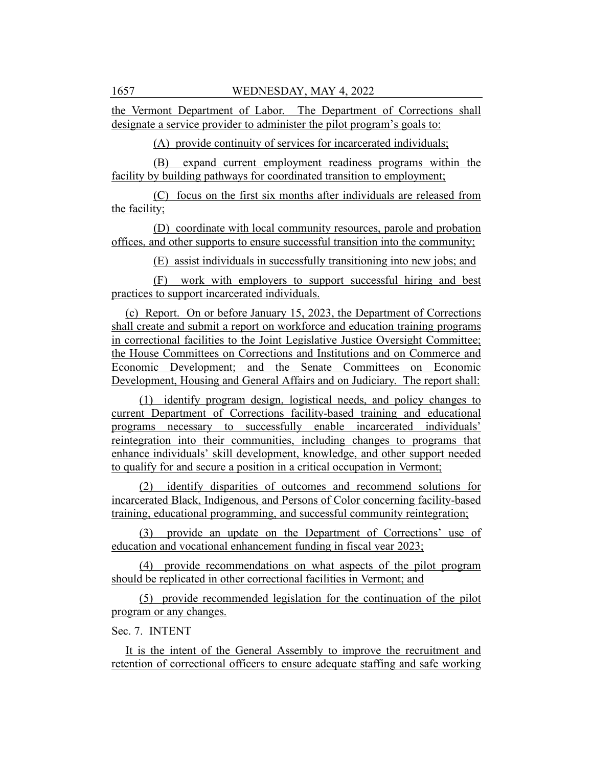the Vermont Department of Labor. The Department of Corrections shall designate a service provider to administer the pilot program's goals to:

(A) provide continuity of services for incarcerated individuals;

(B) expand current employment readiness programs within the facility by building pathways for coordinated transition to employment;

(C) focus on the first six months after individuals are released from the facility;

(D) coordinate with local community resources, parole and probation offices, and other supports to ensure successful transition into the community;

(E) assist individuals in successfully transitioning into new jobs; and

(F) work with employers to support successful hiring and best practices to support incarcerated individuals.

(c) Report. On or before January 15, 2023, the Department of Corrections shall create and submit a report on workforce and education training programs in correctional facilities to the Joint Legislative Justice Oversight Committee; the House Committees on Corrections and Institutions and on Commerce and Economic Development; and the Senate Committees on Economic Development, Housing and General Affairs and on Judiciary. The report shall:

(1) identify program design, logistical needs, and policy changes to current Department of Corrections facility-based training and educational programs necessary to successfully enable incarcerated individuals' reintegration into their communities, including changes to programs that enhance individuals' skill development, knowledge, and other support needed to qualify for and secure a position in a critical occupation in Vermont;

(2) identify disparities of outcomes and recommend solutions for incarcerated Black, Indigenous, and Persons of Color concerning facility-based training, educational programming, and successful community reintegration;

(3) provide an update on the Department of Corrections' use of education and vocational enhancement funding in fiscal year 2023;

(4) provide recommendations on what aspects of the pilot program should be replicated in other correctional facilities in Vermont; and

(5) provide recommended legislation for the continuation of the pilot program or any changes.

Sec. 7. INTENT

It is the intent of the General Assembly to improve the recruitment and retention of correctional officers to ensure adequate staffing and safe working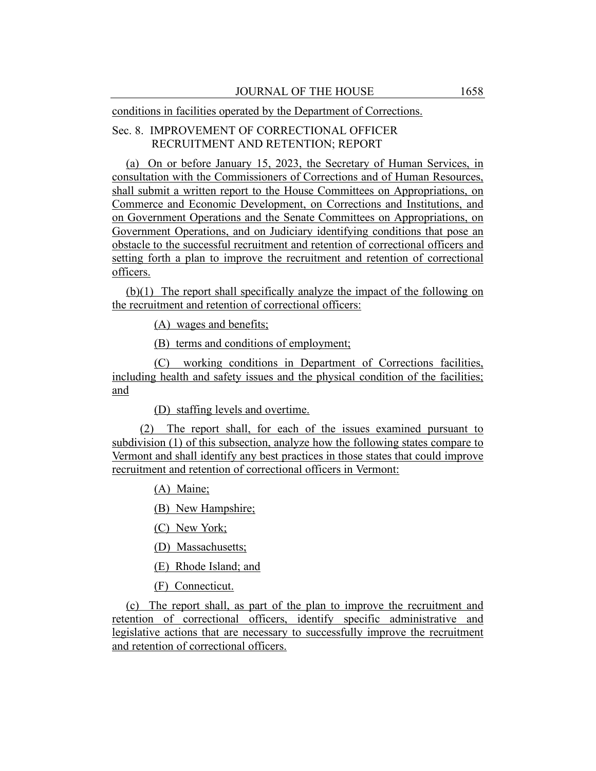conditions in facilities operated by the Department of Corrections.

Sec. 8. IMPROVEMENT OF CORRECTIONAL OFFICER RECRUITMENT AND RETENTION; REPORT

(a) On or before January 15, 2023, the Secretary of Human Services, in consultation with the Commissioners of Corrections and of Human Resources, shall submit a written report to the House Committees on Appropriations, on Commerce and Economic Development, on Corrections and Institutions, and on Government Operations and the Senate Committees on Appropriations, on Government Operations, and on Judiciary identifying conditions that pose an obstacle to the successful recruitment and retention of correctional officers and setting forth a plan to improve the recruitment and retention of correctional officers.

(b)(1) The report shall specifically analyze the impact of the following on the recruitment and retention of correctional officers:

(A) wages and benefits;

(B) terms and conditions of employment;

(C) working conditions in Department of Corrections facilities, including health and safety issues and the physical condition of the facilities; and

(D) staffing levels and overtime.

(2) The report shall, for each of the issues examined pursuant to subdivision (1) of this subsection, analyze how the following states compare to Vermont and shall identify any best practices in those states that could improve recruitment and retention of correctional officers in Vermont:

(A) Maine;

(B) New Hampshire;

(C) New York;

(D) Massachusetts;

(E) Rhode Island; and

(F) Connecticut.

(c) The report shall, as part of the plan to improve the recruitment and retention of correctional officers, identify specific administrative and legislative actions that are necessary to successfully improve the recruitment and retention of correctional officers.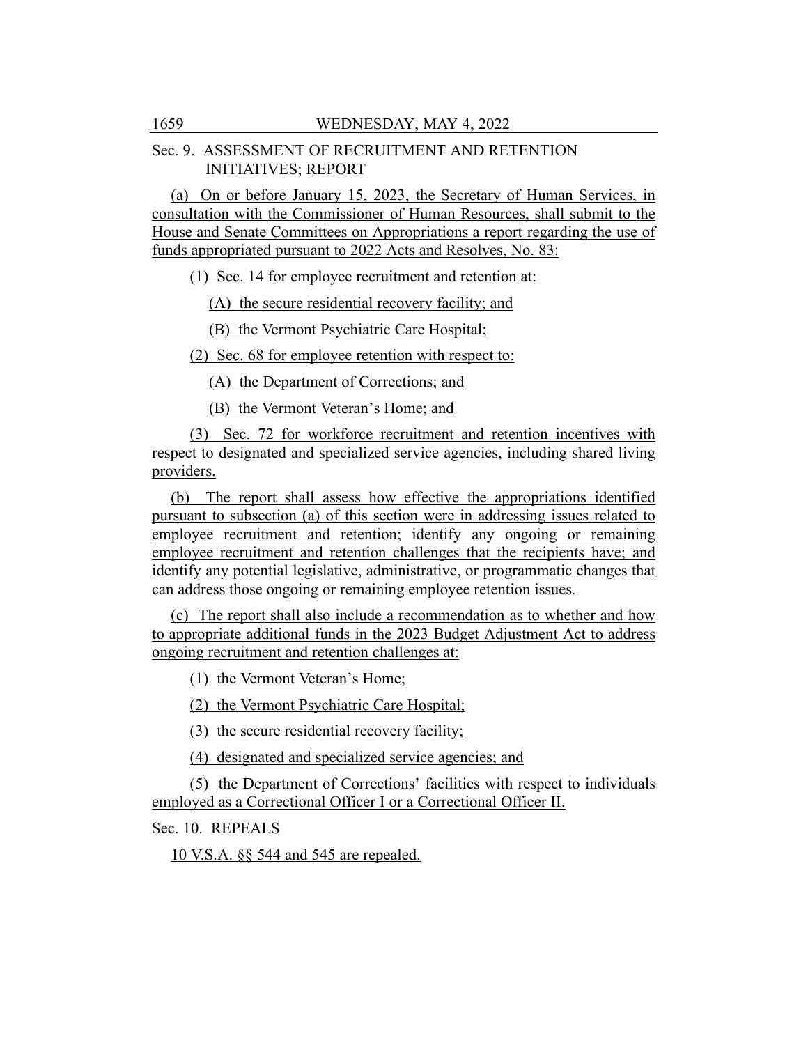Sec. 9. ASSESSMENT OF RECRUITMENT AND RETENTION INITIATIVES; REPORT

(a) On or before January 15, 2023, the Secretary of Human Services, in consultation with the Commissioner of Human Resources, shall submit to the House and Senate Committees on Appropriations a report regarding the use of funds appropriated pursuant to 2022 Acts and Resolves, No. 83:

(1) Sec. 14 for employee recruitment and retention at:

(A) the secure residential recovery facility; and

(B) the Vermont Psychiatric Care Hospital;

(2) Sec. 68 for employee retention with respect to:

(A) the Department of Corrections; and

(B) the Vermont Veteran's Home; and

(3) Sec. 72 for workforce recruitment and retention incentives with respect to designated and specialized service agencies, including shared living providers.

(b) The report shall assess how effective the appropriations identified pursuant to subsection (a) of this section were in addressing issues related to employee recruitment and retention; identify any ongoing or remaining employee recruitment and retention challenges that the recipients have; and identify any potential legislative, administrative, or programmatic changes that can address those ongoing or remaining employee retention issues.

(c) The report shall also include a recommendation as to whether and how to appropriate additional funds in the 2023 Budget Adjustment Act to address ongoing recruitment and retention challenges at:

(1) the Vermont Veteran's Home;

(2) the Vermont Psychiatric Care Hospital;

(3) the secure residential recovery facility;

(4) designated and specialized service agencies; and

(5) the Department of Corrections' facilities with respect to individuals employed as a Correctional Officer I or a Correctional Officer II.

Sec. 10. REPEALS

10 V.S.A. §§ 544 and 545 are repealed.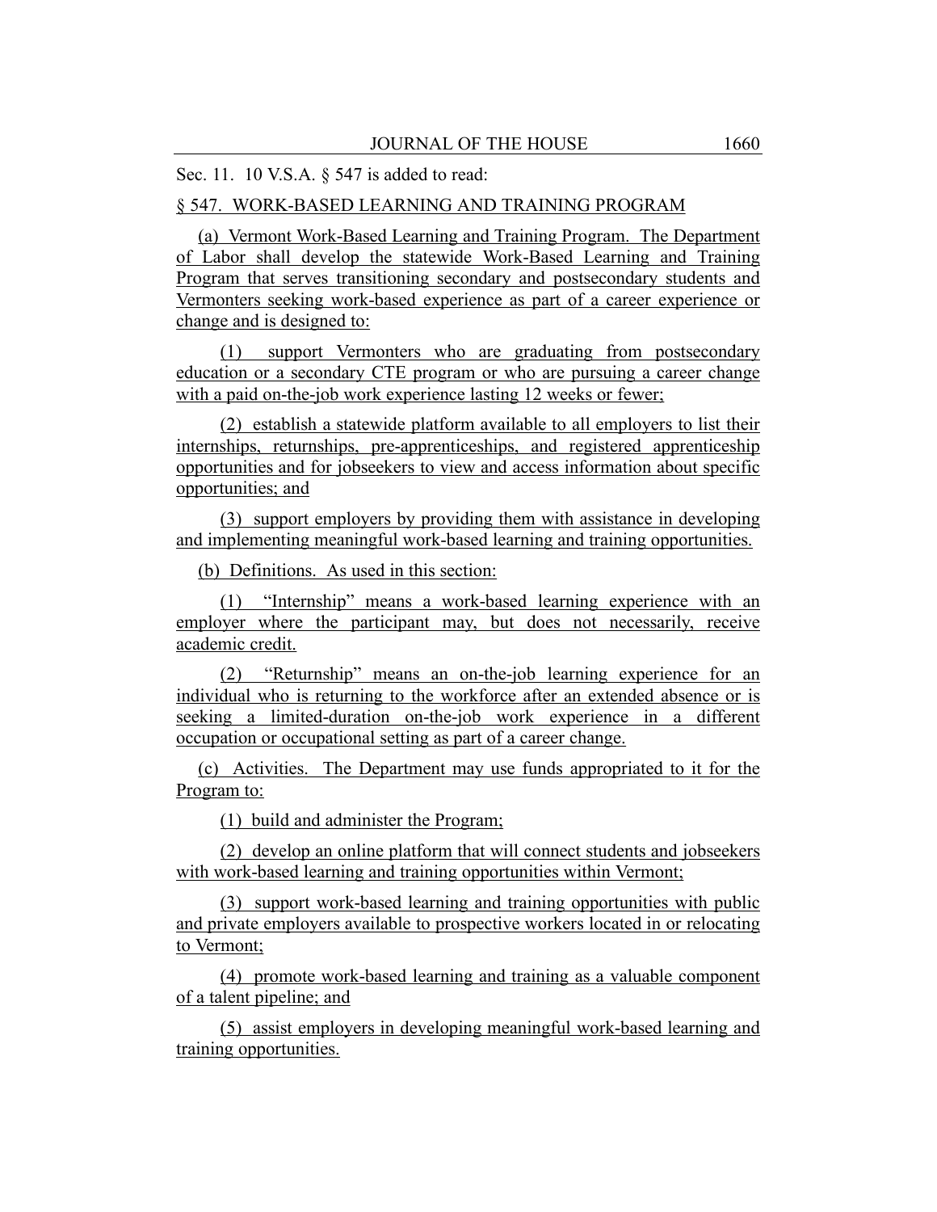Sec. 11. 10 V.S.A. § 547 is added to read:

§ 547. WORK-BASED LEARNING AND TRAINING PROGRAM

(a) Vermont Work-Based Learning and Training Program. The Department of Labor shall develop the statewide Work-Based Learning and Training Program that serves transitioning secondary and postsecondary students and Vermonters seeking work-based experience as part of a career experience or change and is designed to:

(1) support Vermonters who are graduating from postsecondary education or a secondary CTE program or who are pursuing a career change with a paid on-the-job work experience lasting 12 weeks or fewer;

(2) establish a statewide platform available to all employers to list their internships, returnships, pre-apprenticeships, and registered apprenticeship opportunities and for jobseekers to view and access information about specific opportunities; and

(3) support employers by providing them with assistance in developing and implementing meaningful work-based learning and training opportunities.

(b) Definitions. As used in this section:

(1) "Internship" means a work-based learning experience with an employer where the participant may, but does not necessarily, receive academic credit.

(2) "Returnship" means an on-the-job learning experience for an individual who is returning to the workforce after an extended absence or is seeking a limited-duration on-the-job work experience in a different occupation or occupational setting as part of a career change.

(c) Activities. The Department may use funds appropriated to it for the Program to:

(1) build and administer the Program;

(2) develop an online platform that will connect students and jobseekers with work-based learning and training opportunities within Vermont;

(3) support work-based learning and training opportunities with public and private employers available to prospective workers located in or relocating to Vermont;

(4) promote work-based learning and training as a valuable component of a talent pipeline; and

(5) assist employers in developing meaningful work-based learning and training opportunities.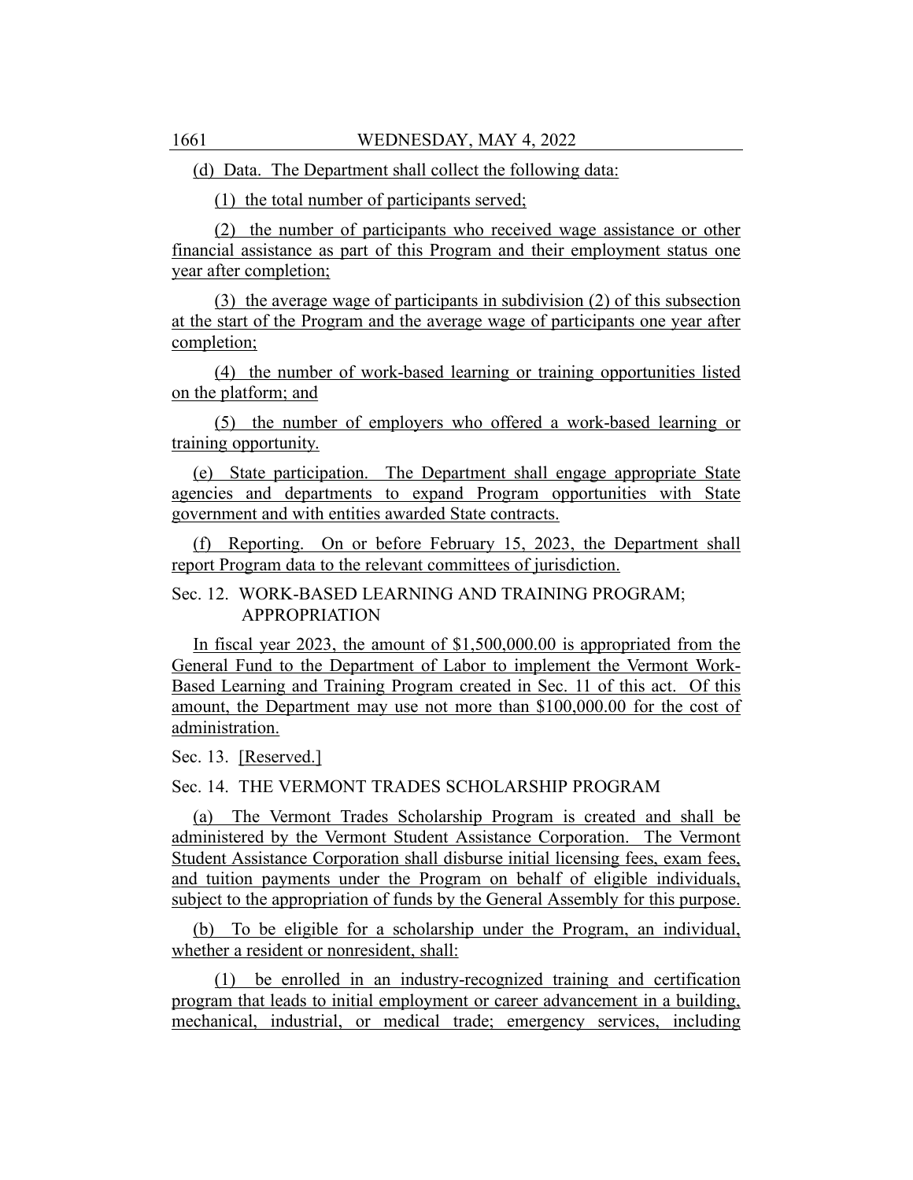(d) Data. The Department shall collect the following data:

(1) the total number of participants served;

(2) the number of participants who received wage assistance or other financial assistance as part of this Program and their employment status one year after completion;

(3) the average wage of participants in subdivision (2) of this subsection at the start of the Program and the average wage of participants one year after completion;

(4) the number of work-based learning or training opportunities listed on the platform; and

(5) the number of employers who offered a work-based learning or training opportunity.

(e) State participation. The Department shall engage appropriate State agencies and departments to expand Program opportunities with State government and with entities awarded State contracts.

(f) Reporting. On or before February 15, 2023, the Department shall report Program data to the relevant committees of jurisdiction.

Sec. 12. WORK-BASED LEARNING AND TRAINING PROGRAM; APPROPRIATION

In fiscal year 2023, the amount of $1,500,000.00 is appropriated from the General Fund to the Department of Labor to implement the Vermont Work-Based Learning and Training Program created in Sec. 11 of this act. Of this amount, the Department may use not more than $100,000.00 for the cost of administration.

Sec. 13. [Reserved.]

Sec. 14. THE VERMONT TRADES SCHOLARSHIP PROGRAM

(a) The Vermont Trades Scholarship Program is created and shall be administered by the Vermont Student Assistance Corporation. The Vermont Student Assistance Corporation shall disburse initial licensing fees, exam fees, and tuition payments under the Program on behalf of eligible individuals, subject to the appropriation of funds by the General Assembly for this purpose.

(b) To be eligible for a scholarship under the Program, an individual, whether a resident or nonresident, shall:

(1) be enrolled in an industry-recognized training and certification program that leads to initial employment or career advancement in a building, mechanical, industrial, or medical trade; emergency services, including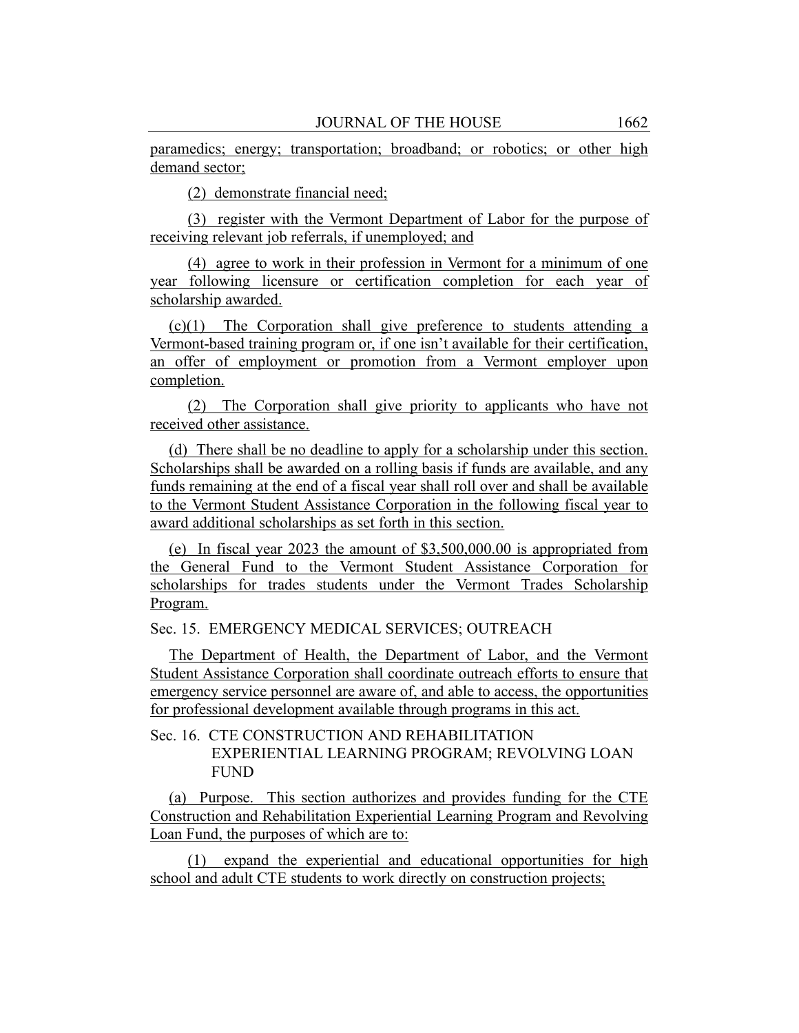paramedics; energy; transportation; broadband; or robotics; or other high demand sector;

(2) demonstrate financial need;

(3) register with the Vermont Department of Labor for the purpose of receiving relevant job referrals, if unemployed; and

(4) agree to work in their profession in Vermont for a minimum of one year following licensure or certification completion for each year of scholarship awarded.

(c)(1) The Corporation shall give preference to students attending a Vermont-based training program or, if one isn't available for their certification, an offer of employment or promotion from a Vermont employer upon completion.

(2) The Corporation shall give priority to applicants who have not received other assistance.

(d) There shall be no deadline to apply for a scholarship under this section. Scholarships shall be awarded on a rolling basis if funds are available, and any funds remaining at the end of a fiscal year shall roll over and shall be available to the Vermont Student Assistance Corporation in the following fiscal year to award additional scholarships as set forth in this section.

(e) In fiscal year 2023 the amount of $3,500,000.00 is appropriated from the General Fund to the Vermont Student Assistance Corporation for scholarships for trades students under the Vermont Trades Scholarship Program.

Sec. 15. EMERGENCY MEDICAL SERVICES; OUTREACH

The Department of Health, the Department of Labor, and the Vermont Student Assistance Corporation shall coordinate outreach efforts to ensure that emergency service personnel are aware of, and able to access, the opportunities for professional development available through programs in this act.

Sec. 16. CTE CONSTRUCTION AND REHABILITATION EXPERIENTIAL LEARNING PROGRAM; REVOLVING LOAN FUND

(a) Purpose. This section authorizes and provides funding for the CTE Construction and Rehabilitation Experiential Learning Program and Revolving Loan Fund, the purposes of which are to:

(1) expand the experiential and educational opportunities for high school and adult CTE students to work directly on construction projects;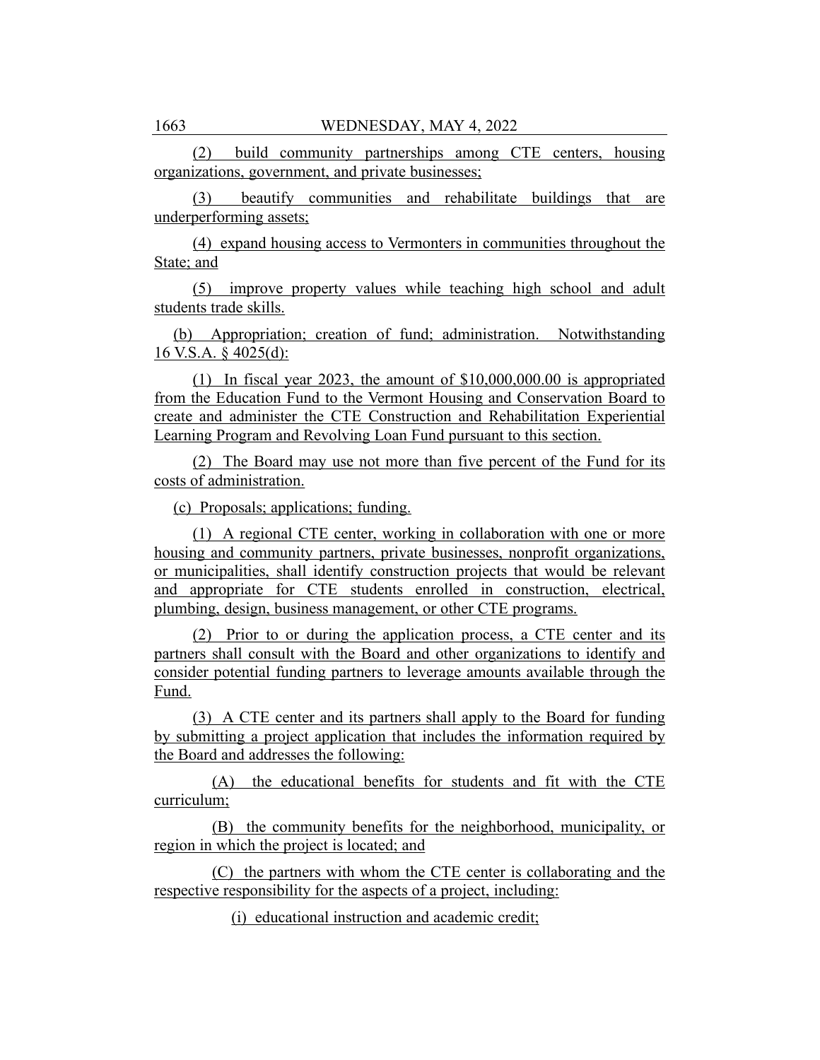(2) build community partnerships among CTE centers, housing organizations, government, and private businesses;

(3) beautify communities and rehabilitate buildings that are underperforming assets;

(4) expand housing access to Vermonters in communities throughout the State; and

(5) improve property values while teaching high school and adult students trade skills.

(b) Appropriation; creation of fund; administration. Notwithstanding 16 V.S.A. § 4025(d):

(1) In fiscal year 2023, the amount of $10,000,000.00 is appropriated from the Education Fund to the Vermont Housing and Conservation Board to create and administer the CTE Construction and Rehabilitation Experiential Learning Program and Revolving Loan Fund pursuant to this section.

(2) The Board may use not more than five percent of the Fund for its costs of administration.

(c) Proposals; applications; funding.

(1) A regional CTE center, working in collaboration with one or more housing and community partners, private businesses, nonprofit organizations, or municipalities, shall identify construction projects that would be relevant and appropriate for CTE students enrolled in construction, electrical, plumbing, design, business management, or other CTE programs.

(2) Prior to or during the application process, a CTE center and its partners shall consult with the Board and other organizations to identify and consider potential funding partners to leverage amounts available through the Fund.

(3) A CTE center and its partners shall apply to the Board for funding by submitting a project application that includes the information required by the Board and addresses the following:

(A) the educational benefits for students and fit with the CTE curriculum;

(B) the community benefits for the neighborhood, municipality, or region in which the project is located; and

(C) the partners with whom the CTE center is collaborating and the respective responsibility for the aspects of a project, including:

(i) educational instruction and academic credit;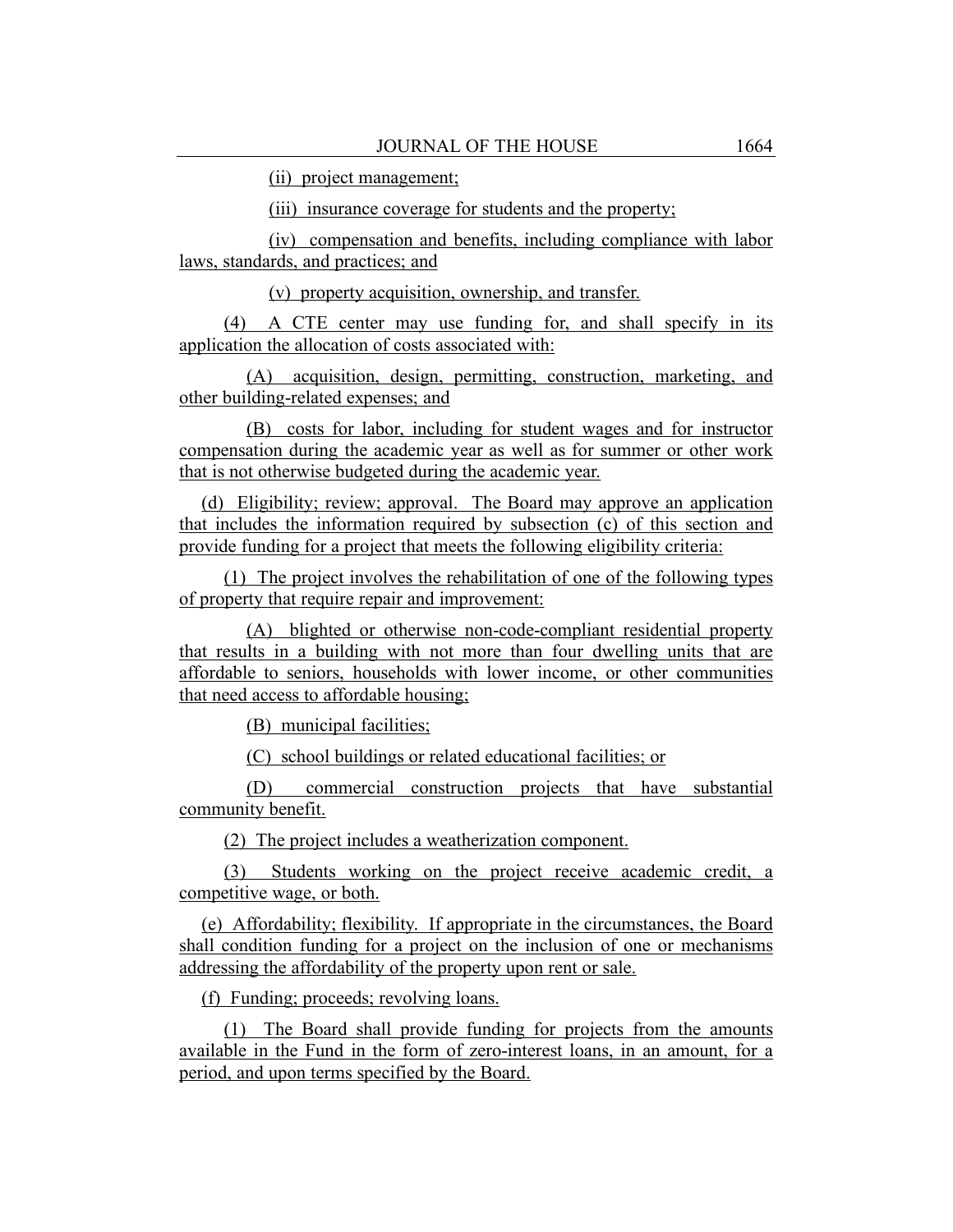(ii) project management;

(iii) insurance coverage for students and the property;

(iv) compensation and benefits, including compliance with labor laws, standards, and practices; and

(v) property acquisition, ownership, and transfer.

(4) A CTE center may use funding for, and shall specify in its application the allocation of costs associated with:

(A) acquisition, design, permitting, construction, marketing, and other building-related expenses; and

(B) costs for labor, including for student wages and for instructor compensation during the academic year as well as for summer or other work that is not otherwise budgeted during the academic year.

(d) Eligibility; review; approval. The Board may approve an application that includes the information required by subsection (c) of this section and provide funding for a project that meets the following eligibility criteria:

(1) The project involves the rehabilitation of one of the following types of property that require repair and improvement:

(A) blighted or otherwise non-code-compliant residential property that results in a building with not more than four dwelling units that are affordable to seniors, households with lower income, or other communities that need access to affordable housing;

(B) municipal facilities;

(C) school buildings or related educational facilities; or

(D) commercial construction projects that have substantial community benefit.

(2) The project includes a weatherization component.

(3) Students working on the project receive academic credit, a competitive wage, or both.

(e) Affordability; flexibility. If appropriate in the circumstances, the Board shall condition funding for a project on the inclusion of one or mechanisms addressing the affordability of the property upon rent or sale.

(f) Funding; proceeds; revolving loans.

(1) The Board shall provide funding for projects from the amounts available in the Fund in the form of zero-interest loans, in an amount, for a period, and upon terms specified by the Board.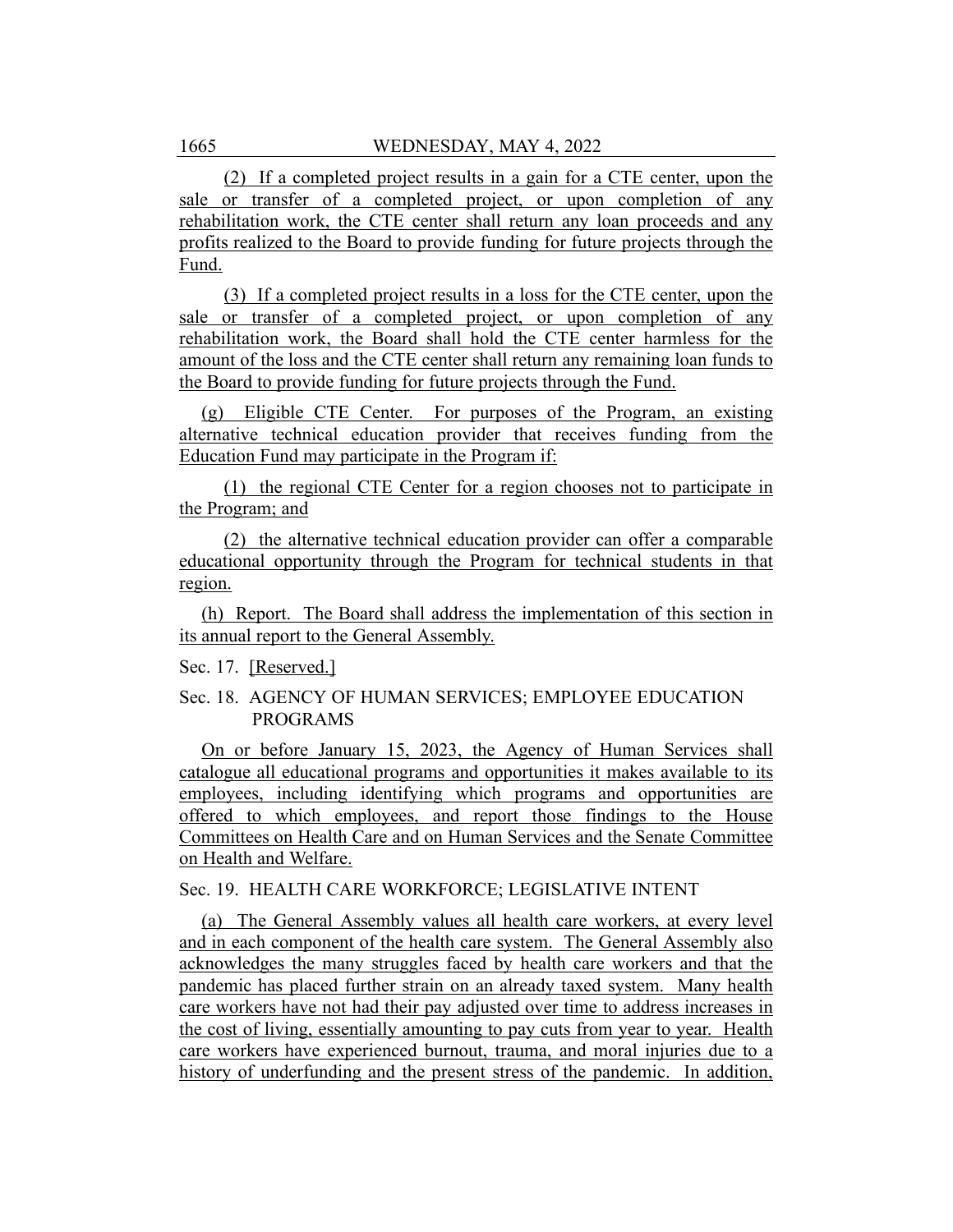(2) If a completed project results in a gain for a CTE center, upon the sale or transfer of a completed project, or upon completion of any rehabilitation work, the CTE center shall return any loan proceeds and any profits realized to the Board to provide funding for future projects through the Fund.

(3) If a completed project results in a loss for the CTE center, upon the sale or transfer of a completed project, or upon completion of any rehabilitation work, the Board shall hold the CTE center harmless for the amount of the loss and the CTE center shall return any remaining loan funds to the Board to provide funding for future projects through the Fund.

(g) Eligible CTE Center. For purposes of the Program, an existing alternative technical education provider that receives funding from the Education Fund may participate in the Program if:

(1) the regional CTE Center for a region chooses not to participate in the Program; and

(2) the alternative technical education provider can offer a comparable educational opportunity through the Program for technical students in that region.

(h) Report. The Board shall address the implementation of this section in its annual report to the General Assembly.

Sec. 17. [Reserved.]

Sec. 18. AGENCY OF HUMAN SERVICES; EMPLOYEE EDUCATION PROGRAMS

On or before January 15, 2023, the Agency of Human Services shall catalogue all educational programs and opportunities it makes available to its employees, including identifying which programs and opportunities are offered to which employees, and report those findings to the House Committees on Health Care and on Human Services and the Senate Committee on Health and Welfare.

Sec. 19. HEALTH CARE WORKFORCE; LEGISLATIVE INTENT

(a) The General Assembly values all health care workers, at every level and in each component of the health care system. The General Assembly also acknowledges the many struggles faced by health care workers and that the pandemic has placed further strain on an already taxed system. Many health care workers have not had their pay adjusted over time to address increases in the cost of living, essentially amounting to pay cuts from year to year. Health care workers have experienced burnout, trauma, and moral injuries due to a history of underfunding and the present stress of the pandemic. In addition,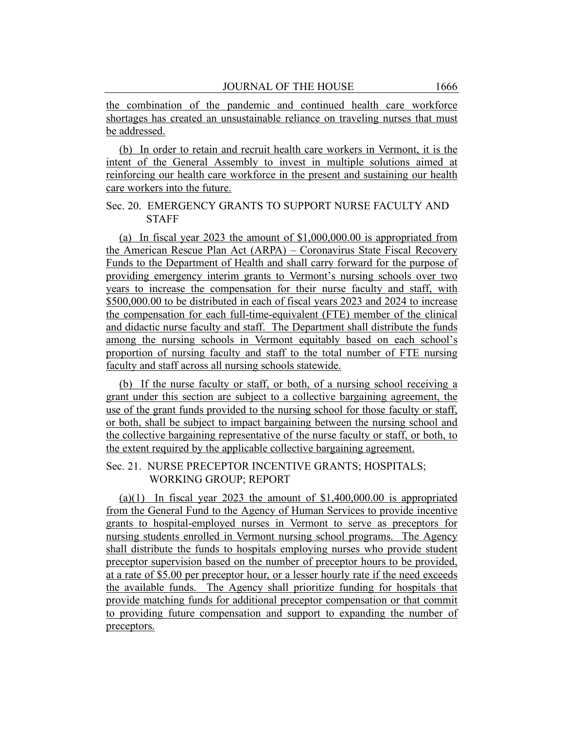the combination of the pandemic and continued health care workforce shortages has created an unsustainable reliance on traveling nurses that must be addressed.

(b) In order to retain and recruit health care workers in Vermont, it is the intent of the General Assembly to invest in multiple solutions aimed at reinforcing our health care workforce in the present and sustaining our health care workers into the future.

Sec. 20. EMERGENCY GRANTS TO SUPPORT NURSE FACULTY AND STAFF

(a) In fiscal year 2023 the amount of $1,000,000.00 is appropriated from the American Rescue Plan Act (ARPA) – Coronavirus State Fiscal Recovery Funds to the Department of Health and shall carry forward for the purpose of providing emergency interim grants to Vermont's nursing schools over two years to increase the compensation for their nurse faculty and staff, with $500,000.00 to be distributed in each of fiscal years 2023 and 2024 to increase the compensation for each full-time-equivalent (FTE) member of the clinical and didactic nurse faculty and staff. The Department shall distribute the funds among the nursing schools in Vermont equitably based on each school's proportion of nursing faculty and staff to the total number of FTE nursing faculty and staff across all nursing schools statewide.

(b) If the nurse faculty or staff, or both, of a nursing school receiving a grant under this section are subject to a collective bargaining agreement, the use of the grant funds provided to the nursing school for those faculty or staff, or both, shall be subject to impact bargaining between the nursing school and the collective bargaining representative of the nurse faculty or staff, or both, to the extent required by the applicable collective bargaining agreement.

Sec. 21. NURSE PRECEPTOR INCENTIVE GRANTS; HOSPITALS; WORKING GROUP; REPORT

(a)(1) In fiscal year 2023 the amount of $1,400,000.00 is appropriated from the General Fund to the Agency of Human Services to provide incentive grants to hospital-employed nurses in Vermont to serve as preceptors for nursing students enrolled in Vermont nursing school programs. The Agency shall distribute the funds to hospitals employing nurses who provide student preceptor supervision based on the number of preceptor hours to be provided, at a rate of $5.00 per preceptor hour, or a lesser hourly rate if the need exceeds the available funds. The Agency shall prioritize funding for hospitals that provide matching funds for additional preceptor compensation or that commit to providing future compensation and support to expanding the number of preceptors.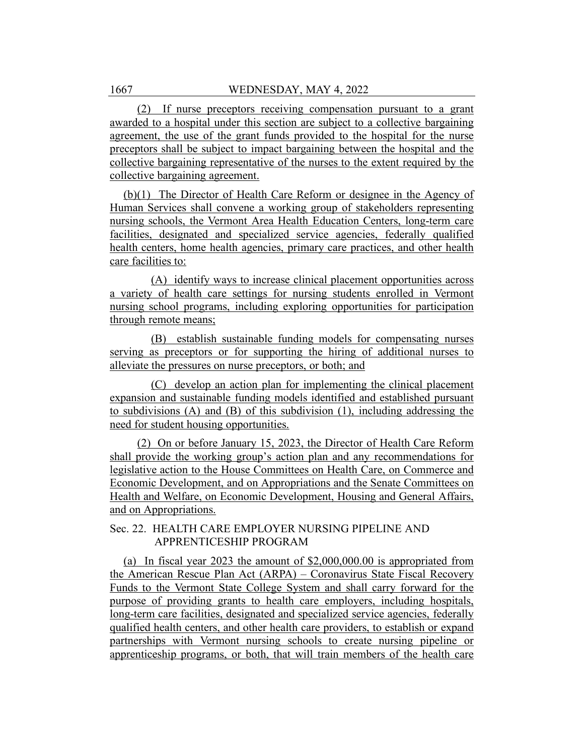(2) If nurse preceptors receiving compensation pursuant to a grant awarded to a hospital under this section are subject to a collective bargaining agreement, the use of the grant funds provided to the hospital for the nurse preceptors shall be subject to impact bargaining between the hospital and the collective bargaining representative of the nurses to the extent required by the collective bargaining agreement.

(b)(1) The Director of Health Care Reform or designee in the Agency of Human Services shall convene a working group of stakeholders representing nursing schools, the Vermont Area Health Education Centers, long-term care facilities, designated and specialized service agencies, federally qualified health centers, home health agencies, primary care practices, and other health care facilities to:

(A) identify ways to increase clinical placement opportunities across a variety of health care settings for nursing students enrolled in Vermont nursing school programs, including exploring opportunities for participation through remote means;

(B) establish sustainable funding models for compensating nurses serving as preceptors or for supporting the hiring of additional nurses to alleviate the pressures on nurse preceptors, or both; and

(C) develop an action plan for implementing the clinical placement expansion and sustainable funding models identified and established pursuant to subdivisions (A) and (B) of this subdivision (1), including addressing the need for student housing opportunities.

(2) On or before January 15, 2023, the Director of Health Care Reform shall provide the working group's action plan and any recommendations for legislative action to the House Committees on Health Care, on Commerce and Economic Development, and on Appropriations and the Senate Committees on Health and Welfare, on Economic Development, Housing and General Affairs, and on Appropriations.

Sec. 22. HEALTH CARE EMPLOYER NURSING PIPELINE AND APPRENTICESHIP PROGRAM

(a) In fiscal year 2023 the amount of $2,000,000.00 is appropriated from the American Rescue Plan Act (ARPA) – Coronavirus State Fiscal Recovery Funds to the Vermont State College System and shall carry forward for the purpose of providing grants to health care employers, including hospitals, long-term care facilities, designated and specialized service agencies, federally qualified health centers, and other health care providers, to establish or expand partnerships with Vermont nursing schools to create nursing pipeline or apprenticeship programs, or both, that will train members of the health care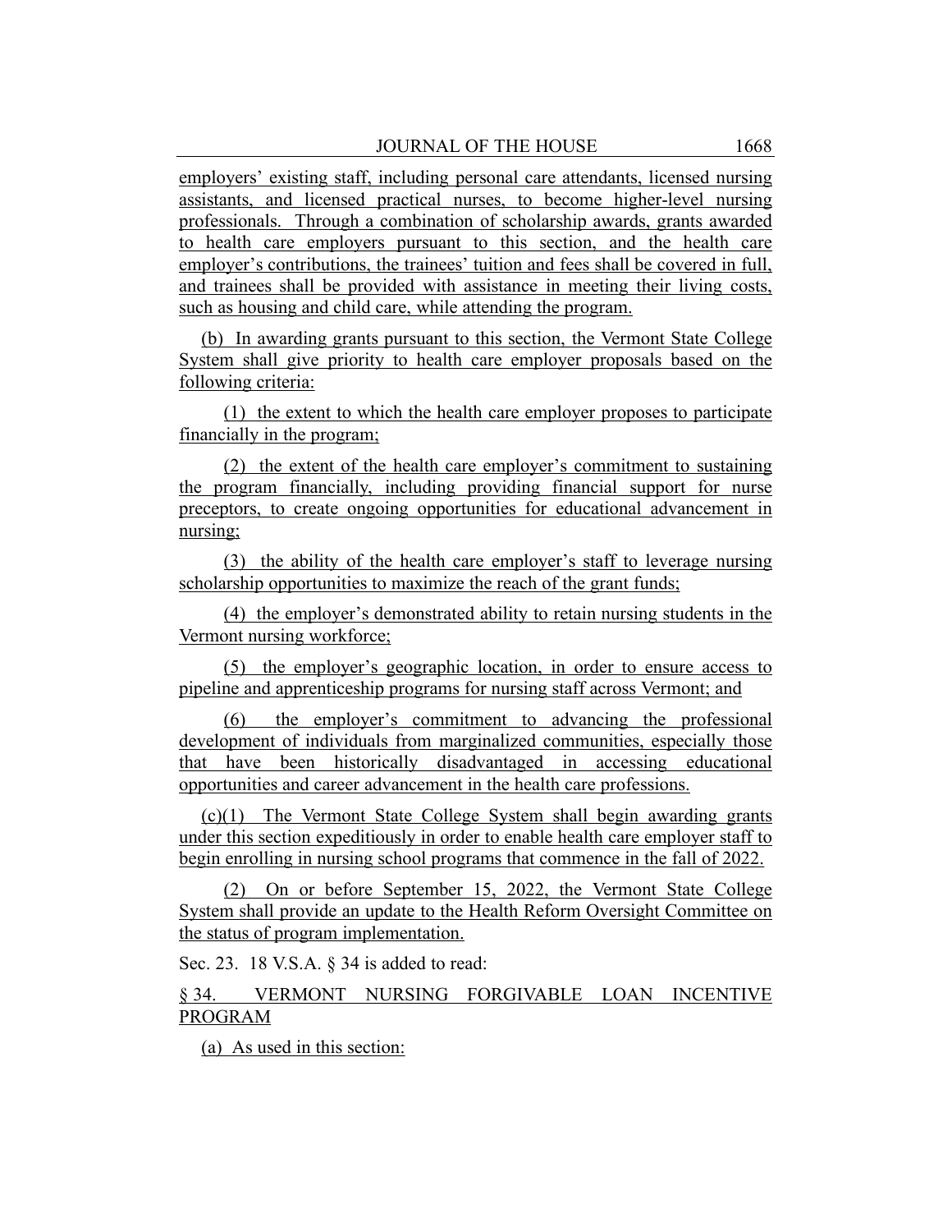employers' existing staff, including personal care attendants, licensed nursing assistants, and licensed practical nurses, to become higher-level nursing professionals. Through a combination of scholarship awards, grants awarded to health care employers pursuant to this section, and the health care employer's contributions, the trainees' tuition and fees shall be covered in full, and trainees shall be provided with assistance in meeting their living costs, such as housing and child care, while attending the program.

(b) In awarding grants pursuant to this section, the Vermont State College System shall give priority to health care employer proposals based on the following criteria:

(1) the extent to which the health care employer proposes to participate financially in the program;

(2) the extent of the health care employer's commitment to sustaining the program financially, including providing financial support for nurse preceptors, to create ongoing opportunities for educational advancement in nursing;

(3) the ability of the health care employer's staff to leverage nursing scholarship opportunities to maximize the reach of the grant funds;

(4) the employer's demonstrated ability to retain nursing students in the Vermont nursing workforce;

(5) the employer's geographic location, in order to ensure access to pipeline and apprenticeship programs for nursing staff across Vermont; and

(6) the employer's commitment to advancing the professional development of individuals from marginalized communities, especially those that have been historically disadvantaged in accessing educational opportunities and career advancement in the health care professions.

(c)(1) The Vermont State College System shall begin awarding grants under this section expeditiously in order to enable health care employer staff to begin enrolling in nursing school programs that commence in the fall of 2022.

(2) On or before September 15, 2022, the Vermont State College System shall provide an update to the Health Reform Oversight Committee on the status of program implementation.

Sec. 23. 18 V.S.A. § 34 is added to read:

§ 34. VERMONT NURSING FORGIVABLE LOAN INCENTIVE PROGRAM

(a) As used in this section: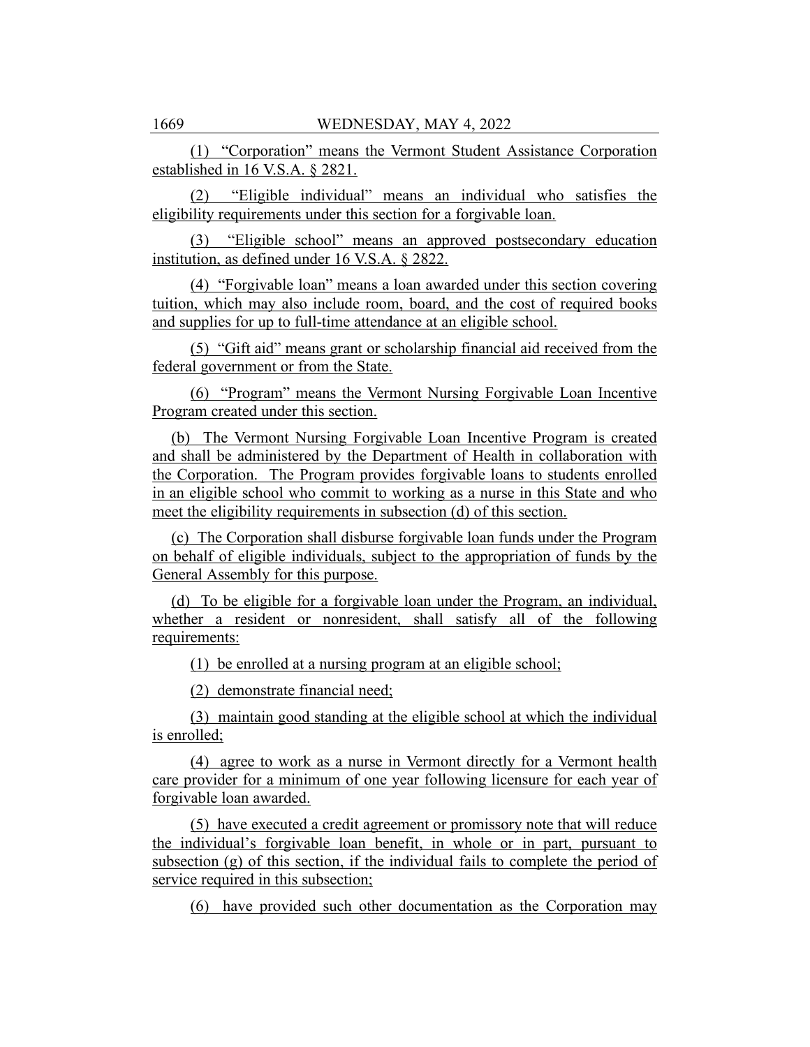(1) "Corporation" means the Vermont Student Assistance Corporation established in 16 V.S.A. § 2821.

(2) "Eligible individual" means an individual who satisfies the eligibility requirements under this section for a forgivable loan.

(3) "Eligible school" means an approved postsecondary education institution, as defined under 16 V.S.A. § 2822.

(4) "Forgivable loan" means a loan awarded under this section covering tuition, which may also include room, board, and the cost of required books and supplies for up to full-time attendance at an eligible school.

(5) "Gift aid" means grant or scholarship financial aid received from the federal government or from the State.

(6) "Program" means the Vermont Nursing Forgivable Loan Incentive Program created under this section.

(b) The Vermont Nursing Forgivable Loan Incentive Program is created and shall be administered by the Department of Health in collaboration with the Corporation. The Program provides forgivable loans to students enrolled in an eligible school who commit to working as a nurse in this State and who meet the eligibility requirements in subsection (d) of this section.

(c) The Corporation shall disburse forgivable loan funds under the Program on behalf of eligible individuals, subject to the appropriation of funds by the General Assembly for this purpose.

(d) To be eligible for a forgivable loan under the Program, an individual, whether a resident or nonresident, shall satisfy all of the following requirements:

(1) be enrolled at a nursing program at an eligible school;

(2) demonstrate financial need;

(3) maintain good standing at the eligible school at which the individual is enrolled;

(4) agree to work as a nurse in Vermont directly for a Vermont health care provider for a minimum of one year following licensure for each year of forgivable loan awarded.

(5) have executed a credit agreement or promissory note that will reduce the individual's forgivable loan benefit, in whole or in part, pursuant to subsection (g) of this section, if the individual fails to complete the period of service required in this subsection;

(6) have provided such other documentation as the Corporation may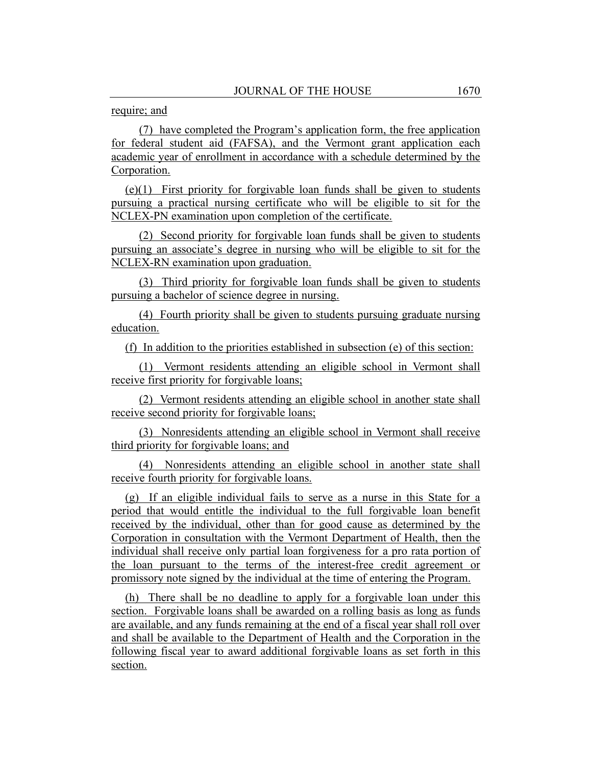require; and

(7) have completed the Program's application form, the free application for federal student aid (FAFSA), and the Vermont grant application each academic year of enrollment in accordance with a schedule determined by the Corporation.

(e)(1) First priority for forgivable loan funds shall be given to students pursuing a practical nursing certificate who will be eligible to sit for the NCLEX-PN examination upon completion of the certificate.

(2) Second priority for forgivable loan funds shall be given to students pursuing an associate's degree in nursing who will be eligible to sit for the NCLEX-RN examination upon graduation.

(3) Third priority for forgivable loan funds shall be given to students pursuing a bachelor of science degree in nursing.

(4) Fourth priority shall be given to students pursuing graduate nursing education.

(f) In addition to the priorities established in subsection (e) of this section:

(1) Vermont residents attending an eligible school in Vermont shall receive first priority for forgivable loans;

(2) Vermont residents attending an eligible school in another state shall receive second priority for forgivable loans;

(3) Nonresidents attending an eligible school in Vermont shall receive third priority for forgivable loans; and

(4) Nonresidents attending an eligible school in another state shall receive fourth priority for forgivable loans.

(g) If an eligible individual fails to serve as a nurse in this State for a period that would entitle the individual to the full forgivable loan benefit received by the individual, other than for good cause as determined by the Corporation in consultation with the Vermont Department of Health, then the individual shall receive only partial loan forgiveness for a pro rata portion of the loan pursuant to the terms of the interest-free credit agreement or promissory note signed by the individual at the time of entering the Program.

(h) There shall be no deadline to apply for a forgivable loan under this section. Forgivable loans shall be awarded on a rolling basis as long as funds are available, and any funds remaining at the end of a fiscal year shall roll over and shall be available to the Department of Health and the Corporation in the following fiscal year to award additional forgivable loans as set forth in this section.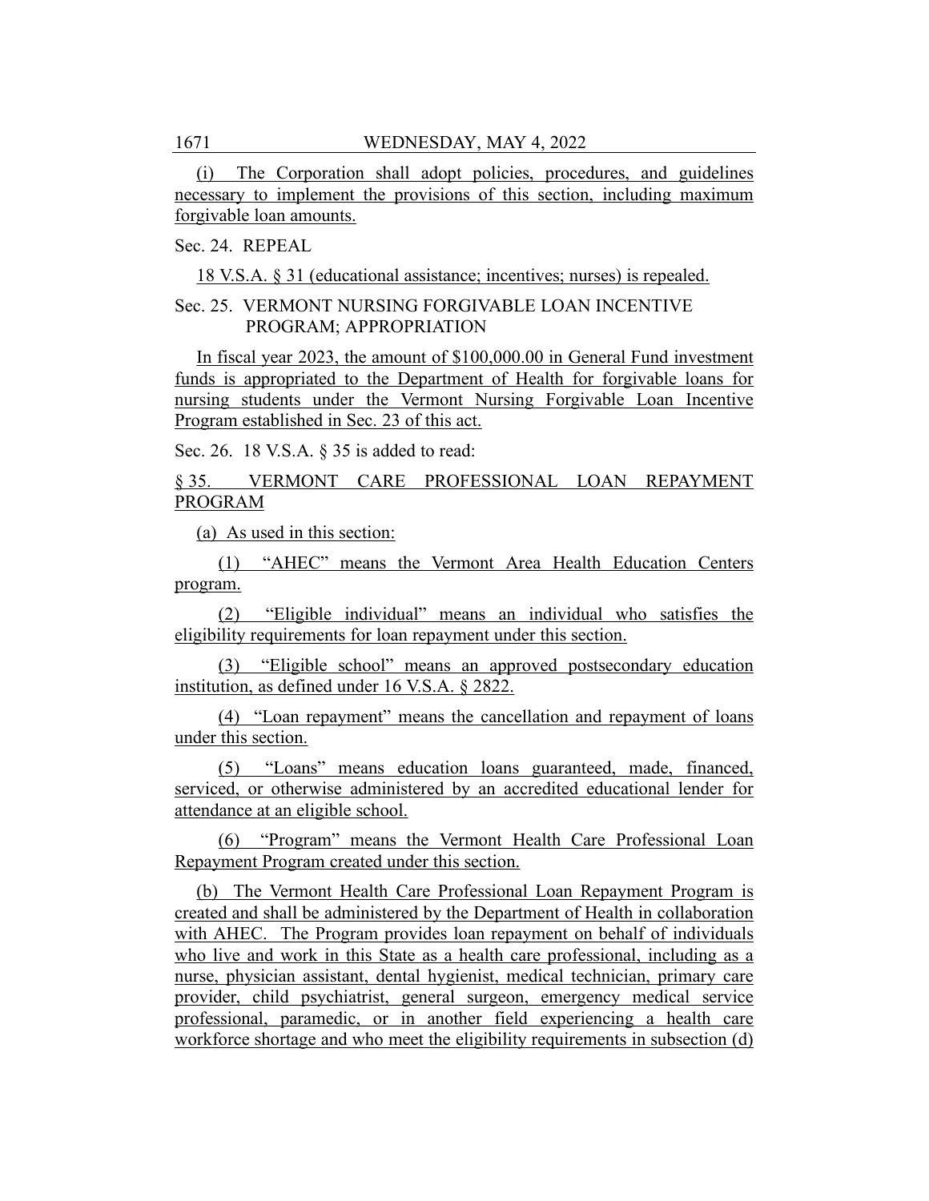(i) The Corporation shall adopt policies, procedures, and guidelines necessary to implement the provisions of this section, including maximum forgivable loan amounts.

Sec. 24. REPEAL

18 V.S.A. § 31 (educational assistance; incentives; nurses) is repealed.

Sec. 25. VERMONT NURSING FORGIVABLE LOAN INCENTIVE PROGRAM; APPROPRIATION

In fiscal year 2023, the amount of $100,000.00 in General Fund investment funds is appropriated to the Department of Health for forgivable loans for nursing students under the Vermont Nursing Forgivable Loan Incentive Program established in Sec. 23 of this act.

Sec. 26. 18 V.S.A. § 35 is added to read:

§ 35. VERMONT CARE PROFESSIONAL LOAN REPAYMENT PROGRAM

(a) As used in this section:

(1) "AHEC" means the Vermont Area Health Education Centers program.

(2) "Eligible individual" means an individual who satisfies the eligibility requirements for loan repayment under this section.

(3) "Eligible school" means an approved postsecondary education institution, as defined under 16 V.S.A. § 2822.

(4) "Loan repayment" means the cancellation and repayment of loans under this section.

(5) "Loans" means education loans guaranteed, made, financed, serviced, or otherwise administered by an accredited educational lender for attendance at an eligible school.

(6) "Program" means the Vermont Health Care Professional Loan Repayment Program created under this section.

(b) The Vermont Health Care Professional Loan Repayment Program is created and shall be administered by the Department of Health in collaboration with AHEC. The Program provides loan repayment on behalf of individuals who live and work in this State as a health care professional, including as a nurse, physician assistant, dental hygienist, medical technician, primary care provider, child psychiatrist, general surgeon, emergency medical service professional, paramedic, or in another field experiencing a health care workforce shortage and who meet the eligibility requirements in subsection (d)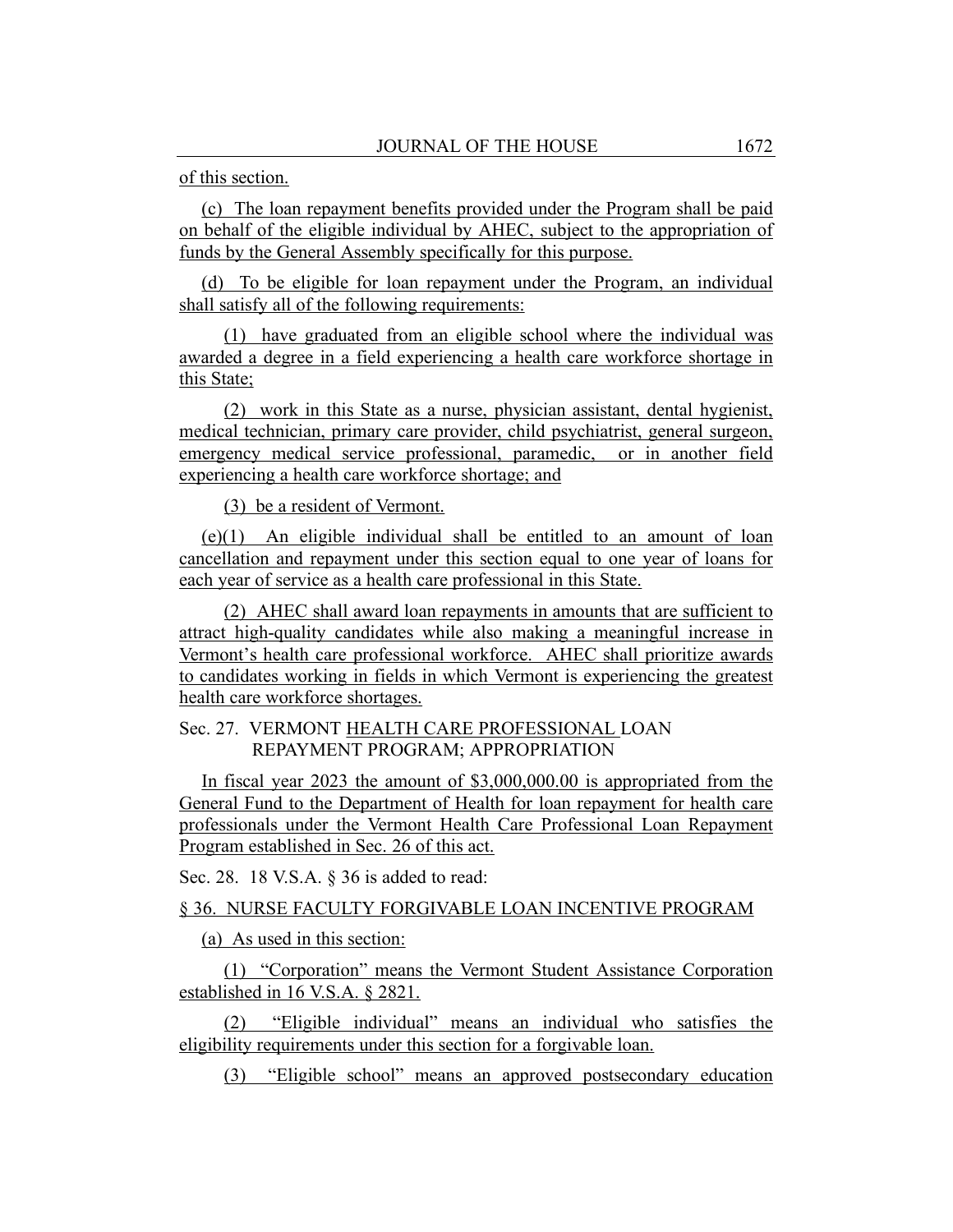of this section.

(c) The loan repayment benefits provided under the Program shall be paid on behalf of the eligible individual by AHEC, subject to the appropriation of funds by the General Assembly specifically for this purpose.

(d) To be eligible for loan repayment under the Program, an individual shall satisfy all of the following requirements:

(1) have graduated from an eligible school where the individual was awarded a degree in a field experiencing a health care workforce shortage in this State;

(2) work in this State as a nurse, physician assistant, dental hygienist, medical technician, primary care provider, child psychiatrist, general surgeon, emergency medical service professional, paramedic, or in another field experiencing a health care workforce shortage; and

(3) be a resident of Vermont.

(e)(1) An eligible individual shall be entitled to an amount of loan cancellation and repayment under this section equal to one year of loans for each year of service as a health care professional in this State.

(2) AHEC shall award loan repayments in amounts that are sufficient to attract high-quality candidates while also making a meaningful increase in Vermont's health care professional workforce. AHEC shall prioritize awards to candidates working in fields in which Vermont is experiencing the greatest health care workforce shortages.

Sec. 27. VERMONT HEALTH CARE PROFESSIONAL LOAN REPAYMENT PROGRAM; APPROPRIATION

In fiscal year 2023 the amount of $3,000,000.00 is appropriated from the General Fund to the Department of Health for loan repayment for health care professionals under the Vermont Health Care Professional Loan Repayment Program established in Sec. 26 of this act.

Sec. 28. 18 V.S.A. § 36 is added to read:

§ 36. NURSE FACULTY FORGIVABLE LOAN INCENTIVE PROGRAM

(a) As used in this section:

(1) "Corporation" means the Vermont Student Assistance Corporation established in 16 V.S.A. § 2821.

(2) "Eligible individual" means an individual who satisfies the eligibility requirements under this section for a forgivable loan.

(3) "Eligible school" means an approved postsecondary education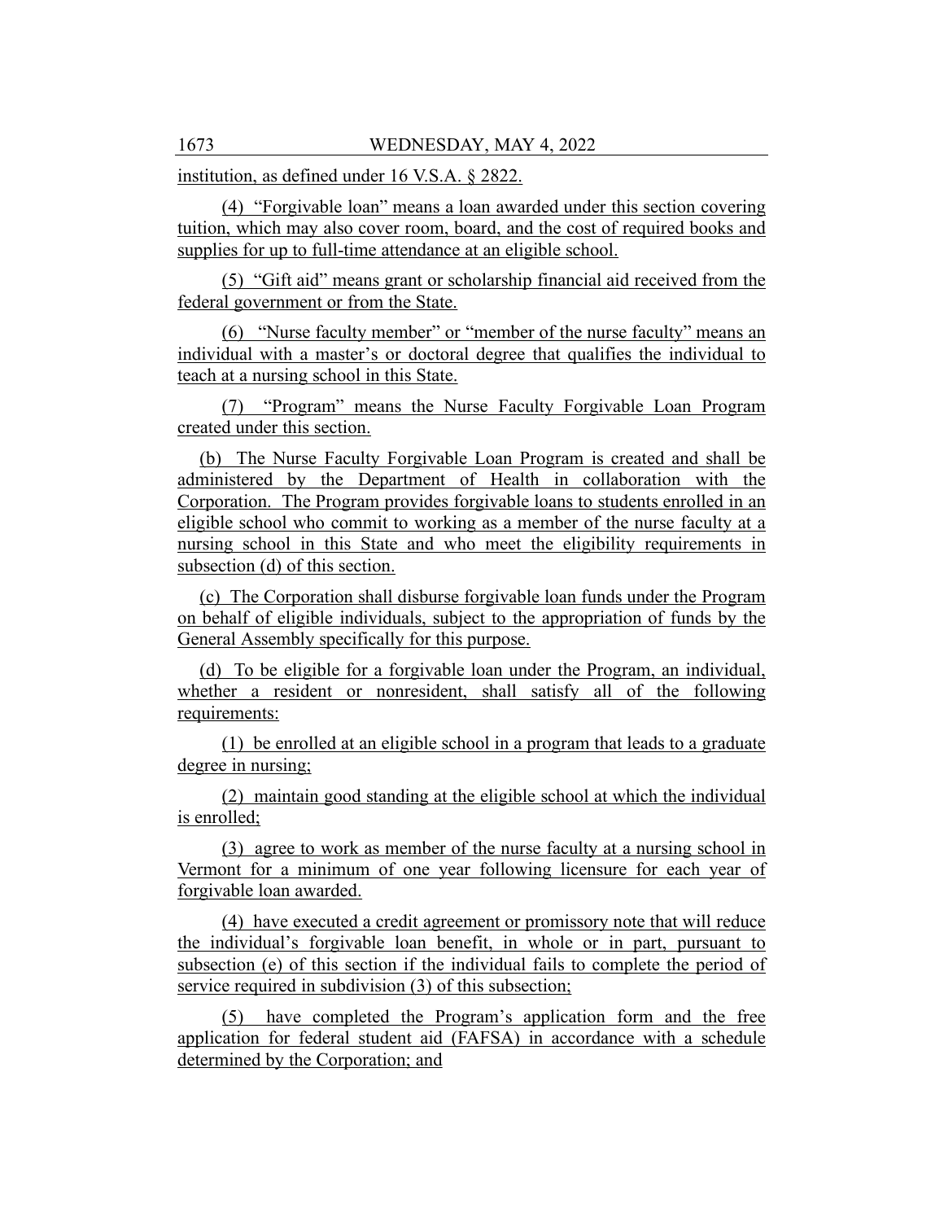institution, as defined under 16 V.S.A. § 2822.

(4) "Forgivable loan" means a loan awarded under this section covering tuition, which may also cover room, board, and the cost of required books and supplies for up to full-time attendance at an eligible school.

(5) "Gift aid" means grant or scholarship financial aid received from the federal government or from the State.

(6) "Nurse faculty member" or "member of the nurse faculty" means an individual with a master's or doctoral degree that qualifies the individual to teach at a nursing school in this State.

(7) "Program" means the Nurse Faculty Forgivable Loan Program created under this section.

(b) The Nurse Faculty Forgivable Loan Program is created and shall be administered by the Department of Health in collaboration with the Corporation. The Program provides forgivable loans to students enrolled in an eligible school who commit to working as a member of the nurse faculty at a nursing school in this State and who meet the eligibility requirements in subsection (d) of this section.

(c) The Corporation shall disburse forgivable loan funds under the Program on behalf of eligible individuals, subject to the appropriation of funds by the General Assembly specifically for this purpose.

(d) To be eligible for a forgivable loan under the Program, an individual, whether a resident or nonresident, shall satisfy all of the following requirements:

(1) be enrolled at an eligible school in a program that leads to a graduate degree in nursing;

(2) maintain good standing at the eligible school at which the individual is enrolled;

(3) agree to work as member of the nurse faculty at a nursing school in Vermont for a minimum of one year following licensure for each year of forgivable loan awarded.

(4) have executed a credit agreement or promissory note that will reduce the individual's forgivable loan benefit, in whole or in part, pursuant to subsection (e) of this section if the individual fails to complete the period of service required in subdivision (3) of this subsection;

(5) have completed the Program's application form and the free application for federal student aid (FAFSA) in accordance with a schedule determined by the Corporation; and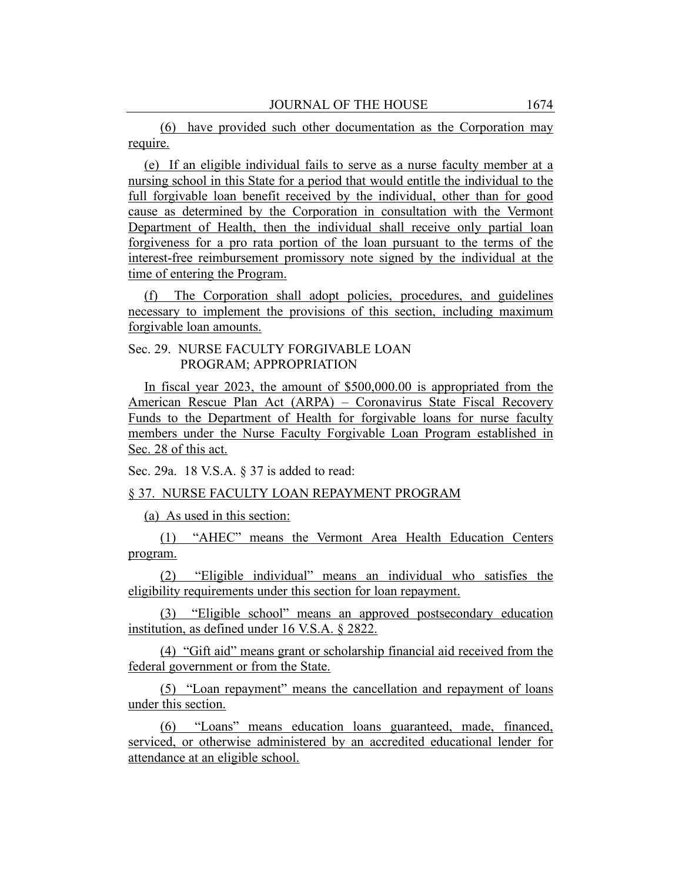(6) have provided such other documentation as the Corporation may require.

(e) If an eligible individual fails to serve as a nurse faculty member at a nursing school in this State for a period that would entitle the individual to the full forgivable loan benefit received by the individual, other than for good cause as determined by the Corporation in consultation with the Vermont Department of Health, then the individual shall receive only partial loan forgiveness for a pro rata portion of the loan pursuant to the terms of the interest-free reimbursement promissory note signed by the individual at the time of entering the Program.

(f) The Corporation shall adopt policies, procedures, and guidelines necessary to implement the provisions of this section, including maximum forgivable loan amounts.

Sec. 29. NURSE FACULTY FORGIVABLE LOAN PROGRAM; APPROPRIATION

In fiscal year 2023, the amount of $500,000.00 is appropriated from the American Rescue Plan Act (ARPA) – Coronavirus State Fiscal Recovery Funds to the Department of Health for forgivable loans for nurse faculty members under the Nurse Faculty Forgivable Loan Program established in Sec. 28 of this act.

Sec. 29a. 18 V.S.A. § 37 is added to read:

§ 37. NURSE FACULTY LOAN REPAYMENT PROGRAM

(a) As used in this section:

(1) "AHEC" means the Vermont Area Health Education Centers program.

(2) "Eligible individual" means an individual who satisfies the eligibility requirements under this section for loan repayment.

(3) "Eligible school" means an approved postsecondary education institution, as defined under 16 V.S.A. § 2822.

(4) "Gift aid" means grant or scholarship financial aid received from the federal government or from the State.

(5) "Loan repayment" means the cancellation and repayment of loans under this section.

(6) "Loans" means education loans guaranteed, made, financed, serviced, or otherwise administered by an accredited educational lender for attendance at an eligible school.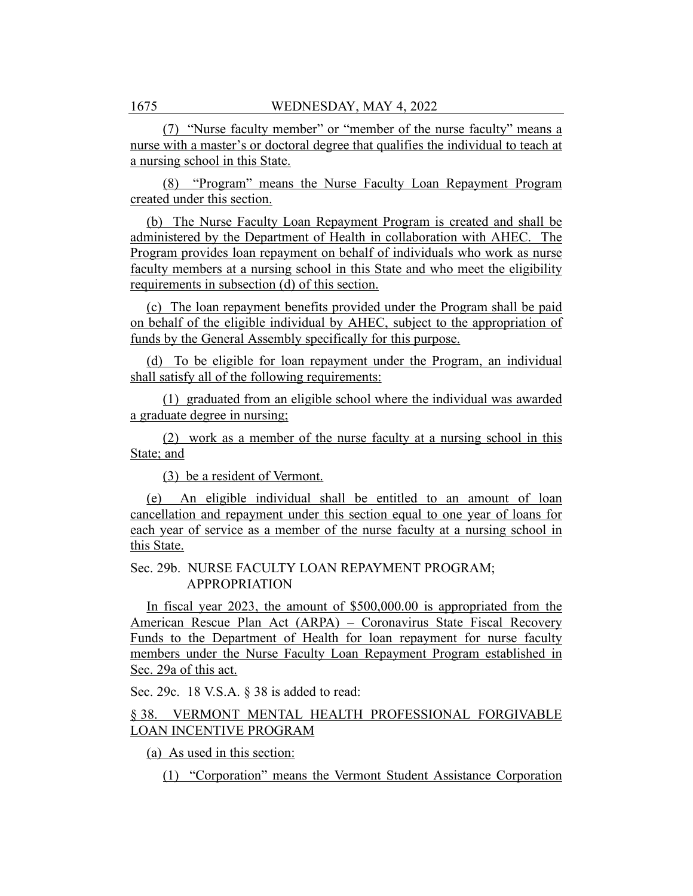(7) "Nurse faculty member" or "member of the nurse faculty" means a nurse with a master's or doctoral degree that qualifies the individual to teach at a nursing school in this State.

(8) "Program" means the Nurse Faculty Loan Repayment Program created under this section.

(b) The Nurse Faculty Loan Repayment Program is created and shall be administered by the Department of Health in collaboration with AHEC. The Program provides loan repayment on behalf of individuals who work as nurse faculty members at a nursing school in this State and who meet the eligibility requirements in subsection (d) of this section.

(c) The loan repayment benefits provided under the Program shall be paid on behalf of the eligible individual by AHEC, subject to the appropriation of funds by the General Assembly specifically for this purpose.

(d) To be eligible for loan repayment under the Program, an individual shall satisfy all of the following requirements:

(1) graduated from an eligible school where the individual was awarded a graduate degree in nursing;

(2) work as a member of the nurse faculty at a nursing school in this State; and

(3) be a resident of Vermont.

(e) An eligible individual shall be entitled to an amount of loan cancellation and repayment under this section equal to one year of loans for each year of service as a member of the nurse faculty at a nursing school in this State.

Sec. 29b. NURSE FACULTY LOAN REPAYMENT PROGRAM; APPROPRIATION

In fiscal year 2023, the amount of $500,000.00 is appropriated from the American Rescue Plan Act (ARPA) – Coronavirus State Fiscal Recovery Funds to the Department of Health for loan repayment for nurse faculty members under the Nurse Faculty Loan Repayment Program established in Sec. 29a of this act.

Sec. 29c. 18 V.S.A. § 38 is added to read:

§ 38. VERMONT MENTAL HEALTH PROFESSIONAL FORGIVABLE LOAN INCENTIVE PROGRAM

(a) As used in this section:

(1) "Corporation" means the Vermont Student Assistance Corporation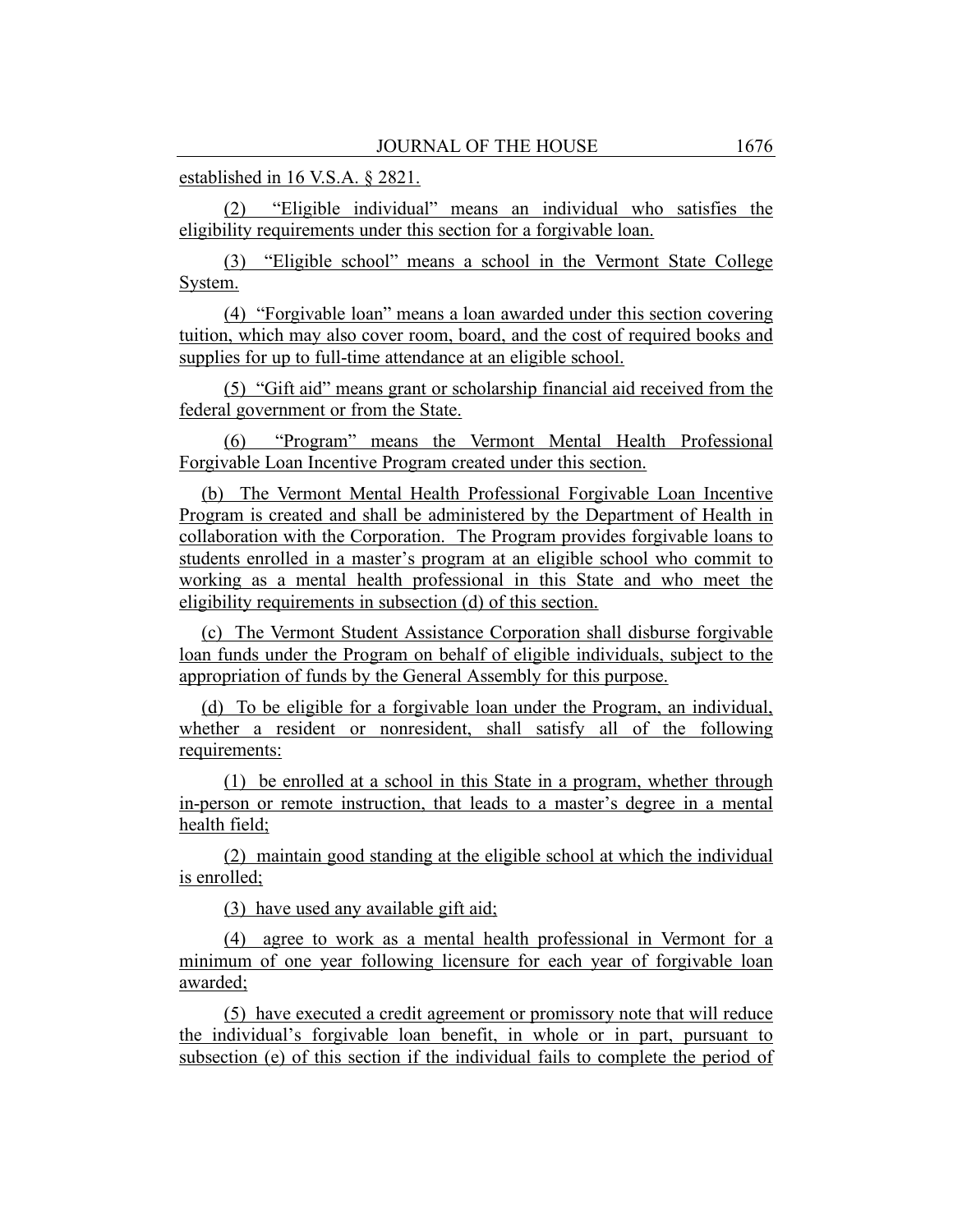established in 16 V.S.A. § 2821.

(2) "Eligible individual" means an individual who satisfies the eligibility requirements under this section for a forgivable loan.

(3) "Eligible school" means a school in the Vermont State College System.

(4) "Forgivable loan" means a loan awarded under this section covering tuition, which may also cover room, board, and the cost of required books and supplies for up to full-time attendance at an eligible school.

(5) "Gift aid" means grant or scholarship financial aid received from the federal government or from the State.

(6) "Program" means the Vermont Mental Health Professional Forgivable Loan Incentive Program created under this section.

(b) The Vermont Mental Health Professional Forgivable Loan Incentive Program is created and shall be administered by the Department of Health in collaboration with the Corporation. The Program provides forgivable loans to students enrolled in a master's program at an eligible school who commit to working as a mental health professional in this State and who meet the eligibility requirements in subsection (d) of this section.

(c) The Vermont Student Assistance Corporation shall disburse forgivable loan funds under the Program on behalf of eligible individuals, subject to the appropriation of funds by the General Assembly for this purpose.

(d) To be eligible for a forgivable loan under the Program, an individual, whether a resident or nonresident, shall satisfy all of the following requirements:

(1) be enrolled at a school in this State in a program, whether through in-person or remote instruction, that leads to a master's degree in a mental health field;

(2) maintain good standing at the eligible school at which the individual is enrolled;

(3) have used any available gift aid;

(4) agree to work as a mental health professional in Vermont for a minimum of one year following licensure for each year of forgivable loan awarded;

(5) have executed a credit agreement or promissory note that will reduce the individual's forgivable loan benefit, in whole or in part, pursuant to subsection (e) of this section if the individual fails to complete the period of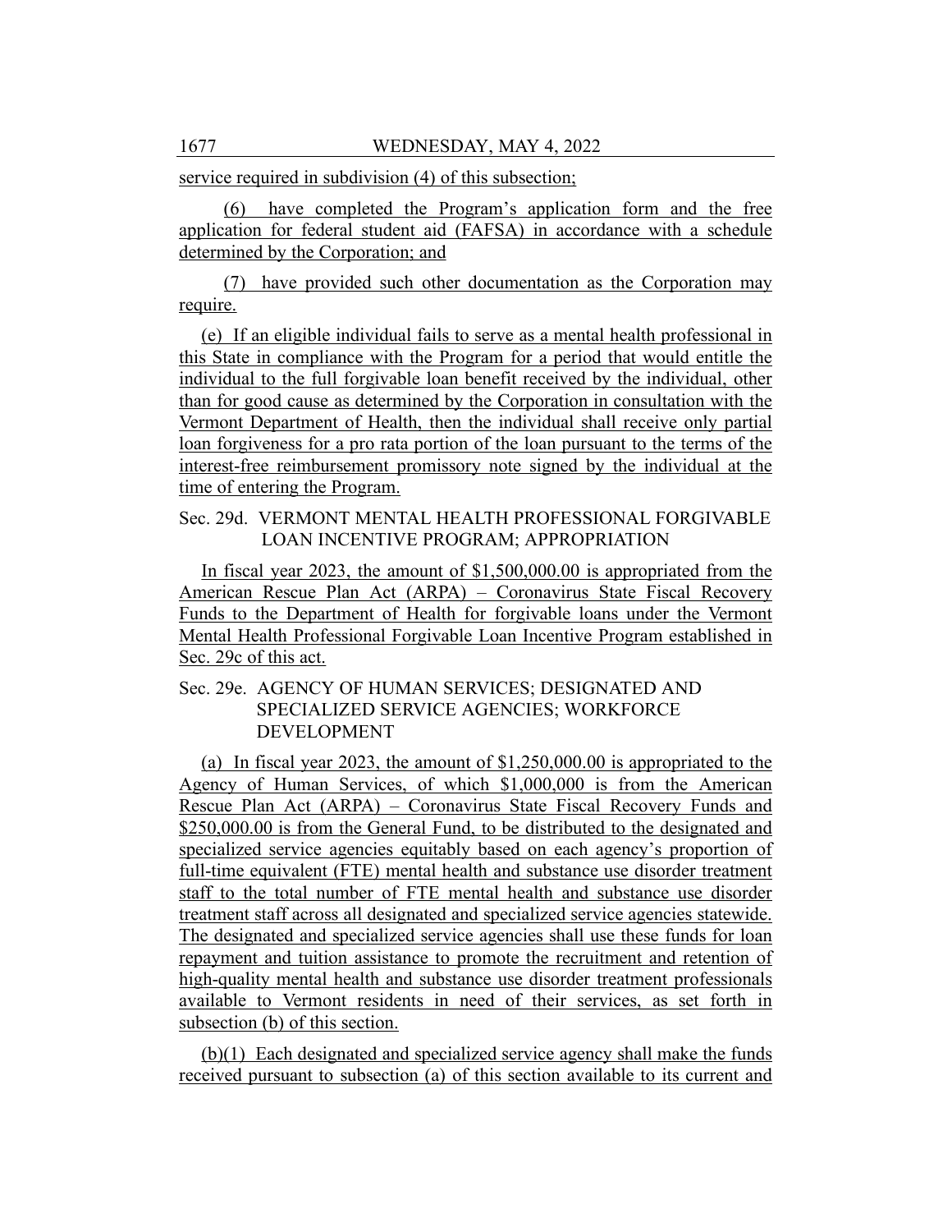service required in subdivision (4) of this subsection;

(6) have completed the Program's application form and the free application for federal student aid (FAFSA) in accordance with a schedule determined by the Corporation; and

(7) have provided such other documentation as the Corporation may require.

(e) If an eligible individual fails to serve as a mental health professional in this State in compliance with the Program for a period that would entitle the individual to the full forgivable loan benefit received by the individual, other than for good cause as determined by the Corporation in consultation with the Vermont Department of Health, then the individual shall receive only partial loan forgiveness for a pro rata portion of the loan pursuant to the terms of the interest-free reimbursement promissory note signed by the individual at the time of entering the Program.

Sec. 29d. VERMONT MENTAL HEALTH PROFESSIONAL FORGIVABLE LOAN INCENTIVE PROGRAM; APPROPRIATION

In fiscal year 2023, the amount of $1,500,000.00 is appropriated from the American Rescue Plan Act (ARPA) – Coronavirus State Fiscal Recovery Funds to the Department of Health for forgivable loans under the Vermont Mental Health Professional Forgivable Loan Incentive Program established in Sec. 29c of this act.

Sec. 29e. AGENCY OF HUMAN SERVICES; DESIGNATED AND SPECIALIZED SERVICE AGENCIES; WORKFORCE DEVELOPMENT

(a) In fiscal year 2023, the amount of $1,250,000.00 is appropriated to the Agency of Human Services, of which $1,000,000 is from the American Rescue Plan Act (ARPA) – Coronavirus State Fiscal Recovery Funds and $250,000.00 is from the General Fund, to be distributed to the designated and specialized service agencies equitably based on each agency's proportion of full-time equivalent (FTE) mental health and substance use disorder treatment staff to the total number of FTE mental health and substance use disorder treatment staff across all designated and specialized service agencies statewide. The designated and specialized service agencies shall use these funds for loan repayment and tuition assistance to promote the recruitment and retention of high-quality mental health and substance use disorder treatment professionals available to Vermont residents in need of their services, as set forth in subsection (b) of this section.

(b)(1) Each designated and specialized service agency shall make the funds received pursuant to subsection (a) of this section available to its current and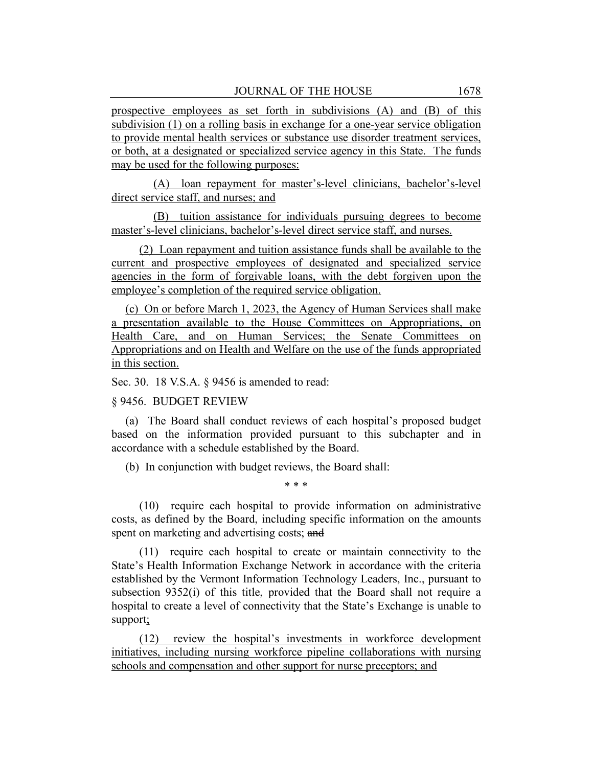prospective employees as set forth in subdivisions (A) and (B) of this subdivision (1) on a rolling basis in exchange for a one-year service obligation to provide mental health services or substance use disorder treatment services, or both, at a designated or specialized service agency in this State. The funds may be used for the following purposes:

(A) loan repayment for master's-level clinicians, bachelor's-level direct service staff, and nurses; and

(B) tuition assistance for individuals pursuing degrees to become master's-level clinicians, bachelor's-level direct service staff, and nurses.

(2) Loan repayment and tuition assistance funds shall be available to the current and prospective employees of designated and specialized service agencies in the form of forgivable loans, with the debt forgiven upon the employee's completion of the required service obligation.

(c) On or before March 1, 2023, the Agency of Human Services shall make a presentation available to the House Committees on Appropriations, on Health Care, and on Human Services; the Senate Committees on Appropriations and on Health and Welfare on the use of the funds appropriated in this section.

Sec. 30. 18 V.S.A. § 9456 is amended to read:

§ 9456. BUDGET REVIEW

(a) The Board shall conduct reviews of each hospital's proposed budget based on the information provided pursuant to this subchapter and in accordance with a schedule established by the Board.

(b) In conjunction with budget reviews, the Board shall:

\* \* \*

(10) require each hospital to provide information on administrative costs, as defined by the Board, including specific information on the amounts spent on marketing and advertising costs; ~~and~~

(11) require each hospital to create or maintain connectivity to the State's Health Information Exchange Network in accordance with the criteria established by the Vermont Information Technology Leaders, Inc., pursuant to subsection 9352(i) of this title, provided that the Board shall not require a hospital to create a level of connectivity that the State's Exchange is unable to support;

(12) review the hospital's investments in workforce development initiatives, including nursing workforce pipeline collaborations with nursing schools and compensation and other support for nurse preceptors; and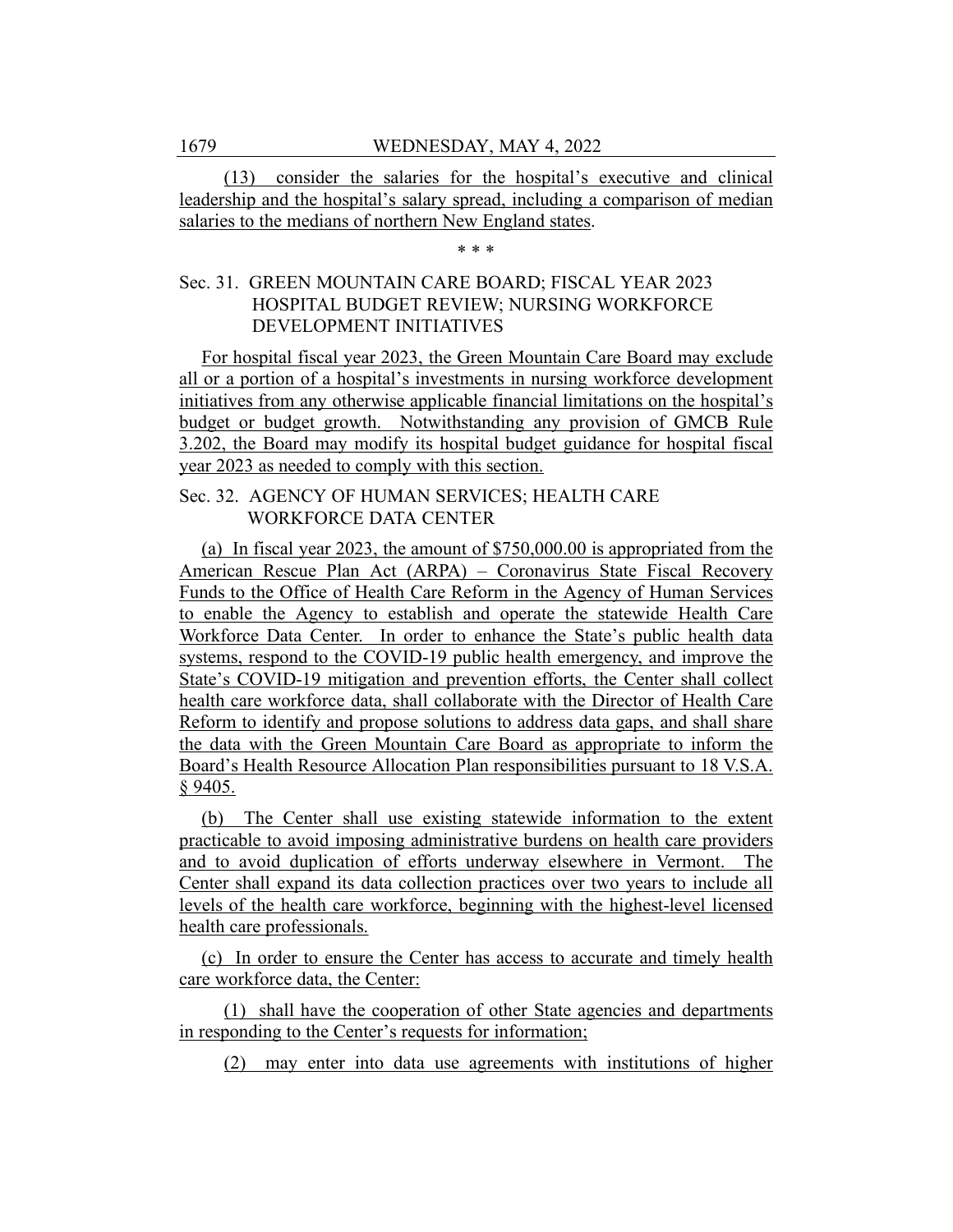(13) consider the salaries for the hospital's executive and clinical leadership and the hospital's salary spread, including a comparison of median salaries to the medians of northern New England states.

\* \* \*

Sec. 31. GREEN MOUNTAIN CARE BOARD; FISCAL YEAR 2023 HOSPITAL BUDGET REVIEW; NURSING WORKFORCE DEVELOPMENT INITIATIVES

For hospital fiscal year 2023, the Green Mountain Care Board may exclude all or a portion of a hospital's investments in nursing workforce development initiatives from any otherwise applicable financial limitations on the hospital's budget or budget growth. Notwithstanding any provision of GMCB Rule 3.202, the Board may modify its hospital budget guidance for hospital fiscal year 2023 as needed to comply with this section.

Sec. 32. AGENCY OF HUMAN SERVICES; HEALTH CARE WORKFORCE DATA CENTER

(a) In fiscal year 2023, the amount of $750,000.00 is appropriated from the American Rescue Plan Act (ARPA) – Coronavirus State Fiscal Recovery Funds to the Office of Health Care Reform in the Agency of Human Services to enable the Agency to establish and operate the statewide Health Care Workforce Data Center. In order to enhance the State's public health data systems, respond to the COVID-19 public health emergency, and improve the State's COVID-19 mitigation and prevention efforts, the Center shall collect health care workforce data, shall collaborate with the Director of Health Care Reform to identify and propose solutions to address data gaps, and shall share the data with the Green Mountain Care Board as appropriate to inform the Board's Health Resource Allocation Plan responsibilities pursuant to 18 V.S.A. § 9405.

(b) The Center shall use existing statewide information to the extent practicable to avoid imposing administrative burdens on health care providers and to avoid duplication of efforts underway elsewhere in Vermont. The Center shall expand its data collection practices over two years to include all levels of the health care workforce, beginning with the highest-level licensed health care professionals.

(c) In order to ensure the Center has access to accurate and timely health care workforce data, the Center:

(1) shall have the cooperation of other State agencies and departments in responding to the Center's requests for information;

(2) may enter into data use agreements with institutions of higher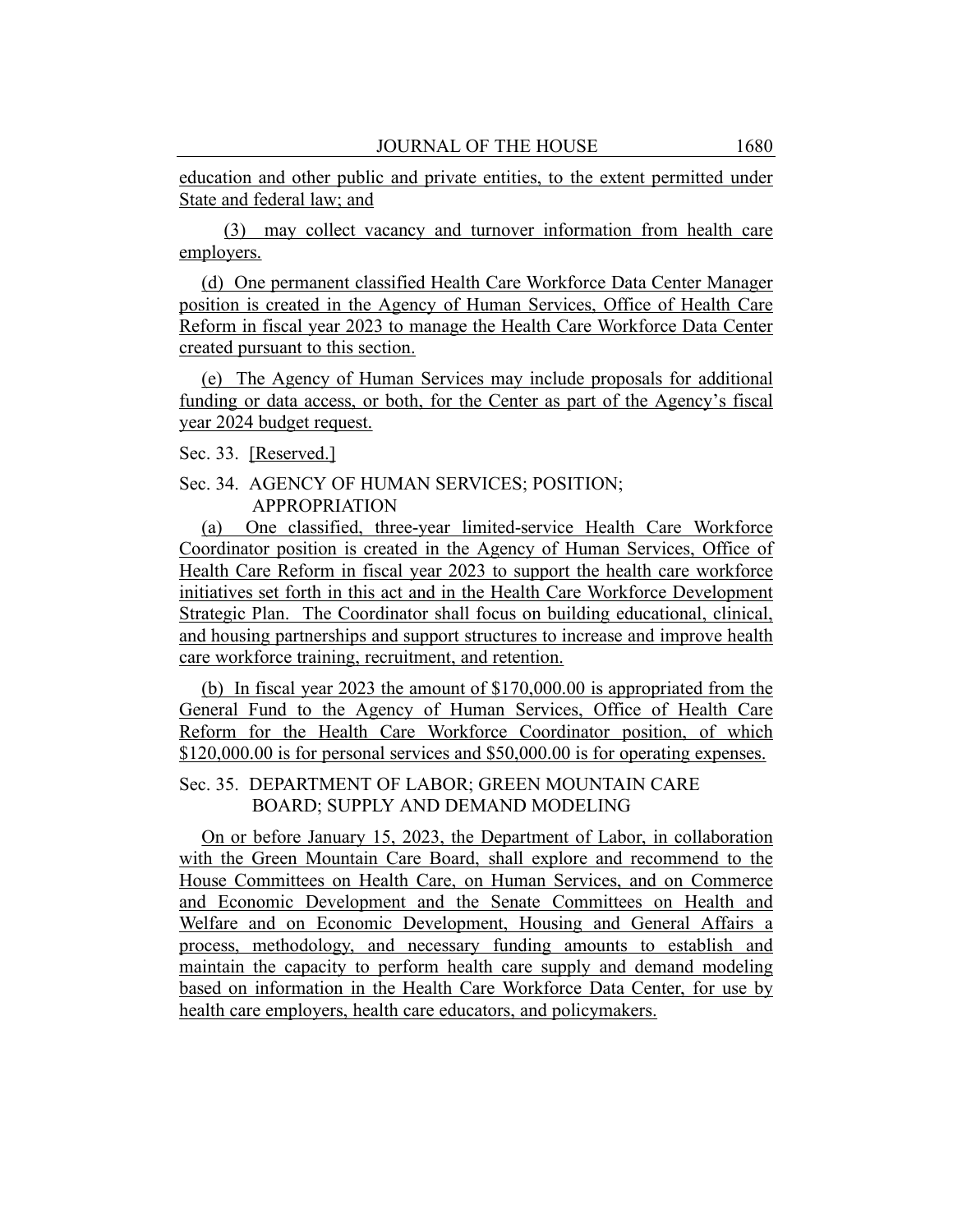education and other public and private entities, to the extent permitted under State and federal law; and

(3) may collect vacancy and turnover information from health care employers.

(d) One permanent classified Health Care Workforce Data Center Manager position is created in the Agency of Human Services, Office of Health Care Reform in fiscal year 2023 to manage the Health Care Workforce Data Center created pursuant to this section.

(e) The Agency of Human Services may include proposals for additional funding or data access, or both, for the Center as part of the Agency's fiscal year 2024 budget request.

Sec. 33. [Reserved.]

Sec. 34. AGENCY OF HUMAN SERVICES; POSITION; APPROPRIATION

(a) One classified, three-year limited-service Health Care Workforce Coordinator position is created in the Agency of Human Services, Office of Health Care Reform in fiscal year 2023 to support the health care workforce initiatives set forth in this act and in the Health Care Workforce Development Strategic Plan. The Coordinator shall focus on building educational, clinical, and housing partnerships and support structures to increase and improve health care workforce training, recruitment, and retention.

(b) In fiscal year 2023 the amount of $170,000.00 is appropriated from the General Fund to the Agency of Human Services, Office of Health Care Reform for the Health Care Workforce Coordinator position, of which $120,000.00 is for personal services and $50,000.00 is for operating expenses.

Sec. 35. DEPARTMENT OF LABOR; GREEN MOUNTAIN CARE BOARD; SUPPLY AND DEMAND MODELING

On or before January 15, 2023, the Department of Labor, in collaboration with the Green Mountain Care Board, shall explore and recommend to the House Committees on Health Care, on Human Services, and on Commerce and Economic Development and the Senate Committees on Health and Welfare and on Economic Development, Housing and General Affairs a process, methodology, and necessary funding amounts to establish and maintain the capacity to perform health care supply and demand modeling based on information in the Health Care Workforce Data Center, for use by health care employers, health care educators, and policymakers.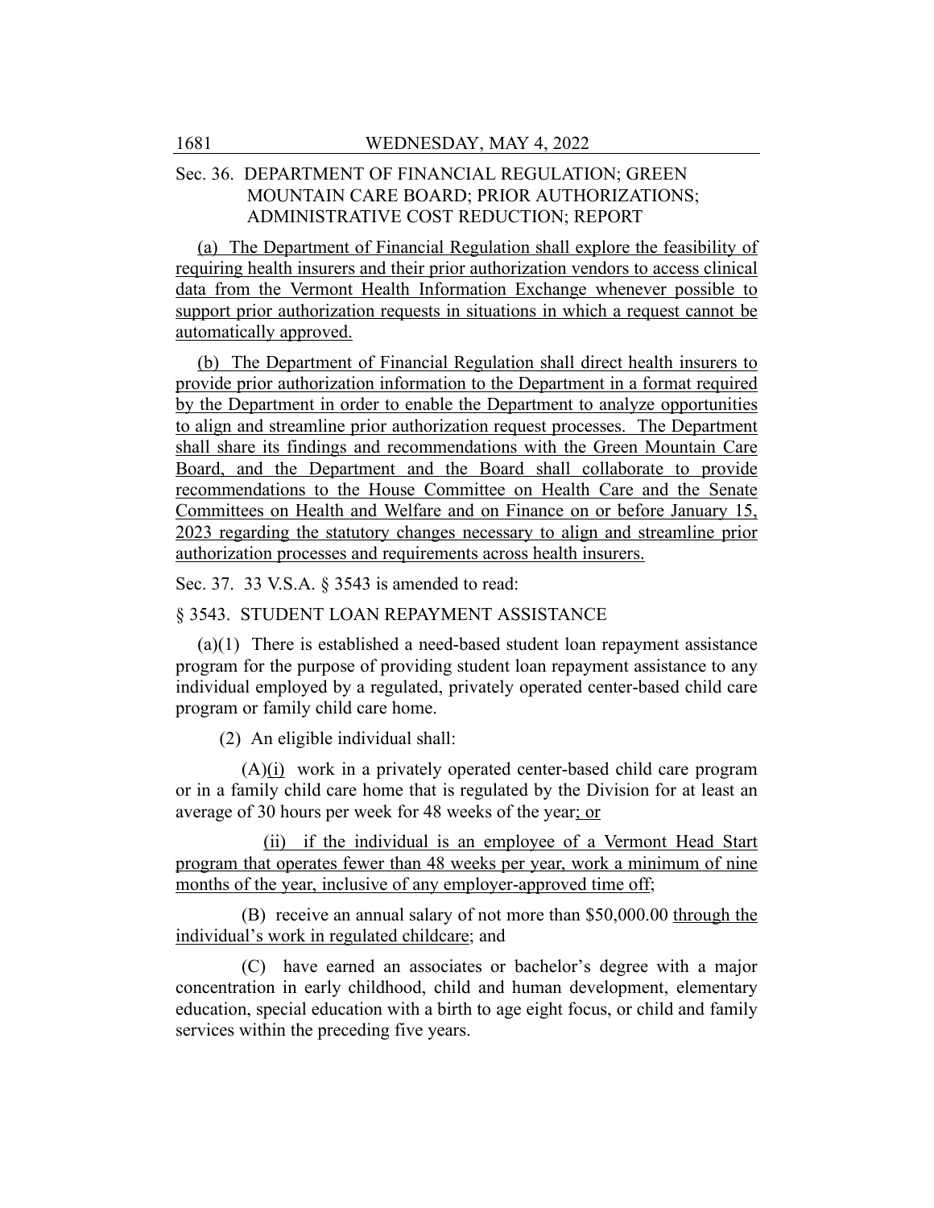Sec. 36. DEPARTMENT OF FINANCIAL REGULATION; GREEN MOUNTAIN CARE BOARD; PRIOR AUTHORIZATIONS; ADMINISTRATIVE COST REDUCTION; REPORT

(a) The Department of Financial Regulation shall explore the feasibility of requiring health insurers and their prior authorization vendors to access clinical data from the Vermont Health Information Exchange whenever possible to support prior authorization requests in situations in which a request cannot be automatically approved.

(b) The Department of Financial Regulation shall direct health insurers to provide prior authorization information to the Department in a format required by the Department in order to enable the Department to analyze opportunities to align and streamline prior authorization request processes. The Department shall share its findings and recommendations with the Green Mountain Care Board, and the Department and the Board shall collaborate to provide recommendations to the House Committee on Health Care and the Senate Committees on Health and Welfare and on Finance on or before January 15, 2023 regarding the statutory changes necessary to align and streamline prior authorization processes and requirements across health insurers.

Sec. 37. 33 V.S.A. § 3543 is amended to read:

§ 3543. STUDENT LOAN REPAYMENT ASSISTANCE

(a)(1) There is established a need-based student loan repayment assistance program for the purpose of providing student loan repayment assistance to any individual employed by a regulated, privately operated center-based child care program or family child care home.

(2) An eligible individual shall:

(A)(i) work in a privately operated center-based child care program or in a family child care home that is regulated by the Division for at least an average of 30 hours per week for 48 weeks of the year; or

(ii) if the individual is an employee of a Vermont Head Start program that operates fewer than 48 weeks per year, work a minimum of nine months of the year, inclusive of any employer-approved time off;

(B) receive an annual salary of not more than $50,000.00 through the individual's work in regulated childcare; and

(C) have earned an associates or bachelor's degree with a major concentration in early childhood, child and human development, elementary education, special education with a birth to age eight focus, or child and family services within the preceding five years.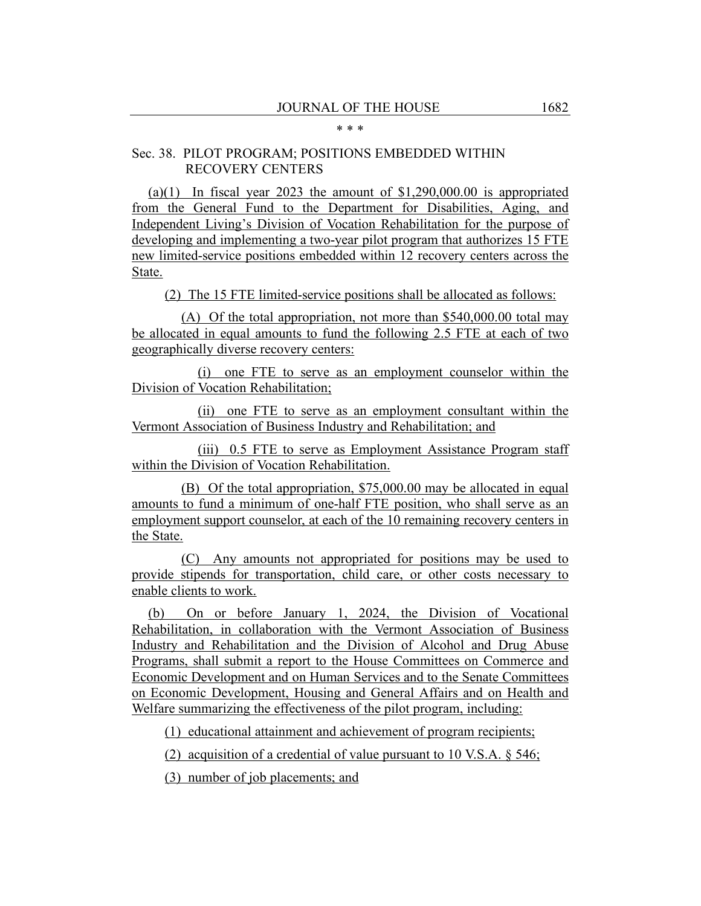\* \* \*

Sec. 38. PILOT PROGRAM; POSITIONS EMBEDDED WITHIN RECOVERY CENTERS

(a)(1) In fiscal year 2023 the amount of $1,290,000.00 is appropriated from the General Fund to the Department for Disabilities, Aging, and Independent Living's Division of Vocation Rehabilitation for the purpose of developing and implementing a two-year pilot program that authorizes 15 FTE new limited-service positions embedded within 12 recovery centers across the State.

(2) The 15 FTE limited-service positions shall be allocated as follows:

(A) Of the total appropriation, not more than $540,000.00 total may be allocated in equal amounts to fund the following 2.5 FTE at each of two geographically diverse recovery centers:

(i) one FTE to serve as an employment counselor within the Division of Vocation Rehabilitation;

(ii) one FTE to serve as an employment consultant within the Vermont Association of Business Industry and Rehabilitation; and

(iii) 0.5 FTE to serve as Employment Assistance Program staff within the Division of Vocation Rehabilitation.

(B) Of the total appropriation, $75,000.00 may be allocated in equal amounts to fund a minimum of one-half FTE position, who shall serve as an employment support counselor, at each of the 10 remaining recovery centers in the State.

(C) Any amounts not appropriated for positions may be used to provide stipends for transportation, child care, or other costs necessary to enable clients to work.

(b) On or before January 1, 2024, the Division of Vocational Rehabilitation, in collaboration with the Vermont Association of Business Industry and Rehabilitation and the Division of Alcohol and Drug Abuse Programs, shall submit a report to the House Committees on Commerce and Economic Development and on Human Services and to the Senate Committees on Economic Development, Housing and General Affairs and on Health and Welfare summarizing the effectiveness of the pilot program, including:

(1) educational attainment and achievement of program recipients;

(2) acquisition of a credential of value pursuant to 10 V.S.A. § 546;

(3) number of job placements; and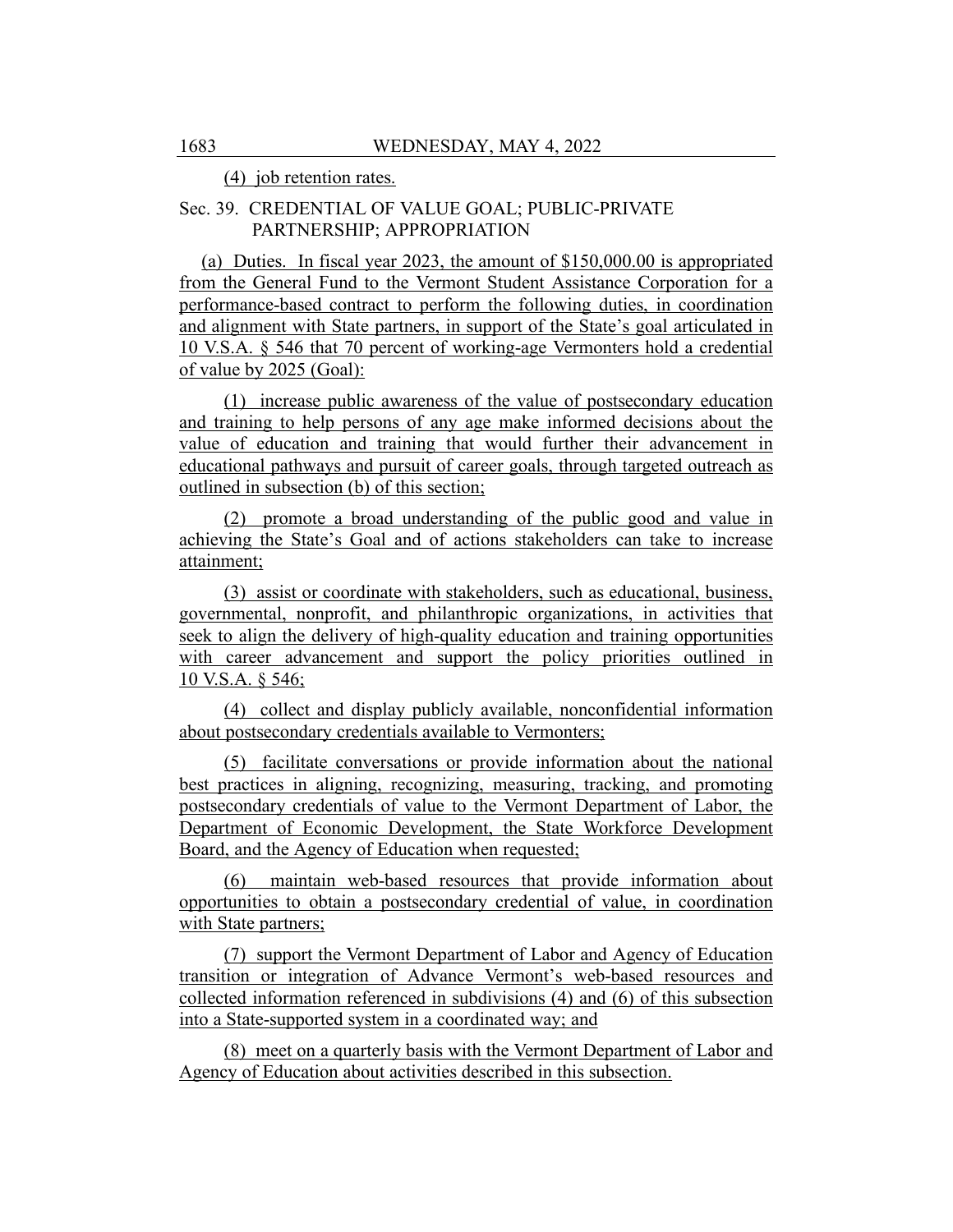(4) job retention rates.

Sec. 39. CREDENTIAL OF VALUE GOAL; PUBLIC-PRIVATE PARTNERSHIP; APPROPRIATION

(a) Duties. In fiscal year 2023, the amount of $150,000.00 is appropriated from the General Fund to the Vermont Student Assistance Corporation for a performance-based contract to perform the following duties, in coordination and alignment with State partners, in support of the State's goal articulated in 10 V.S.A. § 546 that 70 percent of working-age Vermonters hold a credential of value by 2025 (Goal):

(1) increase public awareness of the value of postsecondary education and training to help persons of any age make informed decisions about the value of education and training that would further their advancement in educational pathways and pursuit of career goals, through targeted outreach as outlined in subsection (b) of this section;

(2) promote a broad understanding of the public good and value in achieving the State's Goal and of actions stakeholders can take to increase attainment;

(3) assist or coordinate with stakeholders, such as educational, business, governmental, nonprofit, and philanthropic organizations, in activities that seek to align the delivery of high-quality education and training opportunities with career advancement and support the policy priorities outlined in 10 V.S.A. § 546;

(4) collect and display publicly available, nonconfidential information about postsecondary credentials available to Vermonters;

(5) facilitate conversations or provide information about the national best practices in aligning, recognizing, measuring, tracking, and promoting postsecondary credentials of value to the Vermont Department of Labor, the Department of Economic Development, the State Workforce Development Board, and the Agency of Education when requested;

(6) maintain web-based resources that provide information about opportunities to obtain a postsecondary credential of value, in coordination with State partners;

(7) support the Vermont Department of Labor and Agency of Education transition or integration of Advance Vermont's web-based resources and collected information referenced in subdivisions (4) and (6) of this subsection into a State-supported system in a coordinated way; and

(8) meet on a quarterly basis with the Vermont Department of Labor and Agency of Education about activities described in this subsection.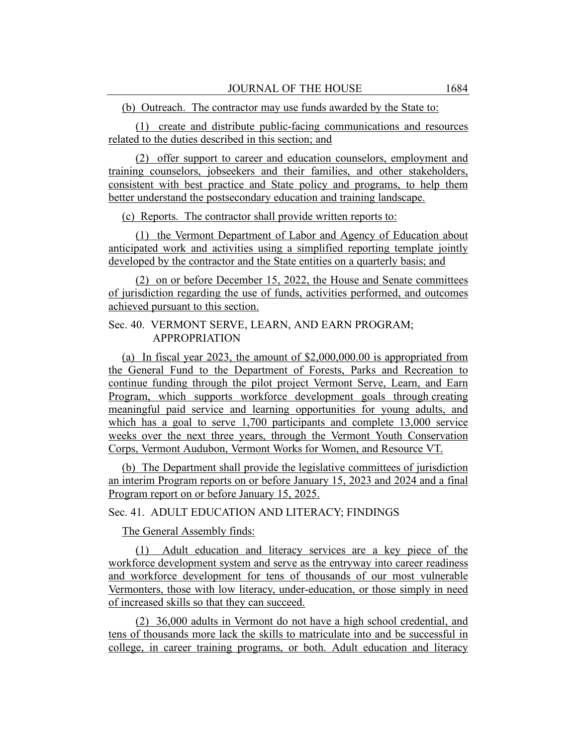(b) Outreach. The contractor may use funds awarded by the State to:

(1) create and distribute public-facing communications and resources related to the duties described in this section; and

(2) offer support to career and education counselors, employment and training counselors, jobseekers and their families, and other stakeholders, consistent with best practice and State policy and programs, to help them better understand the postsecondary education and training landscape.

(c) Reports. The contractor shall provide written reports to:

(1) the Vermont Department of Labor and Agency of Education about anticipated work and activities using a simplified reporting template jointly developed by the contractor and the State entities on a quarterly basis; and

(2) on or before December 15, 2022, the House and Senate committees of jurisdiction regarding the use of funds, activities performed, and outcomes achieved pursuant to this section.

Sec. 40. VERMONT SERVE, LEARN, AND EARN PROGRAM; APPROPRIATION

(a) In fiscal year 2023, the amount of $2,000,000.00 is appropriated from the General Fund to the Department of Forests, Parks and Recreation to continue funding through the pilot project Vermont Serve, Learn, and Earn Program, which supports workforce development goals through creating meaningful paid service and learning opportunities for young adults, and which has a goal to serve 1,700 participants and complete 13,000 service weeks over the next three years, through the Vermont Youth Conservation Corps, Vermont Audubon, Vermont Works for Women, and Resource VT.

(b) The Department shall provide the legislative committees of jurisdiction an interim Program reports on or before January 15, 2023 and 2024 and a final Program report on or before January 15, 2025.

Sec. 41. ADULT EDUCATION AND LITERACY; FINDINGS

The General Assembly finds:

(1) Adult education and literacy services are a key piece of the workforce development system and serve as the entryway into career readiness and workforce development for tens of thousands of our most vulnerable Vermonters, those with low literacy, under-education, or those simply in need of increased skills so that they can succeed.

(2) 36,000 adults in Vermont do not have a high school credential, and tens of thousands more lack the skills to matriculate into and be successful in college, in career training programs, or both. Adult education and literacy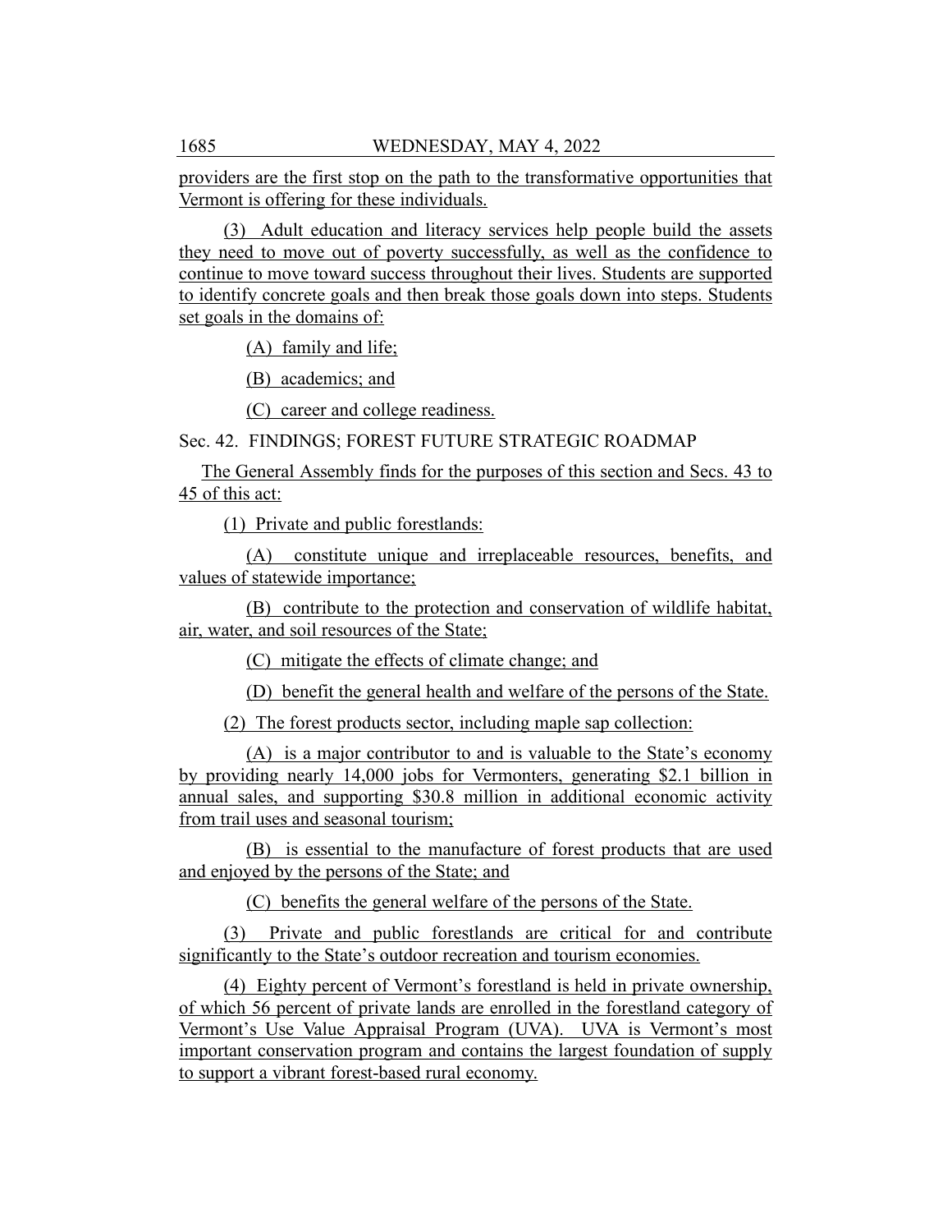providers are the first stop on the path to the transformative opportunities that Vermont is offering for these individuals.

(3) Adult education and literacy services help people build the assets they need to move out of poverty successfully, as well as the confidence to continue to move toward success throughout their lives. Students are supported to identify concrete goals and then break those goals down into steps. Students set goals in the domains of:

(A) family and life;

(B) academics; and

(C) career and college readiness.

Sec. 42. FINDINGS; FOREST FUTURE STRATEGIC ROADMAP

The General Assembly finds for the purposes of this section and Secs. 43 to 45 of this act:

(1) Private and public forestlands:

(A) constitute unique and irreplaceable resources, benefits, and values of statewide importance;

(B) contribute to the protection and conservation of wildlife habitat, air, water, and soil resources of the State;

(C) mitigate the effects of climate change; and

(D) benefit the general health and welfare of the persons of the State.

(2) The forest products sector, including maple sap collection:

(A) is a major contributor to and is valuable to the State's economy by providing nearly 14,000 jobs for Vermonters, generating $2.1 billion in annual sales, and supporting $30.8 million in additional economic activity from trail uses and seasonal tourism;

(B) is essential to the manufacture of forest products that are used and enjoyed by the persons of the State; and

(C) benefits the general welfare of the persons of the State.

(3) Private and public forestlands are critical for and contribute significantly to the State's outdoor recreation and tourism economies.

(4) Eighty percent of Vermont's forestland is held in private ownership, of which 56 percent of private lands are enrolled in the forestland category of Vermont's Use Value Appraisal Program (UVA). UVA is Vermont's most important conservation program and contains the largest foundation of supply to support a vibrant forest-based rural economy.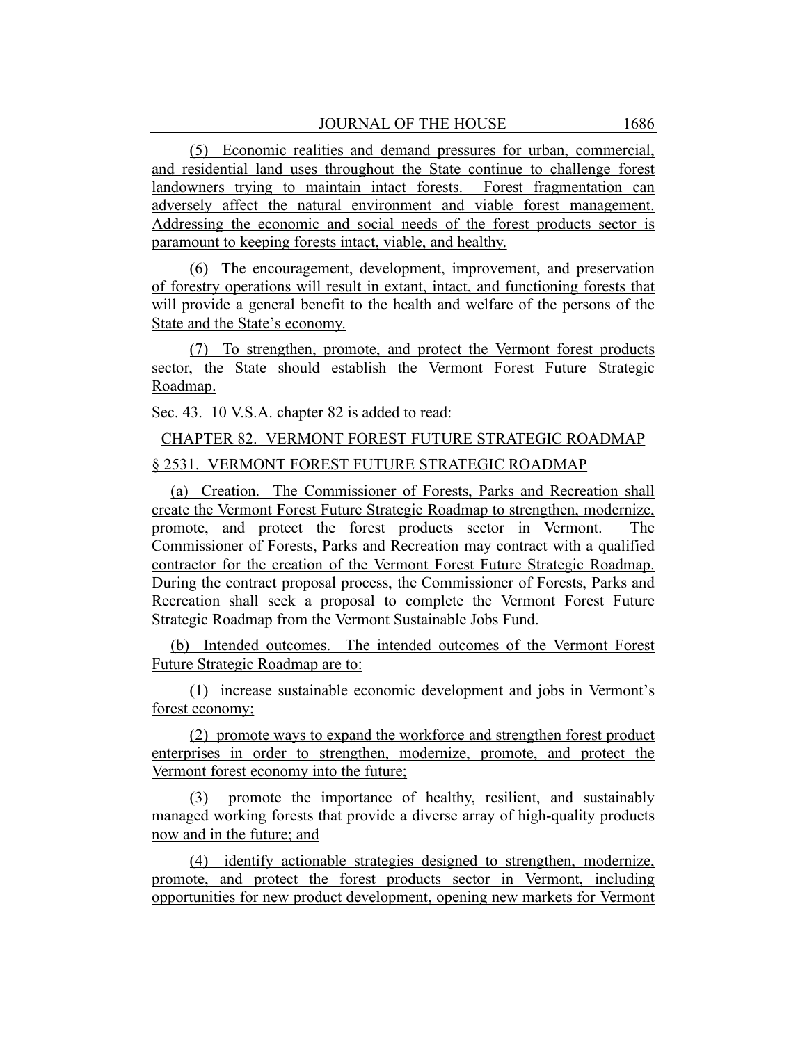(5) Economic realities and demand pressures for urban, commercial, and residential land uses throughout the State continue to challenge forest landowners trying to maintain intact forests. Forest fragmentation can adversely affect the natural environment and viable forest management. Addressing the economic and social needs of the forest products sector is paramount to keeping forests intact, viable, and healthy.

(6) The encouragement, development, improvement, and preservation of forestry operations will result in extant, intact, and functioning forests that will provide a general benefit to the health and welfare of the persons of the State and the State's economy.

(7) To strengthen, promote, and protect the Vermont forest products sector, the State should establish the Vermont Forest Future Strategic Roadmap.

Sec. 43. 10 V.S.A. chapter 82 is added to read:

CHAPTER 82. VERMONT FOREST FUTURE STRATEGIC ROADMAP

§ 2531. VERMONT FOREST FUTURE STRATEGIC ROADMAP

(a) Creation. The Commissioner of Forests, Parks and Recreation shall create the Vermont Forest Future Strategic Roadmap to strengthen, modernize, promote, and protect the forest products sector in Vermont. The Commissioner of Forests, Parks and Recreation may contract with a qualified contractor for the creation of the Vermont Forest Future Strategic Roadmap. During the contract proposal process, the Commissioner of Forests, Parks and Recreation shall seek a proposal to complete the Vermont Forest Future Strategic Roadmap from the Vermont Sustainable Jobs Fund.

(b) Intended outcomes. The intended outcomes of the Vermont Forest Future Strategic Roadmap are to:

(1) increase sustainable economic development and jobs in Vermont's forest economy;

(2) promote ways to expand the workforce and strengthen forest product enterprises in order to strengthen, modernize, promote, and protect the Vermont forest economy into the future;

(3) promote the importance of healthy, resilient, and sustainably managed working forests that provide a diverse array of high-quality products now and in the future; and

(4) identify actionable strategies designed to strengthen, modernize, promote, and protect the forest products sector in Vermont, including opportunities for new product development, opening new markets for Vermont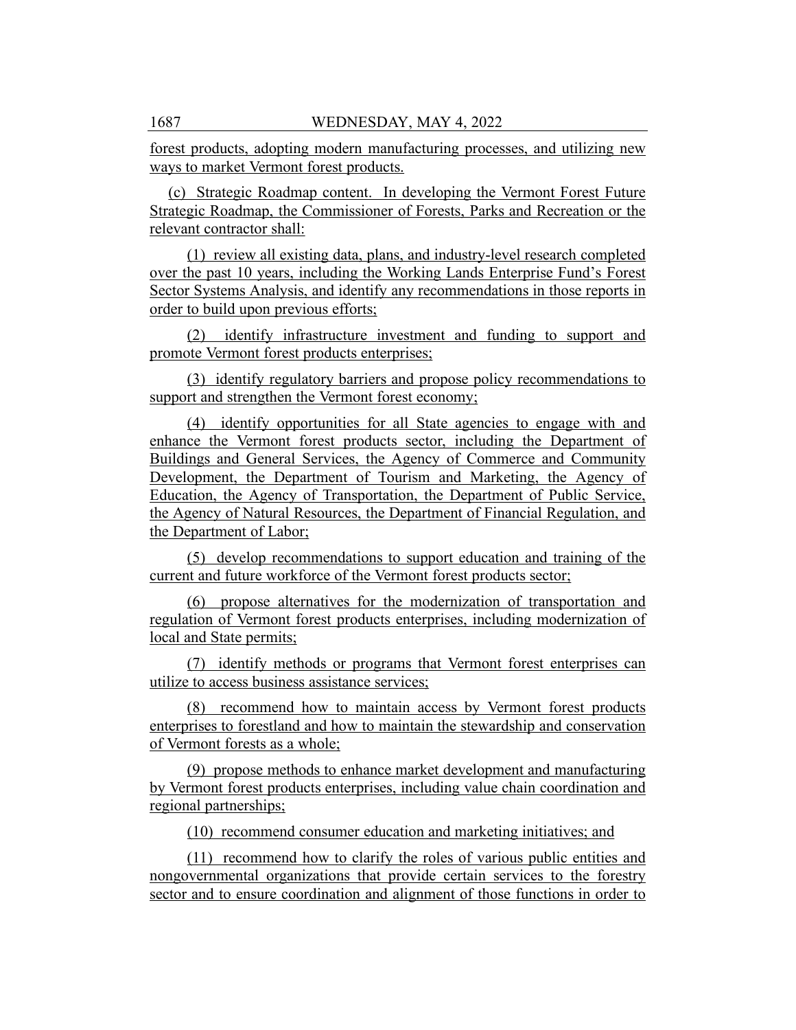forest products, adopting modern manufacturing processes, and utilizing new ways to market Vermont forest products.

(c) Strategic Roadmap content. In developing the Vermont Forest Future Strategic Roadmap, the Commissioner of Forests, Parks and Recreation or the relevant contractor shall:

(1) review all existing data, plans, and industry-level research completed over the past 10 years, including the Working Lands Enterprise Fund's Forest Sector Systems Analysis, and identify any recommendations in those reports in order to build upon previous efforts;

(2) identify infrastructure investment and funding to support and promote Vermont forest products enterprises;

(3) identify regulatory barriers and propose policy recommendations to support and strengthen the Vermont forest economy;

(4) identify opportunities for all State agencies to engage with and enhance the Vermont forest products sector, including the Department of Buildings and General Services, the Agency of Commerce and Community Development, the Department of Tourism and Marketing, the Agency of Education, the Agency of Transportation, the Department of Public Service, the Agency of Natural Resources, the Department of Financial Regulation, and the Department of Labor;

(5) develop recommendations to support education and training of the current and future workforce of the Vermont forest products sector;

(6) propose alternatives for the modernization of transportation and regulation of Vermont forest products enterprises, including modernization of local and State permits;

(7) identify methods or programs that Vermont forest enterprises can utilize to access business assistance services;

(8) recommend how to maintain access by Vermont forest products enterprises to forestland and how to maintain the stewardship and conservation of Vermont forests as a whole;

(9) propose methods to enhance market development and manufacturing by Vermont forest products enterprises, including value chain coordination and regional partnerships;

(10) recommend consumer education and marketing initiatives; and

(11) recommend how to clarify the roles of various public entities and nongovernmental organizations that provide certain services to the forestry sector and to ensure coordination and alignment of those functions in order to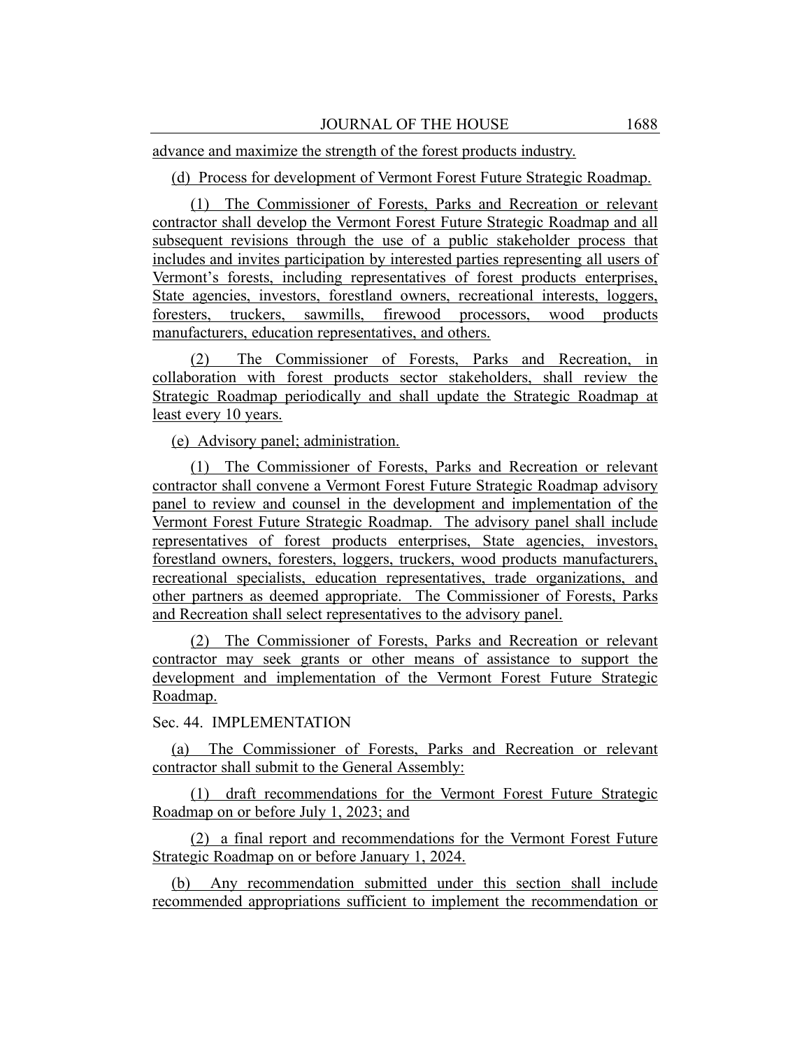advance and maximize the strength of the forest products industry.

(d) Process for development of Vermont Forest Future Strategic Roadmap.

(1) The Commissioner of Forests, Parks and Recreation or relevant contractor shall develop the Vermont Forest Future Strategic Roadmap and all subsequent revisions through the use of a public stakeholder process that includes and invites participation by interested parties representing all users of Vermont's forests, including representatives of forest products enterprises, State agencies, investors, forestland owners, recreational interests, loggers, foresters, truckers, sawmills, firewood processors, wood products manufacturers, education representatives, and others.

(2) The Commissioner of Forests, Parks and Recreation, in collaboration with forest products sector stakeholders, shall review the Strategic Roadmap periodically and shall update the Strategic Roadmap at least every 10 years.

(e) Advisory panel; administration.

(1) The Commissioner of Forests, Parks and Recreation or relevant contractor shall convene a Vermont Forest Future Strategic Roadmap advisory panel to review and counsel in the development and implementation of the Vermont Forest Future Strategic Roadmap. The advisory panel shall include representatives of forest products enterprises, State agencies, investors, forestland owners, foresters, loggers, truckers, wood products manufacturers, recreational specialists, education representatives, trade organizations, and other partners as deemed appropriate. The Commissioner of Forests, Parks and Recreation shall select representatives to the advisory panel.

(2) The Commissioner of Forests, Parks and Recreation or relevant contractor may seek grants or other means of assistance to support the development and implementation of the Vermont Forest Future Strategic Roadmap.

Sec. 44. IMPLEMENTATION

(a) The Commissioner of Forests, Parks and Recreation or relevant contractor shall submit to the General Assembly:

(1) draft recommendations for the Vermont Forest Future Strategic Roadmap on or before July 1, 2023; and

(2) a final report and recommendations for the Vermont Forest Future Strategic Roadmap on or before January 1, 2024.

(b) Any recommendation submitted under this section shall include recommended appropriations sufficient to implement the recommendation or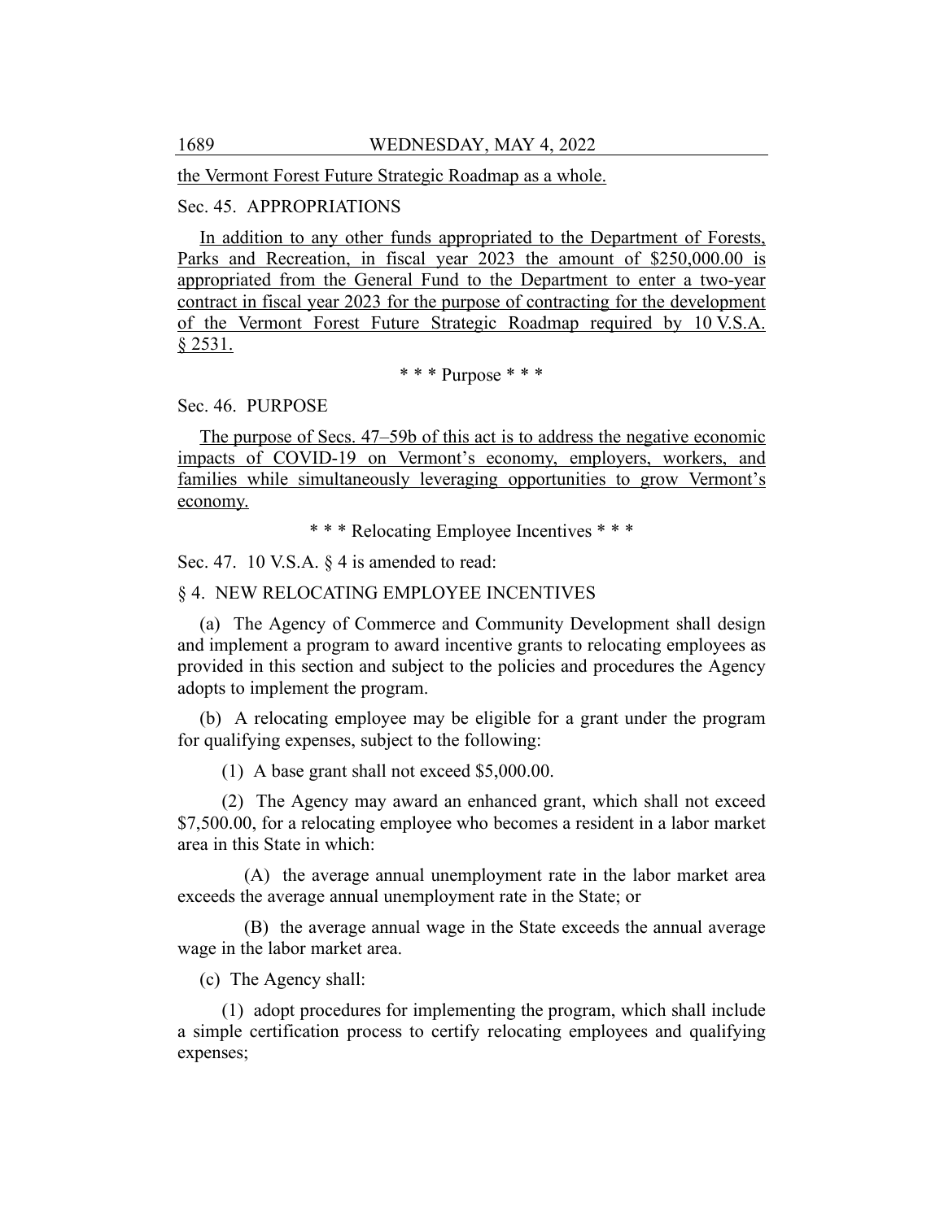the Vermont Forest Future Strategic Roadmap as a whole.

Sec. 45. APPROPRIATIONS

In addition to any other funds appropriated to the Department of Forests, Parks and Recreation, in fiscal year 2023 the amount of $250,000.00 is appropriated from the General Fund to the Department to enter a two-year contract in fiscal year 2023 for the purpose of contracting for the development of the Vermont Forest Future Strategic Roadmap required by 10 V.S.A. § 2531.

\* \* \* Purpose \* \* \*

Sec. 46. PURPOSE

The purpose of Secs. 47–59b of this act is to address the negative economic impacts of COVID-19 on Vermont's economy, employers, workers, and families while simultaneously leveraging opportunities to grow Vermont's economy.

\* \* \* Relocating Employee Incentives \* \* \*

Sec. 47. 10 V.S.A. § 4 is amended to read:

§ 4. NEW RELOCATING EMPLOYEE INCENTIVES

(a) The Agency of Commerce and Community Development shall design and implement a program to award incentive grants to relocating employees as provided in this section and subject to the policies and procedures the Agency adopts to implement the program.

(b) A relocating employee may be eligible for a grant under the program for qualifying expenses, subject to the following:

(1) A base grant shall not exceed $5,000.00.

(2) The Agency may award an enhanced grant, which shall not exceed $7,500.00, for a relocating employee who becomes a resident in a labor market area in this State in which:

(A) the average annual unemployment rate in the labor market area exceeds the average annual unemployment rate in the State; or

(B) the average annual wage in the State exceeds the annual average wage in the labor market area.

(c) The Agency shall:

(1) adopt procedures for implementing the program, which shall include a simple certification process to certify relocating employees and qualifying expenses;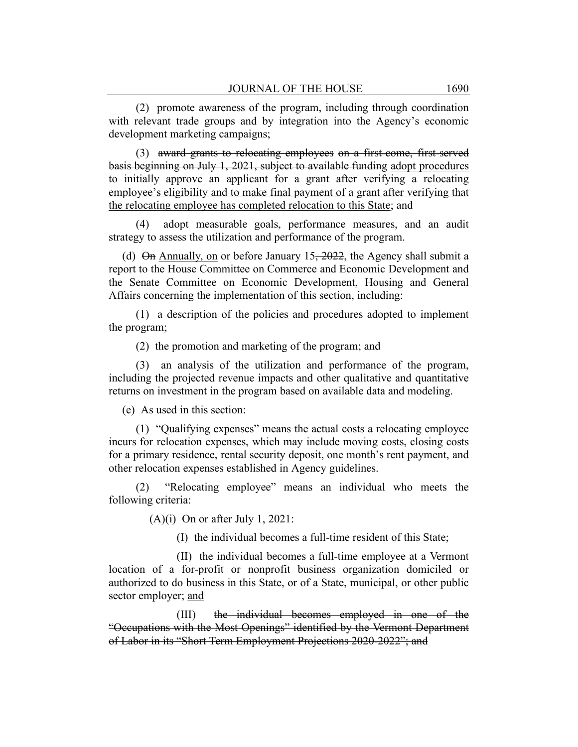(2) promote awareness of the program, including through coordination with relevant trade groups and by integration into the Agency's economic development marketing campaigns;

(3) ~~award grants to relocating employees on a first-come, first-served basis beginning on July 1, 2021, subject to available funding~~ <u>adopt procedures to initially approve an applicant for a grant after verifying a relocating employee's eligibility and to make final payment of a grant after verifying that the relocating employee has completed relocation to this State</u>; and

(4) adopt measurable goals, performance measures, and an audit strategy to assess the utilization and performance of the program.

(d) ~~On~~ <u>Annually, on</u> or before January 15~~, 2022~~, the Agency shall submit a report to the House Committee on Commerce and Economic Development and the Senate Committee on Economic Development, Housing and General Affairs concerning the implementation of this section, including:

(1) a description of the policies and procedures adopted to implement the program;

(2) the promotion and marketing of the program; and

(3) an analysis of the utilization and performance of the program, including the projected revenue impacts and other qualitative and quantitative returns on investment in the program based on available data and modeling.

(e) As used in this section:

(1) "Qualifying expenses" means the actual costs a relocating employee incurs for relocation expenses, which may include moving costs, closing costs for a primary residence, rental security deposit, one month's rent payment, and other relocation expenses established in Agency guidelines.

(2) "Relocating employee" means an individual who meets the following criteria:

(A)(i) On or after July 1, 2021:

(I) the individual becomes a full-time resident of this State;

(II) the individual becomes a full-time employee at a Vermont location of a for-profit or nonprofit business organization domiciled or authorized to do business in this State, or of a State, municipal, or other public sector employer; <u>and</u>

(III) ~~the individual becomes employed in one of the "Occupations with the Most Openings" identified by the Vermont Department of Labor in its "Short Term Employment Projections 2020-2022"; and~~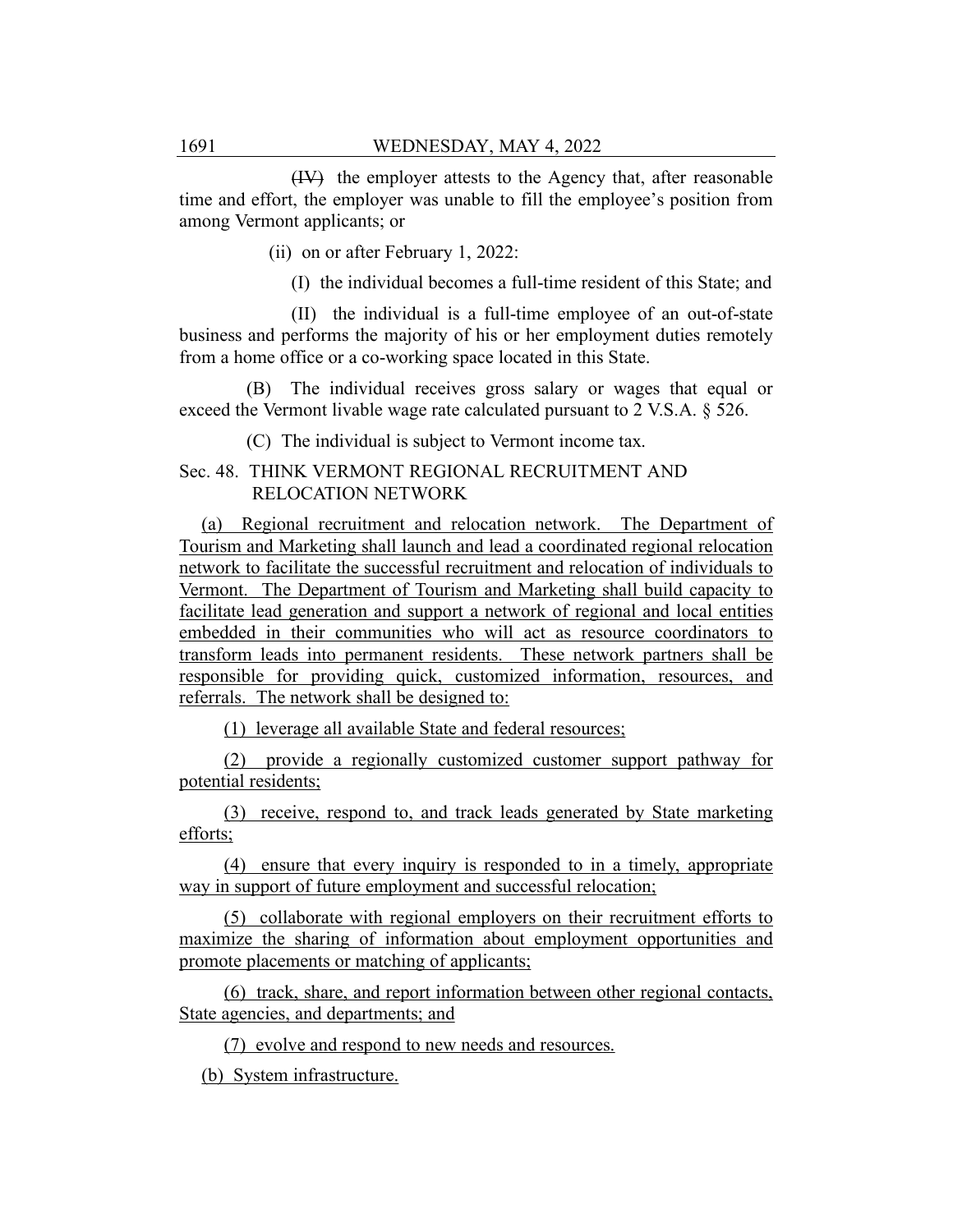~~(IV)~~ the employer attests to the Agency that, after reasonable time and effort, the employer was unable to fill the employee's position from among Vermont applicants; or

(ii) on or after February 1, 2022:

(I) the individual becomes a full-time resident of this State; and

(II) the individual is a full-time employee of an out-of-state business and performs the majority of his or her employment duties remotely from a home office or a co-working space located in this State.

(B) The individual receives gross salary or wages that equal or exceed the Vermont livable wage rate calculated pursuant to 2 V.S.A. § 526.

(C) The individual is subject to Vermont income tax.

Sec. 48. THINK VERMONT REGIONAL RECRUITMENT AND RELOCATION NETWORK

(a) Regional recruitment and relocation network. The Department of Tourism and Marketing shall launch and lead a coordinated regional relocation network to facilitate the successful recruitment and relocation of individuals to Vermont. The Department of Tourism and Marketing shall build capacity to facilitate lead generation and support a network of regional and local entities embedded in their communities who will act as resource coordinators to transform leads into permanent residents. These network partners shall be responsible for providing quick, customized information, resources, and referrals. The network shall be designed to:

(1) leverage all available State and federal resources;

(2) provide a regionally customized customer support pathway for potential residents;

(3) receive, respond to, and track leads generated by State marketing efforts;

(4) ensure that every inquiry is responded to in a timely, appropriate way in support of future employment and successful relocation;

(5) collaborate with regional employers on their recruitment efforts to maximize the sharing of information about employment opportunities and promote placements or matching of applicants;

(6) track, share, and report information between other regional contacts, State agencies, and departments; and

(7) evolve and respond to new needs and resources.

(b) System infrastructure.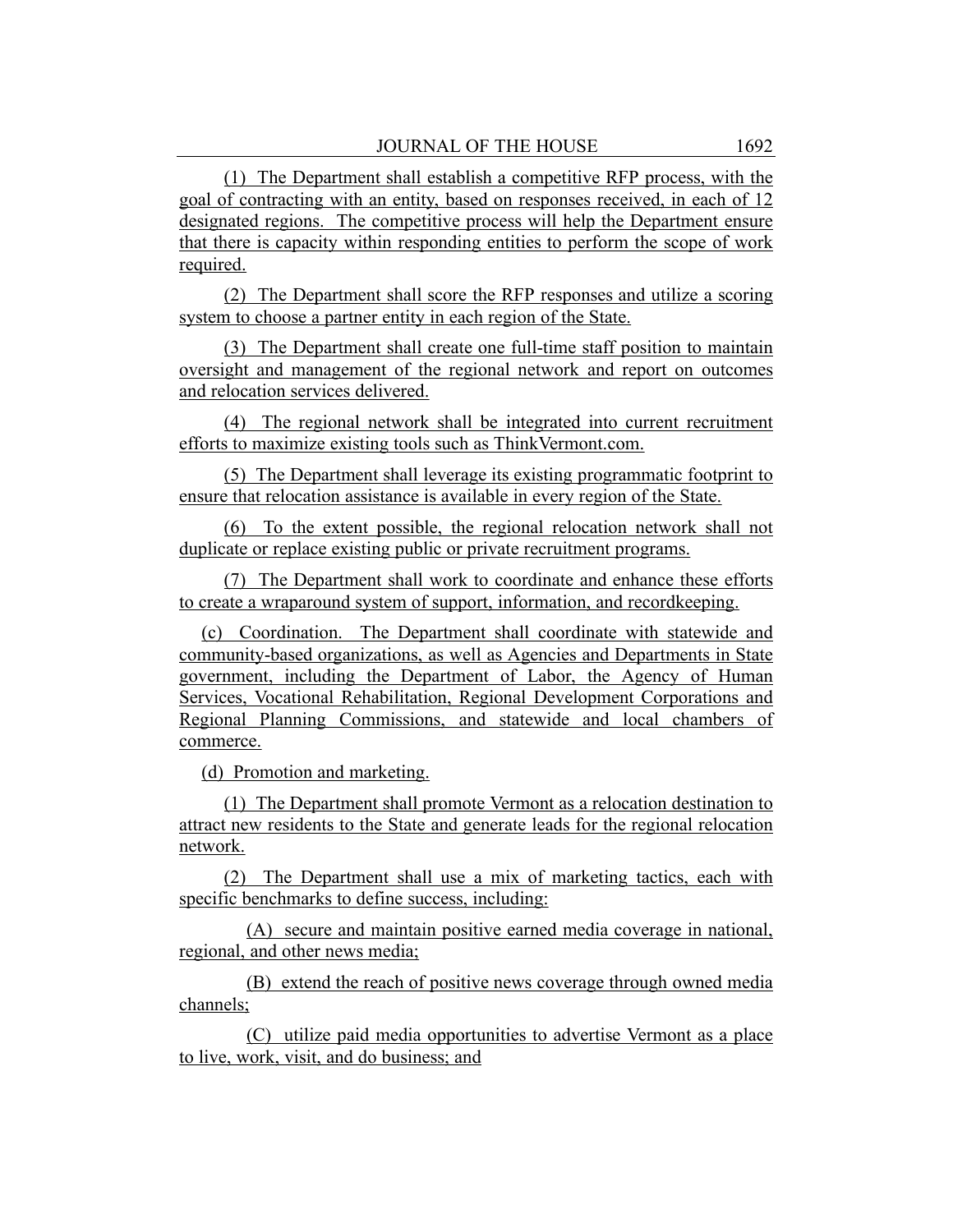(1) The Department shall establish a competitive RFP process, with the goal of contracting with an entity, based on responses received, in each of 12 designated regions. The competitive process will help the Department ensure that there is capacity within responding entities to perform the scope of work required.

(2) The Department shall score the RFP responses and utilize a scoring system to choose a partner entity in each region of the State.

(3) The Department shall create one full-time staff position to maintain oversight and management of the regional network and report on outcomes and relocation services delivered.

(4) The regional network shall be integrated into current recruitment efforts to maximize existing tools such as ThinkVermont.com.

(5) The Department shall leverage its existing programmatic footprint to ensure that relocation assistance is available in every region of the State.

(6) To the extent possible, the regional relocation network shall not duplicate or replace existing public or private recruitment programs.

(7) The Department shall work to coordinate and enhance these efforts to create a wraparound system of support, information, and recordkeeping.

(c) Coordination. The Department shall coordinate with statewide and community-based organizations, as well as Agencies and Departments in State government, including the Department of Labor, the Agency of Human Services, Vocational Rehabilitation, Regional Development Corporations and Regional Planning Commissions, and statewide and local chambers of commerce.

(d) Promotion and marketing.

(1) The Department shall promote Vermont as a relocation destination to attract new residents to the State and generate leads for the regional relocation network.

(2) The Department shall use a mix of marketing tactics, each with specific benchmarks to define success, including:

(A) secure and maintain positive earned media coverage in national, regional, and other news media;

(B) extend the reach of positive news coverage through owned media channels;

(C) utilize paid media opportunities to advertise Vermont as a place to live, work, visit, and do business; and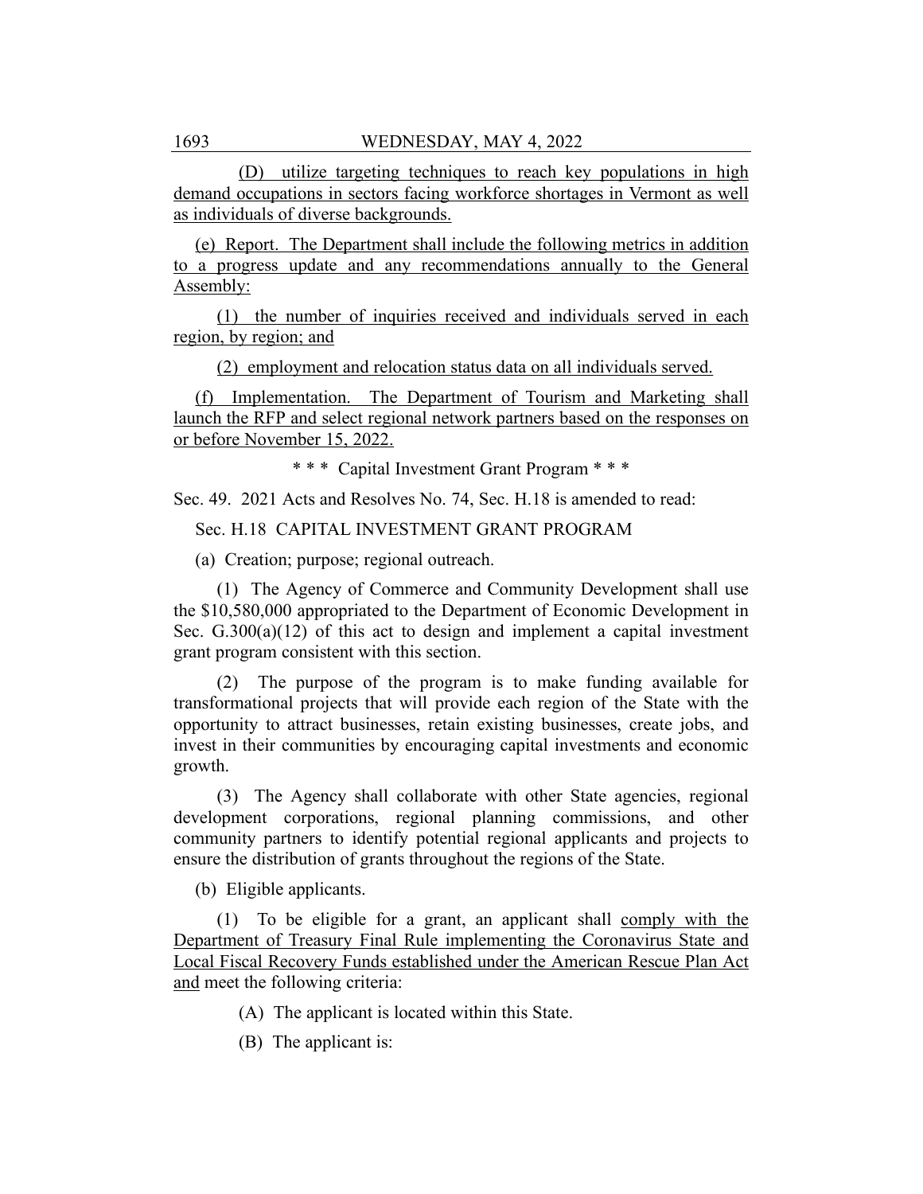(D) utilize targeting techniques to reach key populations in high demand occupations in sectors facing workforce shortages in Vermont as well as individuals of diverse backgrounds.

(e) Report. The Department shall include the following metrics in addition to a progress update and any recommendations annually to the General Assembly:

(1) the number of inquiries received and individuals served in each region, by region; and

(2) employment and relocation status data on all individuals served.

(f) Implementation. The Department of Tourism and Marketing shall launch the RFP and select regional network partners based on the responses on or before November 15, 2022.

\* \* \* Capital Investment Grant Program \* \* \*

Sec. 49. 2021 Acts and Resolves No. 74, Sec. H.18 is amended to read:

Sec. H.18 CAPITAL INVESTMENT GRANT PROGRAM

(a) Creation; purpose; regional outreach.

(1) The Agency of Commerce and Community Development shall use the $10,580,000 appropriated to the Department of Economic Development in Sec. G.300(a)(12) of this act to design and implement a capital investment grant program consistent with this section.

(2) The purpose of the program is to make funding available for transformational projects that will provide each region of the State with the opportunity to attract businesses, retain existing businesses, create jobs, and invest in their communities by encouraging capital investments and economic growth.

(3) The Agency shall collaborate with other State agencies, regional development corporations, regional planning commissions, and other community partners to identify potential regional applicants and projects to ensure the distribution of grants throughout the regions of the State.

(b) Eligible applicants.

(1) To be eligible for a grant, an applicant shall comply with the Department of Treasury Final Rule implementing the Coronavirus State and Local Fiscal Recovery Funds established under the American Rescue Plan Act and meet the following criteria:

(A) The applicant is located within this State.

(B) The applicant is: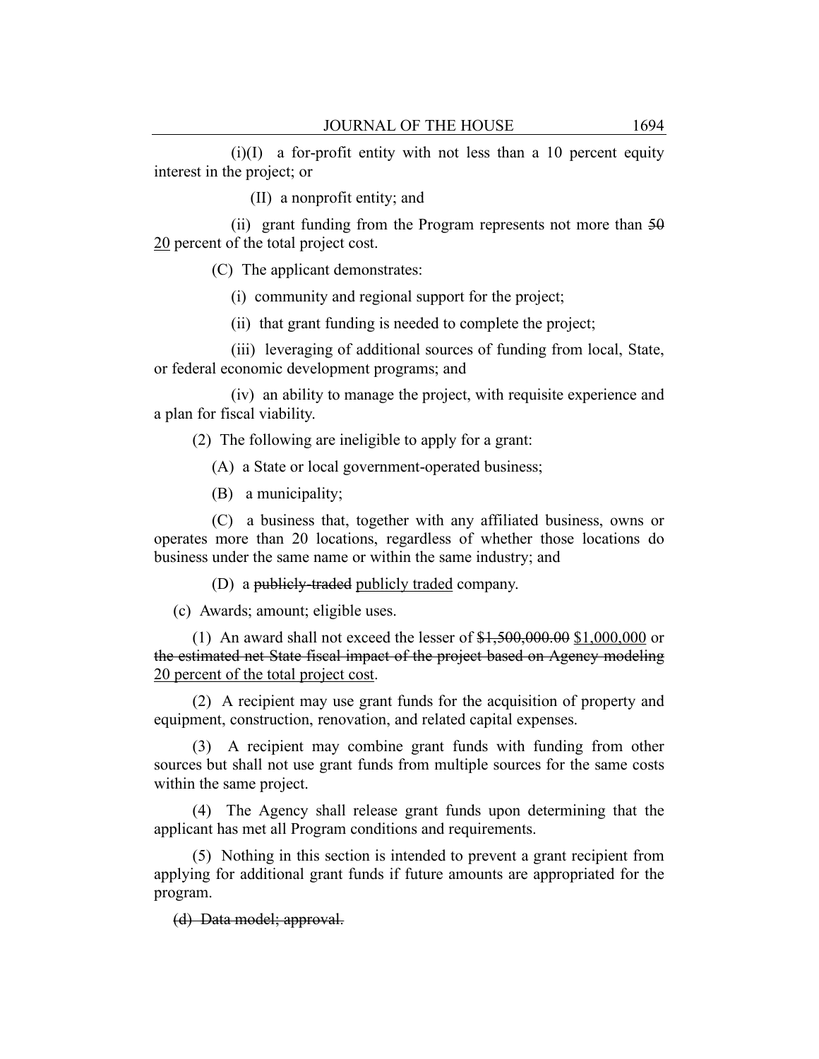(i)(I) a for-profit entity with not less than a 10 percent equity interest in the project; or

(II) a nonprofit entity; and

(ii) grant funding from the Program represents not more than ~~50~~ <u>20</u> percent of the total project cost.

(C) The applicant demonstrates:

(i) community and regional support for the project;

(ii) that grant funding is needed to complete the project;

(iii) leveraging of additional sources of funding from local, State, or federal economic development programs; and

(iv) an ability to manage the project, with requisite experience and a plan for fiscal viability.

(2) The following are ineligible to apply for a grant:

(A) a State or local government-operated business;

(B) a municipality;

(C) a business that, together with any affiliated business, owns or operates more than 20 locations, regardless of whether those locations do business under the same name or within the same industry; and

(D) a ~~publicly-traded~~ <u>publicly traded</u> company.

(c) Awards; amount; eligible uses.

(1) An award shall not exceed the lesser of ~~$1,500,000.00~~ <u>$1,000,000</u> or ~~the estimated net State fiscal impact of the project based on Agency modeling~~ <u>20 percent of the total project cost</u>.

(2) A recipient may use grant funds for the acquisition of property and equipment, construction, renovation, and related capital expenses.

(3) A recipient may combine grant funds with funding from other sources but shall not use grant funds from multiple sources for the same costs within the same project.

(4) The Agency shall release grant funds upon determining that the applicant has met all Program conditions and requirements.

(5) Nothing in this section is intended to prevent a grant recipient from applying for additional grant funds if future amounts are appropriated for the program.

~~(d) Data model; approval.~~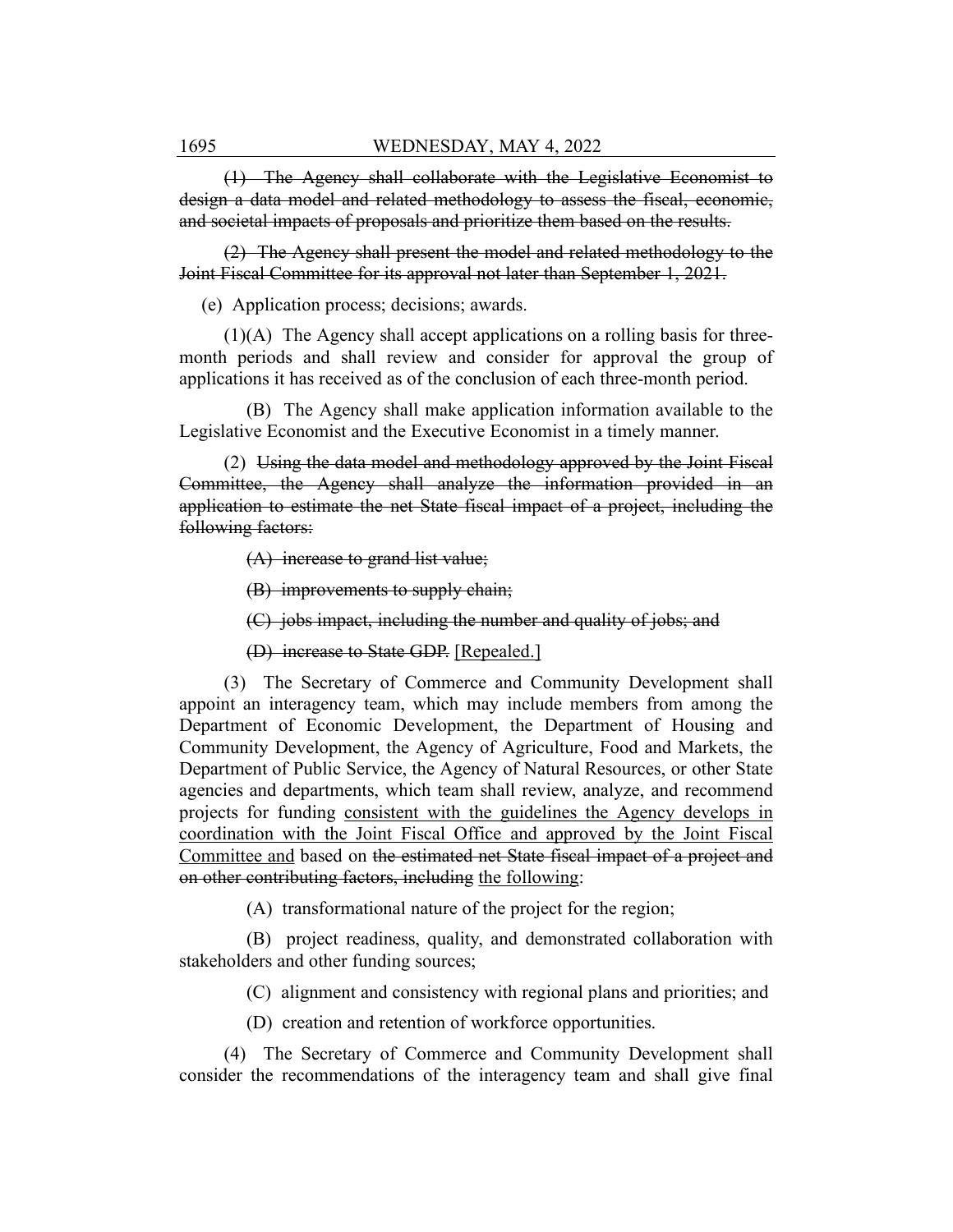~~(1) The Agency shall collaborate with the Legislative Economist to design a data model and related methodology to assess the fiscal, economic, and societal impacts of proposals and prioritize them based on the results.~~

~~(2) The Agency shall present the model and related methodology to the Joint Fiscal Committee for its approval not later than September 1, 2021.~~

(e) Application process; decisions; awards.

(1)(A) The Agency shall accept applications on a rolling basis for three-month periods and shall review and consider for approval the group of applications it has received as of the conclusion of each three-month period.

(B) The Agency shall make application information available to the Legislative Economist and the Executive Economist in a timely manner.

(2) ~~Using the data model and methodology approved by the Joint Fiscal Committee, the Agency shall analyze the information provided in an application to estimate the net State fiscal impact of a project, including the following factors:~~

~~(A) increase to grand list value;~~

~~(B) improvements to supply chain;~~

~~(C) jobs impact, including the number and quality of jobs; and~~

~~(D) increase to State GDP.~~ <u>[Repealed.]</u>

(3) The Secretary of Commerce and Community Development shall appoint an interagency team, which may include members from among the Department of Economic Development, the Department of Housing and Community Development, the Agency of Agriculture, Food and Markets, the Department of Public Service, the Agency of Natural Resources, or other State agencies and departments, which team shall review, analyze, and recommend projects for funding <u>consistent with the guidelines the Agency develops in coordination with the Joint Fiscal Office and approved by the Joint Fiscal Committee and</u> based on ~~the estimated net State fiscal impact of a project and on other contributing factors, including~~ <u>the following</u>:

(A) transformational nature of the project for the region;

(B) project readiness, quality, and demonstrated collaboration with stakeholders and other funding sources;

(C) alignment and consistency with regional plans and priorities; and

(D) creation and retention of workforce opportunities.

(4) The Secretary of Commerce and Community Development shall consider the recommendations of the interagency team and shall give final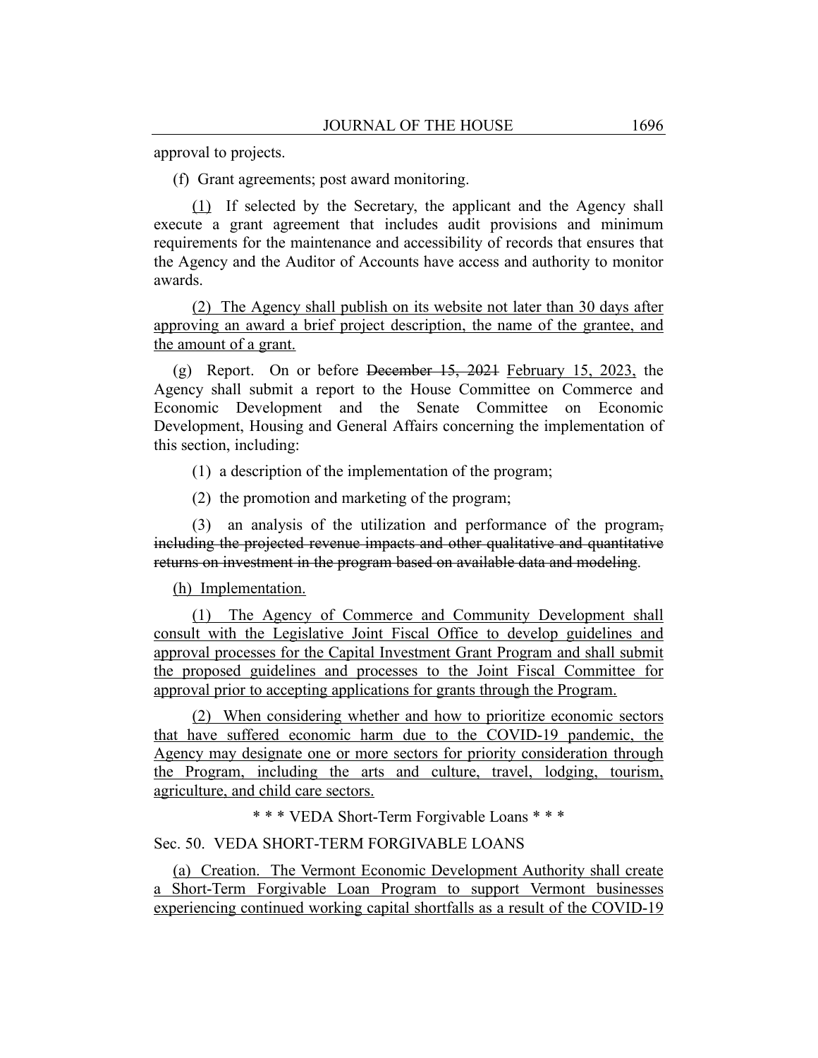approval to projects.

(f) Grant agreements; post award monitoring.

(1) If selected by the Secretary, the applicant and the Agency shall execute a grant agreement that includes audit provisions and minimum requirements for the maintenance and accessibility of records that ensures that the Agency and the Auditor of Accounts have access and authority to monitor awards.

(2) The Agency shall publish on its website not later than 30 days after approving an award a brief project description, the name of the grantee, and the amount of a grant.

(g) Report. On or before ~~December 15, 2021~~ February 15, 2023, the Agency shall submit a report to the House Committee on Commerce and Economic Development and the Senate Committee on Economic Development, Housing and General Affairs concerning the implementation of this section, including:

(1) a description of the implementation of the program;

(2) the promotion and marketing of the program;

(3) an analysis of the utilization and performance of the program~~, including the projected revenue impacts and other qualitative and quantitative returns on investment in the program based on available data and modeling~~.

(h) Implementation.

(1) The Agency of Commerce and Community Development shall consult with the Legislative Joint Fiscal Office to develop guidelines and approval processes for the Capital Investment Grant Program and shall submit the proposed guidelines and processes to the Joint Fiscal Committee for approval prior to accepting applications for grants through the Program.

(2) When considering whether and how to prioritize economic sectors that have suffered economic harm due to the COVID-19 pandemic, the Agency may designate one or more sectors for priority consideration through the Program, including the arts and culture, travel, lodging, tourism, agriculture, and child care sectors.

\* \* \* VEDA Short-Term Forgivable Loans \* \* \*

Sec. 50. VEDA SHORT-TERM FORGIVABLE LOANS

(a) Creation. The Vermont Economic Development Authority shall create a Short-Term Forgivable Loan Program to support Vermont businesses experiencing continued working capital shortfalls as a result of the COVID-19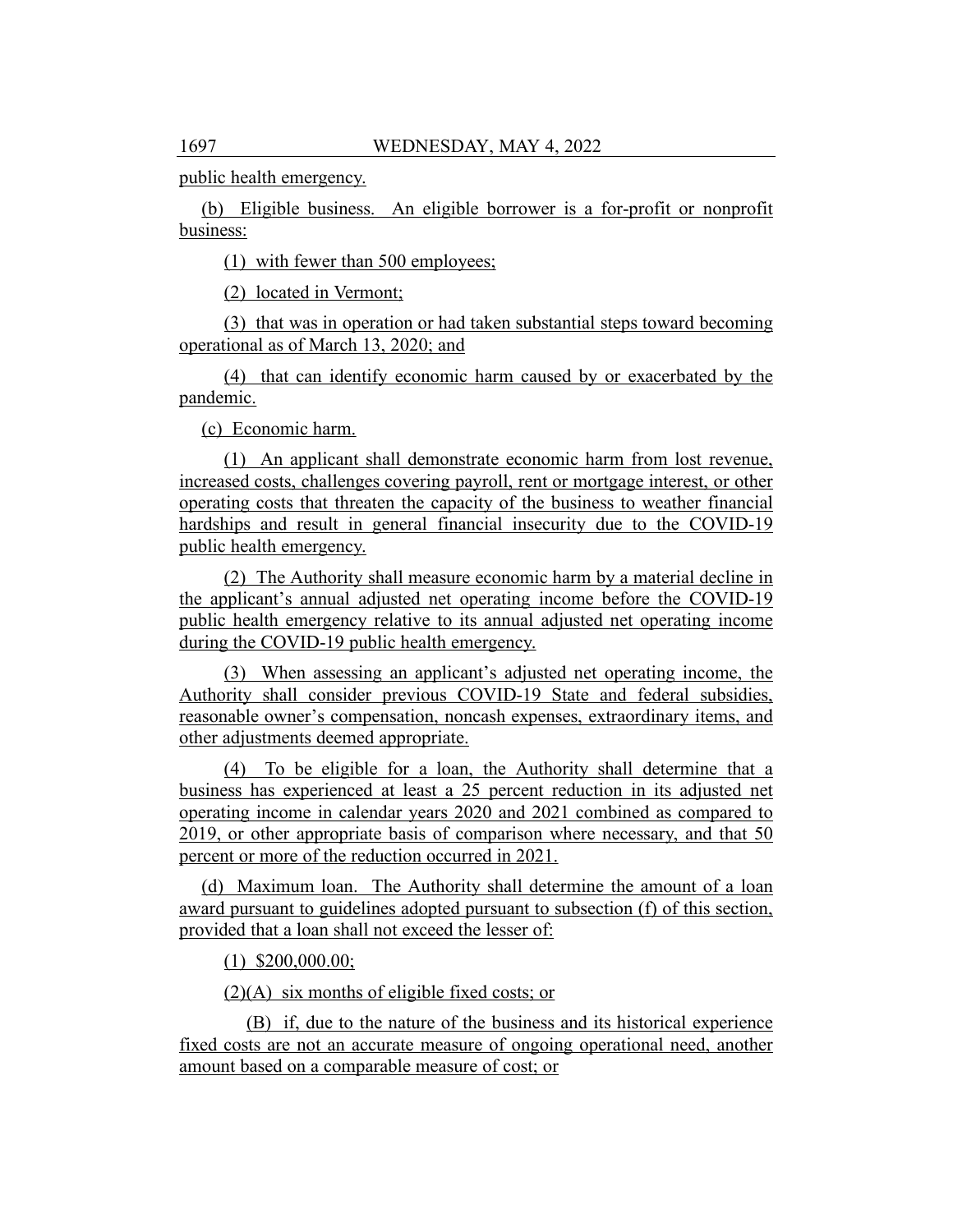public health emergency.

(b) Eligible business. An eligible borrower is a for-profit or nonprofit business:

(1) with fewer than 500 employees;

(2) located in Vermont;

(3) that was in operation or had taken substantial steps toward becoming operational as of March 13, 2020; and

(4) that can identify economic harm caused by or exacerbated by the pandemic.

(c) Economic harm.

(1) An applicant shall demonstrate economic harm from lost revenue, increased costs, challenges covering payroll, rent or mortgage interest, or other operating costs that threaten the capacity of the business to weather financial hardships and result in general financial insecurity due to the COVID-19 public health emergency.

(2) The Authority shall measure economic harm by a material decline in the applicant's annual adjusted net operating income before the COVID-19 public health emergency relative to its annual adjusted net operating income during the COVID-19 public health emergency.

(3) When assessing an applicant's adjusted net operating income, the Authority shall consider previous COVID-19 State and federal subsidies, reasonable owner's compensation, noncash expenses, extraordinary items, and other adjustments deemed appropriate.

(4) To be eligible for a loan, the Authority shall determine that a business has experienced at least a 25 percent reduction in its adjusted net operating income in calendar years 2020 and 2021 combined as compared to 2019, or other appropriate basis of comparison where necessary, and that 50 percent or more of the reduction occurred in 2021.

(d) Maximum loan. The Authority shall determine the amount of a loan award pursuant to guidelines adopted pursuant to subsection (f) of this section, provided that a loan shall not exceed the lesser of:

(1) $200,000.00;

(2)(A) six months of eligible fixed costs; or

(B) if, due to the nature of the business and its historical experience fixed costs are not an accurate measure of ongoing operational need, another amount based on a comparable measure of cost; or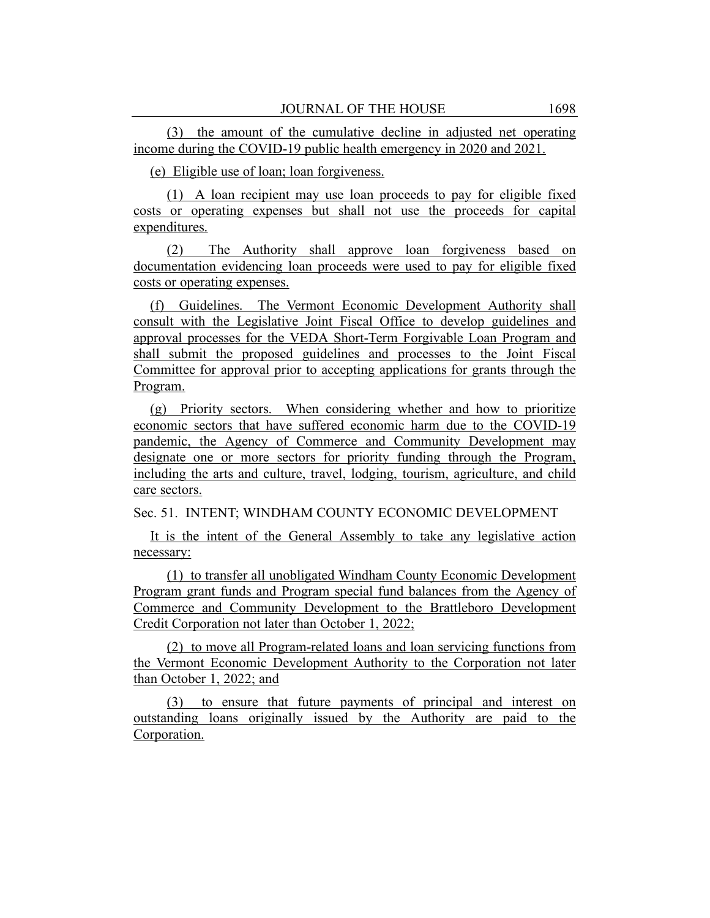(3) the amount of the cumulative decline in adjusted net operating income during the COVID-19 public health emergency in 2020 and 2021.

(e) Eligible use of loan; loan forgiveness.

(1) A loan recipient may use loan proceeds to pay for eligible fixed costs or operating expenses but shall not use the proceeds for capital expenditures.

(2) The Authority shall approve loan forgiveness based on documentation evidencing loan proceeds were used to pay for eligible fixed costs or operating expenses.

(f) Guidelines. The Vermont Economic Development Authority shall consult with the Legislative Joint Fiscal Office to develop guidelines and approval processes for the VEDA Short-Term Forgivable Loan Program and shall submit the proposed guidelines and processes to the Joint Fiscal Committee for approval prior to accepting applications for grants through the Program.

(g) Priority sectors. When considering whether and how to prioritize economic sectors that have suffered economic harm due to the COVID-19 pandemic, the Agency of Commerce and Community Development may designate one or more sectors for priority funding through the Program, including the arts and culture, travel, lodging, tourism, agriculture, and child care sectors.

Sec. 51. INTENT; WINDHAM COUNTY ECONOMIC DEVELOPMENT

It is the intent of the General Assembly to take any legislative action necessary:

(1) to transfer all unobligated Windham County Economic Development Program grant funds and Program special fund balances from the Agency of Commerce and Community Development to the Brattleboro Development Credit Corporation not later than October 1, 2022;

(2) to move all Program-related loans and loan servicing functions from the Vermont Economic Development Authority to the Corporation not later than October 1, 2022; and

(3) to ensure that future payments of principal and interest on outstanding loans originally issued by the Authority are paid to the Corporation.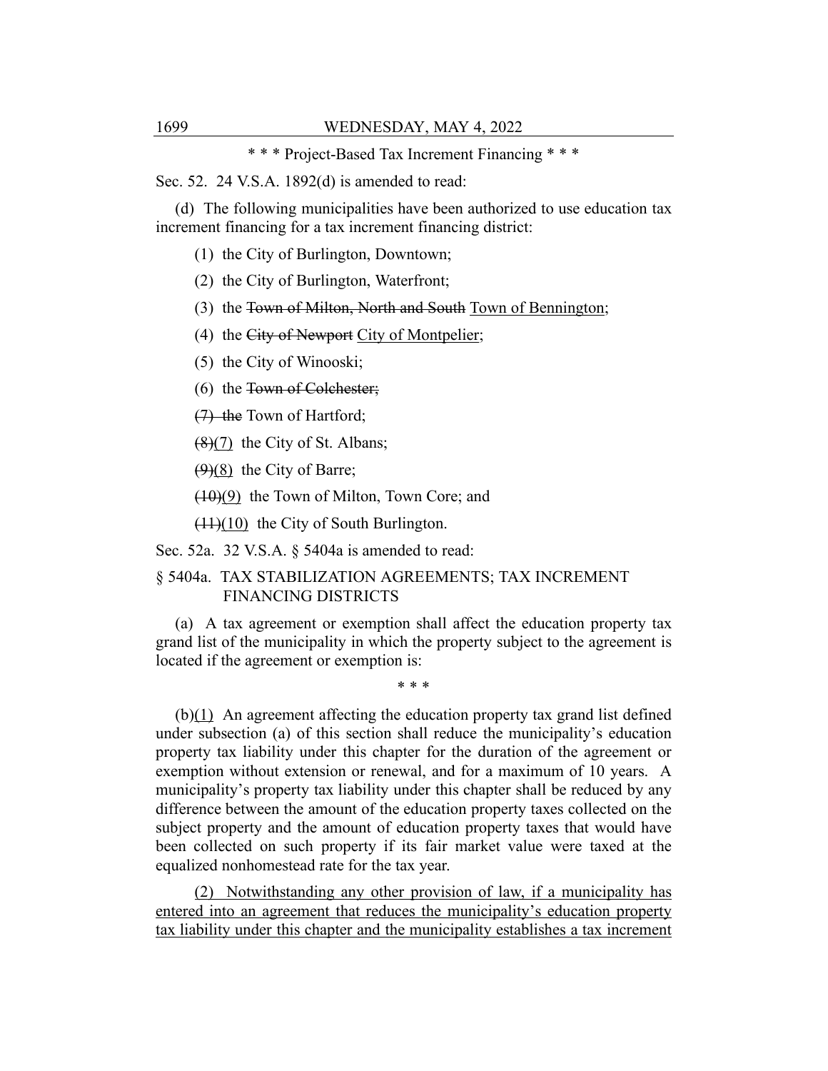\* \* \* Project-Based Tax Increment Financing \* \* \*

Sec. 52. 24 V.S.A. 1892(d) is amended to read:

(d) The following municipalities have been authorized to use education tax increment financing for a tax increment financing district:

(1) the City of Burlington, Downtown;

(2) the City of Burlington, Waterfront;

(3) the ~~Town of Milton, North and South~~ <u>Town of Bennington</u>;

(4) the ~~City of Newport~~ <u>City of Montpelier</u>;

(5) the City of Winooski;

(6) the ~~Town of Colchester;~~

~~(7) the~~ Town of Hartford;

~~(8)~~<u>(7)</u> the City of St. Albans;

~~(9)~~<u>(8)</u> the City of Barre;

~~(10)~~<u>(9)</u> the Town of Milton, Town Core; and

~~(11)~~<u>(10)</u> the City of South Burlington.

Sec. 52a. 32 V.S.A. § 5404a is amended to read:

§ 5404a. TAX STABILIZATION AGREEMENTS; TAX INCREMENT FINANCING DISTRICTS

(a) A tax agreement or exemption shall affect the education property tax grand list of the municipality in which the property subject to the agreement is located if the agreement or exemption is:

\* \* \*

(b)<u>(1)</u> An agreement affecting the education property tax grand list defined under subsection (a) of this section shall reduce the municipality's education property tax liability under this chapter for the duration of the agreement or exemption without extension or renewal, and for a maximum of 10 years. A municipality's property tax liability under this chapter shall be reduced by any difference between the amount of the education property taxes collected on the subject property and the amount of education property taxes that would have been collected on such property if its fair market value were taxed at the equalized nonhomestead rate for the tax year.

<u>(2) Notwithstanding any other provision of law, if a municipality has entered into an agreement that reduces the municipality's education property tax liability under this chapter and the municipality establishes a tax increment</u>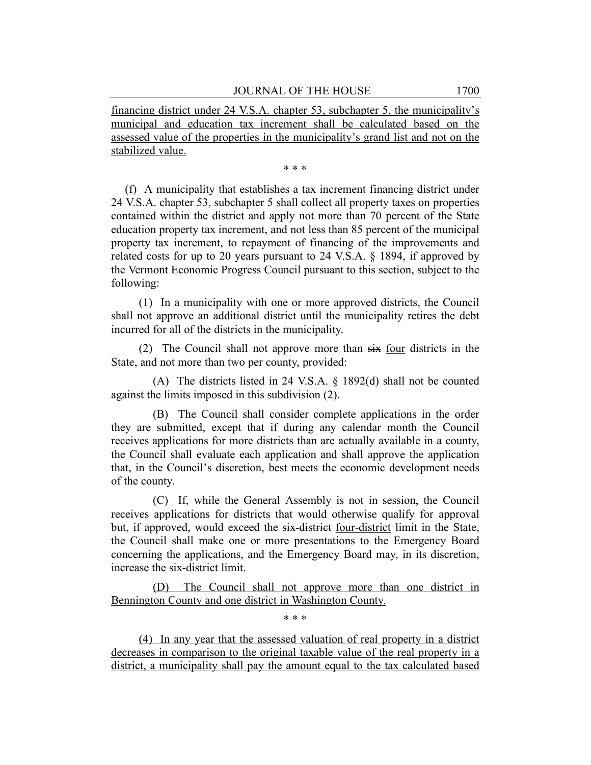financing district under 24 V.S.A. chapter 53, subchapter 5, the municipality's municipal and education tax increment shall be calculated based on the assessed value of the properties in the municipality's grand list and not on the stabilized value.

\* \* \*

(f) A municipality that establishes a tax increment financing district under 24 V.S.A. chapter 53, subchapter 5 shall collect all property taxes on properties contained within the district and apply not more than 70 percent of the State education property tax increment, and not less than 85 percent of the municipal property tax increment, to repayment of financing of the improvements and related costs for up to 20 years pursuant to 24 V.S.A. § 1894, if approved by the Vermont Economic Progress Council pursuant to this section, subject to the following:

(1) In a municipality with one or more approved districts, the Council shall not approve an additional district until the municipality retires the debt incurred for all of the districts in the municipality.

(2) The Council shall not approve more than ~~six~~ four districts in the State, and not more than two per county, provided:

(A) The districts listed in 24 V.S.A. § 1892(d) shall not be counted against the limits imposed in this subdivision (2).

(B) The Council shall consider complete applications in the order they are submitted, except that if during any calendar month the Council receives applications for more districts than are actually available in a county, the Council shall evaluate each application and shall approve the application that, in the Council's discretion, best meets the economic development needs of the county.

(C) If, while the General Assembly is not in session, the Council receives applications for districts that would otherwise qualify for approval but, if approved, would exceed the ~~six-district~~ four-district limit in the State, the Council shall make one or more presentations to the Emergency Board concerning the applications, and the Emergency Board may, in its discretion, increase the six-district limit.

(D) The Council shall not approve more than one district in Bennington County and one district in Washington County.

\* \* \*

(4) In any year that the assessed valuation of real property in a district decreases in comparison to the original taxable value of the real property in a district, a municipality shall pay the amount equal to the tax calculated based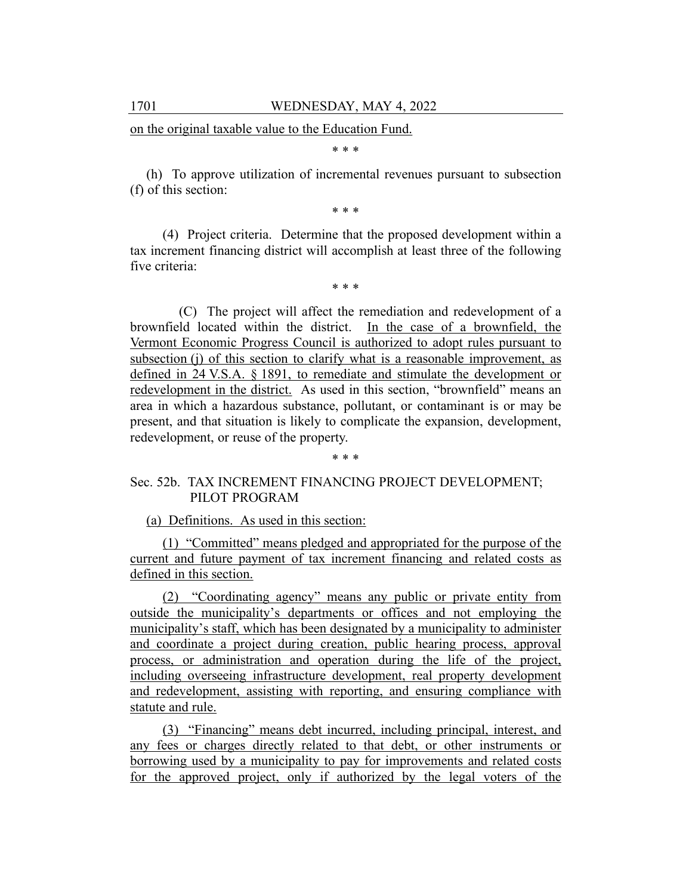on the original taxable value to the Education Fund.

\* \* \*

(h) To approve utilization of incremental revenues pursuant to subsection (f) of this section:

\* \* \*

(4) Project criteria. Determine that the proposed development within a tax increment financing district will accomplish at least three of the following five criteria:

\* \* \*

(C) The project will affect the remediation and redevelopment of a brownfield located within the district. In the case of a brownfield, the Vermont Economic Progress Council is authorized to adopt rules pursuant to subsection (j) of this section to clarify what is a reasonable improvement, as defined in 24 V.S.A. § 1891, to remediate and stimulate the development or redevelopment in the district. As used in this section, "brownfield" means an area in which a hazardous substance, pollutant, or contaminant is or may be present, and that situation is likely to complicate the expansion, development, redevelopment, or reuse of the property.

\* \* \*

Sec. 52b. TAX INCREMENT FINANCING PROJECT DEVELOPMENT; PILOT PROGRAM

(a) Definitions. As used in this section:

(1) "Committed" means pledged and appropriated for the purpose of the current and future payment of tax increment financing and related costs as defined in this section.

(2) "Coordinating agency" means any public or private entity from outside the municipality's departments or offices and not employing the municipality's staff, which has been designated by a municipality to administer and coordinate a project during creation, public hearing process, approval process, or administration and operation during the life of the project, including overseeing infrastructure development, real property development and redevelopment, assisting with reporting, and ensuring compliance with statute and rule.

(3) "Financing" means debt incurred, including principal, interest, and any fees or charges directly related to that debt, or other instruments or borrowing used by a municipality to pay for improvements and related costs for the approved project, only if authorized by the legal voters of the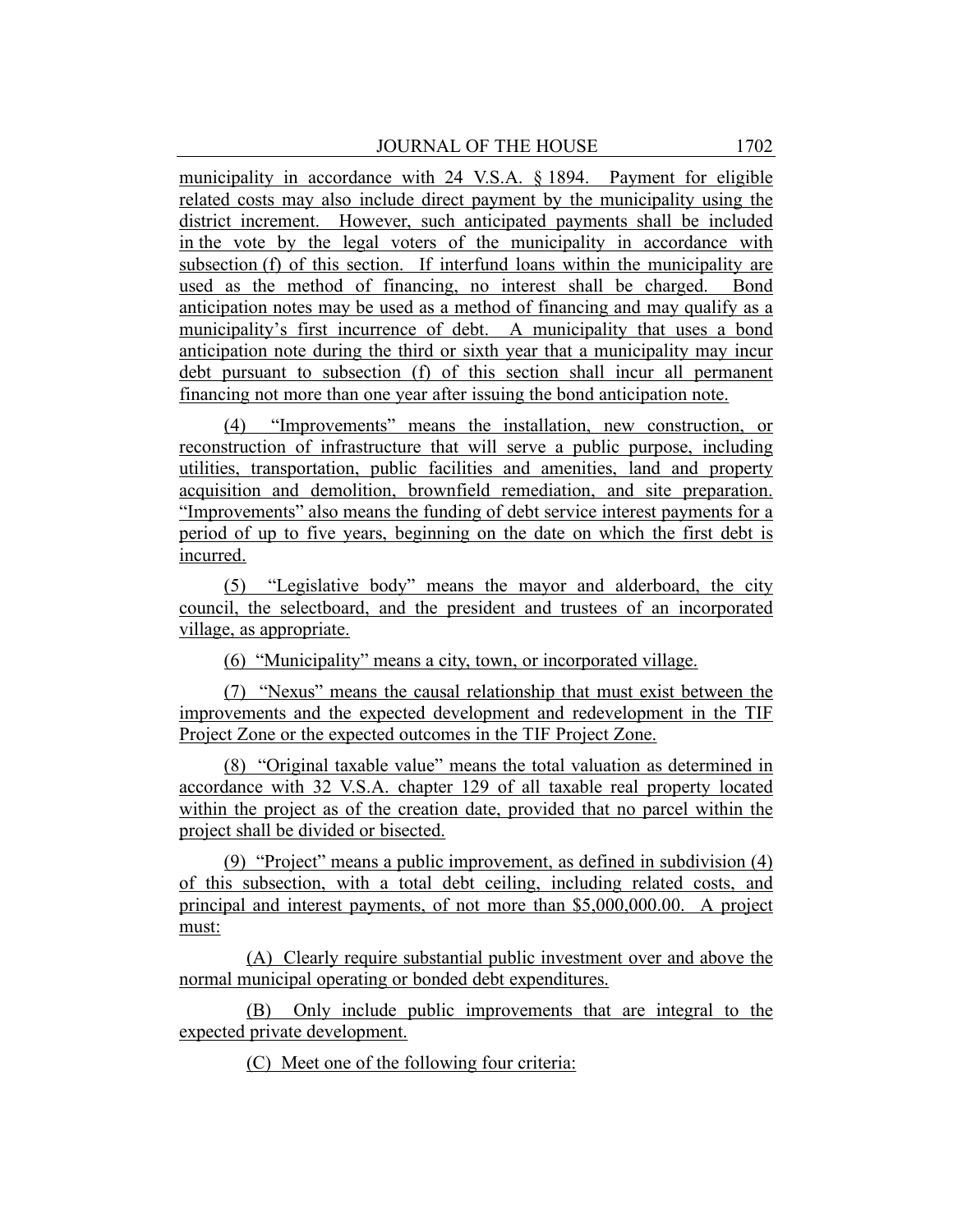municipality in accordance with 24 V.S.A. § 1894. Payment for eligible related costs may also include direct payment by the municipality using the district increment. However, such anticipated payments shall be included in the vote by the legal voters of the municipality in accordance with subsection (f) of this section. If interfund loans within the municipality are used as the method of financing, no interest shall be charged. Bond anticipation notes may be used as a method of financing and may qualify as a municipality's first incurrence of debt. A municipality that uses a bond anticipation note during the third or sixth year that a municipality may incur debt pursuant to subsection (f) of this section shall incur all permanent financing not more than one year after issuing the bond anticipation note.

(4) "Improvements" means the installation, new construction, or reconstruction of infrastructure that will serve a public purpose, including utilities, transportation, public facilities and amenities, land and property acquisition and demolition, brownfield remediation, and site preparation. "Improvements" also means the funding of debt service interest payments for a period of up to five years, beginning on the date on which the first debt is incurred.

(5) "Legislative body" means the mayor and alderboard, the city council, the selectboard, and the president and trustees of an incorporated village, as appropriate.

(6) "Municipality" means a city, town, or incorporated village.

(7) "Nexus" means the causal relationship that must exist between the improvements and the expected development and redevelopment in the TIF Project Zone or the expected outcomes in the TIF Project Zone.

(8) "Original taxable value" means the total valuation as determined in accordance with 32 V.S.A. chapter 129 of all taxable real property located within the project as of the creation date, provided that no parcel within the project shall be divided or bisected.

(9) "Project" means a public improvement, as defined in subdivision (4) of this subsection, with a total debt ceiling, including related costs, and principal and interest payments, of not more than $5,000,000.00. A project must:

(A) Clearly require substantial public investment over and above the normal municipal operating or bonded debt expenditures.

(B) Only include public improvements that are integral to the expected private development.

(C) Meet one of the following four criteria: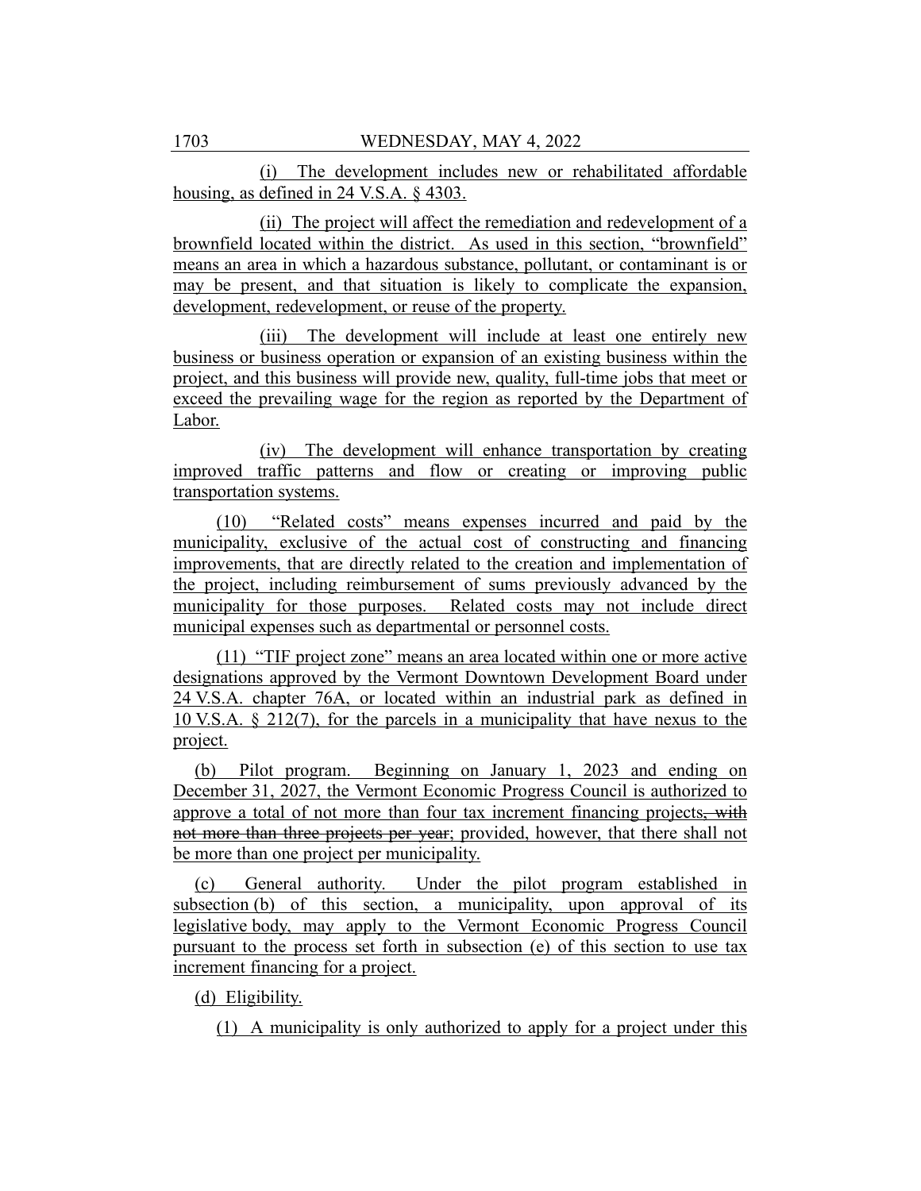(i) The development includes new or rehabilitated affordable housing, as defined in 24 V.S.A. § 4303.

(ii) The project will affect the remediation and redevelopment of a brownfield located within the district. As used in this section, "brownfield" means an area in which a hazardous substance, pollutant, or contaminant is or may be present, and that situation is likely to complicate the expansion, development, redevelopment, or reuse of the property.

(iii) The development will include at least one entirely new business or business operation or expansion of an existing business within the project, and this business will provide new, quality, full-time jobs that meet or exceed the prevailing wage for the region as reported by the Department of Labor.

(iv) The development will enhance transportation by creating improved traffic patterns and flow or creating or improving public transportation systems.

(10) "Related costs" means expenses incurred and paid by the municipality, exclusive of the actual cost of constructing and financing improvements, that are directly related to the creation and implementation of the project, including reimbursement of sums previously advanced by the municipality for those purposes. Related costs may not include direct municipal expenses such as departmental or personnel costs.

(11) "TIF project zone" means an area located within one or more active designations approved by the Vermont Downtown Development Board under 24 V.S.A. chapter 76A, or located within an industrial park as defined in 10 V.S.A. § 212(7), for the parcels in a municipality that have nexus to the project.

(b) Pilot program. Beginning on January 1, 2023 and ending on December 31, 2027, the Vermont Economic Progress Council is authorized to approve a total of not more than four tax increment financing projects~~, with not more than three projects per year~~; provided, however, that there shall not be more than one project per municipality.

(c) General authority. Under the pilot program established in subsection (b) of this section, a municipality, upon approval of its legislative body, may apply to the Vermont Economic Progress Council pursuant to the process set forth in subsection (e) of this section to use tax increment financing for a project.

(d) Eligibility.

(1) A municipality is only authorized to apply for a project under this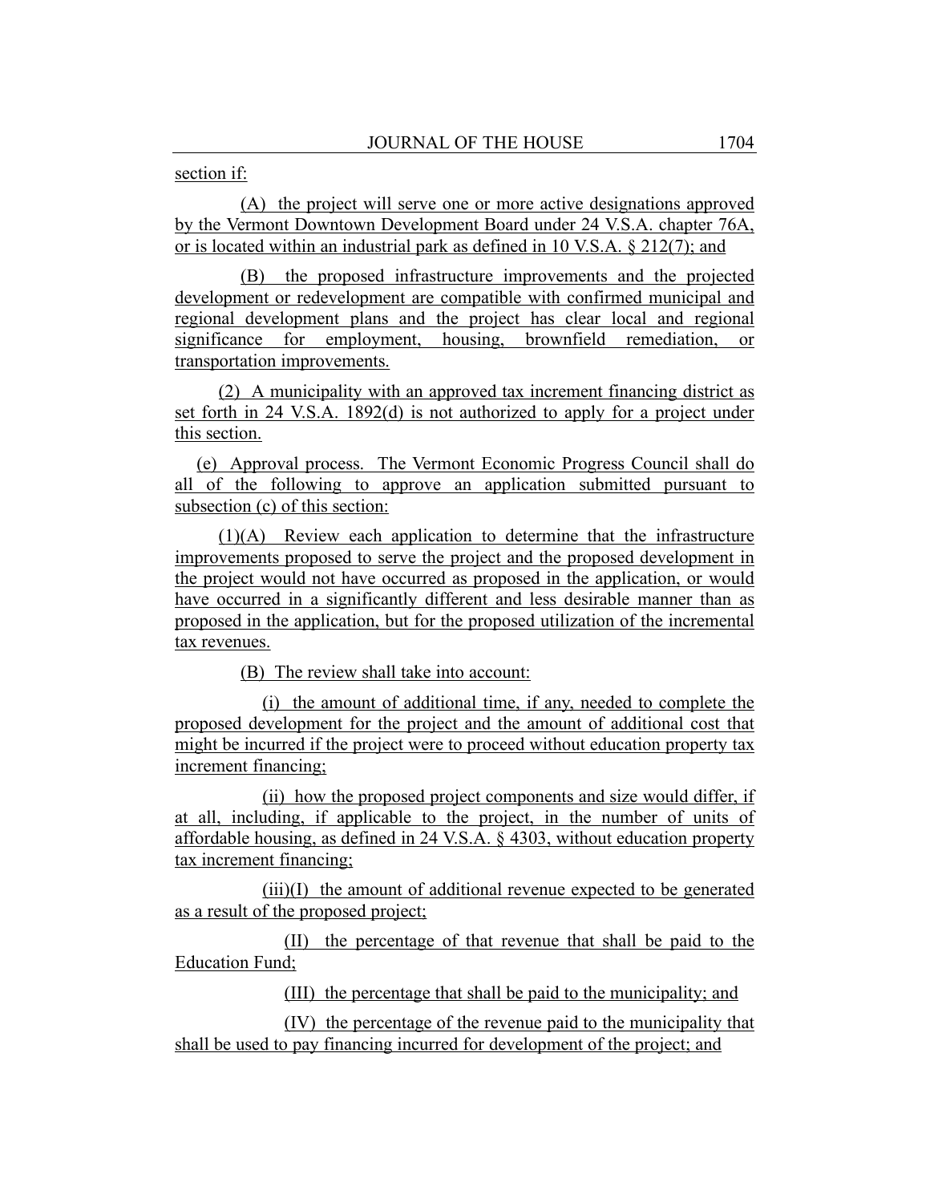section if:

(A) the project will serve one or more active designations approved by the Vermont Downtown Development Board under 24 V.S.A. chapter 76A, or is located within an industrial park as defined in 10 V.S.A. § 212(7); and

(B) the proposed infrastructure improvements and the projected development or redevelopment are compatible with confirmed municipal and regional development plans and the project has clear local and regional significance for employment, housing, brownfield remediation, or transportation improvements.

(2) A municipality with an approved tax increment financing district as set forth in 24 V.S.A. 1892(d) is not authorized to apply for a project under this section.

(e) Approval process. The Vermont Economic Progress Council shall do all of the following to approve an application submitted pursuant to subsection (c) of this section:

(1)(A) Review each application to determine that the infrastructure improvements proposed to serve the project and the proposed development in the project would not have occurred as proposed in the application, or would have occurred in a significantly different and less desirable manner than as proposed in the application, but for the proposed utilization of the incremental tax revenues.

(B) The review shall take into account:

(i) the amount of additional time, if any, needed to complete the proposed development for the project and the amount of additional cost that might be incurred if the project were to proceed without education property tax increment financing;

(ii) how the proposed project components and size would differ, if at all, including, if applicable to the project, in the number of units of affordable housing, as defined in 24 V.S.A. § 4303, without education property tax increment financing;

(iii)(I) the amount of additional revenue expected to be generated as a result of the proposed project;

(II) the percentage of that revenue that shall be paid to the Education Fund;

(III) the percentage that shall be paid to the municipality; and

(IV) the percentage of the revenue paid to the municipality that shall be used to pay financing incurred for development of the project; and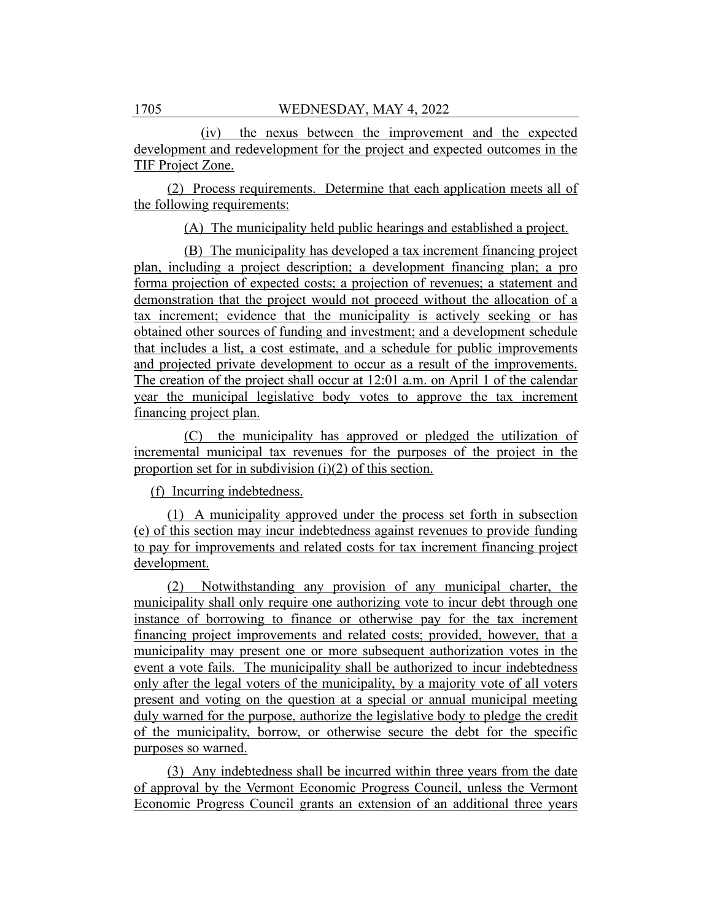(iv) the nexus between the improvement and the expected development and redevelopment for the project and expected outcomes in the TIF Project Zone.

(2) Process requirements. Determine that each application meets all of the following requirements:

(A) The municipality held public hearings and established a project.

(B) The municipality has developed a tax increment financing project plan, including a project description; a development financing plan; a pro forma projection of expected costs; a projection of revenues; a statement and demonstration that the project would not proceed without the allocation of a tax increment; evidence that the municipality is actively seeking or has obtained other sources of funding and investment; and a development schedule that includes a list, a cost estimate, and a schedule for public improvements and projected private development to occur as a result of the improvements. The creation of the project shall occur at 12:01 a.m. on April 1 of the calendar year the municipal legislative body votes to approve the tax increment financing project plan.

(C) the municipality has approved or pledged the utilization of incremental municipal tax revenues for the purposes of the project in the proportion set for in subdivision (i)(2) of this section.

(f) Incurring indebtedness.

(1) A municipality approved under the process set forth in subsection (e) of this section may incur indebtedness against revenues to provide funding to pay for improvements and related costs for tax increment financing project development.

(2) Notwithstanding any provision of any municipal charter, the municipality shall only require one authorizing vote to incur debt through one instance of borrowing to finance or otherwise pay for the tax increment financing project improvements and related costs; provided, however, that a municipality may present one or more subsequent authorization votes in the event a vote fails. The municipality shall be authorized to incur indebtedness only after the legal voters of the municipality, by a majority vote of all voters present and voting on the question at a special or annual municipal meeting duly warned for the purpose, authorize the legislative body to pledge the credit of the municipality, borrow, or otherwise secure the debt for the specific purposes so warned.

(3) Any indebtedness shall be incurred within three years from the date of approval by the Vermont Economic Progress Council, unless the Vermont Economic Progress Council grants an extension of an additional three years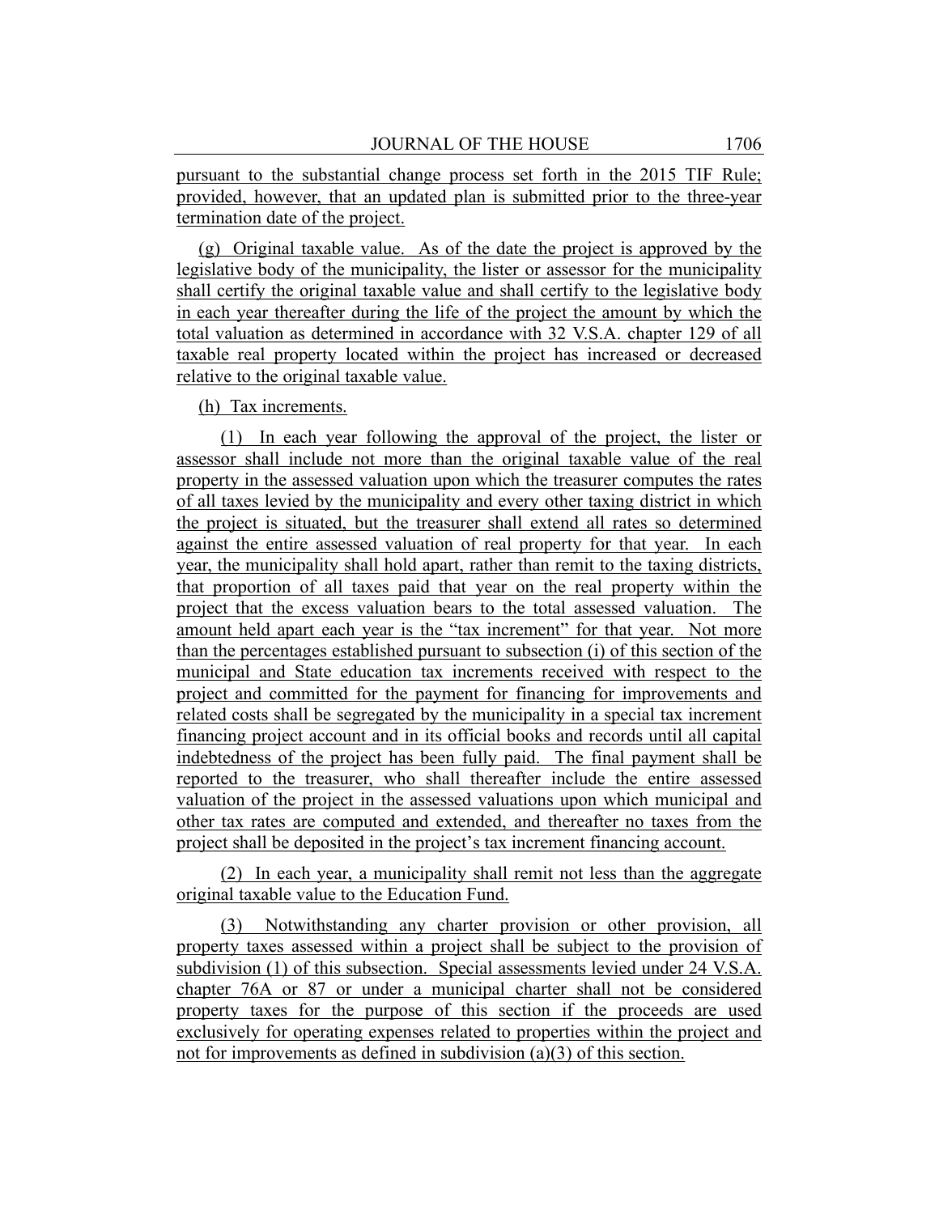pursuant to the substantial change process set forth in the 2015 TIF Rule; provided, however, that an updated plan is submitted prior to the three-year termination date of the project.

(g) Original taxable value. As of the date the project is approved by the legislative body of the municipality, the lister or assessor for the municipality shall certify the original taxable value and shall certify to the legislative body in each year thereafter during the life of the project the amount by which the total valuation as determined in accordance with 32 V.S.A. chapter 129 of all taxable real property located within the project has increased or decreased relative to the original taxable value.

(h) Tax increments.

(1) In each year following the approval of the project, the lister or assessor shall include not more than the original taxable value of the real property in the assessed valuation upon which the treasurer computes the rates of all taxes levied by the municipality and every other taxing district in which the project is situated, but the treasurer shall extend all rates so determined against the entire assessed valuation of real property for that year. In each year, the municipality shall hold apart, rather than remit to the taxing districts, that proportion of all taxes paid that year on the real property within the project that the excess valuation bears to the total assessed valuation. The amount held apart each year is the "tax increment" for that year. Not more than the percentages established pursuant to subsection (i) of this section of the municipal and State education tax increments received with respect to the project and committed for the payment for financing for improvements and related costs shall be segregated by the municipality in a special tax increment financing project account and in its official books and records until all capital indebtedness of the project has been fully paid. The final payment shall be reported to the treasurer, who shall thereafter include the entire assessed valuation of the project in the assessed valuations upon which municipal and other tax rates are computed and extended, and thereafter no taxes from the project shall be deposited in the project's tax increment financing account.

(2) In each year, a municipality shall remit not less than the aggregate original taxable value to the Education Fund.

(3) Notwithstanding any charter provision or other provision, all property taxes assessed within a project shall be subject to the provision of subdivision (1) of this subsection. Special assessments levied under 24 V.S.A. chapter 76A or 87 or under a municipal charter shall not be considered property taxes for the purpose of this section if the proceeds are used exclusively for operating expenses related to properties within the project and not for improvements as defined in subdivision (a)(3) of this section.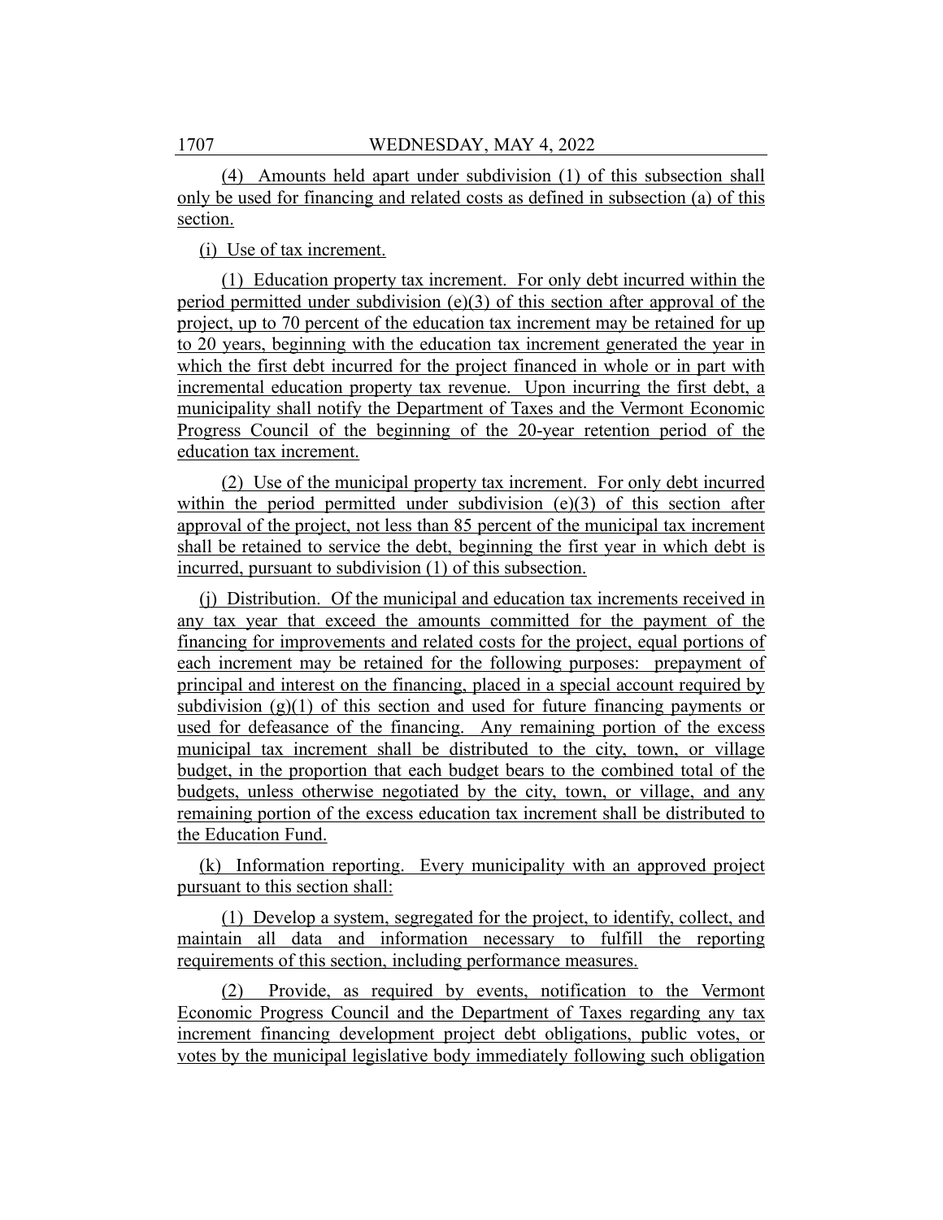(4) Amounts held apart under subdivision (1) of this subsection shall only be used for financing and related costs as defined in subsection (a) of this section.

(i) Use of tax increment.

(1) Education property tax increment. For only debt incurred within the period permitted under subdivision (e)(3) of this section after approval of the project, up to 70 percent of the education tax increment may be retained for up to 20 years, beginning with the education tax increment generated the year in which the first debt incurred for the project financed in whole or in part with incremental education property tax revenue. Upon incurring the first debt, a municipality shall notify the Department of Taxes and the Vermont Economic Progress Council of the beginning of the 20-year retention period of the education tax increment.

(2) Use of the municipal property tax increment. For only debt incurred within the period permitted under subdivision (e)(3) of this section after approval of the project, not less than 85 percent of the municipal tax increment shall be retained to service the debt, beginning the first year in which debt is incurred, pursuant to subdivision (1) of this subsection.

(j) Distribution. Of the municipal and education tax increments received in any tax year that exceed the amounts committed for the payment of the financing for improvements and related costs for the project, equal portions of each increment may be retained for the following purposes: prepayment of principal and interest on the financing, placed in a special account required by subdivision (g)(1) of this section and used for future financing payments or used for defeasance of the financing. Any remaining portion of the excess municipal tax increment shall be distributed to the city, town, or village budget, in the proportion that each budget bears to the combined total of the budgets, unless otherwise negotiated by the city, town, or village, and any remaining portion of the excess education tax increment shall be distributed to the Education Fund.

(k) Information reporting. Every municipality with an approved project pursuant to this section shall:

(1) Develop a system, segregated for the project, to identify, collect, and maintain all data and information necessary to fulfill the reporting requirements of this section, including performance measures.

(2) Provide, as required by events, notification to the Vermont Economic Progress Council and the Department of Taxes regarding any tax increment financing development project debt obligations, public votes, or votes by the municipal legislative body immediately following such obligation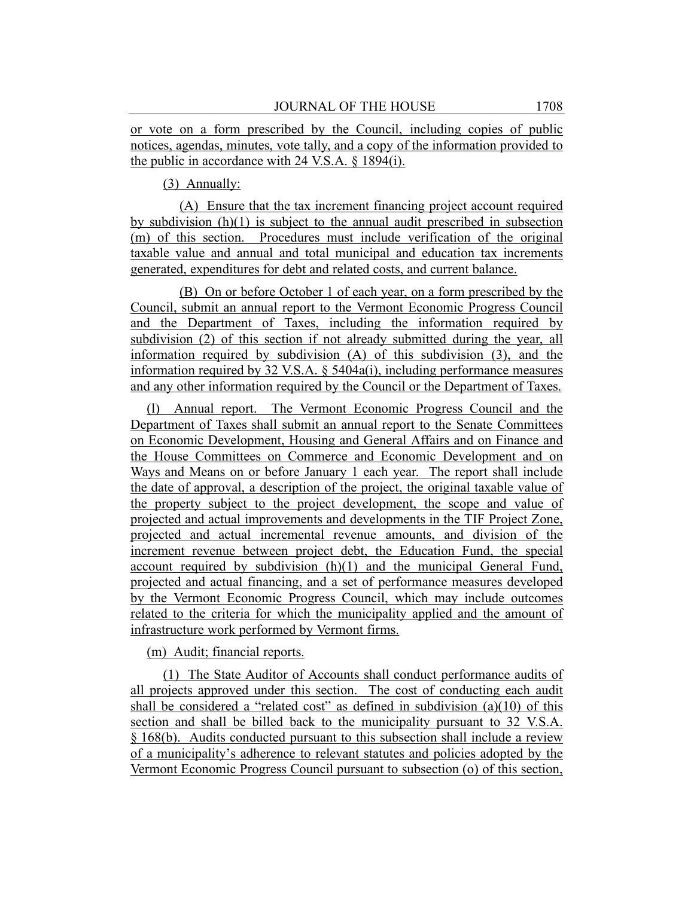or vote on a form prescribed by the Council, including copies of public notices, agendas, minutes, vote tally, and a copy of the information provided to the public in accordance with 24 V.S.A. § 1894(i).

(3) Annually:

(A) Ensure that the tax increment financing project account required by subdivision (h)(1) is subject to the annual audit prescribed in subsection (m) of this section. Procedures must include verification of the original taxable value and annual and total municipal and education tax increments generated, expenditures for debt and related costs, and current balance.

(B) On or before October 1 of each year, on a form prescribed by the Council, submit an annual report to the Vermont Economic Progress Council and the Department of Taxes, including the information required by subdivision (2) of this section if not already submitted during the year, all information required by subdivision (A) of this subdivision (3), and the information required by 32 V.S.A. § 5404a(i), including performance measures and any other information required by the Council or the Department of Taxes.

(l) Annual report. The Vermont Economic Progress Council and the Department of Taxes shall submit an annual report to the Senate Committees on Economic Development, Housing and General Affairs and on Finance and the House Committees on Commerce and Economic Development and on Ways and Means on or before January 1 each year. The report shall include the date of approval, a description of the project, the original taxable value of the property subject to the project development, the scope and value of projected and actual improvements and developments in the TIF Project Zone, projected and actual incremental revenue amounts, and division of the increment revenue between project debt, the Education Fund, the special account required by subdivision (h)(1) and the municipal General Fund, projected and actual financing, and a set of performance measures developed by the Vermont Economic Progress Council, which may include outcomes related to the criteria for which the municipality applied and the amount of infrastructure work performed by Vermont firms.

(m) Audit; financial reports.

(1) The State Auditor of Accounts shall conduct performance audits of all projects approved under this section. The cost of conducting each audit shall be considered a "related cost" as defined in subdivision (a)(10) of this section and shall be billed back to the municipality pursuant to 32 V.S.A. § 168(b). Audits conducted pursuant to this subsection shall include a review of a municipality's adherence to relevant statutes and policies adopted by the Vermont Economic Progress Council pursuant to subsection (o) of this section,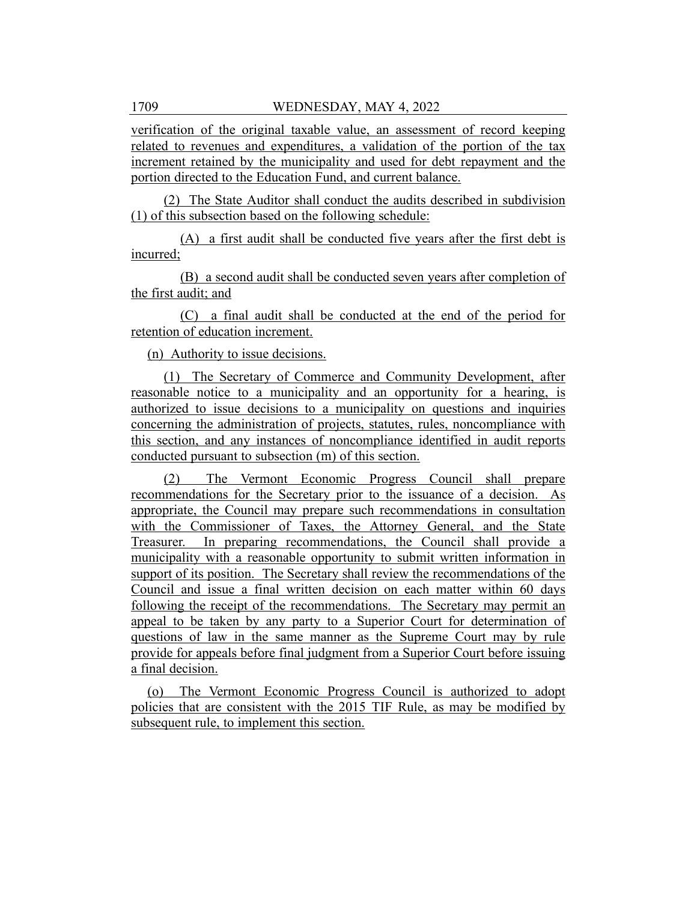verification of the original taxable value, an assessment of record keeping related to revenues and expenditures, a validation of the portion of the tax increment retained by the municipality and used for debt repayment and the portion directed to the Education Fund, and current balance.

(2) The State Auditor shall conduct the audits described in subdivision (1) of this subsection based on the following schedule:

(A) a first audit shall be conducted five years after the first debt is incurred;

(B) a second audit shall be conducted seven years after completion of the first audit; and

(C) a final audit shall be conducted at the end of the period for retention of education increment.

(n) Authority to issue decisions.

(1) The Secretary of Commerce and Community Development, after reasonable notice to a municipality and an opportunity for a hearing, is authorized to issue decisions to a municipality on questions and inquiries concerning the administration of projects, statutes, rules, noncompliance with this section, and any instances of noncompliance identified in audit reports conducted pursuant to subsection (m) of this section.

(2) The Vermont Economic Progress Council shall prepare recommendations for the Secretary prior to the issuance of a decision. As appropriate, the Council may prepare such recommendations in consultation with the Commissioner of Taxes, the Attorney General, and the State Treasurer. In preparing recommendations, the Council shall provide a municipality with a reasonable opportunity to submit written information in support of its position. The Secretary shall review the recommendations of the Council and issue a final written decision on each matter within 60 days following the receipt of the recommendations. The Secretary may permit an appeal to be taken by any party to a Superior Court for determination of questions of law in the same manner as the Supreme Court may by rule provide for appeals before final judgment from a Superior Court before issuing a final decision.

(o) The Vermont Economic Progress Council is authorized to adopt policies that are consistent with the 2015 TIF Rule, as may be modified by subsequent rule, to implement this section.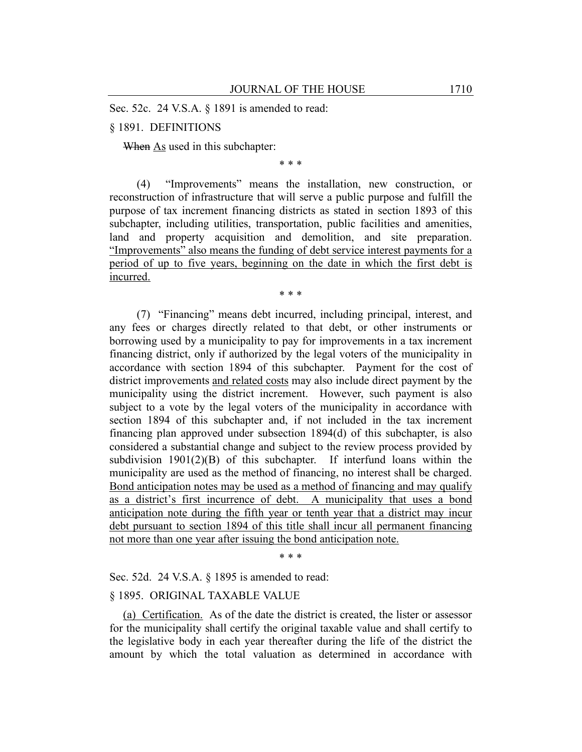Sec. 52c. 24 V.S.A. § 1891 is amended to read:

§ 1891. DEFINITIONS

~~When~~ As used in this subchapter:

\* \* \*

(4) "Improvements" means the installation, new construction, or reconstruction of infrastructure that will serve a public purpose and fulfill the purpose of tax increment financing districts as stated in section 1893 of this subchapter, including utilities, transportation, public facilities and amenities, land and property acquisition and demolition, and site preparation. "Improvements" also means the funding of debt service interest payments for a period of up to five years, beginning on the date in which the first debt is incurred.

\* \* \*

(7) "Financing" means debt incurred, including principal, interest, and any fees or charges directly related to that debt, or other instruments or borrowing used by a municipality to pay for improvements in a tax increment financing district, only if authorized by the legal voters of the municipality in accordance with section 1894 of this subchapter. Payment for the cost of district improvements and related costs may also include direct payment by the municipality using the district increment. However, such payment is also subject to a vote by the legal voters of the municipality in accordance with section 1894 of this subchapter and, if not included in the tax increment financing plan approved under subsection 1894(d) of this subchapter, is also considered a substantial change and subject to the review process provided by subdivision 1901(2)(B) of this subchapter. If interfund loans within the municipality are used as the method of financing, no interest shall be charged. Bond anticipation notes may be used as a method of financing and may qualify as a district's first incurrence of debt. A municipality that uses a bond anticipation note during the fifth year or tenth year that a district may incur debt pursuant to section 1894 of this title shall incur all permanent financing not more than one year after issuing the bond anticipation note.

\* \* \*

Sec. 52d. 24 V.S.A. § 1895 is amended to read:

§ 1895. ORIGINAL TAXABLE VALUE

(a) Certification. As of the date the district is created, the lister or assessor for the municipality shall certify the original taxable value and shall certify to the legislative body in each year thereafter during the life of the district the amount by which the total valuation as determined in accordance with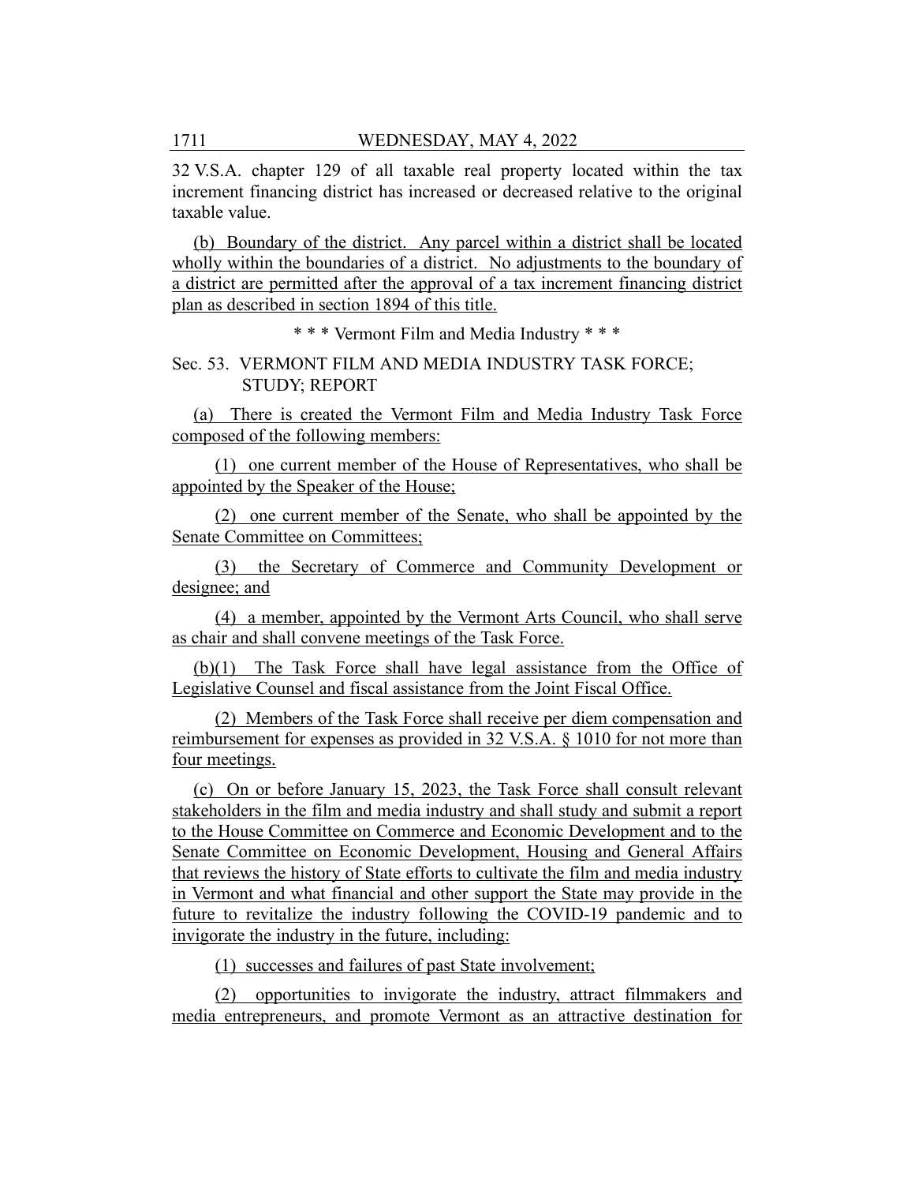32 V.S.A. chapter 129 of all taxable real property located within the tax increment financing district has increased or decreased relative to the original taxable value.

(b) Boundary of the district. Any parcel within a district shall be located wholly within the boundaries of a district. No adjustments to the boundary of a district are permitted after the approval of a tax increment financing district plan as described in section 1894 of this title.

\* \* \* Vermont Film and Media Industry \* \* \*

Sec. 53. VERMONT FILM AND MEDIA INDUSTRY TASK FORCE; STUDY; REPORT

(a) There is created the Vermont Film and Media Industry Task Force composed of the following members:

(1) one current member of the House of Representatives, who shall be appointed by the Speaker of the House;

(2) one current member of the Senate, who shall be appointed by the Senate Committee on Committees;

(3) the Secretary of Commerce and Community Development or designee; and

(4) a member, appointed by the Vermont Arts Council, who shall serve as chair and shall convene meetings of the Task Force.

(b)(1) The Task Force shall have legal assistance from the Office of Legislative Counsel and fiscal assistance from the Joint Fiscal Office.

(2) Members of the Task Force shall receive per diem compensation and reimbursement for expenses as provided in 32 V.S.A. § 1010 for not more than four meetings.

(c) On or before January 15, 2023, the Task Force shall consult relevant stakeholders in the film and media industry and shall study and submit a report to the House Committee on Commerce and Economic Development and to the Senate Committee on Economic Development, Housing and General Affairs that reviews the history of State efforts to cultivate the film and media industry in Vermont and what financial and other support the State may provide in the future to revitalize the industry following the COVID-19 pandemic and to invigorate the industry in the future, including:

(1) successes and failures of past State involvement;

(2) opportunities to invigorate the industry, attract filmmakers and media entrepreneurs, and promote Vermont as an attractive destination for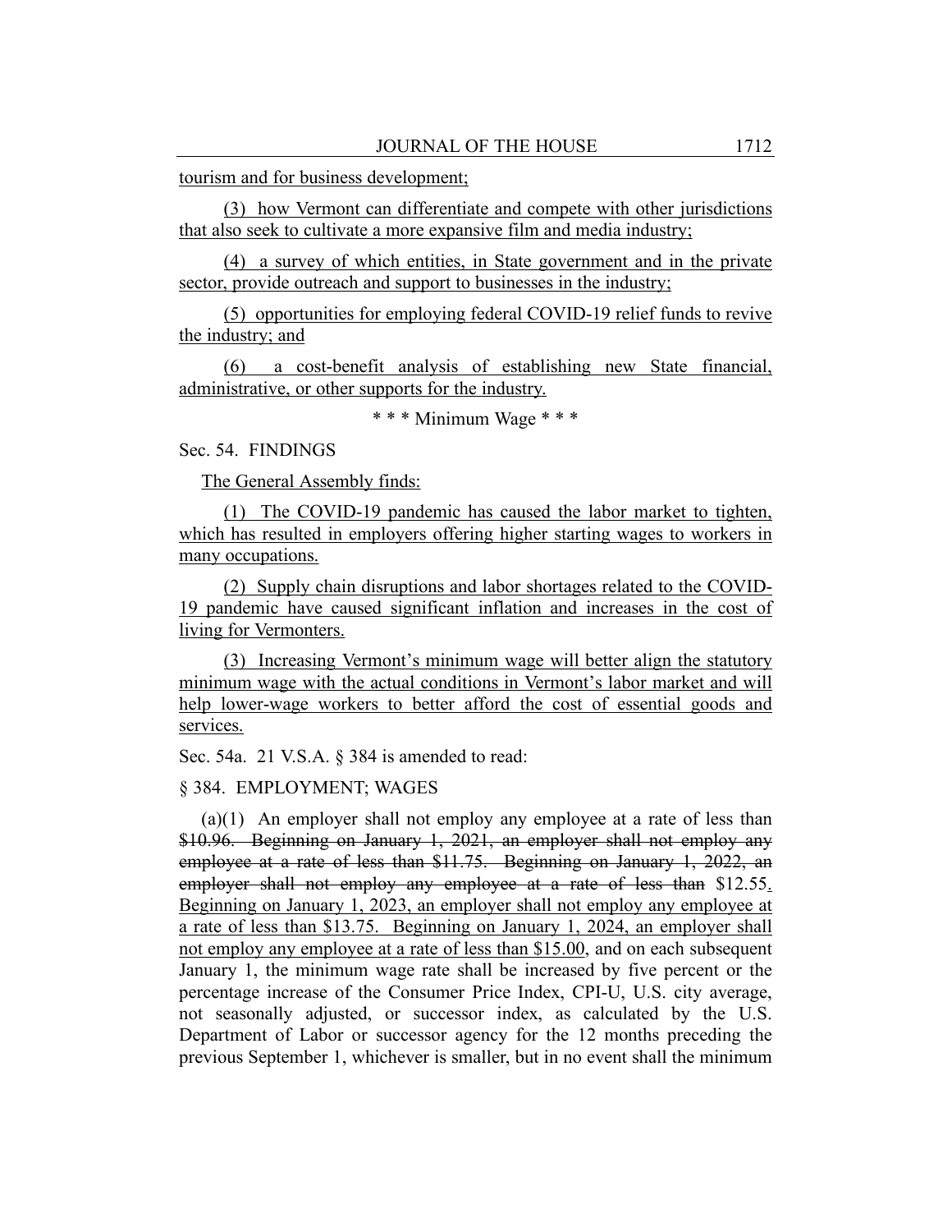tourism and for business development;

(3) how Vermont can differentiate and compete with other jurisdictions that also seek to cultivate a more expansive film and media industry;

(4) a survey of which entities, in State government and in the private sector, provide outreach and support to businesses in the industry;

(5) opportunities for employing federal COVID-19 relief funds to revive the industry; and

(6) a cost-benefit analysis of establishing new State financial, administrative, or other supports for the industry.

\* \* \* Minimum Wage \* \* \*

Sec. 54. FINDINGS

The General Assembly finds:

(1) The COVID-19 pandemic has caused the labor market to tighten, which has resulted in employers offering higher starting wages to workers in many occupations.

(2) Supply chain disruptions and labor shortages related to the COVID-19 pandemic have caused significant inflation and increases in the cost of living for Vermonters.

(3) Increasing Vermont's minimum wage will better align the statutory minimum wage with the actual conditions in Vermont's labor market and will help lower-wage workers to better afford the cost of essential goods and services.

Sec. 54a. 21 V.S.A. § 384 is amended to read:

§ 384. EMPLOYMENT; WAGES

(a)(1) An employer shall not employ any employee at a rate of less than ~~$10.96. Beginning on January 1, 2021, an employer shall not employ any employee at a rate of less than $11.75. Beginning on January 1, 2022, an employer shall not employ any employee at a rate of less than~~ $12.55. Beginning on January 1, 2023, an employer shall not employ any employee at a rate of less than $13.75. Beginning on January 1, 2024, an employer shall not employ any employee at a rate of less than $15.00, and on each subsequent January 1, the minimum wage rate shall be increased by five percent or the percentage increase of the Consumer Price Index, CPI-U, U.S. city average, not seasonally adjusted, or successor index, as calculated by the U.S. Department of Labor or successor agency for the 12 months preceding the previous September 1, whichever is smaller, but in no event shall the minimum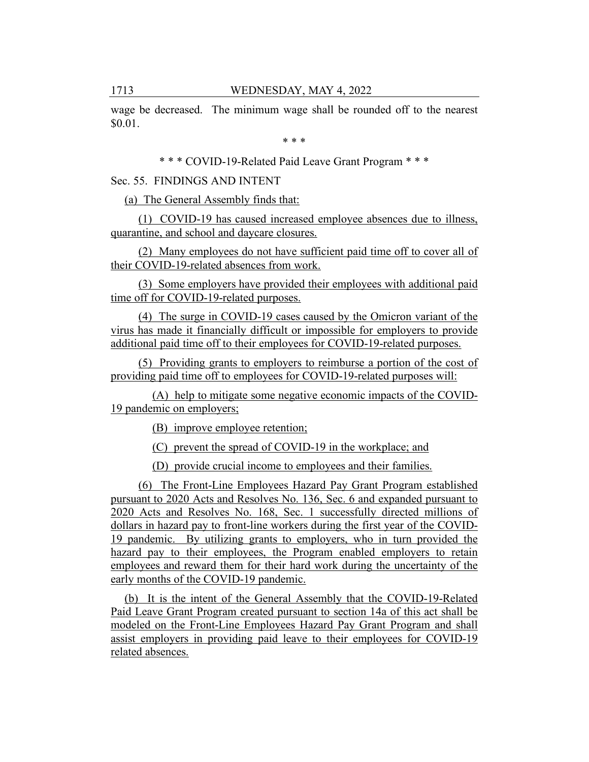wage be decreased. The minimum wage shall be rounded off to the nearest $0.01.

\* \* \*

\* \* \* COVID-19-Related Paid Leave Grant Program \* \* \*

Sec. 55. FINDINGS AND INTENT

(a) The General Assembly finds that:

(1) COVID-19 has caused increased employee absences due to illness, quarantine, and school and daycare closures.

(2) Many employees do not have sufficient paid time off to cover all of their COVID-19-related absences from work.

(3) Some employers have provided their employees with additional paid time off for COVID-19-related purposes.

(4) The surge in COVID-19 cases caused by the Omicron variant of the virus has made it financially difficult or impossible for employers to provide additional paid time off to their employees for COVID-19-related purposes.

(5) Providing grants to employers to reimburse a portion of the cost of providing paid time off to employees for COVID-19-related purposes will:

(A) help to mitigate some negative economic impacts of the COVID-19 pandemic on employers;

(B) improve employee retention;

(C) prevent the spread of COVID-19 in the workplace; and

(D) provide crucial income to employees and their families.

(6) The Front-Line Employees Hazard Pay Grant Program established pursuant to 2020 Acts and Resolves No. 136, Sec. 6 and expanded pursuant to 2020 Acts and Resolves No. 168, Sec. 1 successfully directed millions of dollars in hazard pay to front-line workers during the first year of the COVID-19 pandemic. By utilizing grants to employers, who in turn provided the hazard pay to their employees, the Program enabled employers to retain employees and reward them for their hard work during the uncertainty of the early months of the COVID-19 pandemic.

(b) It is the intent of the General Assembly that the COVID-19-Related Paid Leave Grant Program created pursuant to section 14a of this act shall be modeled on the Front-Line Employees Hazard Pay Grant Program and shall assist employers in providing paid leave to their employees for COVID-19 related absences.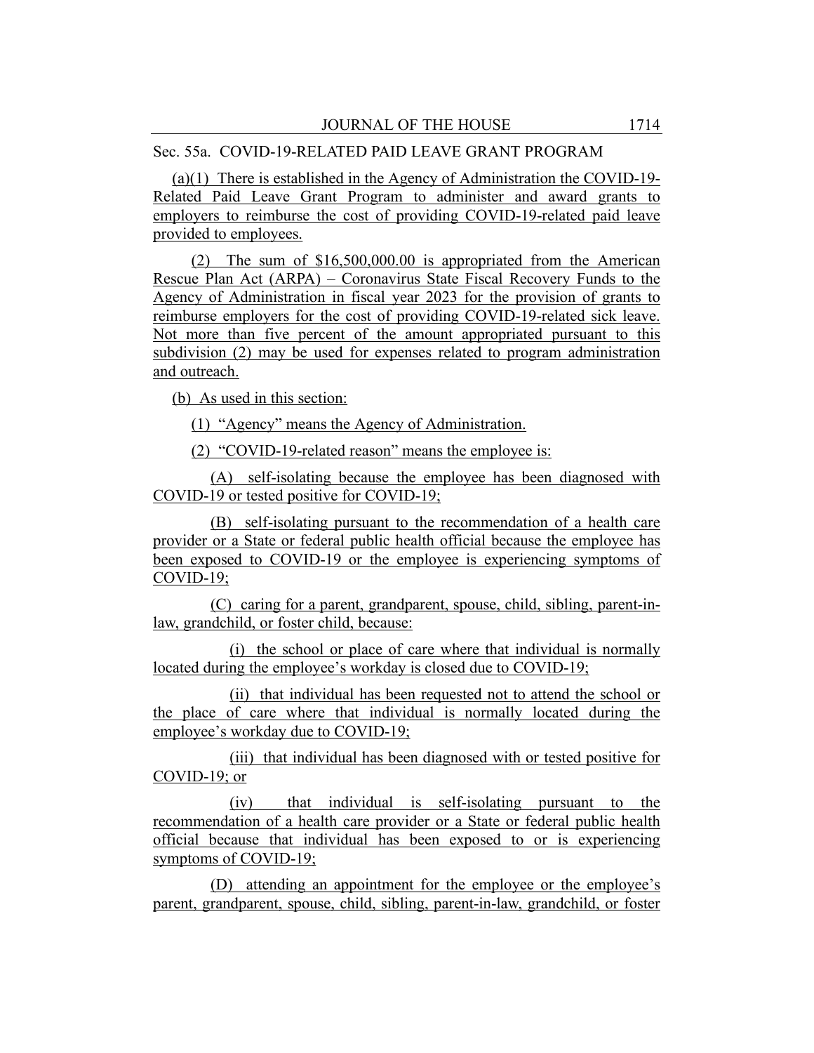Sec. 55a. COVID-19-RELATED PAID LEAVE GRANT PROGRAM

(a)(1) There is established in the Agency of Administration the COVID-19-Related Paid Leave Grant Program to administer and award grants to employers to reimburse the cost of providing COVID-19-related paid leave provided to employees.

(2) The sum of $16,500,000.00 is appropriated from the American Rescue Plan Act (ARPA) – Coronavirus State Fiscal Recovery Funds to the Agency of Administration in fiscal year 2023 for the provision of grants to reimburse employers for the cost of providing COVID-19-related sick leave. Not more than five percent of the amount appropriated pursuant to this subdivision (2) may be used for expenses related to program administration and outreach.

(b) As used in this section:

(1) "Agency" means the Agency of Administration.

(2) "COVID-19-related reason" means the employee is:

(A) self-isolating because the employee has been diagnosed with COVID-19 or tested positive for COVID-19;

(B) self-isolating pursuant to the recommendation of a health care provider or a State or federal public health official because the employee has been exposed to COVID-19 or the employee is experiencing symptoms of COVID-19;

(C) caring for a parent, grandparent, spouse, child, sibling, parent-in-law, grandchild, or foster child, because:

(i) the school or place of care where that individual is normally located during the employee's workday is closed due to COVID-19;

(ii) that individual has been requested not to attend the school or the place of care where that individual is normally located during the employee's workday due to COVID-19;

(iii) that individual has been diagnosed with or tested positive for COVID-19; or

(iv) that individual is self-isolating pursuant to the recommendation of a health care provider or a State or federal public health official because that individual has been exposed to or is experiencing symptoms of COVID-19;

(D) attending an appointment for the employee or the employee's parent, grandparent, spouse, child, sibling, parent-in-law, grandchild, or foster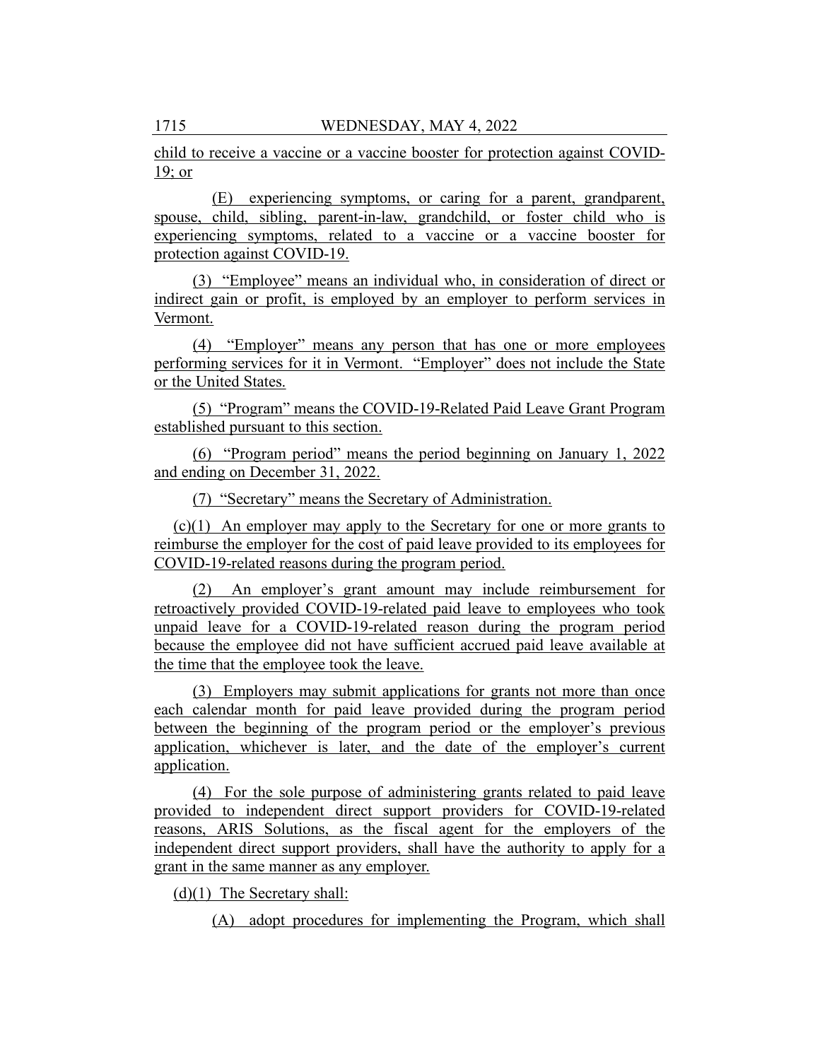child to receive a vaccine or a vaccine booster for protection against COVID-19; or

(E) experiencing symptoms, or caring for a parent, grandparent, spouse, child, sibling, parent-in-law, grandchild, or foster child who is experiencing symptoms, related to a vaccine or a vaccine booster for protection against COVID-19.

(3) "Employee" means an individual who, in consideration of direct or indirect gain or profit, is employed by an employer to perform services in Vermont.

(4) "Employer" means any person that has one or more employees performing services for it in Vermont. "Employer" does not include the State or the United States.

(5) "Program" means the COVID-19-Related Paid Leave Grant Program established pursuant to this section.

(6) "Program period" means the period beginning on January 1, 2022 and ending on December 31, 2022.

(7) "Secretary" means the Secretary of Administration.

(c)(1) An employer may apply to the Secretary for one or more grants to reimburse the employer for the cost of paid leave provided to its employees for COVID-19-related reasons during the program period.

(2) An employer's grant amount may include reimbursement for retroactively provided COVID-19-related paid leave to employees who took unpaid leave for a COVID-19-related reason during the program period because the employee did not have sufficient accrued paid leave available at the time that the employee took the leave.

(3) Employers may submit applications for grants not more than once each calendar month for paid leave provided during the program period between the beginning of the program period or the employer's previous application, whichever is later, and the date of the employer's current application.

(4) For the sole purpose of administering grants related to paid leave provided to independent direct support providers for COVID-19-related reasons, ARIS Solutions, as the fiscal agent for the employers of the independent direct support providers, shall have the authority to apply for a grant in the same manner as any employer.

(d)(1) The Secretary shall:

(A) adopt procedures for implementing the Program, which shall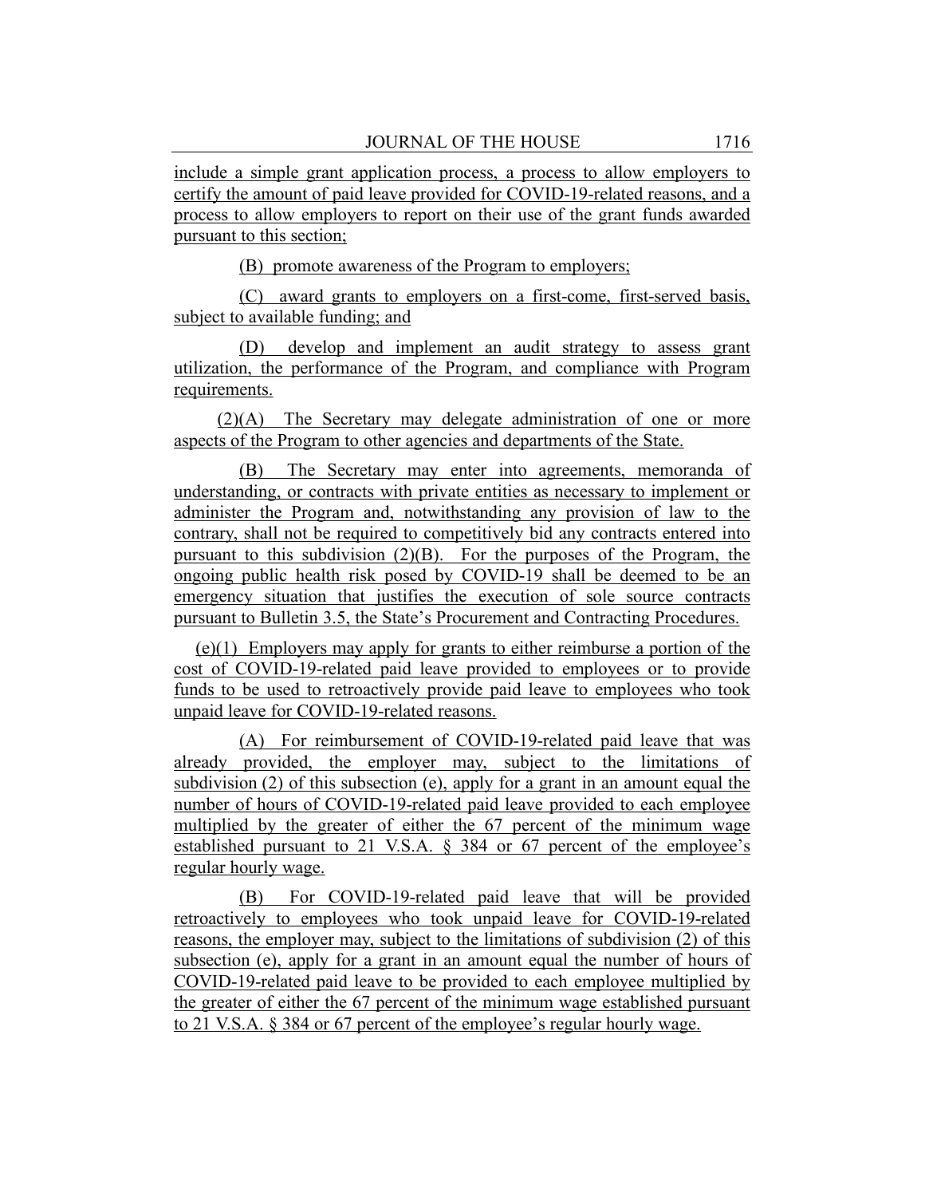include a simple grant application process, a process to allow employers to certify the amount of paid leave provided for COVID-19-related reasons, and a process to allow employers to report on their use of the grant funds awarded pursuant to this section;

(B) promote awareness of the Program to employers;

(C) award grants to employers on a first-come, first-served basis, subject to available funding; and

(D) develop and implement an audit strategy to assess grant utilization, the performance of the Program, and compliance with Program requirements.

(2)(A) The Secretary may delegate administration of one or more aspects of the Program to other agencies and departments of the State.

(B) The Secretary may enter into agreements, memoranda of understanding, or contracts with private entities as necessary to implement or administer the Program and, notwithstanding any provision of law to the contrary, shall not be required to competitively bid any contracts entered into pursuant to this subdivision (2)(B). For the purposes of the Program, the ongoing public health risk posed by COVID-19 shall be deemed to be an emergency situation that justifies the execution of sole source contracts pursuant to Bulletin 3.5, the State's Procurement and Contracting Procedures.

(e)(1) Employers may apply for grants to either reimburse a portion of the cost of COVID-19-related paid leave provided to employees or to provide funds to be used to retroactively provide paid leave to employees who took unpaid leave for COVID-19-related reasons.

(A) For reimbursement of COVID-19-related paid leave that was already provided, the employer may, subject to the limitations of subdivision (2) of this subsection (e), apply for a grant in an amount equal the number of hours of COVID-19-related paid leave provided to each employee multiplied by the greater of either the 67 percent of the minimum wage established pursuant to 21 V.S.A. § 384 or 67 percent of the employee's regular hourly wage.

(B) For COVID-19-related paid leave that will be provided retroactively to employees who took unpaid leave for COVID-19-related reasons, the employer may, subject to the limitations of subdivision (2) of this subsection (e), apply for a grant in an amount equal the number of hours of COVID-19-related paid leave to be provided to each employee multiplied by the greater of either the 67 percent of the minimum wage established pursuant to 21 V.S.A. § 384 or 67 percent of the employee's regular hourly wage.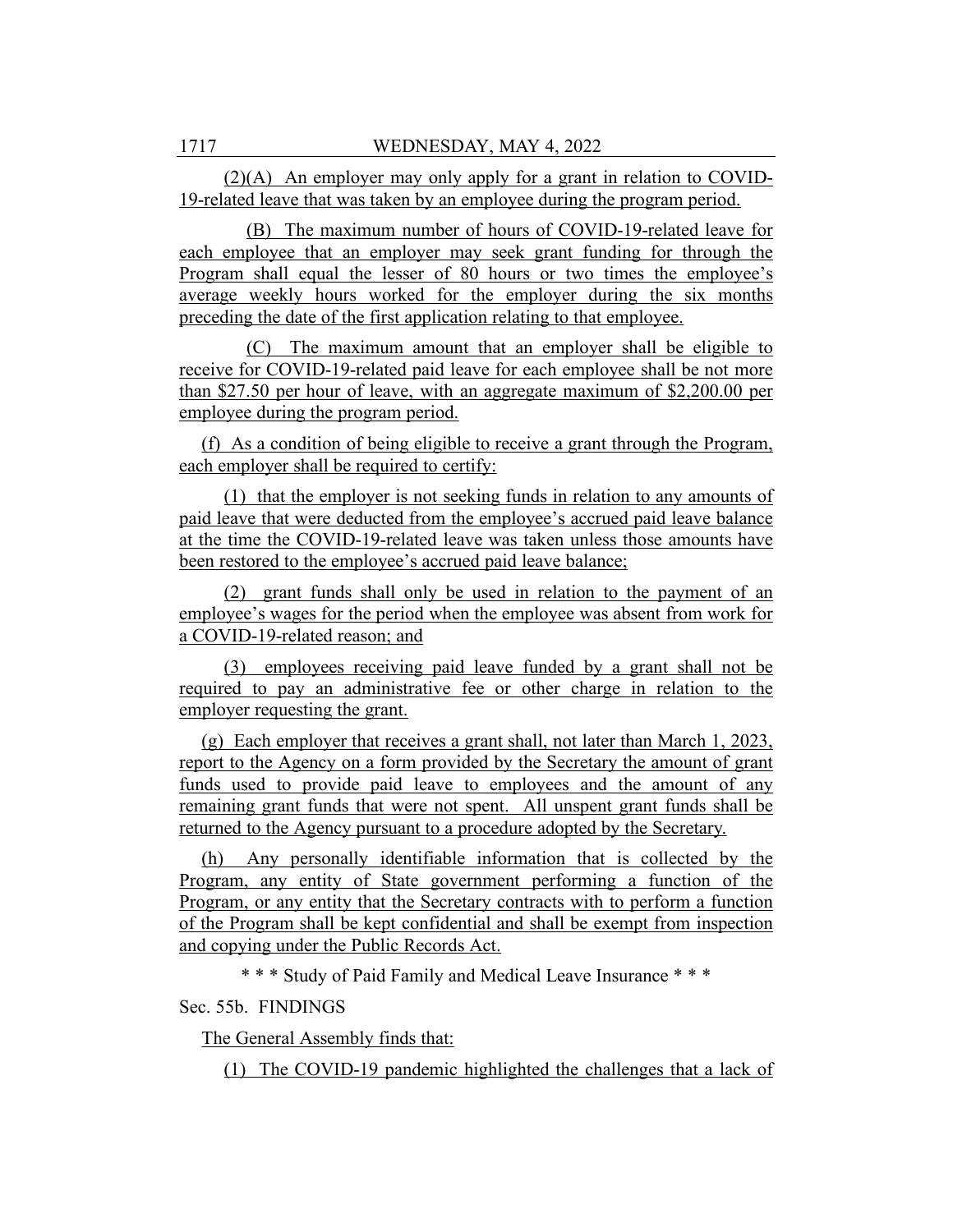(2)(A) An employer may only apply for a grant in relation to COVID-19-related leave that was taken by an employee during the program period.

(B) The maximum number of hours of COVID-19-related leave for each employee that an employer may seek grant funding for through the Program shall equal the lesser of 80 hours or two times the employee's average weekly hours worked for the employer during the six months preceding the date of the first application relating to that employee.

(C) The maximum amount that an employer shall be eligible to receive for COVID-19-related paid leave for each employee shall be not more than $27.50 per hour of leave, with an aggregate maximum of $2,200.00 per employee during the program period.

(f) As a condition of being eligible to receive a grant through the Program, each employer shall be required to certify:

(1) that the employer is not seeking funds in relation to any amounts of paid leave that were deducted from the employee's accrued paid leave balance at the time the COVID-19-related leave was taken unless those amounts have been restored to the employee's accrued paid leave balance;

(2) grant funds shall only be used in relation to the payment of an employee's wages for the period when the employee was absent from work for a COVID-19-related reason; and

(3) employees receiving paid leave funded by a grant shall not be required to pay an administrative fee or other charge in relation to the employer requesting the grant.

(g) Each employer that receives a grant shall, not later than March 1, 2023, report to the Agency on a form provided by the Secretary the amount of grant funds used to provide paid leave to employees and the amount of any remaining grant funds that were not spent. All unspent grant funds shall be returned to the Agency pursuant to a procedure adopted by the Secretary.

(h) Any personally identifiable information that is collected by the Program, any entity of State government performing a function of the Program, or any entity that the Secretary contracts with to perform a function of the Program shall be kept confidential and shall be exempt from inspection and copying under the Public Records Act.

\* \* \* Study of Paid Family and Medical Leave Insurance \* \* \*

Sec. 55b. FINDINGS

The General Assembly finds that:

(1) The COVID-19 pandemic highlighted the challenges that a lack of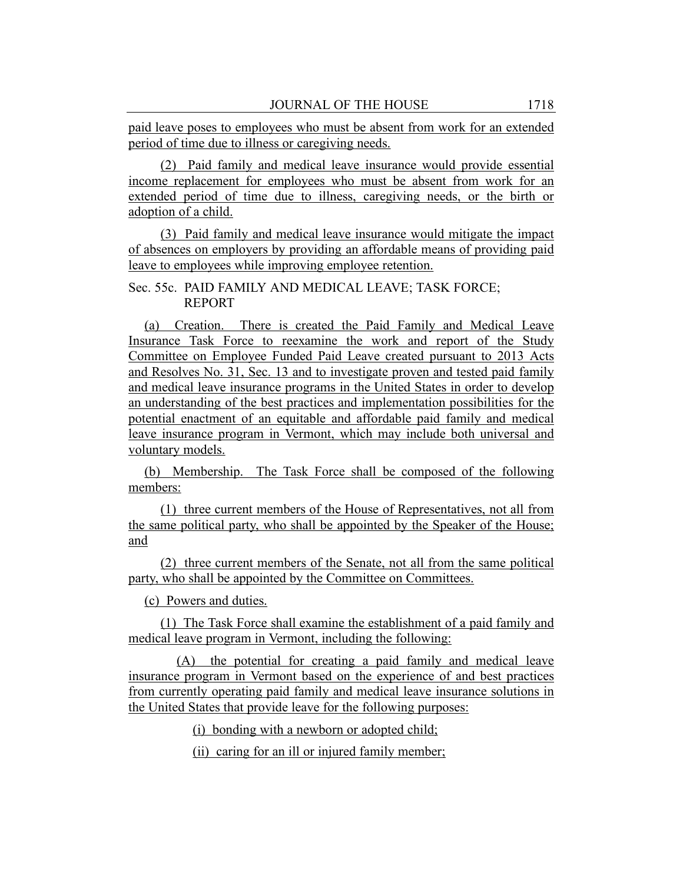paid leave poses to employees who must be absent from work for an extended period of time due to illness or caregiving needs.

(2) Paid family and medical leave insurance would provide essential income replacement for employees who must be absent from work for an extended period of time due to illness, caregiving needs, or the birth or adoption of a child.

(3) Paid family and medical leave insurance would mitigate the impact of absences on employers by providing an affordable means of providing paid leave to employees while improving employee retention.

Sec. 55c. PAID FAMILY AND MEDICAL LEAVE; TASK FORCE; REPORT

(a) Creation. There is created the Paid Family and Medical Leave Insurance Task Force to reexamine the work and report of the Study Committee on Employee Funded Paid Leave created pursuant to 2013 Acts and Resolves No. 31, Sec. 13 and to investigate proven and tested paid family and medical leave insurance programs in the United States in order to develop an understanding of the best practices and implementation possibilities for the potential enactment of an equitable and affordable paid family and medical leave insurance program in Vermont, which may include both universal and voluntary models.

(b) Membership. The Task Force shall be composed of the following members:

(1) three current members of the House of Representatives, not all from the same political party, who shall be appointed by the Speaker of the House; and

(2) three current members of the Senate, not all from the same political party, who shall be appointed by the Committee on Committees.

(c) Powers and duties.

(1) The Task Force shall examine the establishment of a paid family and medical leave program in Vermont, including the following:

(A) the potential for creating a paid family and medical leave insurance program in Vermont based on the experience of and best practices from currently operating paid family and medical leave insurance solutions in the United States that provide leave for the following purposes:

(i) bonding with a newborn or adopted child;

(ii) caring for an ill or injured family member;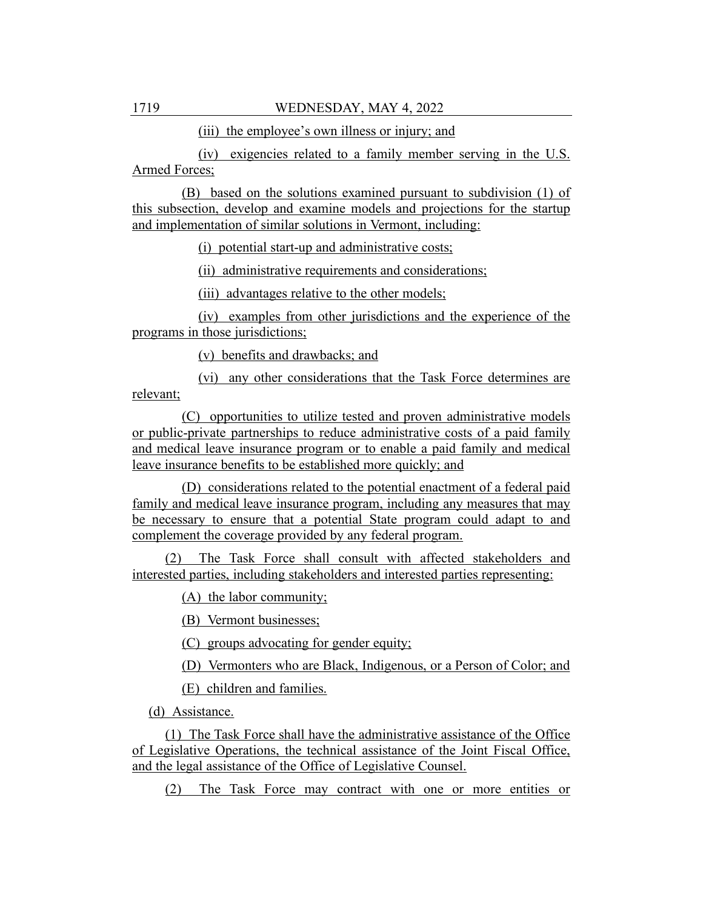(iii) the employee's own illness or injury; and

(iv) exigencies related to a family member serving in the U.S. Armed Forces;

(B) based on the solutions examined pursuant to subdivision (1) of this subsection, develop and examine models and projections for the startup and implementation of similar solutions in Vermont, including:

(i) potential start-up and administrative costs;

(ii) administrative requirements and considerations;

(iii) advantages relative to the other models;

(iv) examples from other jurisdictions and the experience of the programs in those jurisdictions;

(v) benefits and drawbacks; and

(vi) any other considerations that the Task Force determines are relevant;

(C) opportunities to utilize tested and proven administrative models or public-private partnerships to reduce administrative costs of a paid family and medical leave insurance program or to enable a paid family and medical leave insurance benefits to be established more quickly; and

(D) considerations related to the potential enactment of a federal paid family and medical leave insurance program, including any measures that may be necessary to ensure that a potential State program could adapt to and complement the coverage provided by any federal program.

(2) The Task Force shall consult with affected stakeholders and interested parties, including stakeholders and interested parties representing:

(A) the labor community;

(B) Vermont businesses;

(C) groups advocating for gender equity;

(D) Vermonters who are Black, Indigenous, or a Person of Color; and

(E) children and families.

(d) Assistance.

(1) The Task Force shall have the administrative assistance of the Office of Legislative Operations, the technical assistance of the Joint Fiscal Office, and the legal assistance of the Office of Legislative Counsel.

(2) The Task Force may contract with one or more entities or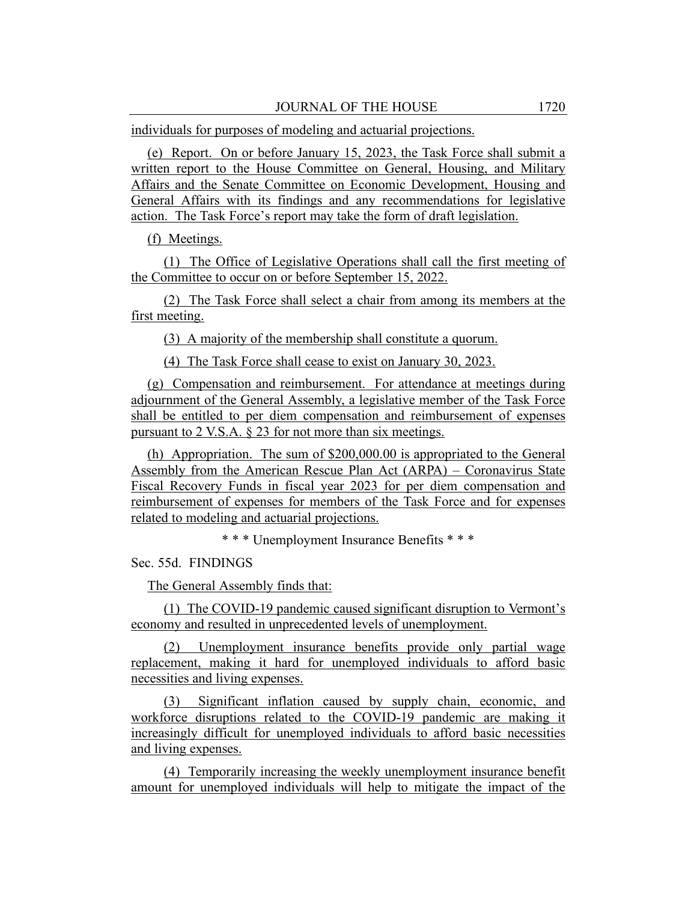individuals for purposes of modeling and actuarial projections.

(e) Report. On or before January 15, 2023, the Task Force shall submit a written report to the House Committee on General, Housing, and Military Affairs and the Senate Committee on Economic Development, Housing and General Affairs with its findings and any recommendations for legislative action. The Task Force's report may take the form of draft legislation.

(f) Meetings.

(1) The Office of Legislative Operations shall call the first meeting of the Committee to occur on or before September 15, 2022.

(2) The Task Force shall select a chair from among its members at the first meeting.

(3) A majority of the membership shall constitute a quorum.

(4) The Task Force shall cease to exist on January 30, 2023.

(g) Compensation and reimbursement. For attendance at meetings during adjournment of the General Assembly, a legislative member of the Task Force shall be entitled to per diem compensation and reimbursement of expenses pursuant to 2 V.S.A. § 23 for not more than six meetings.

(h) Appropriation. The sum of $200,000.00 is appropriated to the General Assembly from the American Rescue Plan Act (ARPA) – Coronavirus State Fiscal Recovery Funds in fiscal year 2023 for per diem compensation and reimbursement of expenses for members of the Task Force and for expenses related to modeling and actuarial projections.

\* \* \* Unemployment Insurance Benefits \* \* \*

Sec. 55d. FINDINGS

The General Assembly finds that:

(1) The COVID-19 pandemic caused significant disruption to Vermont's economy and resulted in unprecedented levels of unemployment.

(2) Unemployment insurance benefits provide only partial wage replacement, making it hard for unemployed individuals to afford basic necessities and living expenses.

(3) Significant inflation caused by supply chain, economic, and workforce disruptions related to the COVID-19 pandemic are making it increasingly difficult for unemployed individuals to afford basic necessities and living expenses.

(4) Temporarily increasing the weekly unemployment insurance benefit amount for unemployed individuals will help to mitigate the impact of the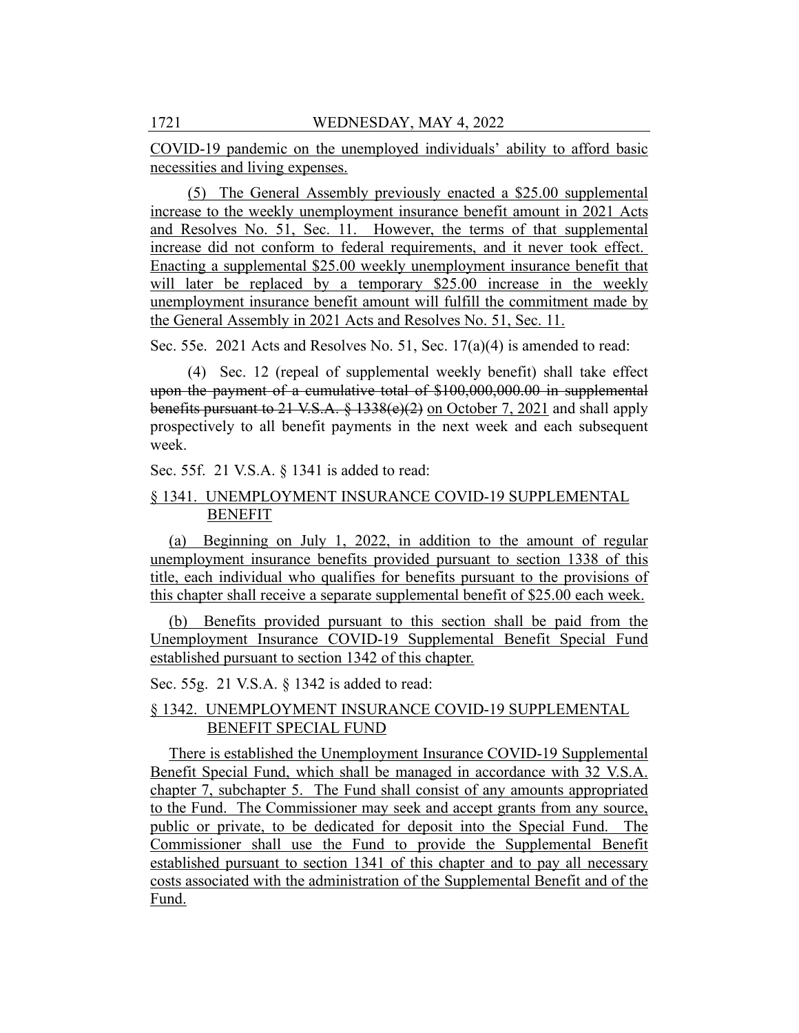COVID-19 pandemic on the unemployed individuals' ability to afford basic necessities and living expenses.

(5) The General Assembly previously enacted a $25.00 supplemental increase to the weekly unemployment insurance benefit amount in 2021 Acts and Resolves No. 51, Sec. 11. However, the terms of that supplemental increase did not conform to federal requirements, and it never took effect. Enacting a supplemental $25.00 weekly unemployment insurance benefit that will later be replaced by a temporary $25.00 increase in the weekly unemployment insurance benefit amount will fulfill the commitment made by the General Assembly in 2021 Acts and Resolves No. 51, Sec. 11.

Sec. 55e. 2021 Acts and Resolves No. 51, Sec. 17(a)(4) is amended to read:

(4) Sec. 12 (repeal of supplemental weekly benefit) shall take effect ~~upon the payment of a cumulative total of $100,000,000.00 in supplemental benefits pursuant to 21 V.S.A. § 1338(e)(2)~~ on October 7, 2021 and shall apply prospectively to all benefit payments in the next week and each subsequent week.

Sec. 55f. 21 V.S.A. § 1341 is added to read:

§ 1341. UNEMPLOYMENT INSURANCE COVID-19 SUPPLEMENTAL BENEFIT

(a) Beginning on July 1, 2022, in addition to the amount of regular unemployment insurance benefits provided pursuant to section 1338 of this title, each individual who qualifies for benefits pursuant to the provisions of this chapter shall receive a separate supplemental benefit of $25.00 each week.

(b) Benefits provided pursuant to this section shall be paid from the Unemployment Insurance COVID-19 Supplemental Benefit Special Fund established pursuant to section 1342 of this chapter.

Sec. 55g. 21 V.S.A. § 1342 is added to read:

§ 1342. UNEMPLOYMENT INSURANCE COVID-19 SUPPLEMENTAL BENEFIT SPECIAL FUND

There is established the Unemployment Insurance COVID-19 Supplemental Benefit Special Fund, which shall be managed in accordance with 32 V.S.A. chapter 7, subchapter 5. The Fund shall consist of any amounts appropriated to the Fund. The Commissioner may seek and accept grants from any source, public or private, to be dedicated for deposit into the Special Fund. The Commissioner shall use the Fund to provide the Supplemental Benefit established pursuant to section 1341 of this chapter and to pay all necessary costs associated with the administration of the Supplemental Benefit and of the Fund.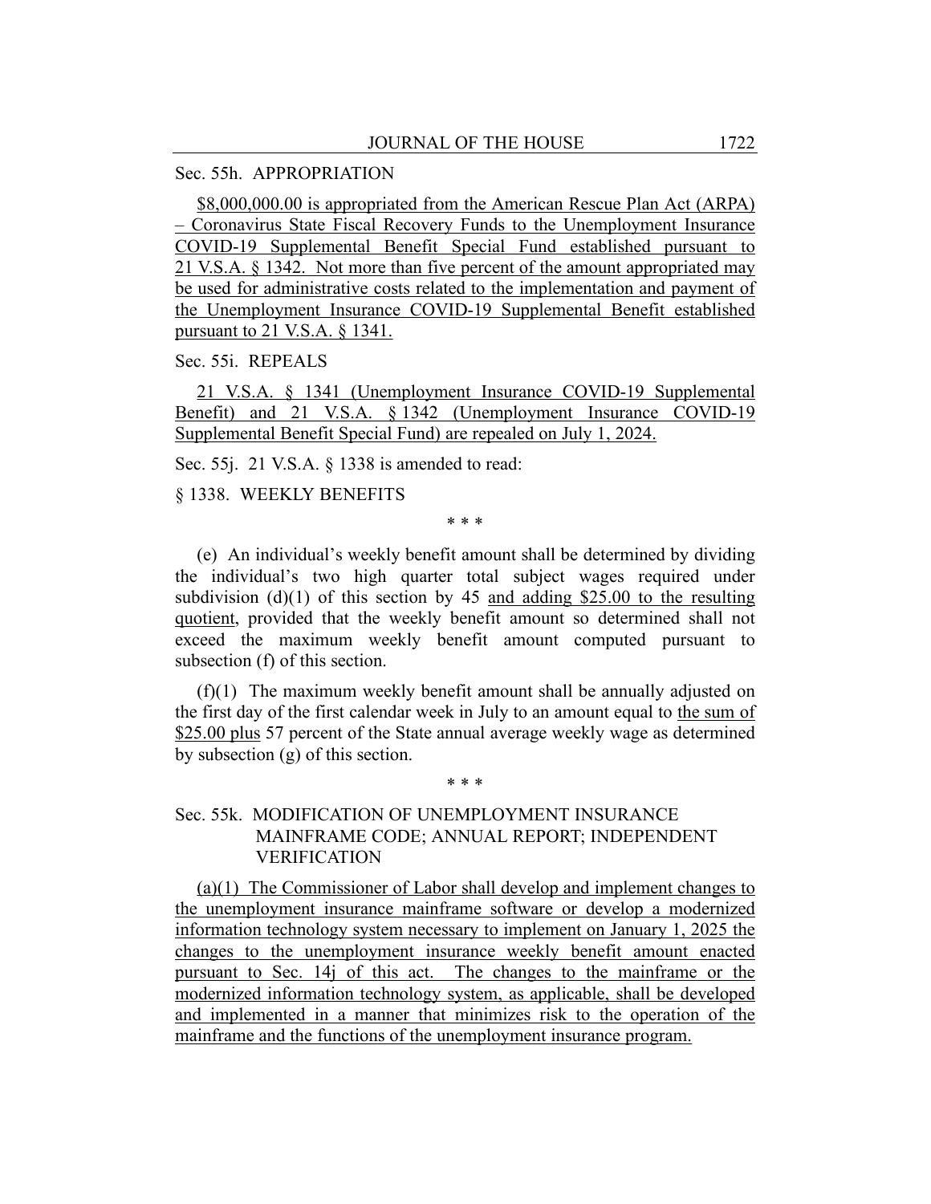Sec. 55h. APPROPRIATION

$8,000,000.00 is appropriated from the American Rescue Plan Act (ARPA) – Coronavirus State Fiscal Recovery Funds to the Unemployment Insurance COVID-19 Supplemental Benefit Special Fund established pursuant to 21 V.S.A. § 1342. Not more than five percent of the amount appropriated may be used for administrative costs related to the implementation and payment of the Unemployment Insurance COVID-19 Supplemental Benefit established pursuant to 21 V.S.A. § 1341.

Sec. 55i. REPEALS

21 V.S.A. § 1341 (Unemployment Insurance COVID-19 Supplemental Benefit) and 21 V.S.A. § 1342 (Unemployment Insurance COVID-19 Supplemental Benefit Special Fund) are repealed on July 1, 2024.

Sec. 55j. 21 V.S.A. § 1338 is amended to read:

§ 1338. WEEKLY BENEFITS

\* \* \*

(e) An individual's weekly benefit amount shall be determined by dividing the individual's two high quarter total subject wages required under subdivision (d)(1) of this section by 45 and adding $25.00 to the resulting quotient, provided that the weekly benefit amount so determined shall not exceed the maximum weekly benefit amount computed pursuant to subsection (f) of this section.

(f)(1) The maximum weekly benefit amount shall be annually adjusted on the first day of the first calendar week in July to an amount equal to the sum of $25.00 plus 57 percent of the State annual average weekly wage as determined by subsection (g) of this section.

\* \* \*

Sec. 55k. MODIFICATION OF UNEMPLOYMENT INSURANCE MAINFRAME CODE; ANNUAL REPORT; INDEPENDENT VERIFICATION

(a)(1) The Commissioner of Labor shall develop and implement changes to the unemployment insurance mainframe software or develop a modernized information technology system necessary to implement on January 1, 2025 the changes to the unemployment insurance weekly benefit amount enacted pursuant to Sec. 14j of this act. The changes to the mainframe or the modernized information technology system, as applicable, shall be developed and implemented in a manner that minimizes risk to the operation of the mainframe and the functions of the unemployment insurance program.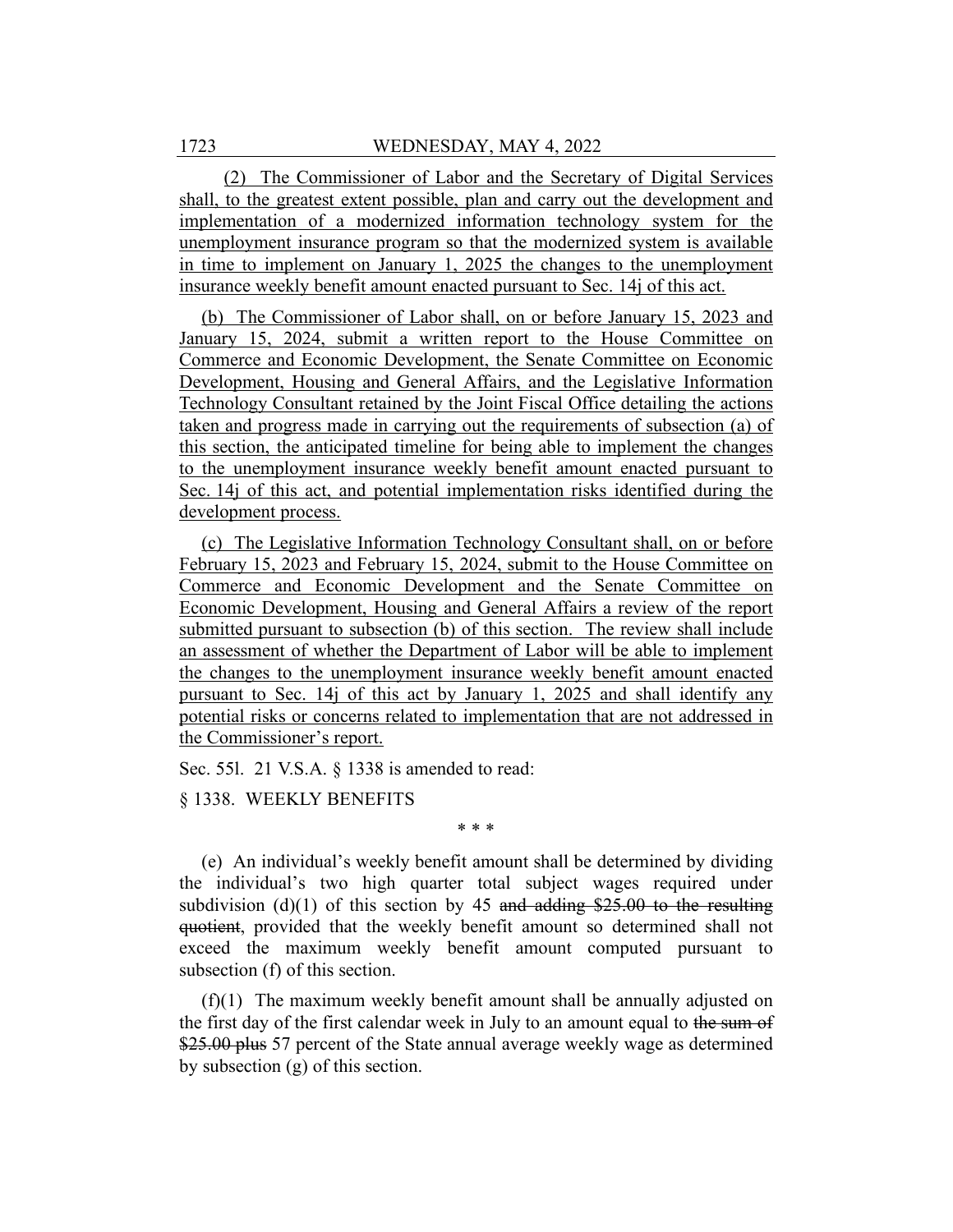(2) The Commissioner of Labor and the Secretary of Digital Services shall, to the greatest extent possible, plan and carry out the development and implementation of a modernized information technology system for the unemployment insurance program so that the modernized system is available in time to implement on January 1, 2025 the changes to the unemployment insurance weekly benefit amount enacted pursuant to Sec. 14j of this act.

(b) The Commissioner of Labor shall, on or before January 15, 2023 and January 15, 2024, submit a written report to the House Committee on Commerce and Economic Development, the Senate Committee on Economic Development, Housing and General Affairs, and the Legislative Information Technology Consultant retained by the Joint Fiscal Office detailing the actions taken and progress made in carrying out the requirements of subsection (a) of this section, the anticipated timeline for being able to implement the changes to the unemployment insurance weekly benefit amount enacted pursuant to Sec. 14j of this act, and potential implementation risks identified during the development process.

(c) The Legislative Information Technology Consultant shall, on or before February 15, 2023 and February 15, 2024, submit to the House Committee on Commerce and Economic Development and the Senate Committee on Economic Development, Housing and General Affairs a review of the report submitted pursuant to subsection (b) of this section. The review shall include an assessment of whether the Department of Labor will be able to implement the changes to the unemployment insurance weekly benefit amount enacted pursuant to Sec. 14j of this act by January 1, 2025 and shall identify any potential risks or concerns related to implementation that are not addressed in the Commissioner's report.

Sec. 55l. 21 V.S.A. § 1338 is amended to read:

§ 1338. WEEKLY BENEFITS

\* \* \*

(e) An individual's weekly benefit amount shall be determined by dividing the individual's two high quarter total subject wages required under subdivision (d)(1) of this section by 45 ~~and adding $25.00 to the resulting quotient~~, provided that the weekly benefit amount so determined shall not exceed the maximum weekly benefit amount computed pursuant to subsection (f) of this section.

(f)(1) The maximum weekly benefit amount shall be annually adjusted on the first day of the first calendar week in July to an amount equal to ~~the sum of $25.00 plus~~ 57 percent of the State annual average weekly wage as determined by subsection (g) of this section.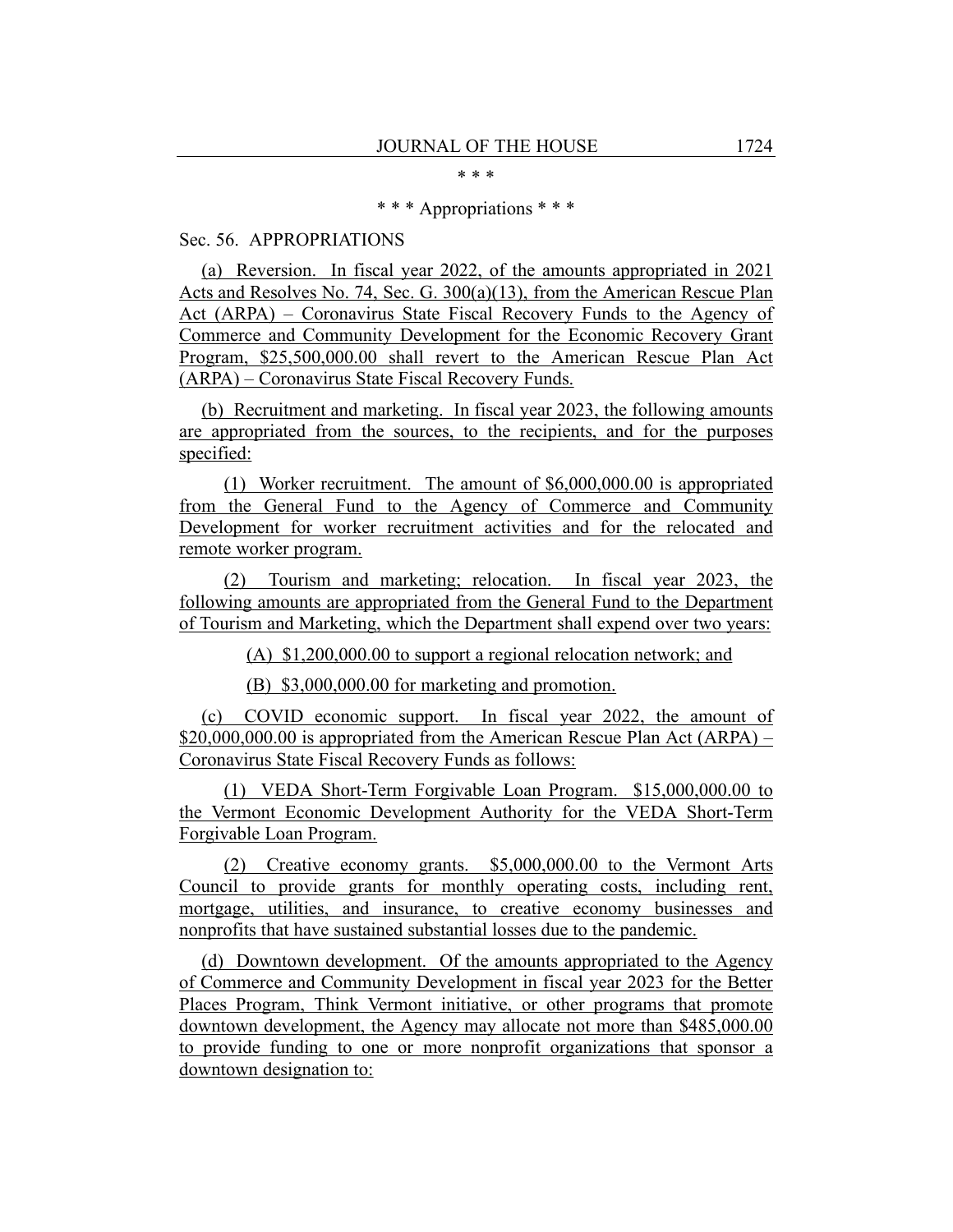\* \* \*

\* \* \* Appropriations \* \* \*

Sec. 56. APPROPRIATIONS

(a) Reversion. In fiscal year 2022, of the amounts appropriated in 2021 Acts and Resolves No. 74, Sec. G. 300(a)(13), from the American Rescue Plan Act (ARPA) – Coronavirus State Fiscal Recovery Funds to the Agency of Commerce and Community Development for the Economic Recovery Grant Program, $25,500,000.00 shall revert to the American Rescue Plan Act (ARPA) – Coronavirus State Fiscal Recovery Funds.

(b) Recruitment and marketing. In fiscal year 2023, the following amounts are appropriated from the sources, to the recipients, and for the purposes specified:

(1) Worker recruitment. The amount of $6,000,000.00 is appropriated from the General Fund to the Agency of Commerce and Community Development for worker recruitment activities and for the relocated and remote worker program.

(2) Tourism and marketing; relocation. In fiscal year 2023, the following amounts are appropriated from the General Fund to the Department of Tourism and Marketing, which the Department shall expend over two years:

(A) $1,200,000.00 to support a regional relocation network; and

(B) $3,000,000.00 for marketing and promotion.

(c) COVID economic support. In fiscal year 2022, the amount of $20,000,000.00 is appropriated from the American Rescue Plan Act (ARPA) – Coronavirus State Fiscal Recovery Funds as follows:

(1) VEDA Short-Term Forgivable Loan Program. $15,000,000.00 to the Vermont Economic Development Authority for the VEDA Short-Term Forgivable Loan Program.

(2) Creative economy grants. $5,000,000.00 to the Vermont Arts Council to provide grants for monthly operating costs, including rent, mortgage, utilities, and insurance, to creative economy businesses and nonprofits that have sustained substantial losses due to the pandemic.

(d) Downtown development. Of the amounts appropriated to the Agency of Commerce and Community Development in fiscal year 2023 for the Better Places Program, Think Vermont initiative, or other programs that promote downtown development, the Agency may allocate not more than $485,000.00 to provide funding to one or more nonprofit organizations that sponsor a downtown designation to: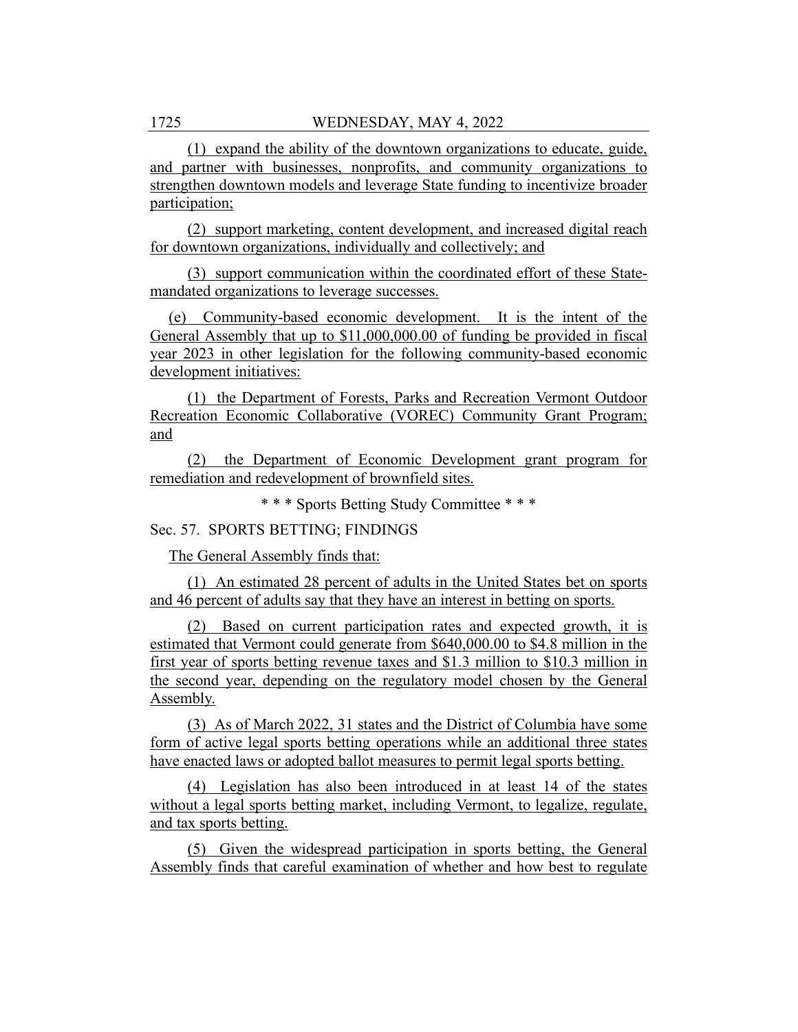(1) expand the ability of the downtown organizations to educate, guide, and partner with businesses, nonprofits, and community organizations to strengthen downtown models and leverage State funding to incentivize broader participation;

(2) support marketing, content development, and increased digital reach for downtown organizations, individually and collectively; and

(3) support communication within the coordinated effort of these State-mandated organizations to leverage successes.

(e) Community-based economic development. It is the intent of the General Assembly that up to $11,000,000.00 of funding be provided in fiscal year 2023 in other legislation for the following community-based economic development initiatives:

(1) the Department of Forests, Parks and Recreation Vermont Outdoor Recreation Economic Collaborative (VOREC) Community Grant Program; and

(2) the Department of Economic Development grant program for remediation and redevelopment of brownfield sites.

\* \* \* Sports Betting Study Committee \* \* \*

Sec. 57. SPORTS BETTING; FINDINGS

The General Assembly finds that:

(1) An estimated 28 percent of adults in the United States bet on sports and 46 percent of adults say that they have an interest in betting on sports.

(2) Based on current participation rates and expected growth, it is estimated that Vermont could generate from $640,000.00 to $4.8 million in the first year of sports betting revenue taxes and $1.3 million to $10.3 million in the second year, depending on the regulatory model chosen by the General Assembly.

(3) As of March 2022, 31 states and the District of Columbia have some form of active legal sports betting operations while an additional three states have enacted laws or adopted ballot measures to permit legal sports betting.

(4) Legislation has also been introduced in at least 14 of the states without a legal sports betting market, including Vermont, to legalize, regulate, and tax sports betting.

(5) Given the widespread participation in sports betting, the General Assembly finds that careful examination of whether and how best to regulate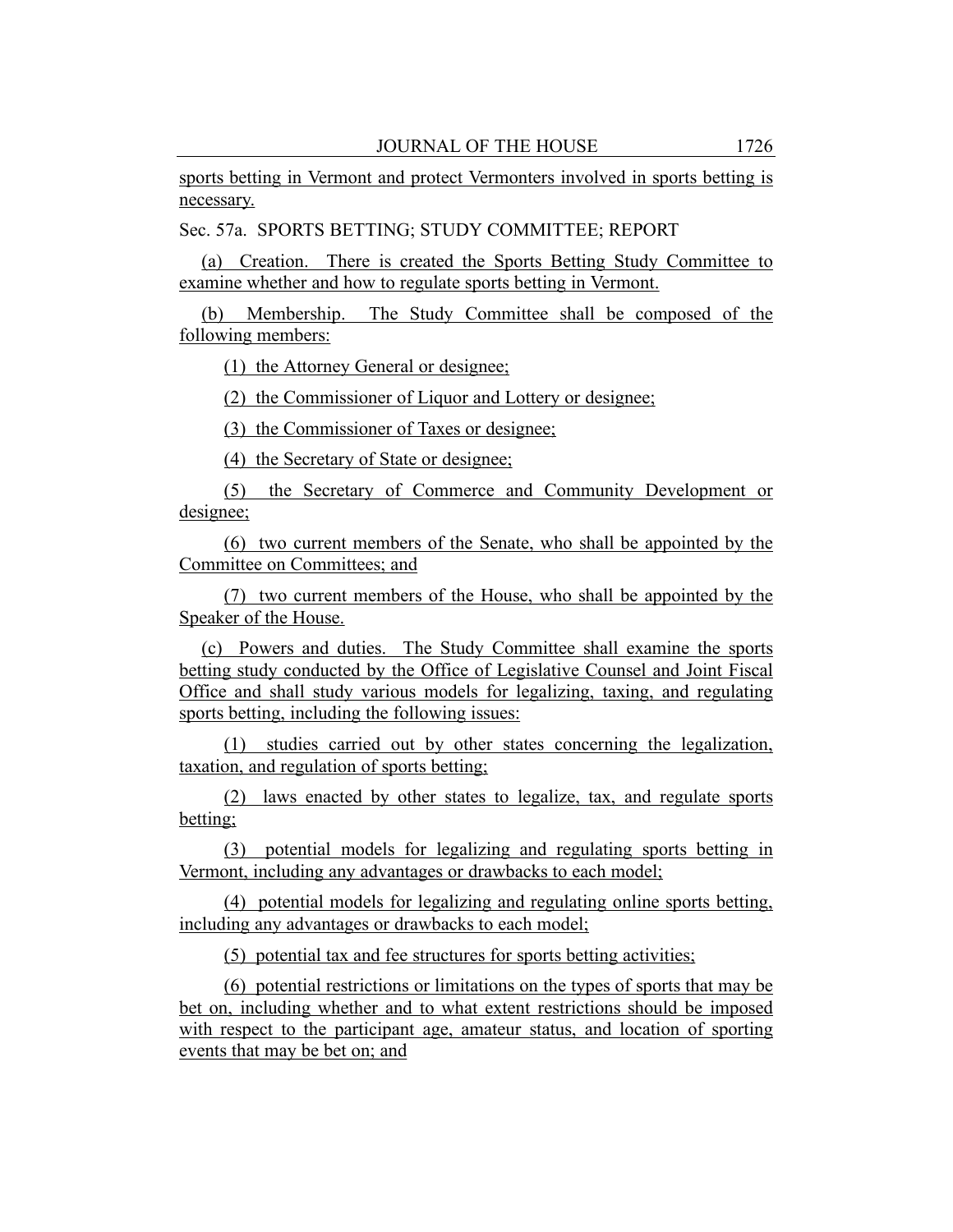sports betting in Vermont and protect Vermonters involved in sports betting is necessary.

Sec. 57a. SPORTS BETTING; STUDY COMMITTEE; REPORT

(a) Creation. There is created the Sports Betting Study Committee to examine whether and how to regulate sports betting in Vermont.

(b) Membership. The Study Committee shall be composed of the following members:

(1) the Attorney General or designee;

(2) the Commissioner of Liquor and Lottery or designee;

(3) the Commissioner of Taxes or designee;

(4) the Secretary of State or designee;

(5) the Secretary of Commerce and Community Development or designee;

(6) two current members of the Senate, who shall be appointed by the Committee on Committees; and

(7) two current members of the House, who shall be appointed by the Speaker of the House.

(c) Powers and duties. The Study Committee shall examine the sports betting study conducted by the Office of Legislative Counsel and Joint Fiscal Office and shall study various models for legalizing, taxing, and regulating sports betting, including the following issues:

(1) studies carried out by other states concerning the legalization, taxation, and regulation of sports betting;

(2) laws enacted by other states to legalize, tax, and regulate sports betting;

(3) potential models for legalizing and regulating sports betting in Vermont, including any advantages or drawbacks to each model;

(4) potential models for legalizing and regulating online sports betting, including any advantages or drawbacks to each model;

(5) potential tax and fee structures for sports betting activities;

(6) potential restrictions or limitations on the types of sports that may be bet on, including whether and to what extent restrictions should be imposed with respect to the participant age, amateur status, and location of sporting events that may be bet on; and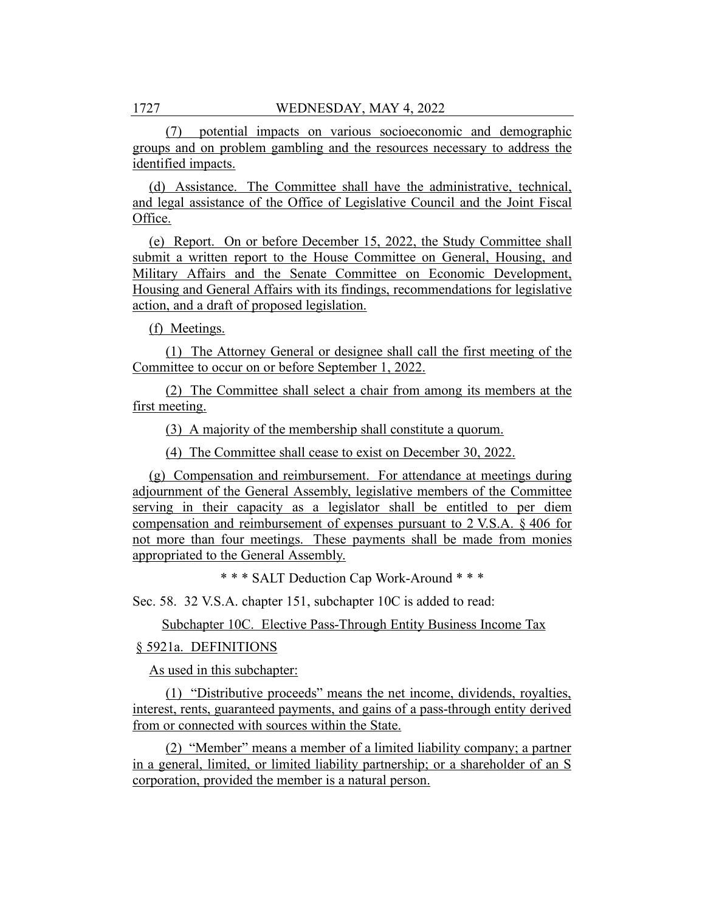(7) potential impacts on various socioeconomic and demographic groups and on problem gambling and the resources necessary to address the identified impacts.

(d) Assistance. The Committee shall have the administrative, technical, and legal assistance of the Office of Legislative Council and the Joint Fiscal Office.

(e) Report. On or before December 15, 2022, the Study Committee shall submit a written report to the House Committee on General, Housing, and Military Affairs and the Senate Committee on Economic Development, Housing and General Affairs with its findings, recommendations for legislative action, and a draft of proposed legislation.

(f) Meetings.

(1) The Attorney General or designee shall call the first meeting of the Committee to occur on or before September 1, 2022.

(2) The Committee shall select a chair from among its members at the first meeting.

(3) A majority of the membership shall constitute a quorum.

(4) The Committee shall cease to exist on December 30, 2022.

(g) Compensation and reimbursement. For attendance at meetings during adjournment of the General Assembly, legislative members of the Committee serving in their capacity as a legislator shall be entitled to per diem compensation and reimbursement of expenses pursuant to 2 V.S.A. § 406 for not more than four meetings. These payments shall be made from monies appropriated to the General Assembly.

\* \* \* SALT Deduction Cap Work-Around \* \* \*

Sec. 58. 32 V.S.A. chapter 151, subchapter 10C is added to read:

Subchapter 10C. Elective Pass-Through Entity Business Income Tax

§ 5921a. DEFINITIONS

As used in this subchapter:

(1) "Distributive proceeds" means the net income, dividends, royalties, interest, rents, guaranteed payments, and gains of a pass-through entity derived from or connected with sources within the State.

(2) "Member" means a member of a limited liability company; a partner in a general, limited, or limited liability partnership; or a shareholder of an S corporation, provided the member is a natural person.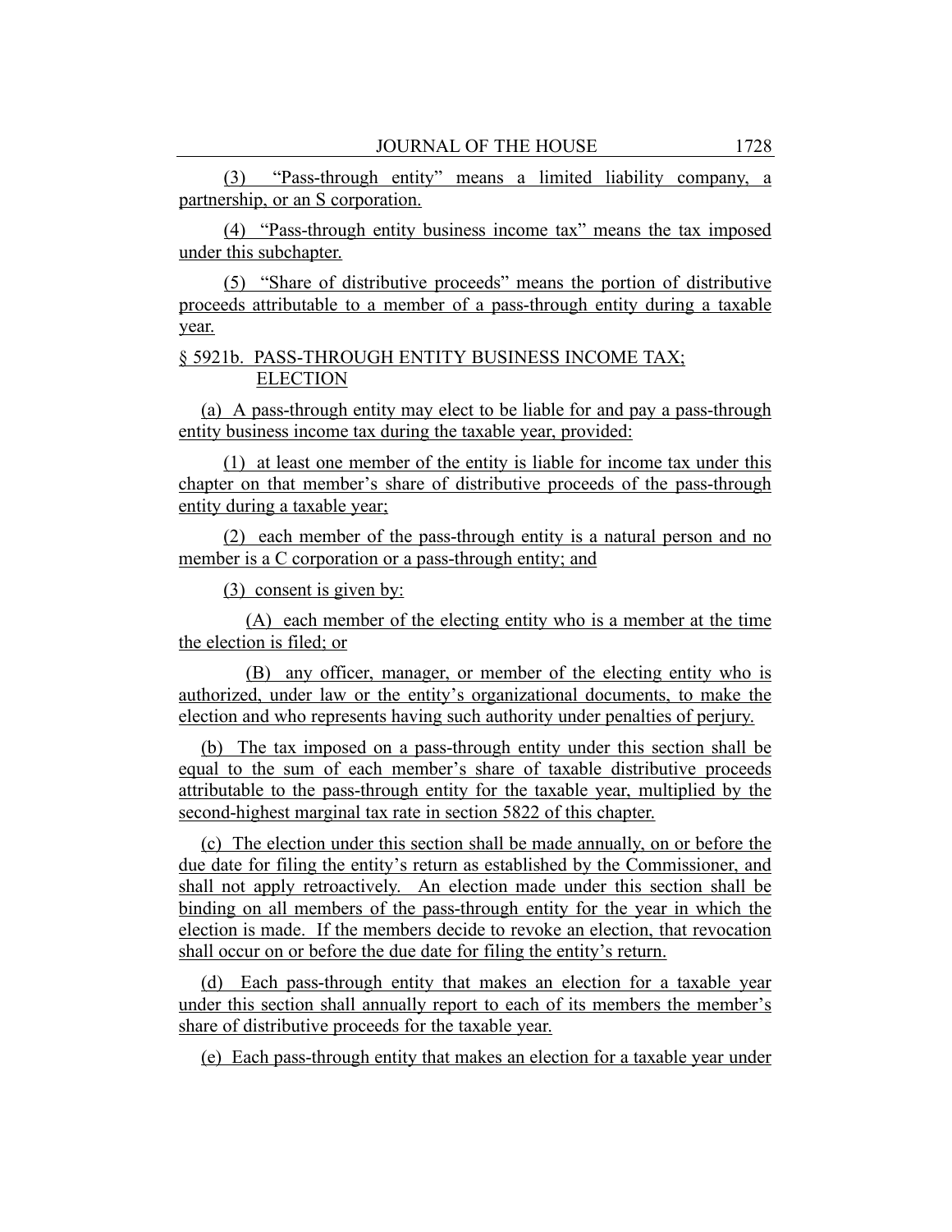(3) "Pass-through entity" means a limited liability company, a partnership, or an S corporation.

(4) "Pass-through entity business income tax" means the tax imposed under this subchapter.

(5) "Share of distributive proceeds" means the portion of distributive proceeds attributable to a member of a pass-through entity during a taxable year.

§ 5921b. PASS-THROUGH ENTITY BUSINESS INCOME TAX; ELECTION

(a) A pass-through entity may elect to be liable for and pay a pass-through entity business income tax during the taxable year, provided:

(1) at least one member of the entity is liable for income tax under this chapter on that member's share of distributive proceeds of the pass-through entity during a taxable year;

(2) each member of the pass-through entity is a natural person and no member is a C corporation or a pass-through entity; and

(3) consent is given by:

(A) each member of the electing entity who is a member at the time the election is filed; or

(B) any officer, manager, or member of the electing entity who is authorized, under law or the entity's organizational documents, to make the election and who represents having such authority under penalties of perjury.

(b) The tax imposed on a pass-through entity under this section shall be equal to the sum of each member's share of taxable distributive proceeds attributable to the pass-through entity for the taxable year, multiplied by the second-highest marginal tax rate in section 5822 of this chapter.

(c) The election under this section shall be made annually, on or before the due date for filing the entity's return as established by the Commissioner, and shall not apply retroactively. An election made under this section shall be binding on all members of the pass-through entity for the year in which the election is made. If the members decide to revoke an election, that revocation shall occur on or before the due date for filing the entity's return.

(d) Each pass-through entity that makes an election for a taxable year under this section shall annually report to each of its members the member's share of distributive proceeds for the taxable year.

(e) Each pass-through entity that makes an election for a taxable year under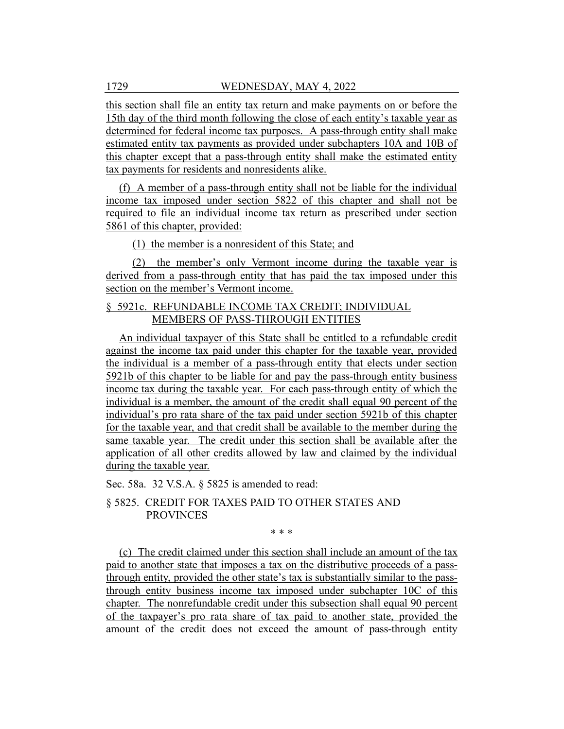this section shall file an entity tax return and make payments on or before the 15th day of the third month following the close of each entity's taxable year as determined for federal income tax purposes. A pass-through entity shall make estimated entity tax payments as provided under subchapters 10A and 10B of this chapter except that a pass-through entity shall make the estimated entity tax payments for residents and nonresidents alike.

(f) A member of a pass-through entity shall not be liable for the individual income tax imposed under section 5822 of this chapter and shall not be required to file an individual income tax return as prescribed under section 5861 of this chapter, provided:

(1) the member is a nonresident of this State; and

(2) the member's only Vermont income during the taxable year is derived from a pass-through entity that has paid the tax imposed under this section on the member's Vermont income.

§ 5921c. REFUNDABLE INCOME TAX CREDIT; INDIVIDUAL MEMBERS OF PASS-THROUGH ENTITIES

An individual taxpayer of this State shall be entitled to a refundable credit against the income tax paid under this chapter for the taxable year, provided the individual is a member of a pass-through entity that elects under section 5921b of this chapter to be liable for and pay the pass-through entity business income tax during the taxable year. For each pass-through entity of which the individual is a member, the amount of the credit shall equal 90 percent of the individual's pro rata share of the tax paid under section 5921b of this chapter for the taxable year, and that credit shall be available to the member during the same taxable year. The credit under this section shall be available after the application of all other credits allowed by law and claimed by the individual during the taxable year.

Sec. 58a. 32 V.S.A. § 5825 is amended to read:

§ 5825. CREDIT FOR TAXES PAID TO OTHER STATES AND PROVINCES

\* \* \*

(c) The credit claimed under this section shall include an amount of the tax paid to another state that imposes a tax on the distributive proceeds of a pass-through entity, provided the other state's tax is substantially similar to the pass-through entity business income tax imposed under subchapter 10C of this chapter. The nonrefundable credit under this subsection shall equal 90 percent of the taxpayer's pro rata share of tax paid to another state, provided the amount of the credit does not exceed the amount of pass-through entity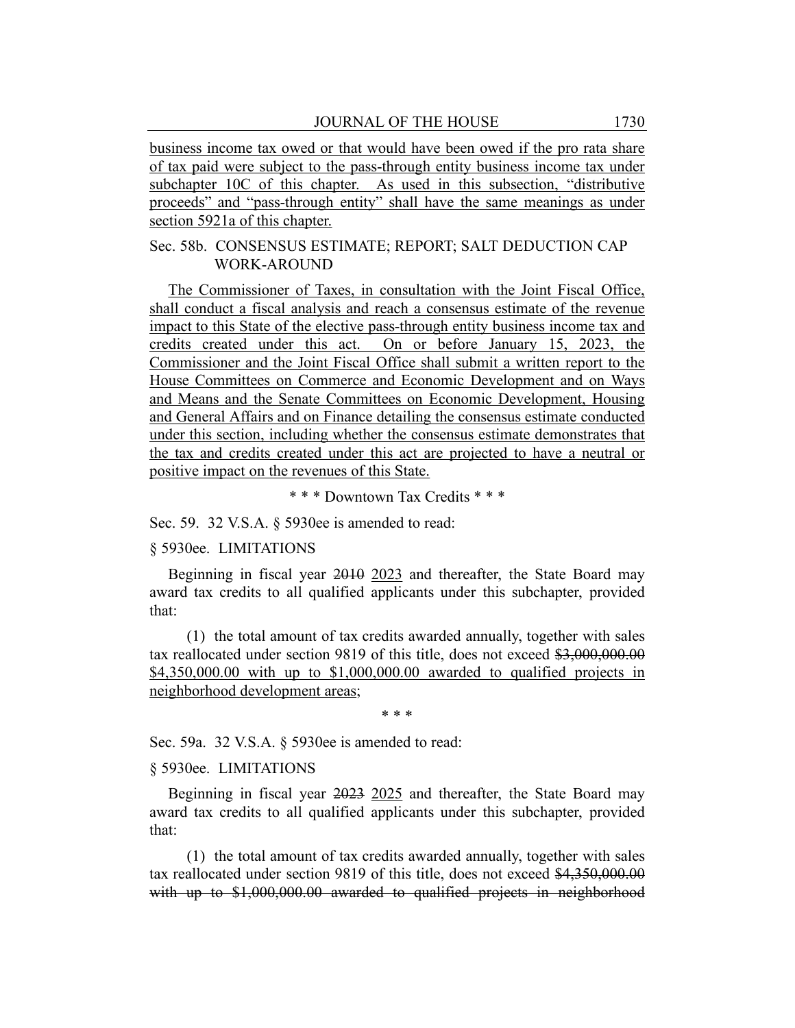business income tax owed or that would have been owed if the pro rata share of tax paid were subject to the pass-through entity business income tax under subchapter 10C of this chapter. As used in this subsection, "distributive proceeds" and "pass-through entity" shall have the same meanings as under section 5921a of this chapter.

Sec. 58b. CONSENSUS ESTIMATE; REPORT; SALT DEDUCTION CAP WORK-AROUND

The Commissioner of Taxes, in consultation with the Joint Fiscal Office, shall conduct a fiscal analysis and reach a consensus estimate of the revenue impact to this State of the elective pass-through entity business income tax and credits created under this act. On or before January 15, 2023, the Commissioner and the Joint Fiscal Office shall submit a written report to the House Committees on Commerce and Economic Development and on Ways and Means and the Senate Committees on Economic Development, Housing and General Affairs and on Finance detailing the consensus estimate conducted under this section, including whether the consensus estimate demonstrates that the tax and credits created under this act are projected to have a neutral or positive impact on the revenues of this State.

\* \* \* Downtown Tax Credits \* \* \*

Sec. 59. 32 V.S.A. § 5930ee is amended to read:

§ 5930ee. LIMITATIONS

Beginning in fiscal year ~~2010~~ 2023 and thereafter, the State Board may award tax credits to all qualified applicants under this subchapter, provided that:

(1) the total amount of tax credits awarded annually, together with sales tax reallocated under section 9819 of this title, does not exceed ~~$3,000,000.00~~ $4,350,000.00 with up to $1,000,000.00 awarded to qualified projects in neighborhood development areas;

\* \* \*

Sec. 59a. 32 V.S.A. § 5930ee is amended to read:

§ 5930ee. LIMITATIONS

Beginning in fiscal year ~~2023~~ 2025 and thereafter, the State Board may award tax credits to all qualified applicants under this subchapter, provided that:

(1) the total amount of tax credits awarded annually, together with sales tax reallocated under section 9819 of this title, does not exceed ~~$4,350,000.00 with up to $1,000,000.00 awarded to qualified projects in neighborhood~~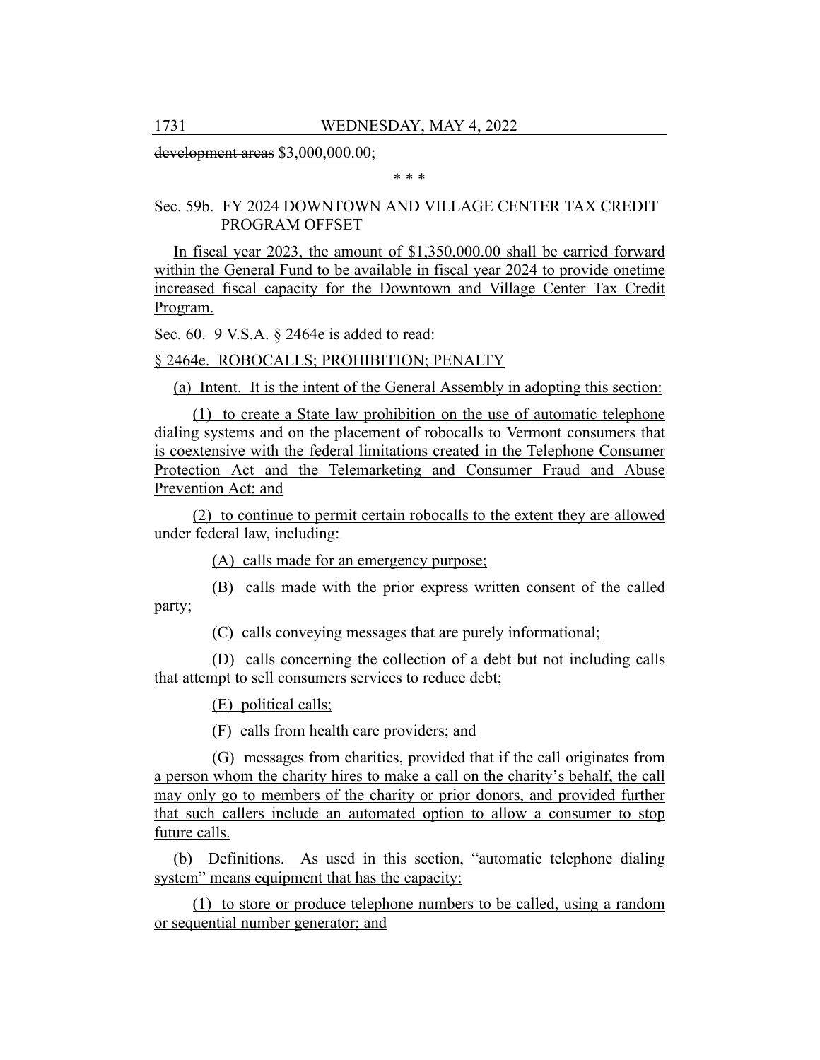~~development areas~~ $3,000,000.00;

\* \* \*

Sec. 59b. FY 2024 DOWNTOWN AND VILLAGE CENTER TAX CREDIT PROGRAM OFFSET

<u>In fiscal year 2023, the amount of $1,350,000.00 shall be carried forward within the General Fund to be available in fiscal year 2024 to provide onetime increased fiscal capacity for the Downtown and Village Center Tax Credit Program.</u>

Sec. 60. 9 V.S.A. § 2464e is added to read:

<u>§ 2464e. ROBOCALLS; PROHIBITION; PENALTY</u>

<u>(a) Intent. It is the intent of the General Assembly in adopting this section:</u>

<u>(1) to create a State law prohibition on the use of automatic telephone dialing systems and on the placement of robocalls to Vermont consumers that is coextensive with the federal limitations created in the Telephone Consumer Protection Act and the Telemarketing and Consumer Fraud and Abuse Prevention Act; and</u>

<u>(2) to continue to permit certain robocalls to the extent they are allowed under federal law, including:</u>

<u>(A) calls made for an emergency purpose;</u>

<u>(B) calls made with the prior express written consent of the called party;</u>

<u>(C) calls conveying messages that are purely informational;</u>

<u>(D) calls concerning the collection of a debt but not including calls that attempt to sell consumers services to reduce debt;</u>

<u>(E) political calls;</u>

<u>(F) calls from health care providers; and</u>

<u>(G) messages from charities, provided that if the call originates from a person whom the charity hires to make a call on the charity's behalf, the call may only go to members of the charity or prior donors, and provided further that such callers include an automated option to allow a consumer to stop future calls.</u>

<u>(b) Definitions. As used in this section, "automatic telephone dialing system" means equipment that has the capacity:</u>

<u>(1) to store or produce telephone numbers to be called, using a random or sequential number generator; and</u>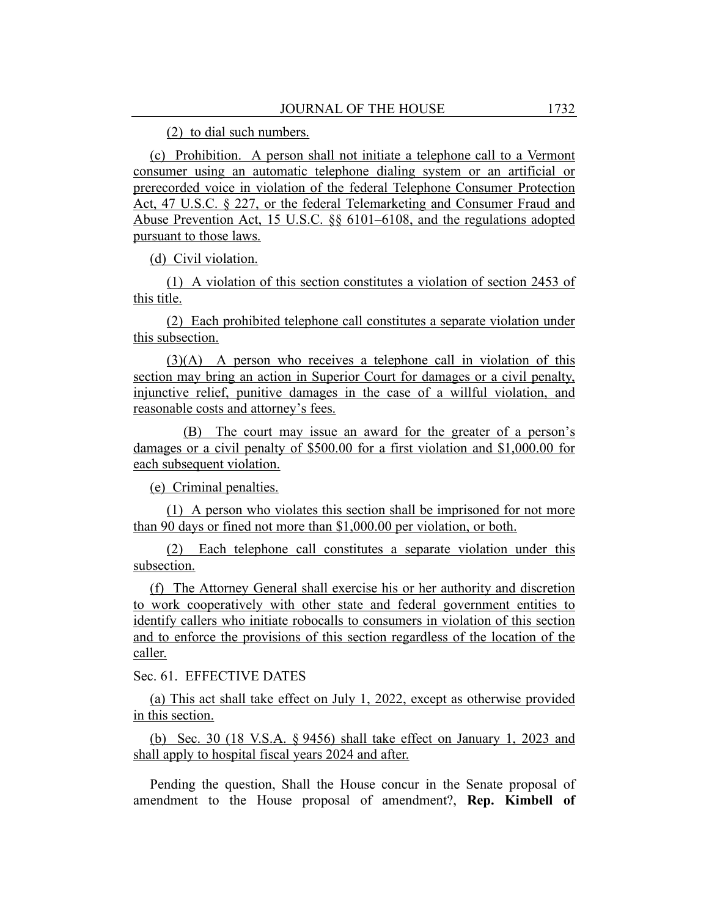(2) to dial such numbers.

(c) Prohibition. A person shall not initiate a telephone call to a Vermont consumer using an automatic telephone dialing system or an artificial or prerecorded voice in violation of the federal Telephone Consumer Protection Act, 47 U.S.C. § 227, or the federal Telemarketing and Consumer Fraud and Abuse Prevention Act, 15 U.S.C. §§ 6101–6108, and the regulations adopted pursuant to those laws.

(d) Civil violation.

(1) A violation of this section constitutes a violation of section 2453 of this title.

(2) Each prohibited telephone call constitutes a separate violation under this subsection.

(3)(A) A person who receives a telephone call in violation of this section may bring an action in Superior Court for damages or a civil penalty, injunctive relief, punitive damages in the case of a willful violation, and reasonable costs and attorney's fees.

(B) The court may issue an award for the greater of a person's damages or a civil penalty of $500.00 for a first violation and $1,000.00 for each subsequent violation.

(e) Criminal penalties.

(1) A person who violates this section shall be imprisoned for not more than 90 days or fined not more than $1,000.00 per violation, or both.

(2) Each telephone call constitutes a separate violation under this subsection.

(f) The Attorney General shall exercise his or her authority and discretion to work cooperatively with other state and federal government entities to identify callers who initiate robocalls to consumers in violation of this section and to enforce the provisions of this section regardless of the location of the caller.

Sec. 61. EFFECTIVE DATES

(a) This act shall take effect on July 1, 2022, except as otherwise provided in this section.

(b) Sec. 30 (18 V.S.A. § 9456) shall take effect on January 1, 2023 and shall apply to hospital fiscal years 2024 and after.

Pending the question, Shall the House concur in the Senate proposal of amendment to the House proposal of amendment?, **Rep. Kimbell of**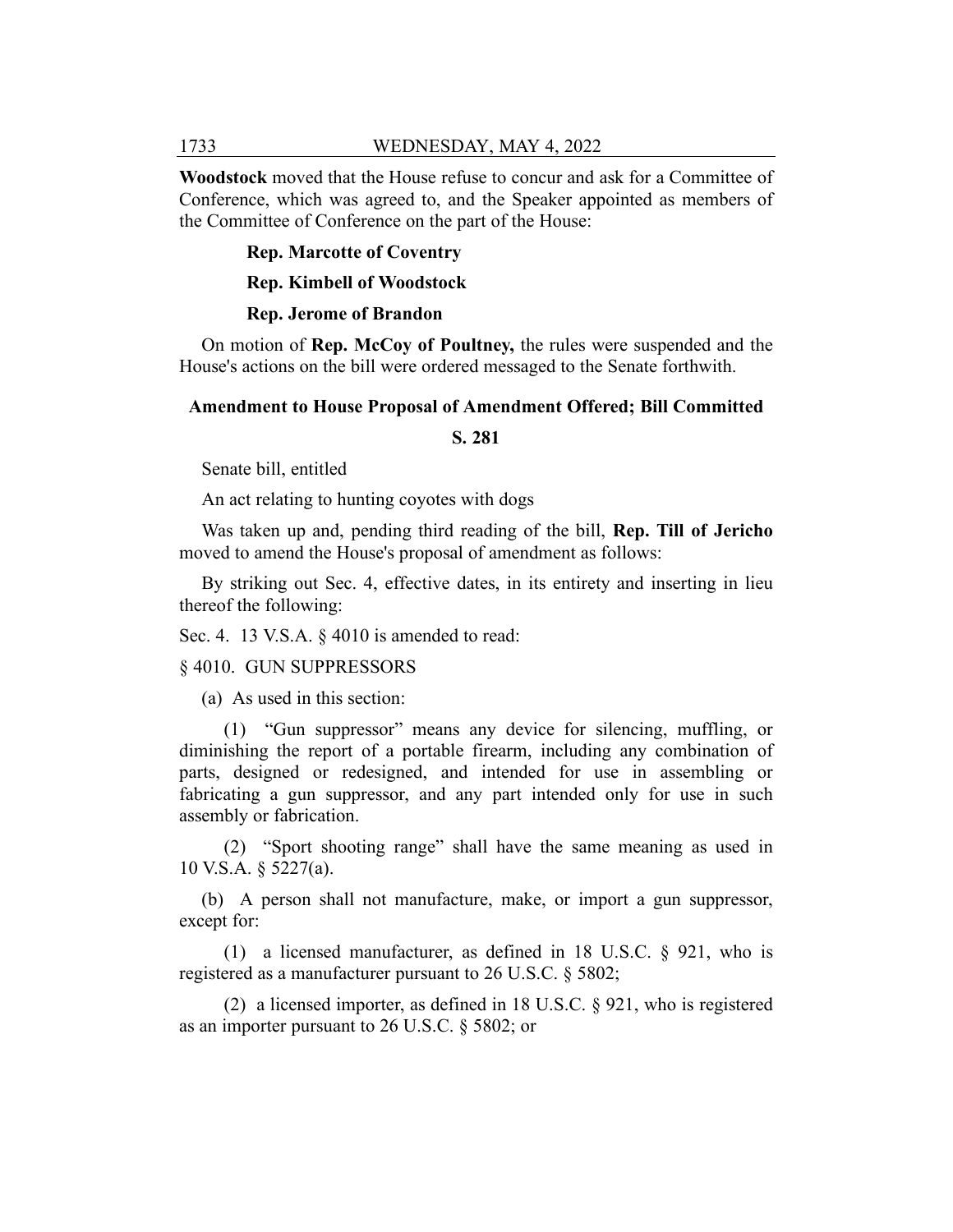**Woodstock** moved that the House refuse to concur and ask for a Committee of Conference, which was agreed to, and the Speaker appointed as members of the Committee of Conference on the part of the House:

**Rep. Marcotte of Coventry**

**Rep. Kimbell of Woodstock**

**Rep. Jerome of Brandon**

On motion of **Rep. McCoy of Poultney,** the rules were suspended and the House's actions on the bill were ordered messaged to the Senate forthwith.

### Amendment to House Proposal of Amendment Offered; Bill Committed

### S. 281

Senate bill, entitled

An act relating to hunting coyotes with dogs

Was taken up and, pending third reading of the bill, **Rep. Till of Jericho** moved to amend the House's proposal of amendment as follows:

By striking out Sec. 4, effective dates, in its entirety and inserting in lieu thereof the following:

Sec. 4. 13 V.S.A. § 4010 is amended to read:

§ 4010. GUN SUPPRESSORS

(a) As used in this section:

(1) "Gun suppressor" means any device for silencing, muffling, or diminishing the report of a portable firearm, including any combination of parts, designed or redesigned, and intended for use in assembling or fabricating a gun suppressor, and any part intended only for use in such assembly or fabrication.

(2) "Sport shooting range" shall have the same meaning as used in 10 V.S.A. § 5227(a).

(b) A person shall not manufacture, make, or import a gun suppressor, except for:

(1) a licensed manufacturer, as defined in 18 U.S.C. § 921, who is registered as a manufacturer pursuant to 26 U.S.C. § 5802;

(2) a licensed importer, as defined in 18 U.S.C. § 921, who is registered as an importer pursuant to 26 U.S.C. § 5802; or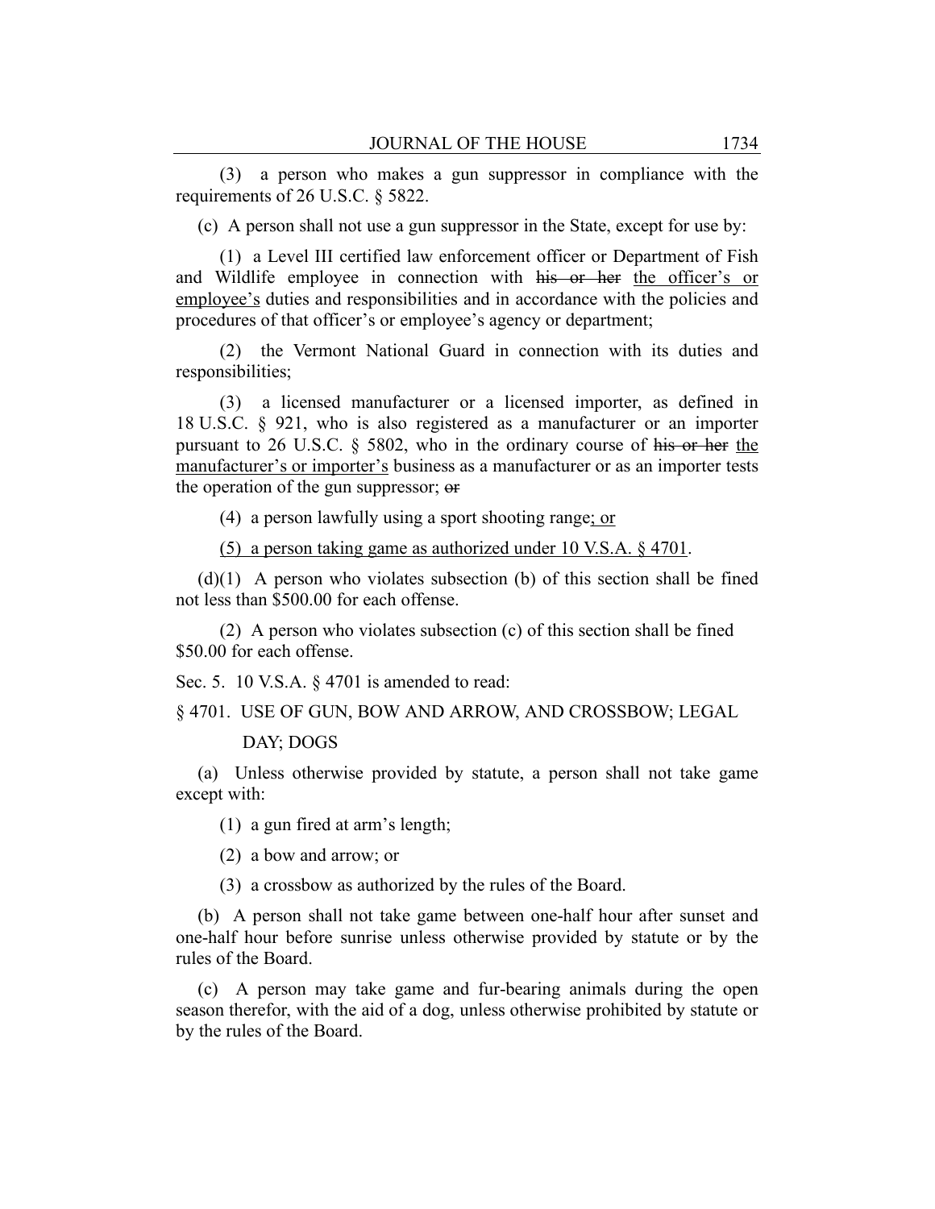(3) a person who makes a gun suppressor in compliance with the requirements of 26 U.S.C. § 5822.

(c) A person shall not use a gun suppressor in the State, except for use by:

(1) a Level III certified law enforcement officer or Department of Fish and Wildlife employee in connection with ~~his or her~~ <u>the officer's or employee's</u> duties and responsibilities and in accordance with the policies and procedures of that officer's or employee's agency or department;

(2) the Vermont National Guard in connection with its duties and responsibilities;

(3) a licensed manufacturer or a licensed importer, as defined in 18 U.S.C. § 921, who is also registered as a manufacturer or an importer pursuant to 26 U.S.C. § 5802, who in the ordinary course of ~~his or her~~ <u>the manufacturer's or importer's</u> business as a manufacturer or as an importer tests the operation of the gun suppressor; ~~or~~

(4) a person lawfully using a sport shooting range<u>; or</u>

<u>(5) a person taking game as authorized under 10 V.S.A. § 4701</u>.

(d)(1) A person who violates subsection (b) of this section shall be fined not less than $500.00 for each offense.

(2) A person who violates subsection (c) of this section shall be fined $50.00 for each offense.

Sec. 5. 10 V.S.A. § 4701 is amended to read:

§ 4701. USE OF GUN, BOW AND ARROW, AND CROSSBOW; LEGAL DAY; DOGS

(a) Unless otherwise provided by statute, a person shall not take game except with:

(1) a gun fired at arm's length;

(2) a bow and arrow; or

(3) a crossbow as authorized by the rules of the Board.

(b) A person shall not take game between one-half hour after sunset and one-half hour before sunrise unless otherwise provided by statute or by the rules of the Board.

(c) A person may take game and fur-bearing animals during the open season therefor, with the aid of a dog, unless otherwise prohibited by statute or by the rules of the Board.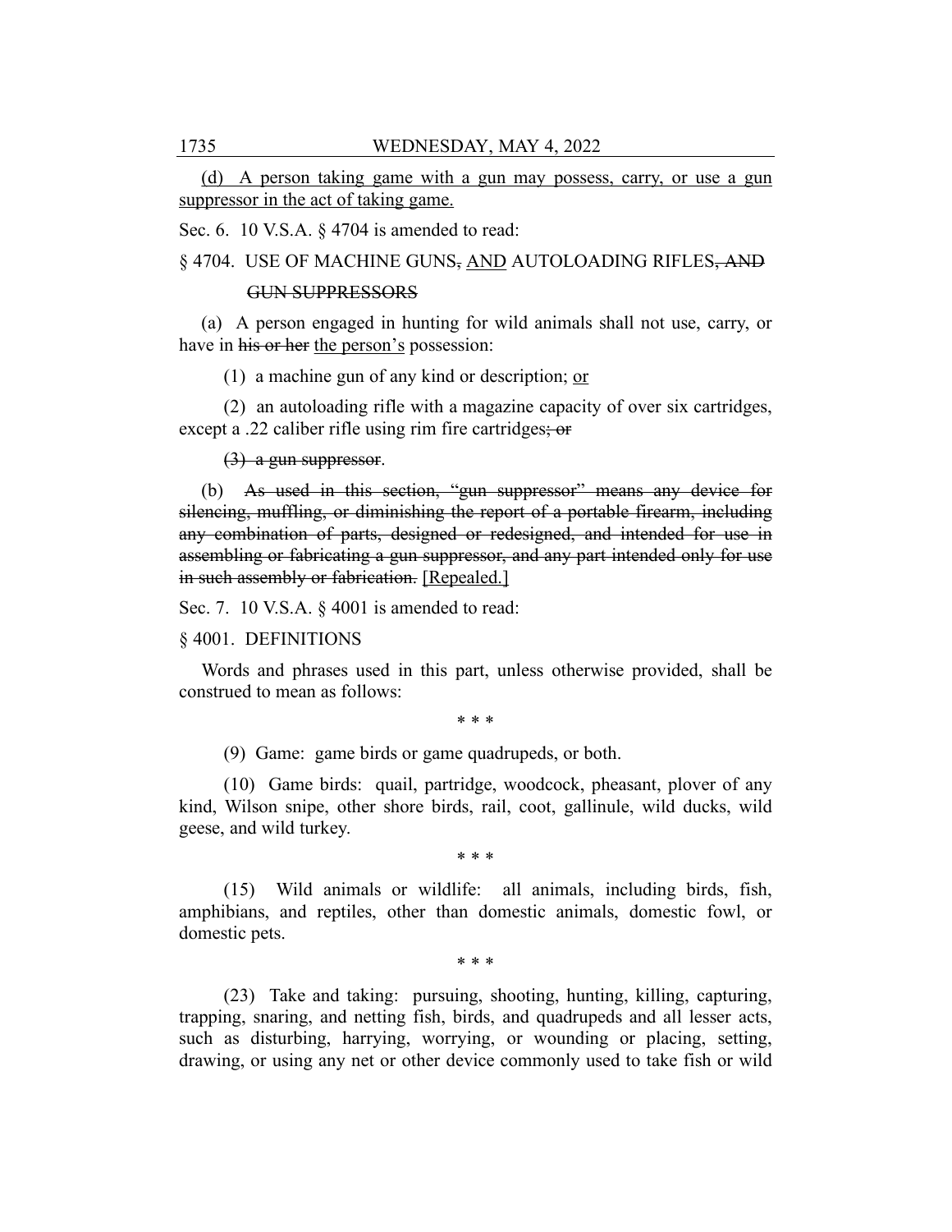(d) A person taking game with a gun may possess, carry, or use a gun suppressor in the act of taking game.

Sec. 6. 10 V.S.A. § 4704 is amended to read:

§ 4704. USE OF MACHINE GUNS, AND AUTOLOADING RIFLES, AND GUN SUPPRESSORS

(a) A person engaged in hunting for wild animals shall not use, carry, or have in his or her the person's possession:

(1) a machine gun of any kind or description; or

(2) an autoloading rifle with a magazine capacity of over six cartridges, except a .22 caliber rifle using rim fire cartridges; or

(3) a gun suppressor.

(b) As used in this section, "gun suppressor" means any device for silencing, muffling, or diminishing the report of a portable firearm, including any combination of parts, designed or redesigned, and intended for use in assembling or fabricating a gun suppressor, and any part intended only for use in such assembly or fabrication. [Repealed.]

Sec. 7. 10 V.S.A. § 4001 is amended to read:

§ 4001. DEFINITIONS

Words and phrases used in this part, unless otherwise provided, shall be construed to mean as follows:

\* \* \*

(9) Game: game birds or game quadrupeds, or both.

(10) Game birds: quail, partridge, woodcock, pheasant, plover of any kind, Wilson snipe, other shore birds, rail, coot, gallinule, wild ducks, wild geese, and wild turkey.

\* \* \*

(15) Wild animals or wildlife: all animals, including birds, fish, amphibians, and reptiles, other than domestic animals, domestic fowl, or domestic pets.

\* \* \*

(23) Take and taking: pursuing, shooting, hunting, killing, capturing, trapping, snaring, and netting fish, birds, and quadrupeds and all lesser acts, such as disturbing, harrying, worrying, or wounding or placing, setting, drawing, or using any net or other device commonly used to take fish or wild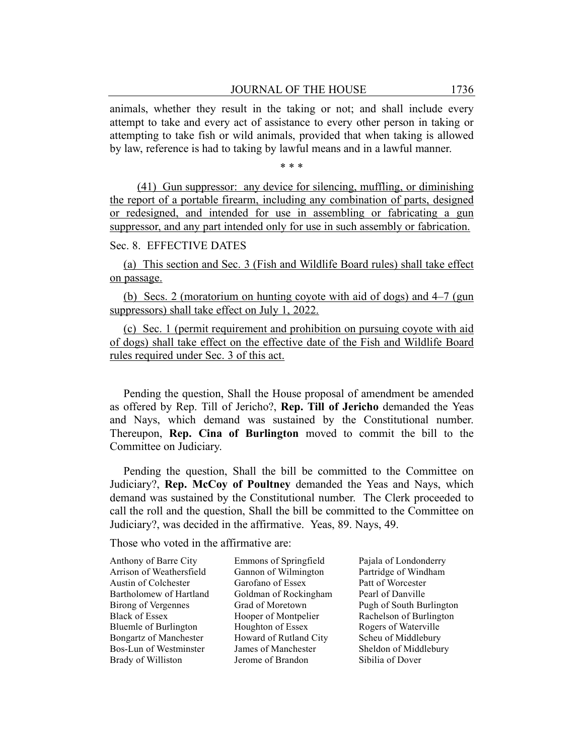animals, whether they result in the taking or not; and shall include every attempt to take and every act of assistance to every other person in taking or attempting to take fish or wild animals, provided that when taking is allowed by law, reference is had to taking by lawful means and in a lawful manner.

\* \* \*

(41) Gun suppressor: any device for silencing, muffling, or diminishing the report of a portable firearm, including any combination of parts, designed or redesigned, and intended for use in assembling or fabricating a gun suppressor, and any part intended only for use in such assembly or fabrication.

Sec. 8. EFFECTIVE DATES

(a) This section and Sec. 3 (Fish and Wildlife Board rules) shall take effect on passage.

(b) Secs. 2 (moratorium on hunting coyote with aid of dogs) and 4–7 (gun suppressors) shall take effect on July 1, 2022.

(c) Sec. 1 (permit requirement and prohibition on pursuing coyote with aid of dogs) shall take effect on the effective date of the Fish and Wildlife Board rules required under Sec. 3 of this act.

Pending the question, Shall the House proposal of amendment be amended as offered by Rep. Till of Jericho?, **Rep. Till of Jericho** demanded the Yeas and Nays, which demand was sustained by the Constitutional number. Thereupon, **Rep. Cina of Burlington** moved to commit the bill to the Committee on Judiciary.

Pending the question, Shall the bill be committed to the Committee on Judiciary?, **Rep. McCoy of Poultney** demanded the Yeas and Nays, which demand was sustained by the Constitutional number. The Clerk proceeded to call the roll and the question, Shall the bill be committed to the Committee on Judiciary?, was decided in the affirmative. Yeas, 89. Nays, 49.

Those who voted in the affirmative are:

Anthony of Barre City
Arrison of Weathersfield
Austin of Colchester
Bartholomew of Hartland
Birong of Vergennes
Black of Essex
Bluemle of Burlington
Bongartz of Manchester
Bos-Lun of Westminster
Brady of Williston
Emmons of Springfield
Gannon of Wilmington
Garofano of Essex
Goldman of Rockingham
Grad of Moretown
Hooper of Montpelier
Houghton of Essex
Howard of Rutland City
James of Manchester
Jerome of Brandon
Pajala of Londonderry
Partridge of Windham
Patt of Worcester
Pearl of Danville
Pugh of South Burlington
Rachelson of Burlington
Rogers of Waterville
Scheu of Middlebury
Sheldon of Middlebury
Sibilia of Dover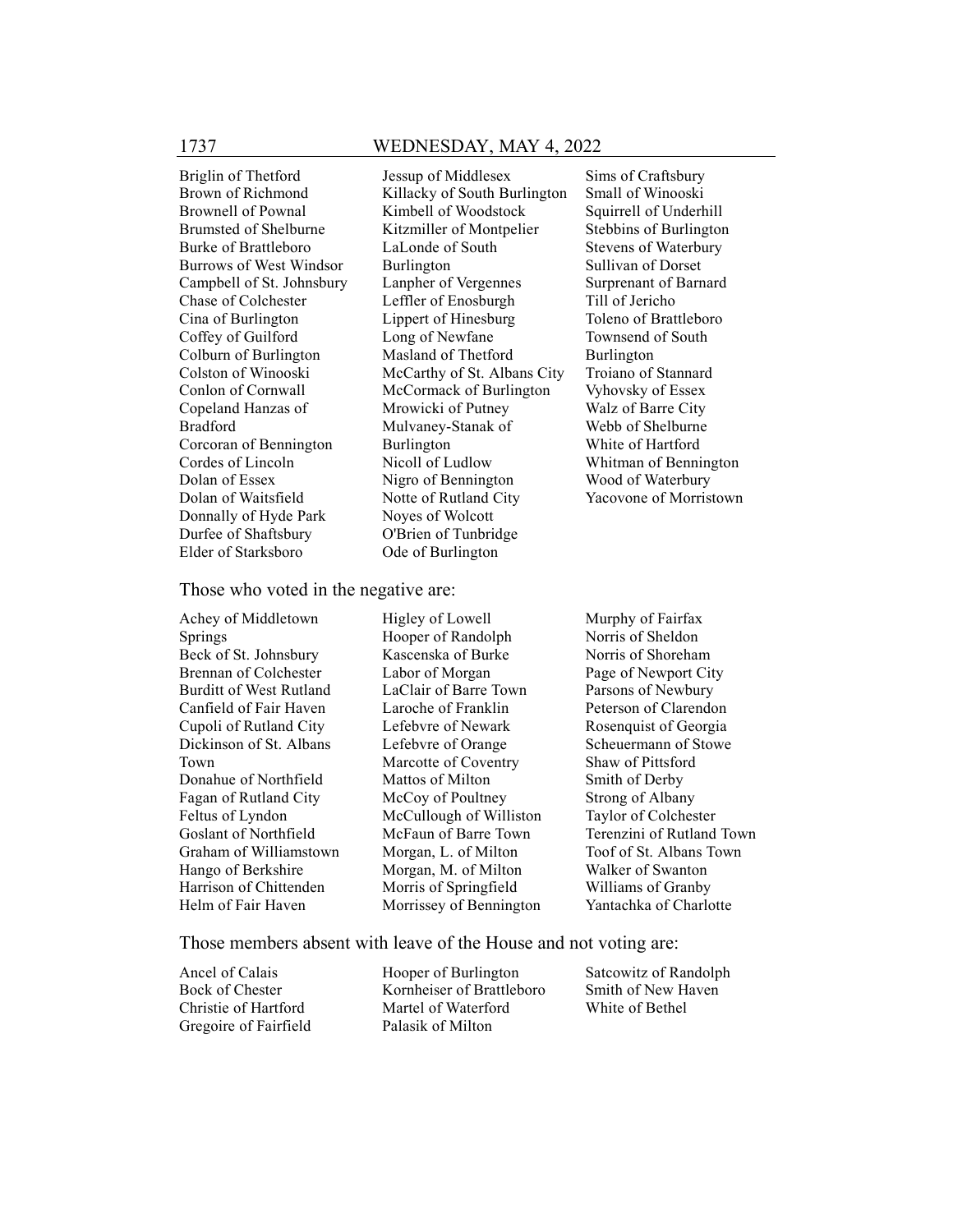Briglin of Thetford
Brown of Richmond
Brownell of Pownal
Brumsted of Shelburne
Burke of Brattleboro
Burrows of West Windsor
Campbell of St. Johnsbury
Chase of Colchester
Cina of Burlington
Coffey of Guilford
Colburn of Burlington
Colston of Winooski
Conlon of Cornwall
Copeland Hanzas of Bradford
Corcoran of Bennington
Cordes of Lincoln
Dolan of Essex
Dolan of Waitsfield
Donnally of Hyde Park
Durfee of Shaftsbury
Elder of Starksboro
Jessup of Middlesex
Killacky of South Burlington
Kimbell of Woodstock
Kitzmiller of Montpelier
LaLonde of South Burlington
Lanpher of Vergennes
Leffler of Enosburgh
Lippert of Hinesburg
Long of Newfane
Masland of Thetford
McCarthy of St. Albans City
McCormack of Burlington
Mrowicki of Putney
Mulvaney-Stanak of Burlington
Nicoll of Ludlow
Nigro of Bennington
Notte of Rutland City
Noyes of Wolcott
O'Brien of Tunbridge
Ode of Burlington
Sims of Craftsbury
Small of Winooski
Squirrell of Underhill
Stebbins of Burlington
Stevens of Waterbury
Sullivan of Dorset
Surprenant of Barnard
Till of Jericho
Toleno of Brattleboro
Townsend of South Burlington
Troiano of Stannard
Vyhovsky of Essex
Walz of Barre City
Webb of Shelburne
White of Hartford
Whitman of Bennington
Wood of Waterbury
Yacovone of Morristown

Those who voted in the negative are:

Achey of Middletown Springs
Beck of St. Johnsbury
Brennan of Colchester
Burditt of West Rutland
Canfield of Fair Haven
Cupoli of Rutland City
Dickinson of St. Albans Town
Donahue of Northfield
Fagan of Rutland City
Feltus of Lyndon
Goslant of Northfield
Graham of Williamstown
Hango of Berkshire
Harrison of Chittenden
Helm of Fair Haven
Higley of Lowell
Hooper of Randolph
Kascenska of Burke
Labor of Morgan
LaClair of Barre Town
Laroche of Franklin
Lefebvre of Newark
Lefebvre of Orange
Marcotte of Coventry
Mattos of Milton
McCoy of Poultney
McCullough of Williston
McFaun of Barre Town
Morgan, L. of Milton
Morgan, M. of Milton
Morris of Springfield
Morrissey of Bennington
Murphy of Fairfax
Norris of Sheldon
Norris of Shoreham
Page of Newport City
Parsons of Newbury
Peterson of Clarendon
Rosenquist of Georgia
Scheuermann of Stowe
Shaw of Pittsford
Smith of Derby
Strong of Albany
Taylor of Colchester
Terenzini of Rutland Town
Toof of St. Albans Town
Walker of Swanton
Williams of Granby
Yantachka of Charlotte

Those members absent with leave of the House and not voting are:

Ancel of Calais
Bock of Chester
Christie of Hartford
Gregoire of Fairfield
Hooper of Burlington
Kornheiser of Brattleboro
Martel of Waterford
Palasik of Milton
Satcowitz of Randolph
Smith of New Haven
White of Bethel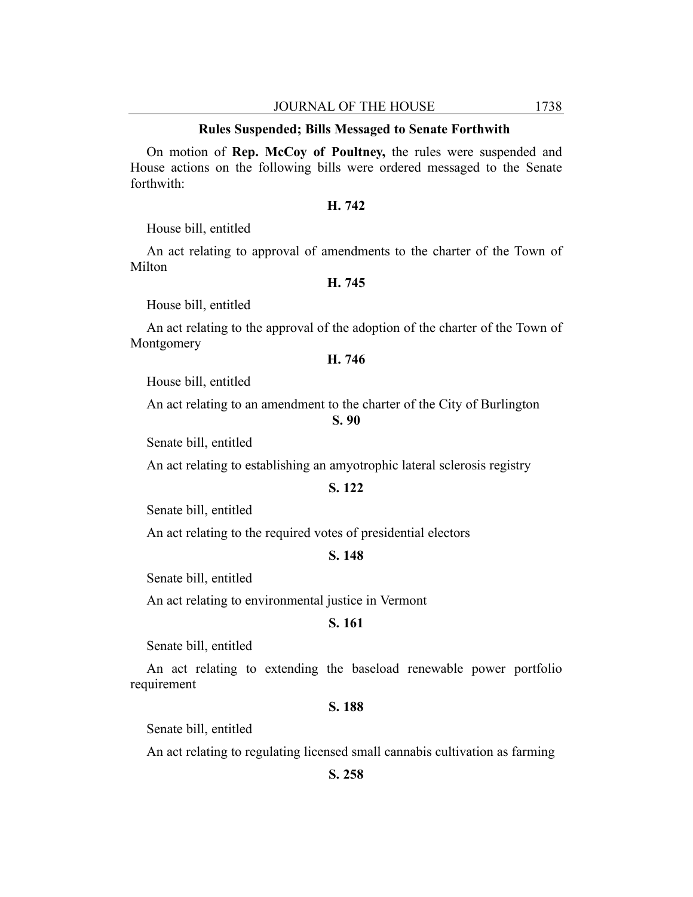### Rules Suspended; Bills Messaged to Senate Forthwith

On motion of **Rep. McCoy of Poultney,** the rules were suspended and House actions on the following bills were ordered messaged to the Senate forthwith:

**H. 742**

House bill, entitled

An act relating to approval of amendments to the charter of the Town of Milton

**H. 745**

House bill, entitled

An act relating to the approval of the adoption of the charter of the Town of Montgomery

**H. 746**

House bill, entitled

An act relating to an amendment to the charter of the City of Burlington

**S. 90**

Senate bill, entitled

An act relating to establishing an amyotrophic lateral sclerosis registry

**S. 122**

Senate bill, entitled

An act relating to the required votes of presidential electors

**S. 148**

Senate bill, entitled

An act relating to environmental justice in Vermont

**S. 161**

Senate bill, entitled

An act relating to extending the baseload renewable power portfolio requirement

**S. 188**

Senate bill, entitled

An act relating to regulating licensed small cannabis cultivation as farming

**S. 258**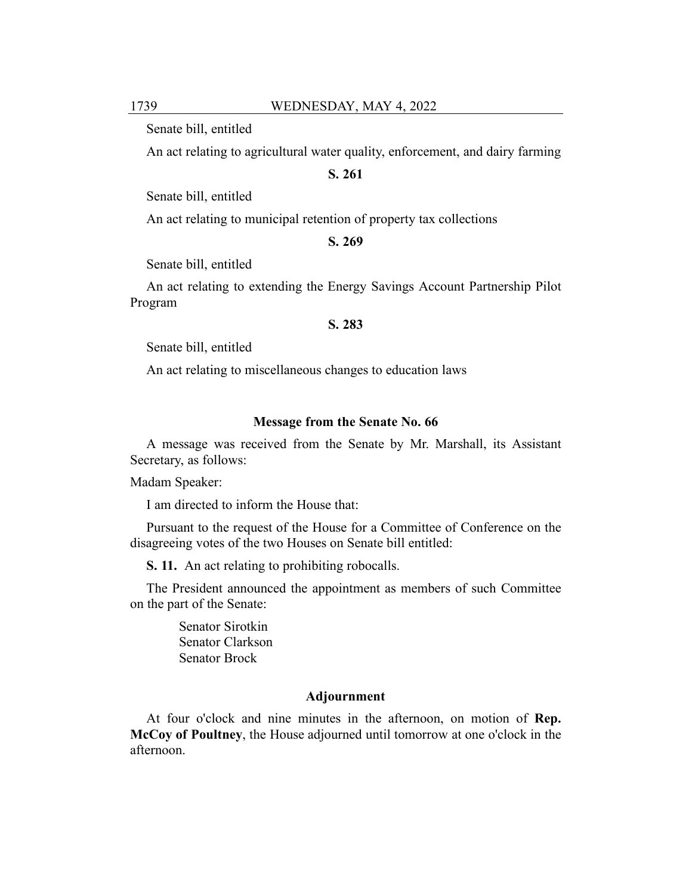Senate bill, entitled

An act relating to agricultural water quality, enforcement, and dairy farming

**S. 261**

Senate bill, entitled

An act relating to municipal retention of property tax collections

**S. 269**

Senate bill, entitled

An act relating to extending the Energy Savings Account Partnership Pilot Program

**S. 283**

Senate bill, entitled

An act relating to miscellaneous changes to education laws

### Message from the Senate No. 66

A message was received from the Senate by Mr. Marshall, its Assistant Secretary, as follows:

Madam Speaker:

I am directed to inform the House that:

Pursuant to the request of the House for a Committee of Conference on the disagreeing votes of the two Houses on Senate bill entitled:

**S. 11.** An act relating to prohibiting robocalls.

The President announced the appointment as members of such Committee on the part of the Senate:

Senator Sirotkin
Senator Clarkson
Senator Brock

### Adjournment

At four o'clock and nine minutes in the afternoon, on motion of **Rep. McCoy of Poultney**, the House adjourned until tomorrow at one o'clock in the afternoon.